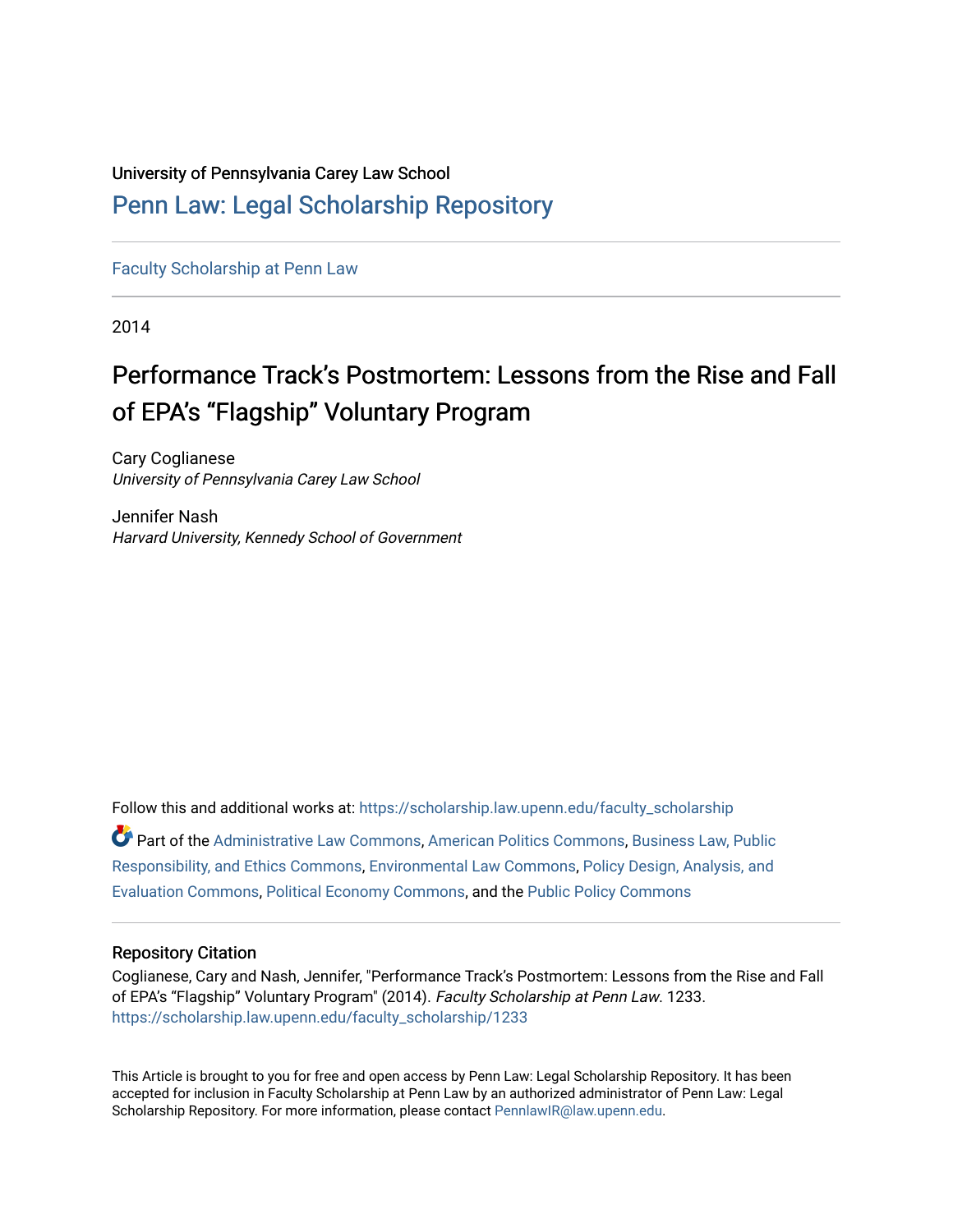University of Pennsylvania Carey Law School

# Penn Law: Legal Scholarship Repository

Faculty Scholarship at Penn Law

2014

# Performance Track's Postmortem: Lessons from the Rise and Fall of EPA's "Flagship" Voluntary Program

Cary Coglianese
*University of Pennsylvania Carey Law School*

Jennifer Nash
*Harvard University, Kennedy School of Government*

Follow this and additional works at: https://scholarship.law.upenn.edu/faculty_scholarship

Part of the Administrative Law Commons, American Politics Commons, Business Law, Public Responsibility, and Ethics Commons, Environmental Law Commons, Policy Design, Analysis, and Evaluation Commons, Political Economy Commons, and the Public Policy Commons

## Repository Citation

Coglianese, Cary and Nash, Jennifer, "Performance Track's Postmortem: Lessons from the Rise and Fall of EPA's "Flagship" Voluntary Program" (2014). *Faculty Scholarship at Penn Law*. 1233.
https://scholarship.law.upenn.edu/faculty_scholarship/1233

This Article is brought to you for free and open access by Penn Law: Legal Scholarship Repository. It has been accepted for inclusion in Faculty Scholarship at Penn Law by an authorized administrator of Penn Law: Legal Scholarship Repository. For more information, please contact PennlawIR@law.upenn.edu.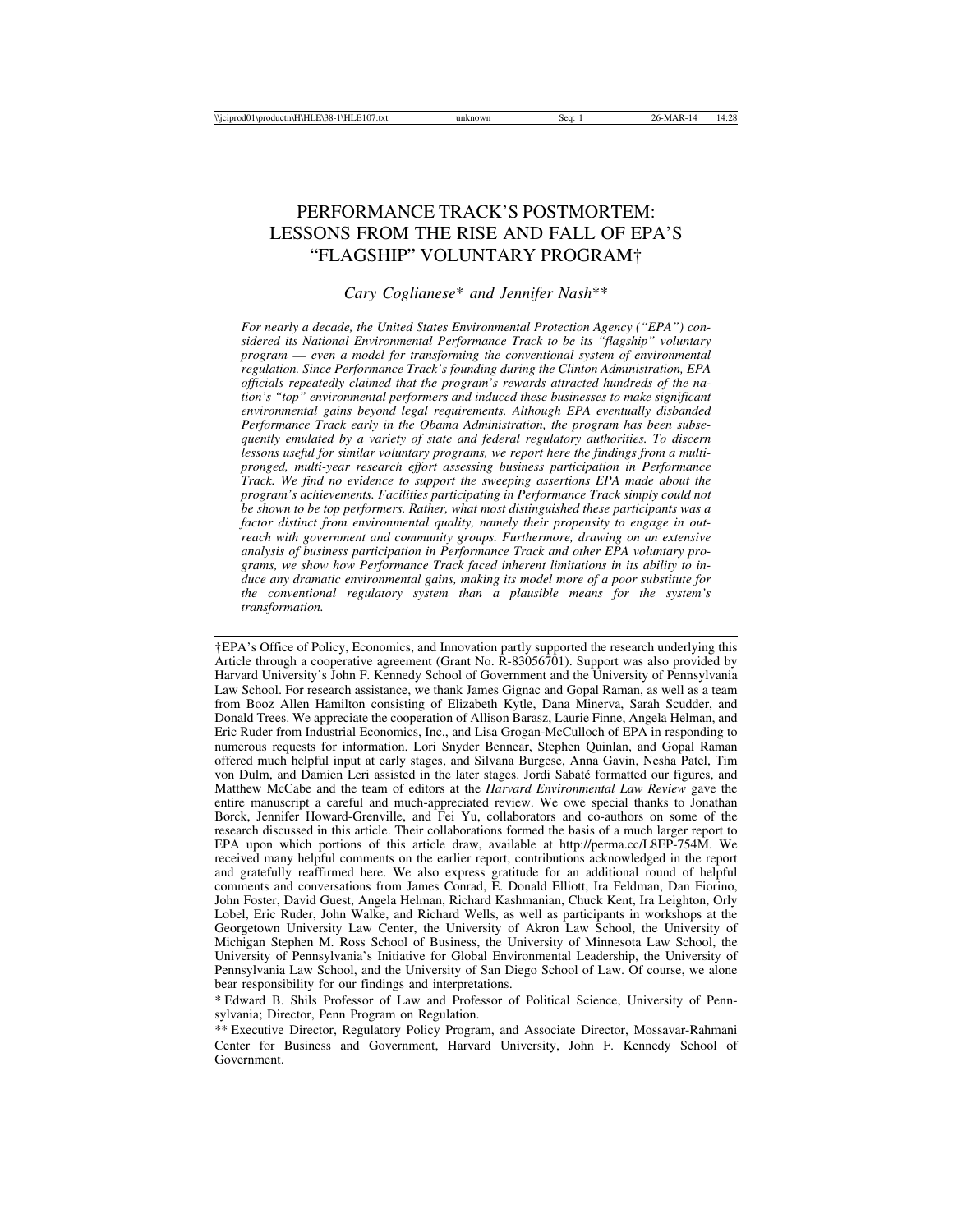# PERFORMANCE TRACK'S POSTMORTEM: LESSONS FROM THE RISE AND FALL OF EPA'S "FLAGSHIP" VOLUNTARY PROGRAM†

*Cary Coglianese\* and Jennifer Nash\*\**

*For nearly a decade, the United States Environmental Protection Agency ("EPA") considered its National Environmental Performance Track to be its "flagship" voluntary program — even a model for transforming the conventional system of environmental regulation. Since Performance Track's founding during the Clinton Administration, EPA officials repeatedly claimed that the program's rewards attracted hundreds of the nation's "top" environmental performers and induced these businesses to make significant environmental gains beyond legal requirements. Although EPA eventually disbanded Performance Track early in the Obama Administration, the program has been subsequently emulated by a variety of state and federal regulatory authorities. To discern lessons useful for similar voluntary programs, we report here the findings from a multi-pronged, multi-year research effort assessing business participation in Performance Track. We find no evidence to support the sweeping assertions EPA made about the program's achievements. Facilities participating in Performance Track simply could not be shown to be top performers. Rather, what most distinguished these participants was a factor distinct from environmental quality, namely their propensity to engage in outreach with government and community groups. Furthermore, drawing on an extensive analysis of business participation in Performance Track and other EPA voluntary programs, we show how Performance Track faced inherent limitations in its ability to induce any dramatic environmental gains, making its model more of a poor substitute for the conventional regulatory system than a plausible means for the system's transformation.*

---

†EPA's Office of Policy, Economics, and Innovation partly supported the research underlying this Article through a cooperative agreement (Grant No. R-83056701). Support was also provided by Harvard University's John F. Kennedy School of Government and the University of Pennsylvania Law School. For research assistance, we thank James Gignac and Gopal Raman, as well as a team from Booz Allen Hamilton consisting of Elizabeth Kytle, Dana Minerva, Sarah Scudder, and Donald Trees. We appreciate the cooperation of Allison Barasz, Laurie Finne, Angela Helman, and Eric Ruder from Industrial Economics, Inc., and Lisa Grogan-McCulloch of EPA in responding to numerous requests for information. Lori Snyder Bennear, Stephen Quinlan, and Gopal Raman offered much helpful input at early stages, and Silvana Burgese, Anna Gavin, Nesha Patel, Tim von Dulm, and Damien Leri assisted in the later stages. Jordi Sabaté formatted our figures, and Matthew McCabe and the team of editors at the *Harvard Environmental Law Review* gave the entire manuscript a careful and much-appreciated review. We owe special thanks to Jonathan Borck, Jennifer Howard-Grenville, and Fei Yu, collaborators and co-authors on some of the research discussed in this article. Their collaborations formed the basis of a much larger report to EPA upon which portions of this article draw, available at http://perma.cc/L8EP-754M. We received many helpful comments on the earlier report, contributions acknowledged in the report and gratefully reaffirmed here. We also express gratitude for an additional round of helpful comments and conversations from James Conrad, E. Donald Elliott, Ira Feldman, Dan Fiorino, John Foster, David Guest, Angela Helman, Richard Kashmanian, Chuck Kent, Ira Leighton, Orly Lobel, Eric Ruder, John Walke, and Richard Wells, as well as participants in workshops at the Georgetown University Law Center, the University of Akron Law School, the University of Michigan Stephen M. Ross School of Business, the University of Minnesota Law School, the University of Pennsylvania's Initiative for Global Environmental Leadership, the University of Pennsylvania Law School, and the University of San Diego School of Law. Of course, we alone bear responsibility for our findings and interpretations.

\* Edward B. Shils Professor of Law and Professor of Political Science, University of Pennsylvania; Director, Penn Program on Regulation.

\*\* Executive Director, Regulatory Policy Program, and Associate Director, Mossavar-Rahmani Center for Business and Government, Harvard University, John F. Kennedy School of Government.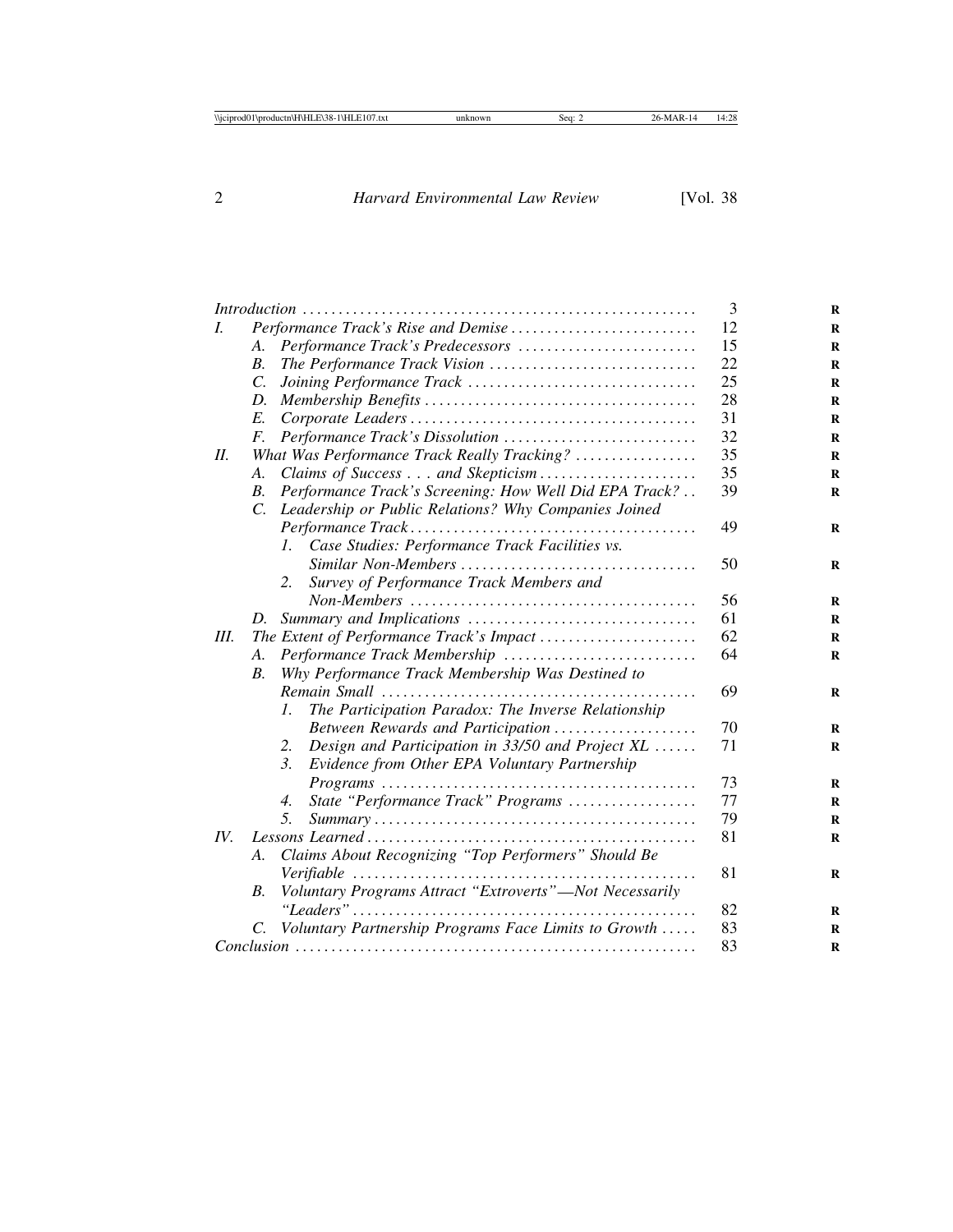| | Page |
|---|---|
| *Introduction* | 3 |
| I. *Performance Track's Rise and Demise* | 12 |
| A. *Performance Track's Predecessors* | 15 |
| B. *The Performance Track Vision* | 22 |
| C. *Joining Performance Track* | 25 |
| D. *Membership Benefits* | 28 |
| E. *Corporate Leaders* | 31 |
| F. *Performance Track's Dissolution* | 32 |
| II. *What Was Performance Track Really Tracking?* | 35 |
| A. *Claims of Success . . . and Skepticism* | 35 |
| B. *Performance Track's Screening: How Well Did EPA Track?* | 39 |
| C. *Leadership or Public Relations? Why Companies Joined Performance Track* | 49 |
| 1. *Case Studies: Performance Track Facilities vs. Similar Non-Members* | 50 |
| 2. *Survey of Performance Track Members and Non-Members* | 56 |
| D. *Summary and Implications* | 61 |
| III. *The Extent of Performance Track's Impact* | 62 |
| A. *Performance Track Membership* | 64 |
| B. *Why Performance Track Membership Was Destined to Remain Small* | 69 |
| 1. *The Participation Paradox: The Inverse Relationship Between Rewards and Participation* | 70 |
| 2. *Design and Participation in 33/50 and Project XL* | 71 |
| 3. *Evidence from Other EPA Voluntary Partnership Programs* | 73 |
| 4. *State "Performance Track" Programs* | 77 |
| 5. *Summary* | 79 |
| IV. *Lessons Learned* | 81 |
| A. *Claims About Recognizing "Top Performers" Should Be Verifiable* | 81 |
| B. *Voluntary Programs Attract "Extroverts"—Not Necessarily "Leaders"* | 82 |
| C. *Voluntary Partnership Programs Face Limits to Growth* | 83 |
| *Conclusion* | 83 |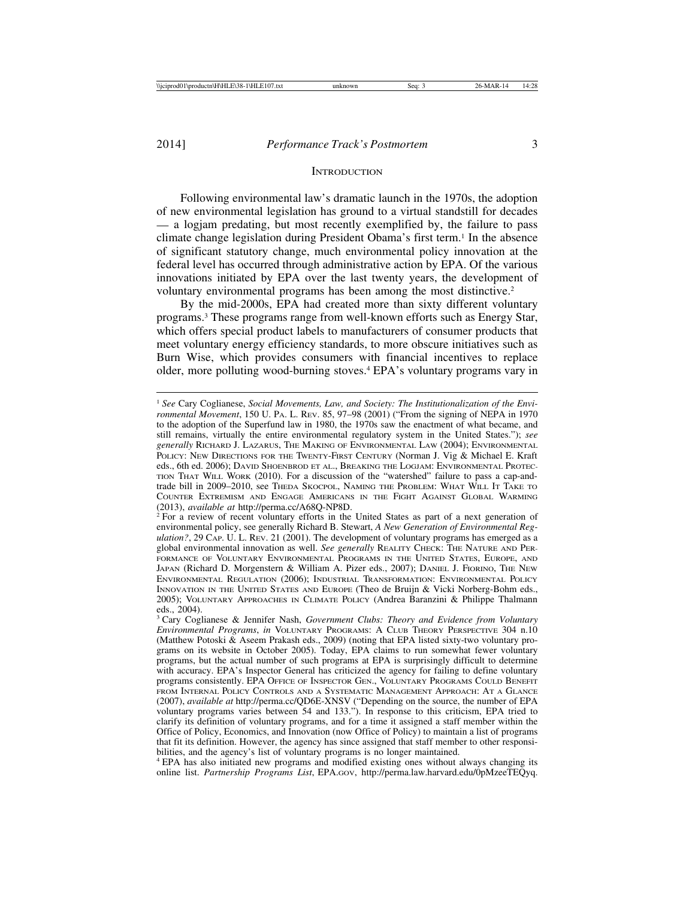## Introduction

Following environmental law's dramatic launch in the 1970s, the adoption of new environmental legislation has ground to a virtual standstill for decades — a logjam predating, but most recently exemplified by, the failure to pass climate change legislation during President Obama's first term.[1] In the absence of significant statutory change, much environmental policy innovation at the federal level has occurred through administrative action by EPA. Of the various innovations initiated by EPA over the last twenty years, the development of voluntary environmental programs has been among the most distinctive.[2]

By the mid-2000s, EPA had created more than sixty different voluntary programs.[3] These programs range from well-known efforts such as Energy Star, which offers special product labels to manufacturers of consumer products that meet voluntary energy efficiency standards, to more obscure initiatives such as Burn Wise, which provides consumers with financial incentives to replace older, more polluting wood-burning stoves.[4] EPA's voluntary programs vary in

---

[1] *See* Cary Coglianese, *Social Movements, Law, and Society: The Institutionalization of the Environmental Movement*, 150 U. Pa. L. Rev. 85, 97–98 (2001) ("From the signing of NEPA in 1970 to the adoption of the Superfund law in 1980, the 1970s saw the enactment of what became, and still remains, virtually the entire environmental regulatory system in the United States."); *see generally* Richard J. Lazarus, The Making of Environmental Law (2004); Environmental Policy: New Directions for the Twenty-First Century (Norman J. Vig & Michael E. Kraft eds., 6th ed. 2006); David Shoenbrod et al., Breaking the Logjam: Environmental Protection That Will Work (2010). For a discussion of the "watershed" failure to pass a cap-and-trade bill in 2009–2010, see Theda Skocpol, Naming the Problem: What Will It Take to Counter Extremism and Engage Americans in the Fight Against Global Warming (2013), *available at* http://perma.cc/A68Q-NP8D.

[2] For a review of recent voluntary efforts in the United States as part of a next generation of environmental policy, see generally Richard B. Stewart, *A New Generation of Environmental Regulation?*, 29 Cap. U. L. Rev. 21 (2001). The development of voluntary programs has emerged as a global environmental innovation as well. *See generally* Reality Check: The Nature and Performance of Voluntary Environmental Programs in the United States, Europe, and Japan (Richard D. Morgenstern & William A. Pizer eds., 2007); Daniel J. Fiorino, The New Environmental Regulation (2006); Industrial Transformation: Environmental Policy Innovation in the United States and Europe (Theo de Bruijn & Vicki Norberg-Bohm eds., 2005); Voluntary Approaches in Climate Policy (Andrea Baranzini & Philippe Thalmann eds., 2004).

[3] Cary Coglianese & Jennifer Nash, *Government Clubs: Theory and Evidence from Voluntary Environmental Programs*, *in* Voluntary Programs: A Club Theory Perspective 304 n.10 (Matthew Potoski & Aseem Prakash eds., 2009) (noting that EPA listed sixty-two voluntary programs on its website in October 2005). Today, EPA claims to run somewhat fewer voluntary programs, but the actual number of such programs at EPA is surprisingly difficult to determine with accuracy. EPA's Inspector General has criticized the agency for failing to define voluntary programs consistently. EPA Office of Inspector Gen., Voluntary Programs Could Benefit from Internal Policy Controls and a Systematic Management Approach: At a Glance (2007), *available at* http://perma.cc/QD6E-XNSV ("Depending on the source, the number of EPA voluntary programs varies between 54 and 133."). In response to this criticism, EPA tried to clarify its definition of voluntary programs, and for a time it assigned a staff member within the Office of Policy, Economics, and Innovation (now Office of Policy) to maintain a list of programs that fit its definition. However, the agency has since assigned that staff member to other responsibilities, and the agency's list of voluntary programs is no longer maintained.

[4] EPA has also initiated new programs and modified existing ones without always changing its online list. *Partnership Programs List*, EPA.gov, http://perma.law.harvard.edu/0pMzeeTEQyq.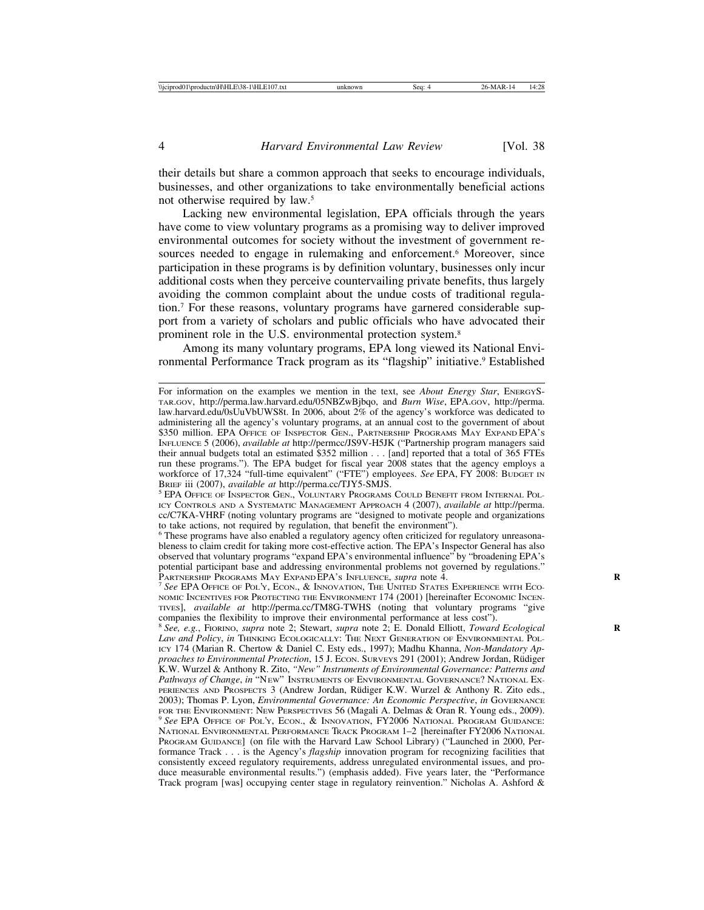their details but share a common approach that seeks to encourage individuals, businesses, and other organizations to take environmentally beneficial actions not otherwise required by law.[5]

Lacking new environmental legislation, EPA officials through the years have come to view voluntary programs as a promising way to deliver improved environmental outcomes for society without the investment of government resources needed to engage in rulemaking and enforcement.[6] Moreover, since participation in these programs is by definition voluntary, businesses only incur additional costs when they perceive countervailing private benefits, thus largely avoiding the common complaint about the undue costs of traditional regulation.[7] For these reasons, voluntary programs have garnered considerable support from a variety of scholars and public officials who have advocated their prominent role in the U.S. environmental protection system.[8]

Among its many voluntary programs, EPA long viewed its National Environmental Performance Track program as its "flagship" initiative.[9] Established

---

For information on the examples we mention in the text, see *About Energy Star*, ENERGYSTAR.GOV, http://perma.law.harvard.edu/05NBZwBjbqo, and *Burn Wise*, EPA.GOV, http://perma.law.harvard.edu/0sUuVbUWS8t. In 2006, about 2% of the agency's workforce was dedicated to administering all the agency's voluntary programs, at an annual cost to the government of about $350 million. EPA OFFICE OF INSPECTOR GEN., PARTNERSHIP PROGRAMS MAY EXPAND EPA'S INFLUENCE 5 (2006), *available at* http://permcc/JS9V-H5JK ("Partnership program managers said their annual budgets total an estimated $352 million . . . [and] reported that a total of 365 FTEs run these programs."). The EPA budget for fiscal year 2008 states that the agency employs a workforce of 17,324 "full-time equivalent" ("FTE") employees. *See* EPA, FY 2008: BUDGET IN BRIEF iii (2007), *available at* http://perma.cc/TJY5-SMJS.

[5] EPA OFFICE OF INSPECTOR GEN., VOLUNTARY PROGRAMS COULD BENEFIT FROM INTERNAL POLICY CONTROLS AND A SYSTEMATIC MANAGEMENT APPROACH 4 (2007), *available at* http://perma.cc/C7KA-VHRF (noting voluntary programs are "designed to motivate people and organizations to take actions, not required by regulation, that benefit the environment").

[6] These programs have also enabled a regulatory agency often criticized for regulatory unreasonableness to claim credit for taking more cost-effective action. The EPA's Inspector General has also observed that voluntary programs "expand EPA's environmental influence" by "broadening EPA's potential participant base and addressing environmental problems not governed by regulations." PARTNERSHIP PROGRAMS MAY EXPAND EPA'S INFLUENCE, *supra* note 4.

[7] *See* EPA OFFICE OF POL'Y, ECON., & INNOVATION, THE UNITED STATES EXPERIENCE WITH ECONOMIC INCENTIVES FOR PROTECTING THE ENVIRONMENT 174 (2001) [hereinafter ECONOMIC INCENTIVES], *available at* http://perma.cc/TM8G-TWHS (noting that voluntary programs "give companies the flexibility to improve their environmental performance at less cost").

[8] *See, e.g.*, FIORINO, *supra* note 2; Stewart, *supra* note 2; E. Donald Elliott, *Toward Ecological Law and Policy*, *in* THINKING ECOLOGICALLY: THE NEXT GENERATION OF ENVIRONMENTAL POLICY 174 (Marian R. Chertow & Daniel C. Esty eds., 1997); Madhu Khanna, *Non-Mandatory Approaches to Environmental Protection*, 15 J. ECON. SURVEYS 291 (2001); Andrew Jordan, Rüdiger K.W. Wurzel & Anthony R. Zito, *"New" Instruments of Environmental Governance: Patterns and Pathways of Change*, *in* "NEW" INSTRUMENTS OF ENVIRONMENTAL GOVERNANCE? NATIONAL EXPERIENCES AND PROSPECTS 3 (Andrew Jordan, Rüdiger K.W. Wurzel & Anthony R. Zito eds., 2003); Thomas P. Lyon, *Environmental Governance: An Economic Perspective*, *in* GOVERNANCE FOR THE ENVIRONMENT: NEW PERSPECTIVES 56 (Magali A. Delmas & Oran R. Young eds., 2009).

[9] *See* EPA OFFICE OF POL'Y, ECON., & INNOVATION, FY2006 NATIONAL PROGRAM GUIDANCE: NATIONAL ENVIRONMENTAL PERFORMANCE TRACK PROGRAM 1–2 [hereinafter FY2006 NATIONAL PROGRAM GUIDANCE] (on file with the Harvard Law School Library) ("Launched in 2000, Performance Track . . . is the Agency's *flagship* innovation program for recognizing facilities that consistently exceed regulatory requirements, address unregulated environmental issues, and produce measurable environmental results.") (emphasis added). Five years later, the "Performance Track program [was] occupying center stage in regulatory reinvention." Nicholas A. Ashford &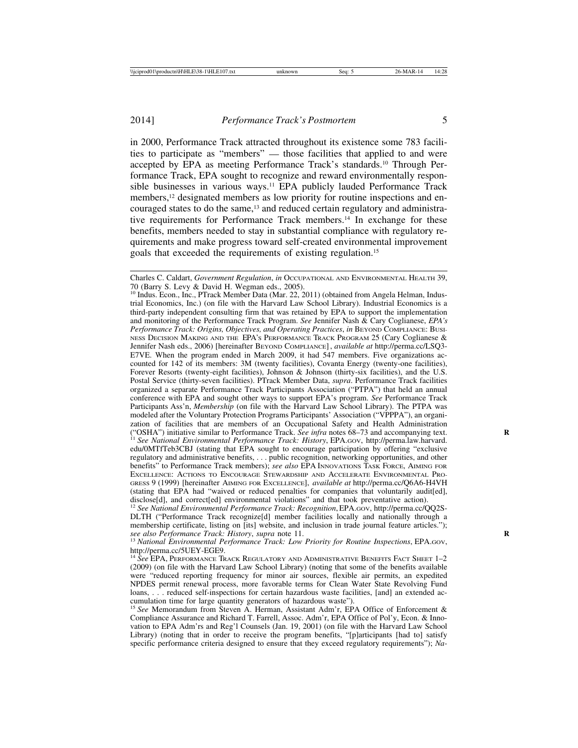in 2000, Performance Track attracted throughout its existence some 783 facilities to participate as "members" — those facilities that applied to and were accepted by EPA as meeting Performance Track's standards.[10] Through Performance Track, EPA sought to recognize and reward environmentally responsible businesses in various ways.[11] EPA publicly lauded Performance Track members,[12] designated members as low priority for routine inspections and encouraged states to do the same,[13] and reduced certain regulatory and administrative requirements for Performance Track members.[14] In exchange for these benefits, members needed to stay in substantial compliance with regulatory requirements and make progress toward self-created environmental improvement goals that exceeded the requirements of existing regulation.[15]

---

Charles C. Caldart, *Government Regulation*, *in* Occupational and Environmental Health 39, 70 (Barry S. Levy & David H. Wegman eds., 2005).

[10] Indus. Econ., Inc., PTrack Member Data (Mar. 22, 2011) (obtained from Angela Helman, Industrial Economics, Inc.) (on file with the Harvard Law School Library). Industrial Economics is a third-party independent consulting firm that was retained by EPA to support the implementation and monitoring of the Performance Track Program. *See* Jennifer Nash & Cary Coglianese, *EPA's Performance Track: Origins, Objectives, and Operating Practices*, *in* Beyond Compliance: Business Decision Making and the EPA's Performance Track Program 25 (Cary Coglianese & Jennifer Nash eds., 2006) [hereinafter Beyond Compliance], *available at* http://perma.cc/LSQ3-E7VE. When the program ended in March 2009, it had 547 members. Five organizations accounted for 142 of its members: 3M (twenty facilities), Covanta Energy (twenty-one facilities), Forever Resorts (twenty-eight facilities), Johnson & Johnson (thirty-six facilities), and the U.S. Postal Service (thirty-seven facilities). PTrack Member Data, *supra*. Performance Track facilities organized a separate Performance Track Participants Association ("PTPA") that held an annual conference with EPA and sought other ways to support EPA's program. *See* Performance Track Participants Ass'n, *Membership* (on file with the Harvard Law School Library). The PTPA was modeled after the Voluntary Protection Programs Participants' Association ("VPPPA"), an organization of facilities that are members of an Occupational Safety and Health Administration ("OSHA") initiative similar to Performance Track. *See infra* notes 68–73 and accompanying text.

[11] *See National Environmental Performance Track: History*, EPA.gov, http://perma.law.harvard.edu/0MTfTeb3CBJ (stating that EPA sought to encourage participation by offering "exclusive regulatory and administrative benefits, . . . public recognition, networking opportunities, and other benefits" to Performance Track members); *see also* EPA Innovations Task Force, Aiming for Excellence: Actions to Encourage Stewardship and Accelerate Environmental Progress 9 (1999) [hereinafter Aiming for Excellence], *available at* http://perma.cc/Q6A6-H4VH (stating that EPA had "waived or reduced penalties for companies that voluntarily audit[ed], disclose[d], and correct[ed] environmental violations" and that took preventative action).

[12] *See National Environmental Performance Track: Recognition*, EPA.gov, http://perma.cc/QQ2S-DLTH ("Performance Track recognize[d] member facilities locally and nationally through a membership certificate, listing on [its] website, and inclusion in trade journal feature articles."); *see also Performance Track: History*, *supra* note 11.

[13] *National Environmental Performance Track: Low Priority for Routine Inspections*, EPA.gov, http://perma.cc/5UEY-EGE9.

[14] *See* EPA, Performance Track Regulatory and Administrative Benefits Fact Sheet 1–2 (2009) (on file with the Harvard Law School Library) (noting that some of the benefits available were "reduced reporting frequency for minor air sources, flexible air permits, an expedited NPDES permit renewal process, more favorable terms for Clean Water State Revolving Fund loans, . . . reduced self-inspections for certain hazardous waste facilities, [and] an extended accumulation time for large quantity generators of hazardous waste").

[15] *See* Memorandum from Steven A. Herman, Assistant Adm'r, EPA Office of Enforcement & Compliance Assurance and Richard T. Farrell, Assoc. Adm'r, EPA Office of Pol'y, Econ. & Innovation to EPA Adm'rs and Reg'l Counsels (Jan. 19, 2001) (on file with the Harvard Law School Library) (noting that in order to receive the program benefits, "[p]articipants [had to] satisfy specific performance criteria designed to ensure that they exceed regulatory requirements"); *Na-*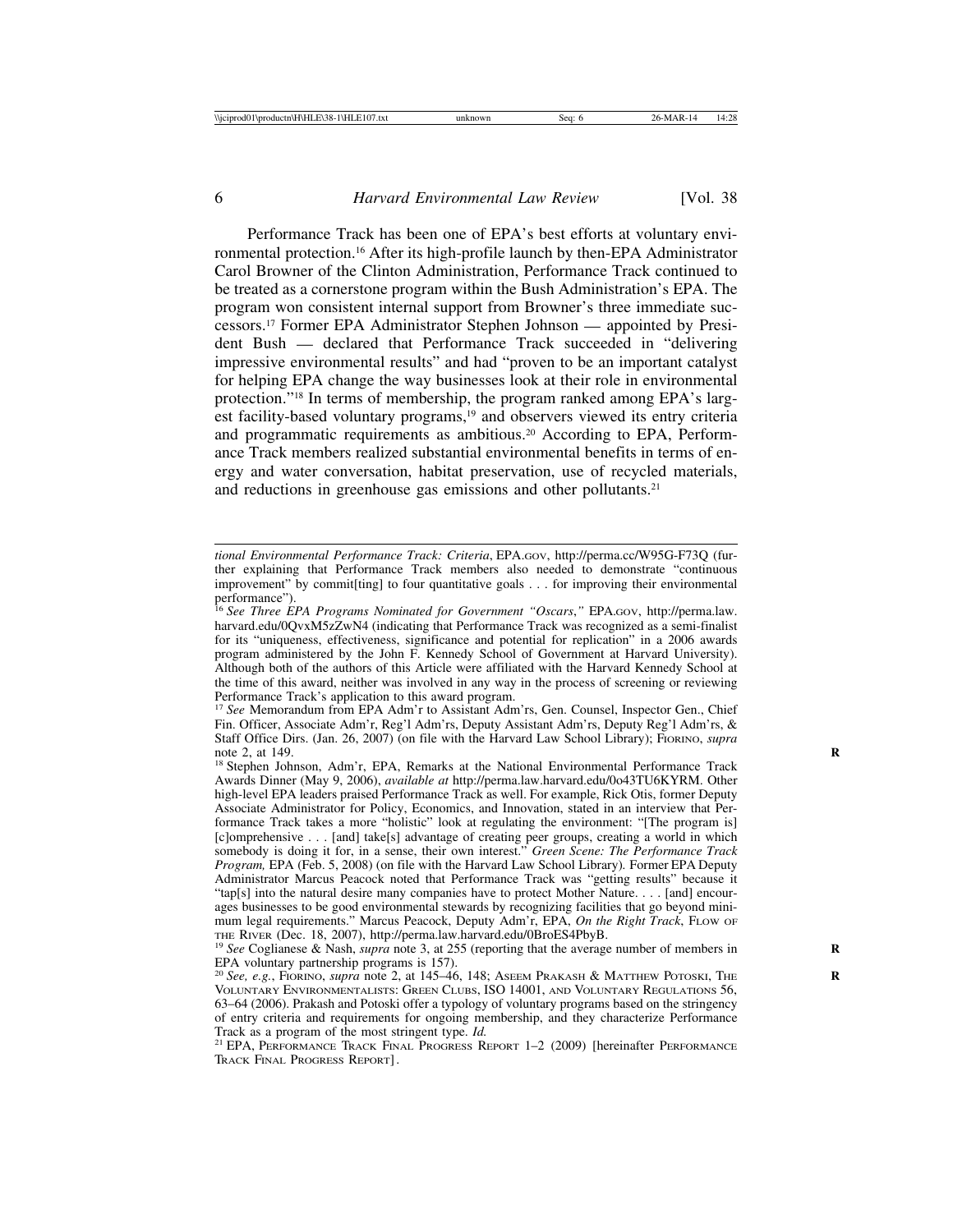Performance Track has been one of EPA's best efforts at voluntary environmental protection.[16] After its high-profile launch by then-EPA Administrator Carol Browner of the Clinton Administration, Performance Track continued to be treated as a cornerstone program within the Bush Administration's EPA. The program won consistent internal support from Browner's three immediate successors.[17] Former EPA Administrator Stephen Johnson — appointed by President Bush — declared that Performance Track succeeded in "delivering impressive environmental results" and had "proven to be an important catalyst for helping EPA change the way businesses look at their role in environmental protection."[18] In terms of membership, the program ranked among EPA's largest facility-based voluntary programs,[19] and observers viewed its entry criteria and programmatic requirements as ambitious.[20] According to EPA, Performance Track members realized substantial environmental benefits in terms of energy and water conversation, habitat preservation, use of recycled materials, and reductions in greenhouse gas emissions and other pollutants.[21]

---

*tional Environmental Performance Track: Criteria*, EPA.GOV, http://perma.cc/W95G-F73Q (further explaining that Performance Track members also needed to demonstrate "continuous improvement" by commit[ting] to four quantitative goals . . . for improving their environmental performance").

[16] *See Three EPA Programs Nominated for Government "Oscars*,*"* EPA.GOV, http://perma.law.harvard.edu/0QvxM5zZwN4 (indicating that Performance Track was recognized as a semi-finalist for its "uniqueness, effectiveness, significance and potential for replication" in a 2006 awards program administered by the John F. Kennedy School of Government at Harvard University). Although both of the authors of this Article were affiliated with the Harvard Kennedy School at the time of this award, neither was involved in any way in the process of screening or reviewing Performance Track's application to this award program.

[17] *See* Memorandum from EPA Adm'r to Assistant Adm'rs, Gen. Counsel, Inspector Gen., Chief Fin. Officer, Associate Adm'r, Reg'l Adm'rs, Deputy Assistant Adm'rs, Deputy Reg'l Adm'rs, & Staff Office Dirs. (Jan. 26, 2007) (on file with the Harvard Law School Library); FIORINO, *supra* note 2, at 149.

[18] Stephen Johnson, Adm'r, EPA, Remarks at the National Environmental Performance Track Awards Dinner (May 9, 2006), *available at* http://perma.law.harvard.edu/0o43TU6KYRM. Other high-level EPA leaders praised Performance Track as well. For example, Rick Otis, former Deputy Associate Administrator for Policy, Economics, and Innovation, stated in an interview that Performance Track takes a more "holistic" look at regulating the environment: "[The program is] [c]omprehensive . . . [and] take[s] advantage of creating peer groups, creating a world in which somebody is doing it for, in a sense, their own interest." *Green Scene: The Performance Track Program,* EPA (Feb. 5, 2008) (on file with the Harvard Law School Library). Former EPA Deputy Administrator Marcus Peacock noted that Performance Track was "getting results" because it "tap[s] into the natural desire many companies have to protect Mother Nature. . . . [and] encourages businesses to be good environmental stewards by recognizing facilities that go beyond minimum legal requirements." Marcus Peacock, Deputy Adm'r, EPA, *On the Right Track*, FLOW OF THE RIVER (Dec. 18, 2007), http://perma.law.harvard.edu/0BroES4PbyB.

[19] *See* Coglianese & Nash, *supra* note 3, at 255 (reporting that the average number of members in EPA voluntary partnership programs is 157).

[20] *See, e.g.*, FIORINO, *supra* note 2, at 145–46, 148; ASEEM PRAKASH & MATTHEW POTOSKI, THE VOLUNTARY ENVIRONMENTALISTS: GREEN CLUBS, ISO 14001, AND VOLUNTARY REGULATIONS 56, 63–64 (2006). Prakash and Potoski offer a typology of voluntary programs based on the stringency of entry criteria and requirements for ongoing membership, and they characterize Performance Track as a program of the most stringent type. *Id.*

[21] EPA, PERFORMANCE TRACK FINAL PROGRESS REPORT 1–2 (2009) [hereinafter PERFORMANCE TRACK FINAL PROGRESS REPORT].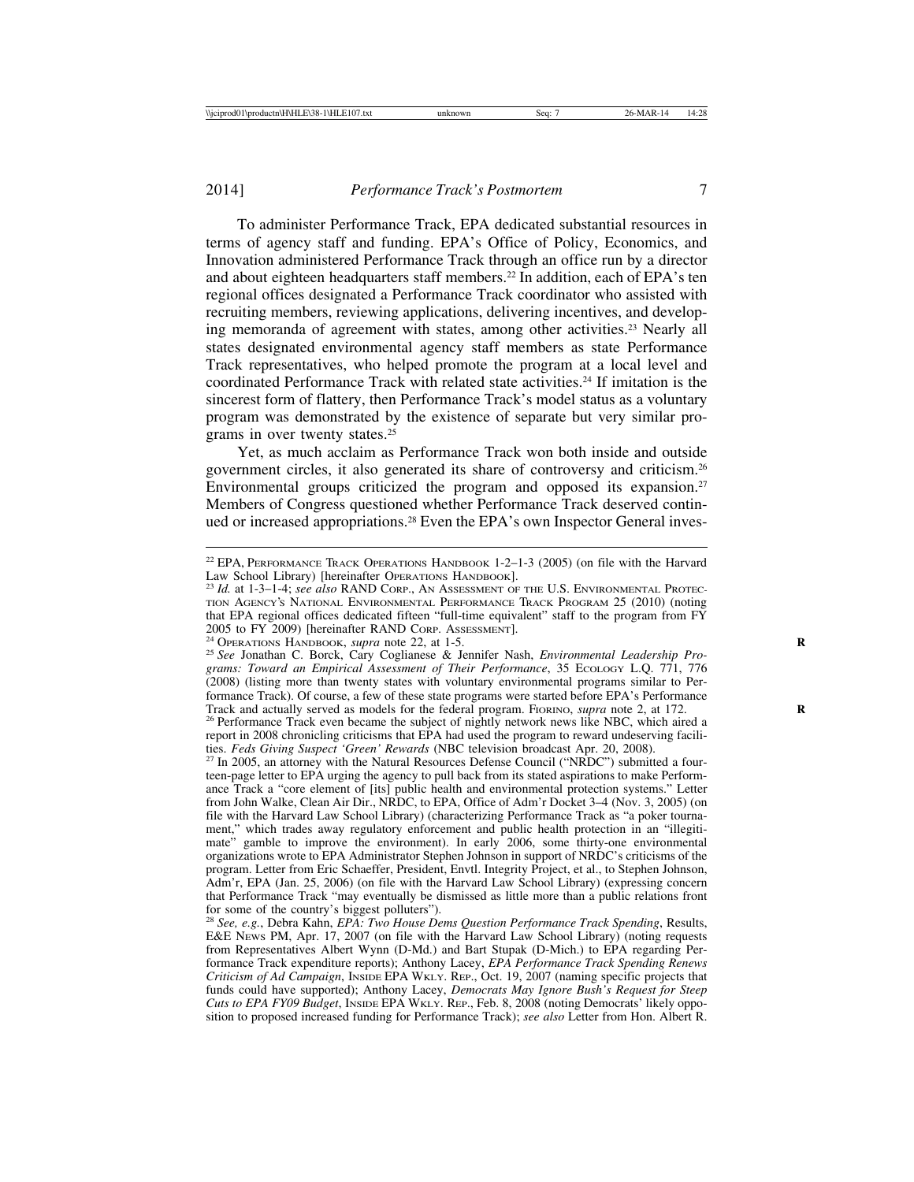To administer Performance Track, EPA dedicated substantial resources in terms of agency staff and funding. EPA's Office of Policy, Economics, and Innovation administered Performance Track through an office run by a director and about eighteen headquarters staff members.[22] In addition, each of EPA's ten regional offices designated a Performance Track coordinator who assisted with recruiting members, reviewing applications, delivering incentives, and developing memoranda of agreement with states, among other activities.[23] Nearly all states designated environmental agency staff members as state Performance Track representatives, who helped promote the program at a local level and coordinated Performance Track with related state activities.[24] If imitation is the sincerest form of flattery, then Performance Track's model status as a voluntary program was demonstrated by the existence of separate but very similar programs in over twenty states.[25]

Yet, as much acclaim as Performance Track won both inside and outside government circles, it also generated its share of controversy and criticism.[26] Environmental groups criticized the program and opposed its expansion.[27] Members of Congress questioned whether Performance Track deserved continued or increased appropriations.[28] Even the EPA's own Inspector General inves-

---

[22] EPA, Performance Track Operations Handbook 1-2–1-3 (2005) (on file with the Harvard Law School Library) [hereinafter Operations Handbook].

[23] *Id.* at 1-3–1-4; *see also* RAND Corp., An Assessment of the U.S. Environmental Protection Agency's National Environmental Performance Track Program 25 (2010) (noting that EPA regional offices dedicated fifteen "full-time equivalent" staff to the program from FY 2005 to FY 2009) [hereinafter RAND Corp. Assessment].

[24] Operations Handbook, *supra* note 22, at 1-5.

[25] *See* Jonathan C. Borck, Cary Coglianese & Jennifer Nash, *Environmental Leadership Programs: Toward an Empirical Assessment of Their Performance*, 35 Ecology L.Q. 771, 776 (2008) (listing more than twenty states with voluntary environmental programs similar to Performance Track). Of course, a few of these state programs were started before EPA's Performance Track and actually served as models for the federal program. Fiorino, *supra* note 2, at 172.

[26] Performance Track even became the subject of nightly network news like NBC, which aired a report in 2008 chronicling criticisms that EPA had used the program to reward undeserving facilities. *Feds Giving Suspect 'Green' Rewards* (NBC television broadcast Apr. 20, 2008).

[27] In 2005, an attorney with the Natural Resources Defense Council ("NRDC") submitted a fourteen-page letter to EPA urging the agency to pull back from its stated aspirations to make Performance Track a "core element of [its] public health and environmental protection systems." Letter from John Walke, Clean Air Dir., NRDC, to EPA, Office of Adm'r Docket 3–4 (Nov. 3, 2005) (on file with the Harvard Law School Library) (characterizing Performance Track as "a poker tournament," which trades away regulatory enforcement and public health protection in an "illegitimate" gamble to improve the environment). In early 2006, some thirty-one environmental organizations wrote to EPA Administrator Stephen Johnson in support of NRDC's criticisms of the program. Letter from Eric Schaeffer, President, Envtl. Integrity Project, et al., to Stephen Johnson, Adm'r, EPA (Jan. 25, 2006) (on file with the Harvard Law School Library) (expressing concern that Performance Track "may eventually be dismissed as little more than a public relations front for some of the country's biggest polluters").

[28] *See, e.g.*, Debra Kahn, *EPA: Two House Dems Question Performance Track Spending*, Results, E&E News PM, Apr. 17, 2007 (on file with the Harvard Law School Library) (noting requests from Representatives Albert Wynn (D-Md.) and Bart Stupak (D-Mich.) to EPA regarding Performance Track expenditure reports); Anthony Lacey, *EPA Performance Track Spending Renews Criticism of Ad Campaign*, Inside EPA Wkly. Rep., Oct. 19, 2007 (naming specific projects that funds could have supported); Anthony Lacey, *Democrats May Ignore Bush's Request for Steep Cuts to EPA FY09 Budget*, Inside EPA Wkly. Rep., Feb. 8, 2008 (noting Democrats' likely opposition to proposed increased funding for Performance Track); *see also* Letter from Hon. Albert R.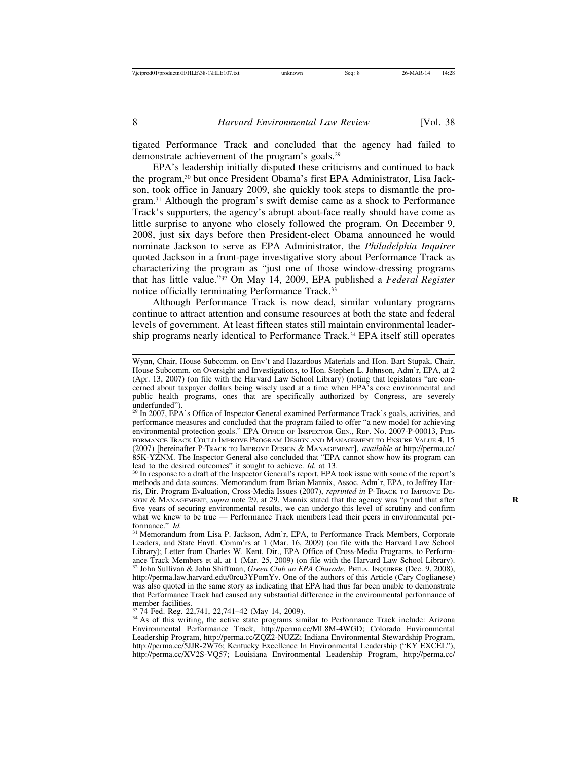tigated Performance Track and concluded that the agency had failed to demonstrate achievement of the program's goals.[29]

EPA's leadership initially disputed these criticisms and continued to back the program,[30] but once President Obama's first EPA Administrator, Lisa Jackson, took office in January 2009, she quickly took steps to dismantle the program.[31] Although the program's swift demise came as a shock to Performance Track's supporters, the agency's abrupt about-face really should have come as little surprise to anyone who closely followed the program. On December 9, 2008, just six days before then President-elect Obama announced he would nominate Jackson to serve as EPA Administrator, the *Philadelphia Inquirer* quoted Jackson in a front-page investigative story about Performance Track as characterizing the program as "just one of those window-dressing programs that has little value."[32] On May 14, 2009, EPA published a *Federal Register* notice officially terminating Performance Track.[33]

Although Performance Track is now dead, similar voluntary programs continue to attract attention and consume resources at both the state and federal levels of government. At least fifteen states still maintain environmental leadership programs nearly identical to Performance Track.[34] EPA itself still operates

---

Wynn, Chair, House Subcomm. on Env't and Hazardous Materials and Hon. Bart Stupak, Chair, House Subcomm. on Oversight and Investigations, to Hon. Stephen L. Johnson, Adm'r, EPA, at 2 (Apr. 13, 2007) (on file with the Harvard Law School Library) (noting that legislators "are concerned about taxpayer dollars being wisely used at a time when EPA's core environmental and public health programs, ones that are specifically authorized by Congress, are severely underfunded").

[29] In 2007, EPA's Office of Inspector General examined Performance Track's goals, activities, and performance measures and concluded that the program failed to offer "a new model for achieving environmental protection goals." EPA Office of Inspector Gen., Rep. No. 2007-P-00013, Performance Track Could Improve Program Design and Management to Ensure Value 4, 15 (2007) [hereinafter P-Track to Improve Design & Management], *available at* http://perma.cc/85K-YZNM. The Inspector General also concluded that "EPA cannot show how its program can lead to the desired outcomes" it sought to achieve. *Id.* at 13.

[30] In response to a draft of the Inspector General's report, EPA took issue with some of the report's methods and data sources. Memorandum from Brian Mannix, Assoc. Adm'r, EPA, to Jeffrey Harris, Dir. Program Evaluation, Cross-Media Issues (2007), *reprinted in* P-Track to Improve Design & Management, *supra* note 29, at 29. Mannix stated that the agency was "proud that after five years of securing environmental results, we can undergo this level of scrutiny and confirm what we knew to be true — Performance Track members lead their peers in environmental performance." *Id.*

[31] Memorandum from Lisa P. Jackson, Adm'r, EPA, to Performance Track Members, Corporate Leaders, and State Envtl. Comm'rs at 1 (Mar. 16, 2009) (on file with the Harvard Law School Library); Letter from Charles W. Kent, Dir., EPA Office of Cross-Media Programs, to Performance Track Members et al. at 1 (Mar. 25, 2009) (on file with the Harvard Law School Library).

[32] John Sullivan & John Shiffman, *Green Club an EPA Charade*, Phila. Inquirer (Dec. 9, 2008), http://perma.law.harvard.edu/0rcu3YPomYv. One of the authors of this Article (Cary Coglianese) was also quoted in the same story as indicating that EPA had thus far been unable to demonstrate that Performance Track had caused any substantial difference in the environmental performance of member facilities.

[33] 74 Fed. Reg. 22,741, 22,741–42 (May 14, 2009).

[34] As of this writing, the active state programs similar to Performance Track include: Arizona Environmental Performance Track, http://perma.cc/ML8M-4WGD; Colorado Environmental Leadership Program, http://perma.cc/ZQZ2-NUZZ; Indiana Environmental Stewardship Program, http://perma.cc/5JJR-2W76; Kentucky Excellence In Environmental Leadership ("KY EXCEL"), http://perma.cc/XV2S-VQ57; Louisiana Environmental Leadership Program, http://perma.cc/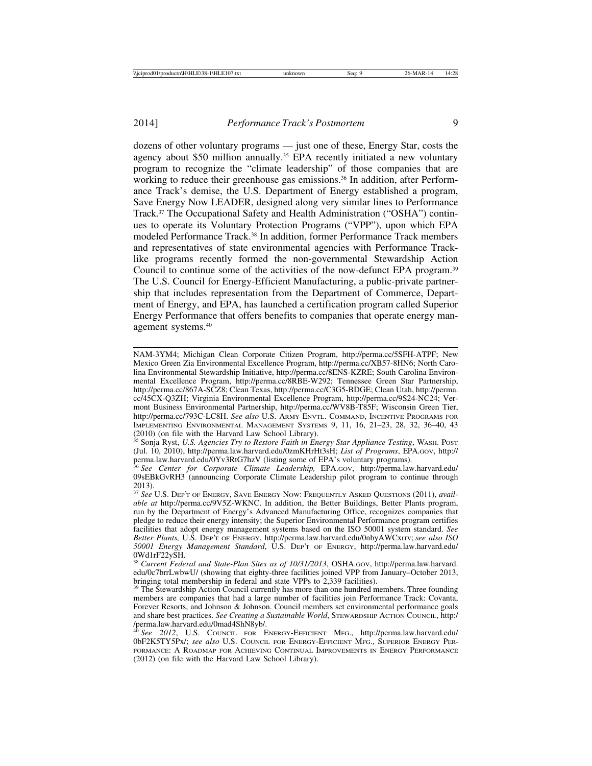dozens of other voluntary programs — just one of these, Energy Star, costs the agency about $50 million annually.[35] EPA recently initiated a new voluntary program to recognize the "climate leadership" of those companies that are working to reduce their greenhouse gas emissions.[36] In addition, after Performance Track's demise, the U.S. Department of Energy established a program, Save Energy Now LEADER, designed along very similar lines to Performance Track.[37] The Occupational Safety and Health Administration ("OSHA") continues to operate its Voluntary Protection Programs ("VPP"), upon which EPA modeled Performance Track.[38] In addition, former Performance Track members and representatives of state environmental agencies with Performance Track-like programs recently formed the non-governmental Stewardship Action Council to continue some of the activities of the now-defunct EPA program.[39] The U.S. Council for Energy-Efficient Manufacturing, a public-private partnership that includes representation from the Department of Commerce, Department of Energy, and EPA, has launched a certification program called Superior Energy Performance that offers benefits to companies that operate energy management systems.[40]

---

NAM-3YM4; Michigan Clean Corporate Citizen Program, http://perma.cc/5SFH-ATPF; New Mexico Green Zia Environmental Excellence Program, http://perma.cc/XB57-8HN6; North Carolina Environmental Stewardship Initiative, http://perma.cc/8ENS-KZRE; South Carolina Environmental Excellence Program, http://perma.cc/8RBE-W292; Tennessee Green Star Partnership, http://perma.cc/867A-SCZ8; Clean Texas, http://perma.cc/C3G5-BDGE; Clean Utah, http://perma.cc/45CX-Q3ZH; Virginia Environmental Excellence Program, http://perma.cc/9S24-NC24; Vermont Business Environmental Partnership, http://perma.cc/WV8B-T85F; Wisconsin Green Tier, http://perma.cc/793C-LC8H. *See also* U.S. Army Envtl. Command, Incentive Programs for Implementing Environmental Management Systems 9, 11, 16, 21–23, 28, 32, 36–40, 43 (2010) (on file with the Harvard Law School Library).

[35] Sonja Ryst, *U.S. Agencies Try to Restore Faith in Energy Star Appliance Testing*, Wash. Post (Jul. 10, 2010), http://perma.law.harvard.edu/0zmKHrHt3sH; *List of Programs*, EPA.gov, http://perma.law.harvard.edu/0Yv3RtG7hzV (listing some of EPA's voluntary programs).

[36] *See Center for Corporate Climate Leadership,* EPA.gov, http://perma.law.harvard.edu/09sEBkGvRH3 (announcing Corporate Climate Leadership pilot program to continue through 2013).

[37] *See* U.S. Dep't of Energy, Save Energy Now: Frequently Asked Questions (2011), *available at* http://perma.cc/9V5Z-WKNC. In addition, the Better Buildings, Better Plants program, run by the Department of Energy's Advanced Manufacturing Office, recognizes companies that pledge to reduce their energy intensity; the Superior Environmental Performance program certifies facilities that adopt energy management systems based on the ISO 50001 system standard. *See Better Plants,* U.S. Dep't of Energy, http://perma.law.harvard.edu/0nbyAWCxrrv; *see also ISO 50001 Energy Management Standard*, U.S. Dep't of Energy, http://perma.law.harvard.edu/0Wd1rF22ySH.

[38] *Current Federal and State-Plan Sites as of 10/31/2013*, OSHA.gov, http://perma.law.harvard.edu/0c7brrLwbwU/ (showing that eighty-three facilities joined VPP from January–October 2013, bringing total membership in federal and state VPPs to 2,339 facilities).

[39] The Stewardship Action Council currently has more than one hundred members. Three founding members are companies that had a large number of facilities join Performance Track: Covanta, Forever Resorts, and Johnson & Johnson. Council members set environmental performance goals and share best practices. *See Creating a Sustainable World*, Stewardship Action Council, http://perma.law.harvard.edu/0mad4ShN8yb/.

[40] *See 2012*, U.S. Council for Energy-Efficient Mfg., http://perma.law.harvard.edu/0bF2K5TY5Px/; *see also* U.S. Council for Energy-Efficient Mfg., Superior Energy Performance: A Roadmap for Achieving Continual Improvements in Energy Performance (2012) (on file with the Harvard Law School Library).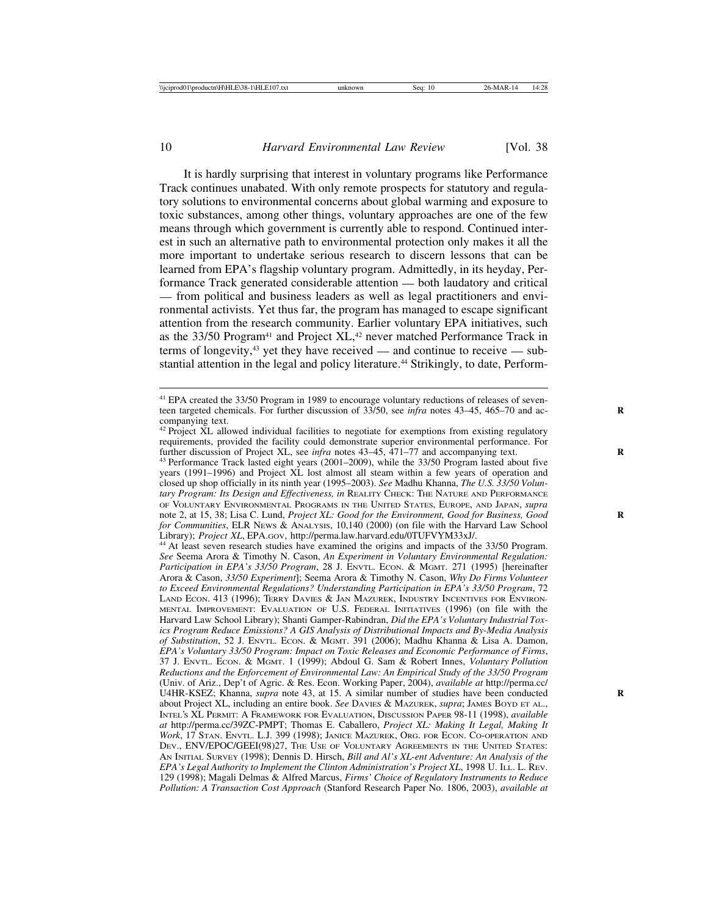It is hardly surprising that interest in voluntary programs like Performance Track continues unabated. With only remote prospects for statutory and regulatory solutions to environmental concerns about global warming and exposure to toxic substances, among other things, voluntary approaches are one of the few means through which government is currently able to respond. Continued interest in such an alternative path to environmental protection only makes it all the more important to undertake serious research to discern lessons that can be learned from EPA's flagship voluntary program. Admittedly, in its heyday, Performance Track generated considerable attention — both laudatory and critical — from political and business leaders as well as legal practitioners and environmental activists. Yet thus far, the program has managed to escape significant attention from the research community. Earlier voluntary EPA initiatives, such as the 33/50 Program[41] and Project XL,[42] never matched Performance Track in terms of longevity,[43] yet they have received — and continue to receive — substantial attention in the legal and policy literature.[44] Strikingly, to date, Perform-

---

[41] EPA created the 33/50 Program in 1989 to encourage voluntary reductions of releases of seventeen targeted chemicals. For further discussion of 33/50, see *infra* notes 43–45, 465–70 and accompanying text.

[42] Project XL allowed individual facilities to negotiate for exemptions from existing regulatory requirements, provided the facility could demonstrate superior environmental performance. For further discussion of Project XL, see *infra* notes 43–45, 471–77 and accompanying text.

[43] Performance Track lasted eight years (2001–2009), while the 33/50 Program lasted about five years (1991–1996) and Project XL lost almost all steam within a few years of operation and closed up shop officially in its ninth year (1995–2003). *See* Madhu Khanna, *The U.S. 33/50 Voluntary Program: Its Design and Effectiveness, in* REALITY CHECK: THE NATURE AND PERFORMANCE OF VOLUNTARY ENVIRONMENTAL PROGRAMS IN THE UNITED STATES, EUROPE, AND JAPAN, *supra* note 2, at 15, 38; Lisa C. Lund, *Project XL: Good for the Environment, Good for Business, Good for Communities*, ELR NEWS & ANALYSIS, 10,140 (2000) (on file with the Harvard Law School Library); *Project XL*, EPA.GOV, http://perma.law.harvard.edu/0TUFVYM33xJ/.

[44] At least seven research studies have examined the origins and impacts of the 33/50 Program. *See* Seema Arora & Timothy N. Cason, *An Experiment in Voluntary Environmental Regulation: Participation in EPA's 33/50 Program*, 28 J. ENVTL. ECON. & MGMT. 271 (1995) [hereinafter Arora & Cason, *33/50 Experiment*]; Seema Arora & Timothy N. Cason, *Why Do Firms Volunteer to Exceed Environmental Regulations? Understanding Participation in EPA's 33/50 Program*, 72 LAND ECON. 413 (1996); TERRY DAVIES & JAN MAZUREK, INDUSTRY INCENTIVES FOR ENVIRONMENTAL IMPROVEMENT: EVALUATION OF U.S. FEDERAL INITIATIVES (1996) (on file with the Harvard Law School Library); Shanti Gamper-Rabindran, *Did the EPA's Voluntary Industrial Toxics Program Reduce Emissions? A GIS Analysis of Distributional Impacts and By-Media Analysis of Substitution*, 52 J. ENVTL. ECON. & MGMT. 391 (2006); Madhu Khanna & Lisa A. Damon, *EPA's Voluntary 33/50 Program: Impact on Toxic Releases and Economic Performance of Firms*, 37 J. ENVTL. ECON. & MGMT. 1 (1999); Abdoul G. Sam & Robert Innes, *Voluntary Pollution Reductions and the Enforcement of Environmental Law: An Empirical Study of the 33/50 Program* (Univ. of Ariz., Dep't of Agric. & Res. Econ. Working Paper, 2004), *available at* http://perma.cc/U4HR-KSEZ; Khanna, *supra* note 43, at 15. A similar number of studies have been conducted about Project XL, including an entire book. *See* DAVIES & MAZUREK, *supra*; JAMES BOYD ET AL., INTEL'S XL PERMIT: A FRAMEWORK FOR EVALUATION, DISCUSSION PAPER 98-11 (1998), *available at* http://perma.cc/39ZC-PMPT; Thomas E. Caballero, *Project XL: Making It Legal, Making It Work*, 17 STAN. ENVTL. L.J. 399 (1998); JANICE MAZUREK, ORG. FOR ECON. CO-OPERATION AND DEV., ENV/EPOC/GEEI(98)27, THE USE OF VOLUNTARY AGREEMENTS IN THE UNITED STATES: AN INITIAL SURVEY (1998); Dennis D. Hirsch, *Bill and Al's XL-ent Adventure: An Analysis of the EPA's Legal Authority to Implement the Clinton Administration's Project XL*, 1998 U. ILL. L. REV. 129 (1998); Magali Delmas & Alfred Marcus, *Firms' Choice of Regulatory Instruments to Reduce Pollution: A Transaction Cost Approach* (Stanford Research Paper No. 1806, 2003), *available at*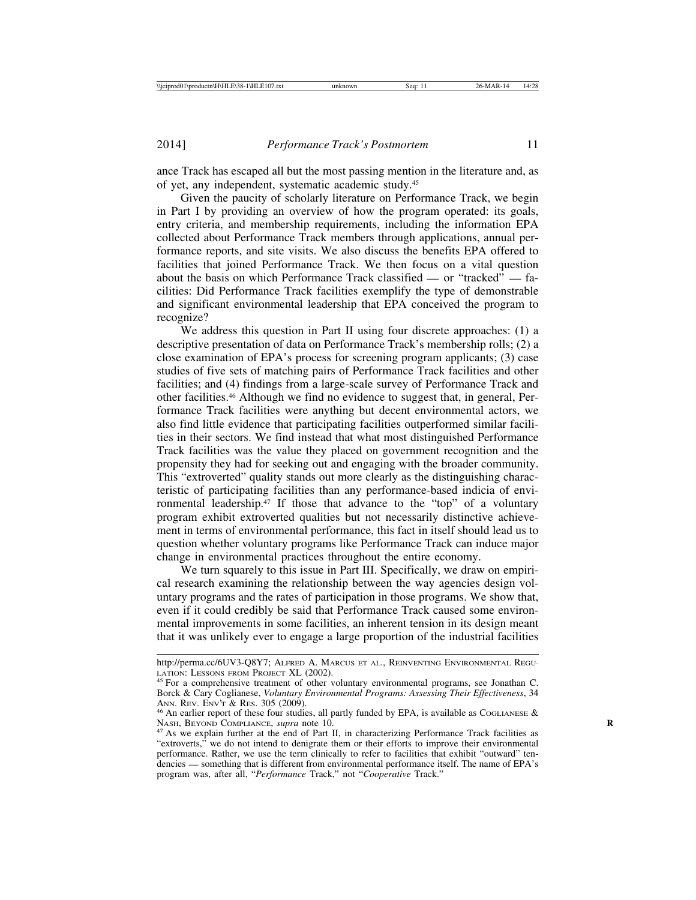ance Track has escaped all but the most passing mention in the literature and, as of yet, any independent, systematic academic study.[45]

Given the paucity of scholarly literature on Performance Track, we begin in Part I by providing an overview of how the program operated: its goals, entry criteria, and membership requirements, including the information EPA collected about Performance Track members through applications, annual performance reports, and site visits. We also discuss the benefits EPA offered to facilities that joined Performance Track. We then focus on a vital question about the basis on which Performance Track classified — or "tracked" — facilities: Did Performance Track facilities exemplify the type of demonstrable and significant environmental leadership that EPA conceived the program to recognize?

We address this question in Part II using four discrete approaches: (1) a descriptive presentation of data on Performance Track's membership rolls; (2) a close examination of EPA's process for screening program applicants; (3) case studies of five sets of matching pairs of Performance Track facilities and other facilities; and (4) findings from a large-scale survey of Performance Track and other facilities.[46] Although we find no evidence to suggest that, in general, Performance Track facilities were anything but decent environmental actors, we also find little evidence that participating facilities outperformed similar facilities in their sectors. We find instead that what most distinguished Performance Track facilities was the value they placed on government recognition and the propensity they had for seeking out and engaging with the broader community. This "extroverted" quality stands out more clearly as the distinguishing characteristic of participating facilities than any performance-based indicia of environmental leadership.[47] If those that advance to the "top" of a voluntary program exhibit extroverted qualities but not necessarily distinctive achievement in terms of environmental performance, this fact in itself should lead us to question whether voluntary programs like Performance Track can induce major change in environmental practices throughout the entire economy.

We turn squarely to this issue in Part III. Specifically, we draw on empirical research examining the relationship between the way agencies design voluntary programs and the rates of participation in those programs. We show that, even if it could credibly be said that Performance Track caused some environmental improvements in some facilities, an inherent tension in its design meant that it was unlikely ever to engage a large proportion of the industrial facilities

---

http://perma.cc/6UV3-Q8Y7; Alfred A. Marcus et al., Reinventing Environmental Regulation: Lessons from Project XL (2002).

[45] For a comprehensive treatment of other voluntary environmental programs, see Jonathan C. Borck & Cary Coglianese, *Voluntary Environmental Programs: Assessing Their Effectiveness*, 34 Ann. Rev. Env't & Res. 305 (2009).

[46] An earlier report of these four studies, all partly funded by EPA, is available as Coglianese & Nash, Beyond Compliance, *supra* note 10.

[47] As we explain further at the end of Part II, in characterizing Performance Track facilities as "extroverts," we do not intend to denigrate them or their efforts to improve their environmental performance. Rather, we use the term clinically to refer to facilities that exhibit "outward" tendencies — something that is different from environmental performance itself. The name of EPA's program was, after all, "*Performance* Track," not "*Cooperative* Track."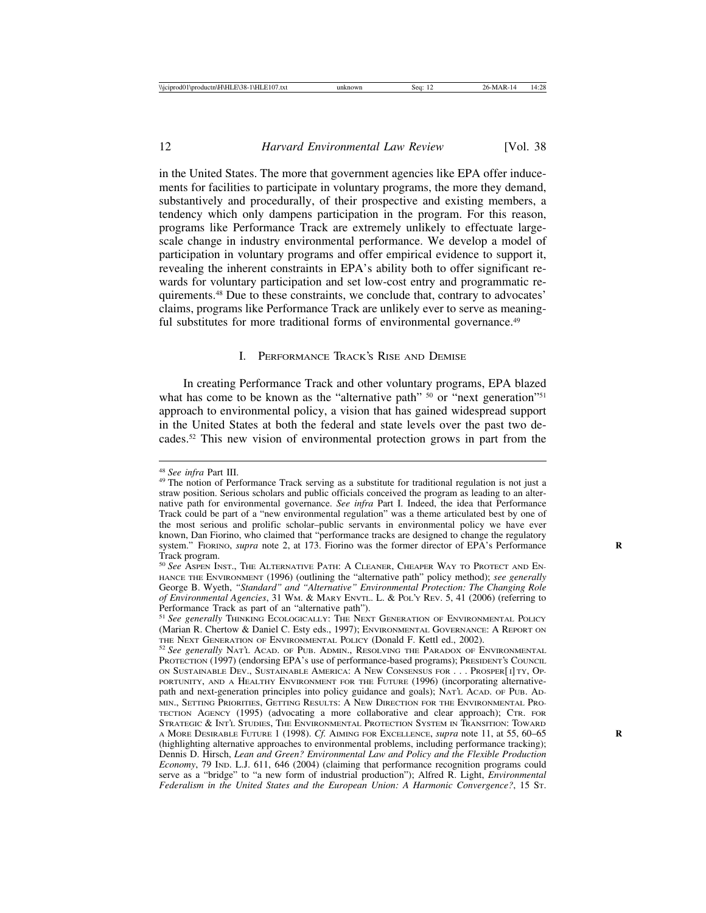in the United States. The more that government agencies like EPA offer inducements for facilities to participate in voluntary programs, the more they demand, substantively and procedurally, of their prospective and existing members, a tendency which only dampens participation in the program. For this reason, programs like Performance Track are extremely unlikely to effectuate large-scale change in industry environmental performance. We develop a model of participation in voluntary programs and offer empirical evidence to support it, revealing the inherent constraints in EPA's ability both to offer significant rewards for voluntary participation and set low-cost entry and programmatic requirements.[48] Due to these constraints, we conclude that, contrary to advocates' claims, programs like Performance Track are unlikely ever to serve as meaningful substitutes for more traditional forms of environmental governance.[49]

## I. Performance Track's Rise and Demise

In creating Performance Track and other voluntary programs, EPA blazed what has come to be known as the "alternative path" [50] or "next generation"[51] approach to environmental policy, a vision that has gained widespread support in the United States at both the federal and state levels over the past two decades.[52] This new vision of environmental protection grows in part from the

---

[48] *See infra* Part III.

[49] The notion of Performance Track serving as a substitute for traditional regulation is not just a straw position. Serious scholars and public officials conceived the program as leading to an alternative path for environmental governance. *See infra* Part I. Indeed, the idea that Performance Track could be part of a "new environmental regulation" was a theme articulated best by one of the most serious and prolific scholar–public servants in environmental policy we have ever known, Dan Fiorino, who claimed that "performance tracks are designed to change the regulatory system." Fiorino, *supra* note 2, at 173. Fiorino was the former director of EPA's Performance Track program.

[50] *See* Aspen Inst., The Alternative Path: A Cleaner, Cheaper Way to Protect and Enhance the Environment (1996) (outlining the "alternative path" policy method); *see generally* George B. Wyeth, *"Standard" and "Alternative" Environmental Protection: The Changing Role of Environmental Agencies*, 31 Wm. & Mary Envtl. L. & Pol'y Rev. 5, 41 (2006) (referring to Performance Track as part of an "alternative path").

[51] *See generally* Thinking Ecologically: The Next Generation of Environmental Policy (Marian R. Chertow & Daniel C. Esty eds., 1997); Environmental Governance: A Report on the Next Generation of Environmental Policy (Donald F. Kettl ed., 2002).

[52] *See generally* Nat'l Acad. of Pub. Admin., Resolving the Paradox of Environmental Protection (1997) (endorsing EPA's use of performance-based programs); President's Council on Sustainable Dev., Sustainable America: A New Consensus for . . . Prosper[i]ty, Opportunity, and a Healthy Environment for the Future (1996) (incorporating alternative-path and next-generation principles into policy guidance and goals); Nat'l Acad. of Pub. Admin., Setting Priorities, Getting Results: A New Direction for the Environmental Protection Agency (1995) (advocating a more collaborative and clear approach); Ctr. for Strategic & Int'l Studies, The Environmental Protection System in Transition: Toward a More Desirable Future 1 (1998). *Cf.* Aiming for Excellence, *supra* note 11, at 55, 60–65 (highlighting alternative approaches to environmental problems, including performance tracking); Dennis D. Hirsch, *Lean and Green? Environmental Law and Policy and the Flexible Production Economy*, 79 Ind. L.J. 611, 646 (2004) (claiming that performance recognition programs could serve as a "bridge" to "a new form of industrial production"); Alfred R. Light, *Environmental Federalism in the United States and the European Union: A Harmonic Convergence?*, 15 St.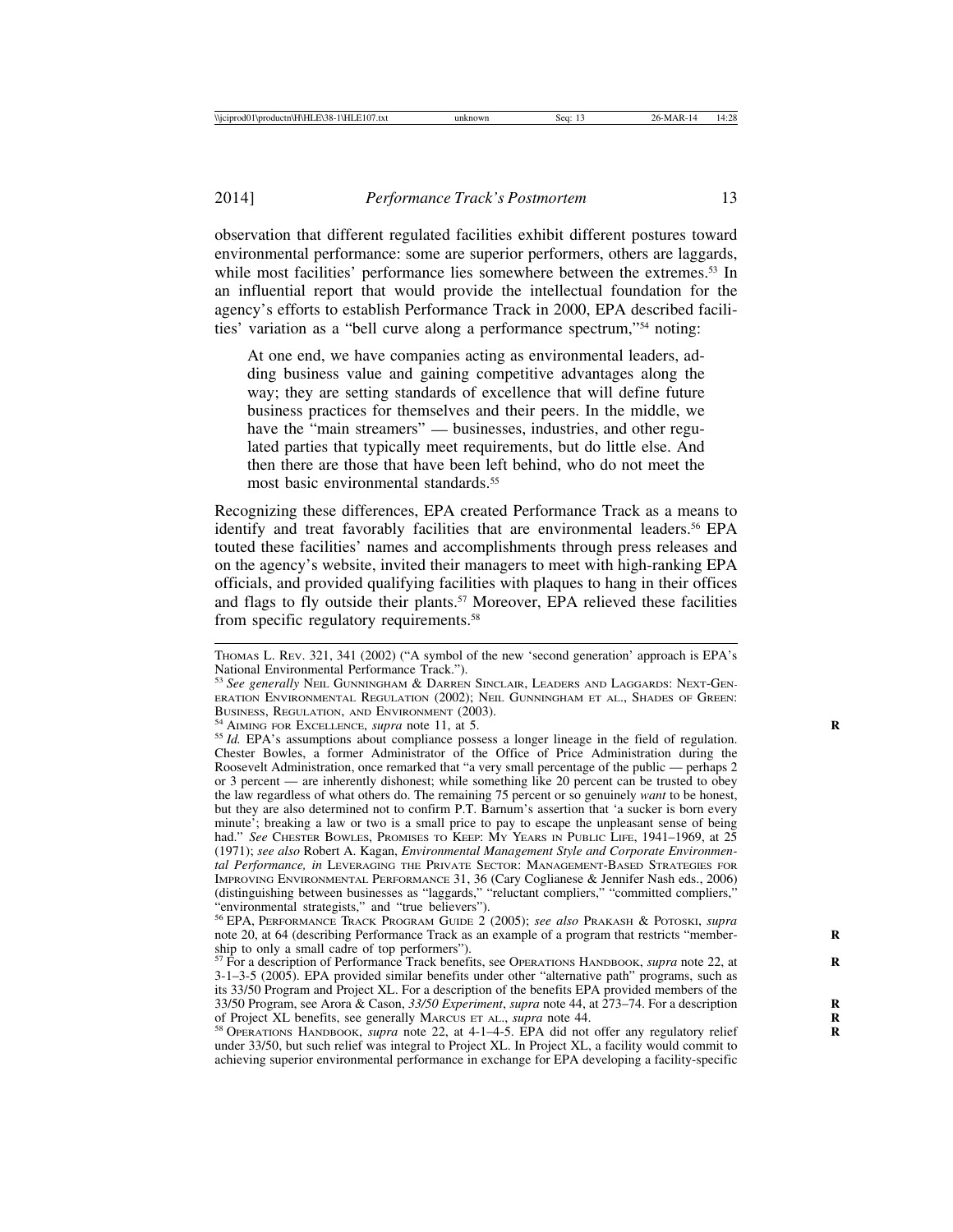observation that different regulated facilities exhibit different postures toward environmental performance: some are superior performers, others are laggards, while most facilities' performance lies somewhere between the extremes.[53] In an influential report that would provide the intellectual foundation for the agency's efforts to establish Performance Track in 2000, EPA described facilities' variation as a "bell curve along a performance spectrum,"[54] noting:

> At one end, we have companies acting as environmental leaders, adding business value and gaining competitive advantages along the way; they are setting standards of excellence that will define future business practices for themselves and their peers. In the middle, we have the "main streamers" — businesses, industries, and other regulated parties that typically meet requirements, but do little else. And then there are those that have been left behind, who do not meet the most basic environmental standards.[55]

Recognizing these differences, EPA created Performance Track as a means to identify and treat favorably facilities that are environmental leaders.[56] EPA touted these facilities' names and accomplishments through press releases and on the agency's website, invited their managers to meet with high-ranking EPA officials, and provided qualifying facilities with plaques to hang in their offices and flags to fly outside their plants.[57] Moreover, EPA relieved these facilities from specific regulatory requirements.[58]

---

THOMAS L. REV. 321, 341 (2002) ("A symbol of the new 'second generation' approach is EPA's National Environmental Performance Track.").

[53] *See generally* NEIL GUNNINGHAM & DARREN SINCLAIR, LEADERS AND LAGGARDS: NEXT-GENERATION ENVIRONMENTAL REGULATION (2002); NEIL GUNNINGHAM ET AL., SHADES OF GREEN: BUSINESS, REGULATION, AND ENVIRONMENT (2003).

[54] AIMING FOR EXCELLENCE, *supra* note 11, at 5.

[55] *Id.* EPA's assumptions about compliance possess a longer lineage in the field of regulation. Chester Bowles, a former Administrator of the Office of Price Administration during the Roosevelt Administration, once remarked that "a very small percentage of the public — perhaps 2 or 3 percent — are inherently dishonest; while something like 20 percent can be trusted to obey the law regardless of what others do. The remaining 75 percent or so genuinely *want* to be honest, but they are also determined not to confirm P.T. Barnum's assertion that 'a sucker is born every minute'; breaking a law or two is a small price to pay to escape the unpleasant sense of being had." *See* CHESTER BOWLES, PROMISES TO KEEP: MY YEARS IN PUBLIC LIFE, 1941–1969, at 25 (1971); *see also* Robert A. Kagan, *Environmental Management Style and Corporate Environmental Performance, in* LEVERAGING THE PRIVATE SECTOR: MANAGEMENT-BASED STRATEGIES FOR IMPROVING ENVIRONMENTAL PERFORMANCE 31, 36 (Cary Coglianese & Jennifer Nash eds., 2006) (distinguishing between businesses as "laggards," "reluctant compliers," "committed compliers," "environmental strategists," and "true believers").

[56] EPA, PERFORMANCE TRACK PROGRAM GUIDE 2 (2005); *see also* PRAKASH & POTOSKI, *supra* note 20, at 64 (describing Performance Track as an example of a program that restricts "membership to only a small cadre of top performers").

[57] For a description of Performance Track benefits, see OPERATIONS HANDBOOK, *supra* note 22, at 3-1–3-5 (2005). EPA provided similar benefits under other "alternative path" programs, such as its 33/50 Program and Project XL. For a description of the benefits EPA provided members of the 33/50 Program, see Arora & Cason, *33/50 Experiment*, *supra* note 44, at 273–74. For a description of Project XL benefits, see generally MARCUS ET AL., *supra* note 44.

[58] OPERATIONS HANDBOOK, *supra* note 22, at 4-1–4-5. EPA did not offer any regulatory relief under 33/50, but such relief was integral to Project XL. In Project XL, a facility would commit to achieving superior environmental performance in exchange for EPA developing a facility-specific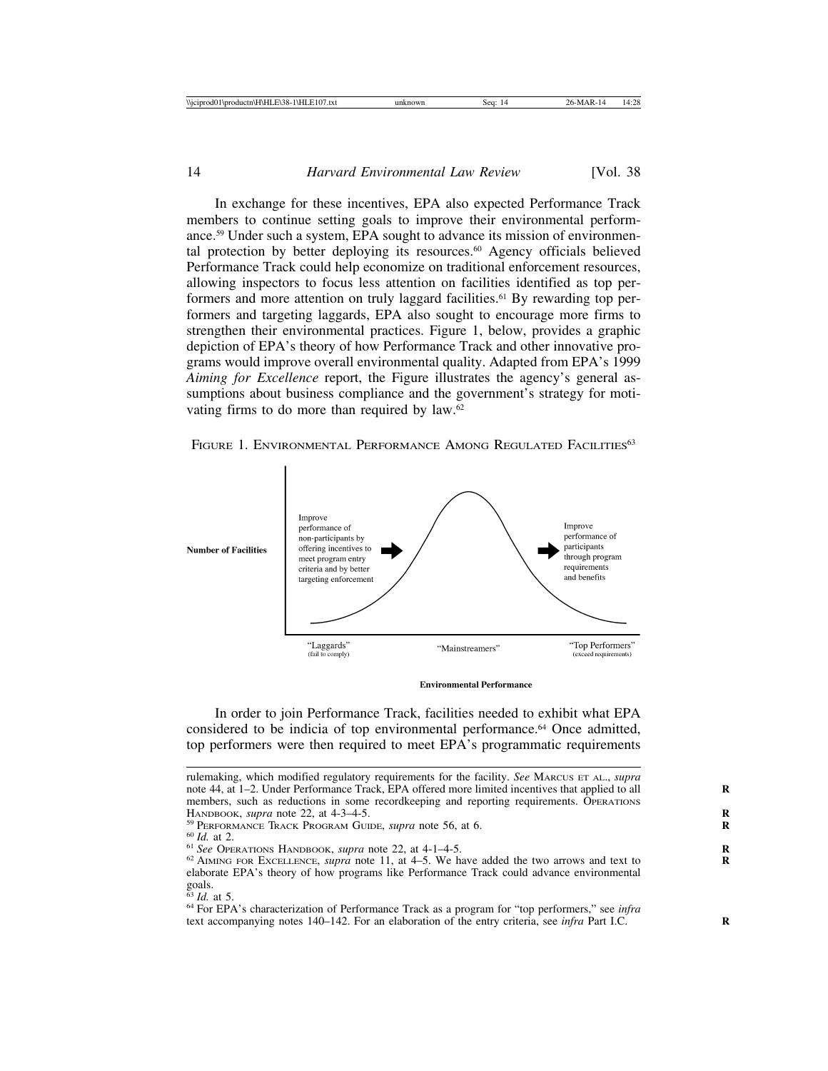In exchange for these incentives, EPA also expected Performance Track members to continue setting goals to improve their environmental performance.[59] Under such a system, EPA sought to advance its mission of environmental protection by better deploying its resources.[60] Agency officials believed Performance Track could help economize on traditional enforcement resources, allowing inspectors to focus less attention on facilities identified as top performers and more attention on truly laggard facilities.[61] By rewarding top performers and targeting laggards, EPA also sought to encourage more firms to strengthen their environmental practices. Figure 1, below, provides a graphic depiction of EPA's theory of how Performance Track and other innovative programs would improve overall environmental quality. Adapted from EPA's 1999 *Aiming for Excellence* report, the Figure illustrates the agency's general assumptions about business compliance and the government's strategy for motivating firms to do more than required by law.[62]

FIGURE 1. ENVIRONMENTAL PERFORMANCE AMONG REGULATED FACILITIES[63]

Number of Facilities

Improve performance of non-participants by offering incentives to meet program entry criteria and by better targeting enforcement

Improve performance of participants through program requirements and benefits

"Laggards" (fail to comply) — "Mainstreamers" — "Top Performers" (exceed requirements)

Environmental Performance

In order to join Performance Track, facilities needed to exhibit what EPA considered to be indicia of top environmental performance.[64] Once admitted, top performers were then required to meet EPA's programmatic requirements

---

rulemaking, which modified regulatory requirements for the facility. *See* MARCUS ET AL., *supra* note 44, at 1–2. Under Performance Track, EPA offered more limited incentives that applied to all members, such as reductions in some recordkeeping and reporting requirements. OPERATIONS HANDBOOK, *supra* note 22, at 4-3–4-5.

[59] PERFORMANCE TRACK PROGRAM GUIDE, *supra* note 56, at 6.

[60] *Id.* at 2.

[61] *See* OPERATIONS HANDBOOK, *supra* note 22, at 4-1–4-5.

[62] AIMING FOR EXCELLENCE, *supra* note 11, at 4–5. We have added the two arrows and text to elaborate EPA's theory of how programs like Performance Track could advance environmental goals.

[63] *Id.* at 5.

[64] For EPA's characterization of Performance Track as a program for "top performers," see *infra* text accompanying notes 140–142. For an elaboration of the entry criteria, see *infra* Part I.C.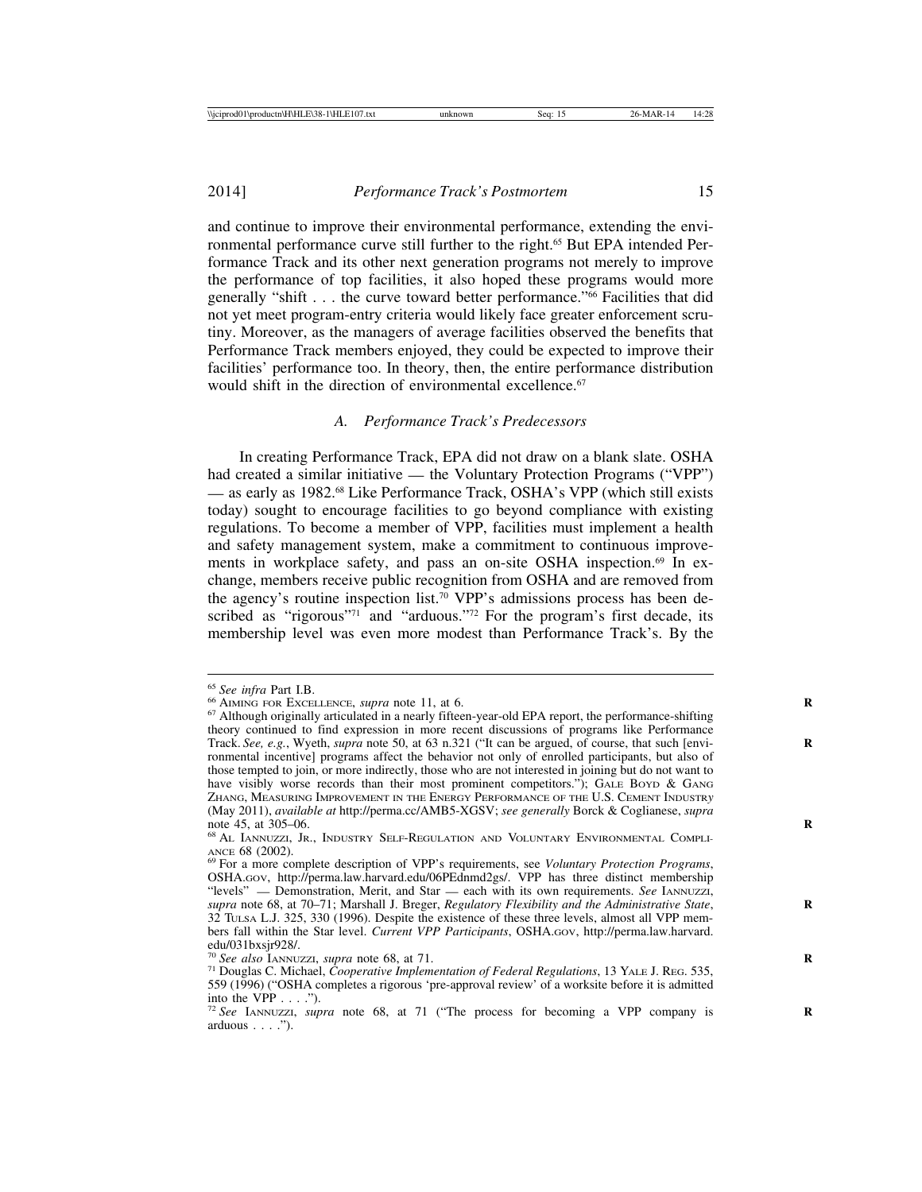and continue to improve their environmental performance, extending the environmental performance curve still further to the right.[65] But EPA intended Performance Track and its other next generation programs not merely to improve the performance of top facilities, it also hoped these programs would more generally "shift . . . the curve toward better performance."[66] Facilities that did not yet meet program-entry criteria would likely face greater enforcement scrutiny. Moreover, as the managers of average facilities observed the benefits that Performance Track members enjoyed, they could be expected to improve their facilities' performance too. In theory, then, the entire performance distribution would shift in the direction of environmental excellence.[67]

### *A. Performance Track's Predecessors*

In creating Performance Track, EPA did not draw on a blank slate. OSHA had created a similar initiative — the Voluntary Protection Programs ("VPP") — as early as 1982.[68] Like Performance Track, OSHA's VPP (which still exists today) sought to encourage facilities to go beyond compliance with existing regulations. To become a member of VPP, facilities must implement a health and safety management system, make a commitment to continuous improvements in workplace safety, and pass an on-site OSHA inspection.[69] In exchange, members receive public recognition from OSHA and are removed from the agency's routine inspection list.[70] VPP's admissions process has been described as "rigorous"[71] and "arduous."[72] For the program's first decade, its membership level was even more modest than Performance Track's. By the

---

[65] *See infra* Part I.B.

[66] AIMING FOR EXCELLENCE, *supra* note 11, at 6.

[67] Although originally articulated in a nearly fifteen-year-old EPA report, the performance-shifting theory continued to find expression in more recent discussions of programs like Performance Track. *See, e.g.*, Wyeth, *supra* note 50, at 63 n.321 ("It can be argued, of course, that such [environmental incentive] programs affect the behavior not only of enrolled participants, but also of those tempted to join, or more indirectly, those who are not interested in joining but do not want to have visibly worse records than their most prominent competitors."); GALE BOYD & GANG ZHANG, MEASURING IMPROVEMENT IN THE ENERGY PERFORMANCE OF THE U.S. CEMENT INDUSTRY (May 2011), *available at* http://perma.cc/AMB5-XGSV; *see generally* Borck & Coglianese, *supra* note 45, at 305–06.

[68] AL IANNUZZI, JR., INDUSTRY SELF-REGULATION AND VOLUNTARY ENVIRONMENTAL COMPLIANCE 68 (2002).

[69] For a more complete description of VPP's requirements, see *Voluntary Protection Programs*, OSHA.GOV, http://perma.law.harvard.edu/06PEdnmd2gs/. VPP has three distinct membership "levels" — Demonstration, Merit, and Star — each with its own requirements. *See* IANNUZZI, *supra* note 68, at 70–71; Marshall J. Breger, *Regulatory Flexibility and the Administrative State*, 32 TULSA L.J. 325, 330 (1996). Despite the existence of these three levels, almost all VPP members fall within the Star level. *Current VPP Participants*, OSHA.GOV, http://perma.law.harvard.edu/031bxsjr928/.

[70] *See also* IANNUZZI, *supra* note 68, at 71.

[71] Douglas C. Michael, *Cooperative Implementation of Federal Regulations*, 13 YALE J. REG. 535, 559 (1996) ("OSHA completes a rigorous 'pre-approval review' of a worksite before it is admitted into the VPP . . . .").

[72] *See* IANNUZZI, *supra* note 68, at 71 ("The process for becoming a VPP company is arduous . . . .").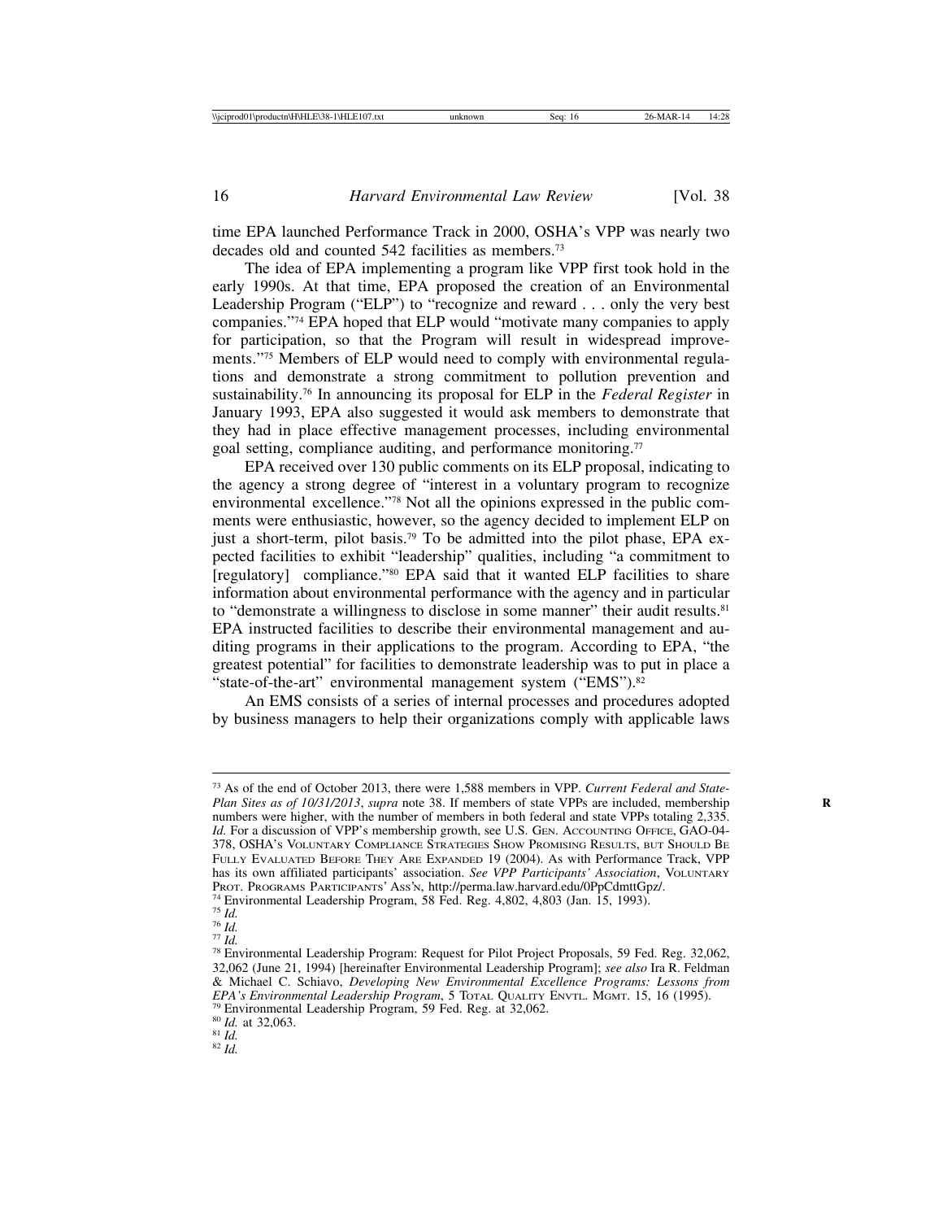time EPA launched Performance Track in 2000, OSHA's VPP was nearly two decades old and counted 542 facilities as members.[73]

The idea of EPA implementing a program like VPP first took hold in the early 1990s. At that time, EPA proposed the creation of an Environmental Leadership Program ("ELP") to "recognize and reward . . . only the very best companies."[74] EPA hoped that ELP would "motivate many companies to apply for participation, so that the Program will result in widespread improvements."[75] Members of ELP would need to comply with environmental regulations and demonstrate a strong commitment to pollution prevention and sustainability.[76] In announcing its proposal for ELP in the *Federal Register* in January 1993, EPA also suggested it would ask members to demonstrate that they had in place effective management processes, including environmental goal setting, compliance auditing, and performance monitoring.[77]

EPA received over 130 public comments on its ELP proposal, indicating to the agency a strong degree of "interest in a voluntary program to recognize environmental excellence."[78] Not all the opinions expressed in the public comments were enthusiastic, however, so the agency decided to implement ELP on just a short-term, pilot basis.[79] To be admitted into the pilot phase, EPA expected facilities to exhibit "leadership" qualities, including "a commitment to [regulatory] compliance."[80] EPA said that it wanted ELP facilities to share information about environmental performance with the agency and in particular to "demonstrate a willingness to disclose in some manner" their audit results.[81] EPA instructed facilities to describe their environmental management and auditing programs in their applications to the program. According to EPA, "the greatest potential" for facilities to demonstrate leadership was to put in place a "state-of-the-art" environmental management system ("EMS").[82]

An EMS consists of a series of internal processes and procedures adopted by business managers to help their organizations comply with applicable laws

---

[73] As of the end of October 2013, there were 1,588 members in VPP. *Current Federal and State-Plan Sites as of 10/31/2013*, *supra* note 38. If members of state VPPs are included, membership numbers were higher, with the number of members in both federal and state VPPs totaling 2,335. *Id.* For a discussion of VPP's membership growth, see U.S. GEN. ACCOUNTING OFFICE, GAO-04-378, OSHA'S VOLUNTARY COMPLIANCE STRATEGIES SHOW PROMISING RESULTS, BUT SHOULD BE FULLY EVALUATED BEFORE THEY ARE EXPANDED 19 (2004). As with Performance Track, VPP has its own affiliated participants' association. *See VPP Participants' Association*, VOLUNTARY PROT. PROGRAMS PARTICIPANTS' ASS'N, http://perma.law.harvard.edu/0PpCdmttGpz/.

[74] Environmental Leadership Program, 58 Fed. Reg. 4,802, 4,803 (Jan. 15, 1993).

[75] *Id.*

[76] *Id.*

[77] *Id.*

[78] Environmental Leadership Program: Request for Pilot Project Proposals, 59 Fed. Reg. 32,062, 32,062 (June 21, 1994) [hereinafter Environmental Leadership Program]; *see also* Ira R. Feldman & Michael C. Schiavo, *Developing New Environmental Excellence Programs: Lessons from EPA's Environmental Leadership Program*, 5 TOTAL QUALITY ENVTL. MGMT. 15, 16 (1995).

[79] Environmental Leadership Program, 59 Fed. Reg. at 32,062.

[80] *Id.* at 32,063.

[81] *Id.*

[82] *Id.*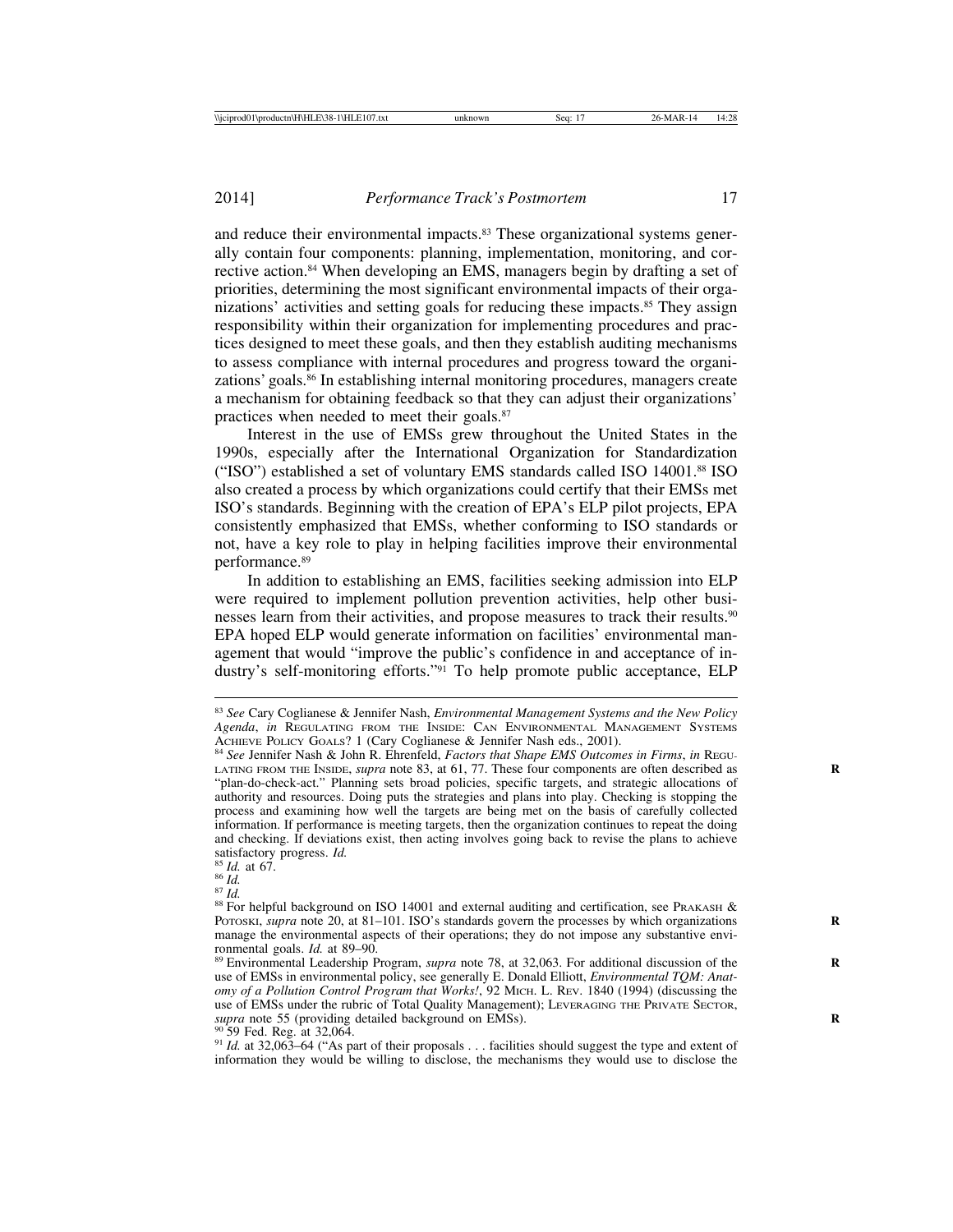and reduce their environmental impacts.[83] These organizational systems generally contain four components: planning, implementation, monitoring, and corrective action.[84] When developing an EMS, managers begin by drafting a set of priorities, determining the most significant environmental impacts of their organizations' activities and setting goals for reducing these impacts.[85] They assign responsibility within their organization for implementing procedures and practices designed to meet these goals, and then they establish auditing mechanisms to assess compliance with internal procedures and progress toward the organizations' goals.[86] In establishing internal monitoring procedures, managers create a mechanism for obtaining feedback so that they can adjust their organizations' practices when needed to meet their goals.[87]

Interest in the use of EMSs grew throughout the United States in the 1990s, especially after the International Organization for Standardization ("ISO") established a set of voluntary EMS standards called ISO 14001.[88] ISO also created a process by which organizations could certify that their EMSs met ISO's standards. Beginning with the creation of EPA's ELP pilot projects, EPA consistently emphasized that EMSs, whether conforming to ISO standards or not, have a key role to play in helping facilities improve their environmental performance.[89]

In addition to establishing an EMS, facilities seeking admission into ELP were required to implement pollution prevention activities, help other businesses learn from their activities, and propose measures to track their results.[90] EPA hoped ELP would generate information on facilities' environmental management that would "improve the public's confidence in and acceptance of industry's self-monitoring efforts."[91] To help promote public acceptance, ELP

---

[83] *See* Cary Coglianese & Jennifer Nash, *Environmental Management Systems and the New Policy Agenda*, *in* REGULATING FROM THE INSIDE: CAN ENVIRONMENTAL MANAGEMENT SYSTEMS ACHIEVE POLICY GOALS? 1 (Cary Coglianese & Jennifer Nash eds., 2001).

[84] *See* Jennifer Nash & John R. Ehrenfeld, *Factors that Shape EMS Outcomes in Firms*, *in* REGULATING FROM THE INSIDE, *supra* note 83, at 61, 77. These four components are often described as "plan-do-check-act." Planning sets broad policies, specific targets, and strategic allocations of authority and resources. Doing puts the strategies and plans into play. Checking is stopping the process and examining how well the targets are being met on the basis of carefully collected information. If performance is meeting targets, then the organization continues to repeat the doing and checking. If deviations exist, then acting involves going back to revise the plans to achieve satisfactory progress. *Id.*

[85] *Id.* at 67.

[86] *Id.*

[87] *Id.*

[88] For helpful background on ISO 14001 and external auditing and certification, see PRAKASH & POTOSKI, *supra* note 20, at 81–101. ISO's standards govern the processes by which organizations manage the environmental aspects of their operations; they do not impose any substantive environmental goals. *Id.* at 89–90.

[89] Environmental Leadership Program, *supra* note 78, at 32,063. For additional discussion of the use of EMSs in environmental policy, see generally E. Donald Elliott, *Environmental TQM: Anatomy of a Pollution Control Program that Works!*, 92 MICH. L. REV. 1840 (1994) (discussing the use of EMSs under the rubric of Total Quality Management); LEVERAGING THE PRIVATE SECTOR, *supra* note 55 (providing detailed background on EMSs).

[90] 59 Fed. Reg. at 32,064.

[91] *Id.* at 32,063–64 ("As part of their proposals . . . facilities should suggest the type and extent of information they would be willing to disclose, the mechanisms they would use to disclose the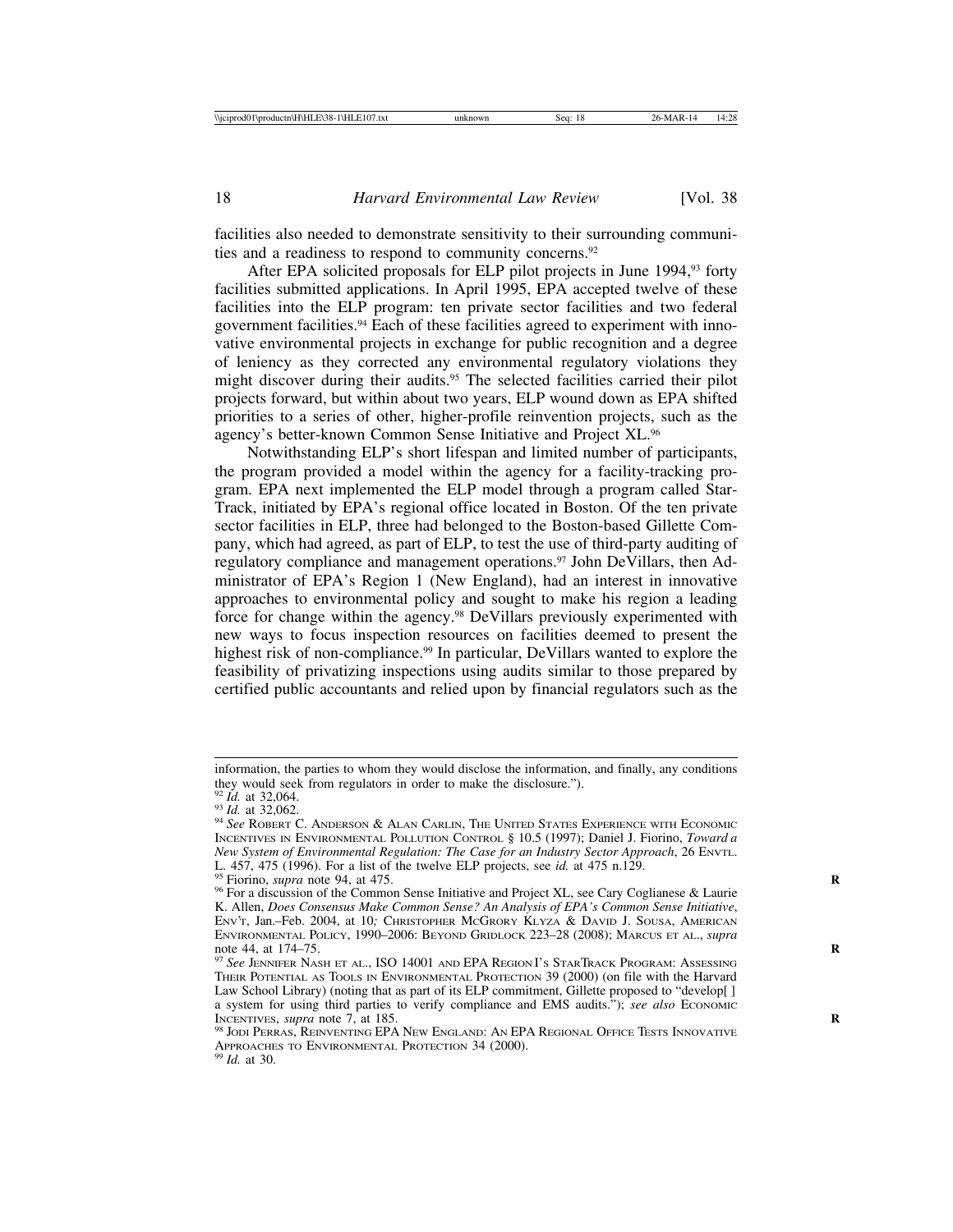facilities also needed to demonstrate sensitivity to their surrounding communities and a readiness to respond to community concerns.[92]

After EPA solicited proposals for ELP pilot projects in June 1994,[93] forty facilities submitted applications. In April 1995, EPA accepted twelve of these facilities into the ELP program: ten private sector facilities and two federal government facilities.[94] Each of these facilities agreed to experiment with innovative environmental projects in exchange for public recognition and a degree of leniency as they corrected any environmental regulatory violations they might discover during their audits.[95] The selected facilities carried their pilot projects forward, but within about two years, ELP wound down as EPA shifted priorities to a series of other, higher-profile reinvention projects, such as the agency's better-known Common Sense Initiative and Project XL.[96]

Notwithstanding ELP's short lifespan and limited number of participants, the program provided a model within the agency for a facility-tracking program. EPA next implemented the ELP model through a program called Star-Track, initiated by EPA's regional office located in Boston. Of the ten private sector facilities in ELP, three had belonged to the Boston-based Gillette Company, which had agreed, as part of ELP, to test the use of third-party auditing of regulatory compliance and management operations.[97] John DeVillars, then Administrator of EPA's Region 1 (New England), had an interest in innovative approaches to environmental policy and sought to make his region a leading force for change within the agency.[98] DeVillars previously experimented with new ways to focus inspection resources on facilities deemed to present the highest risk of non-compliance.[99] In particular, DeVillars wanted to explore the feasibility of privatizing inspections using audits similar to those prepared by certified public accountants and relied upon by financial regulators such as the

---

information, the parties to whom they would disclose the information, and finally, any conditions they would seek from regulators in order to make the disclosure.").

[92] *Id.* at 32,064.

[93] *Id.* at 32,062.

[94] *See* Robert C. Anderson & Alan Carlin, The United States Experience with Economic Incentives in Environmental Pollution Control § 10.5 (1997); Daniel J. Fiorino, *Toward a New System of Environmental Regulation: The Case for an Industry Sector Approach*, 26 Envtl. L. 457, 475 (1996). For a list of the twelve ELP projects, see *id.* at 475 n.129.

[95] Fiorino, *supra* note 94, at 475.

[96] For a discussion of the Common Sense Initiative and Project XL, see Cary Coglianese & Laurie K. Allen, *Does Consensus Make Common Sense? An Analysis of EPA's Common Sense Initiative*, Env't, Jan.–Feb. 2004, at 10; Christopher McGrory Klyza & David J. Sousa, American Environmental Policy, 1990–2006: Beyond Gridlock 223–28 (2008); Marcus et al., *supra* note 44, at 174–75.

[97] *See* Jennifer Nash et al., ISO 14001 and EPA Region I's StarTrack Program: Assessing Their Potential as Tools in Environmental Protection 39 (2000) (on file with the Harvard Law School Library) (noting that as part of its ELP commitment, Gillette proposed to "develop[ ] a system for using third parties to verify compliance and EMS audits."); *see also* Economic Incentives, *supra* note 7, at 185.

[98] Jodi Perras, Reinventing EPA New England: An EPA Regional Office Tests Innovative Approaches to Environmental Protection 34 (2000).

[99] *Id.* at 30.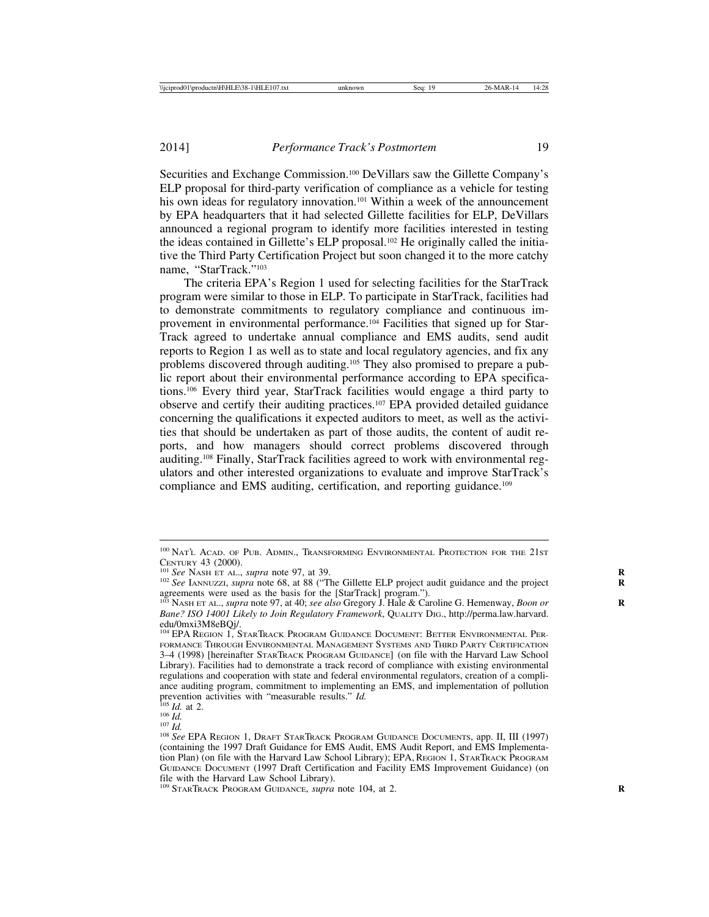Securities and Exchange Commission.[100] DeVillars saw the Gillette Company's ELP proposal for third-party verification of compliance as a vehicle for testing his own ideas for regulatory innovation.[101] Within a week of the announcement by EPA headquarters that it had selected Gillette facilities for ELP, DeVillars announced a regional program to identify more facilities interested in testing the ideas contained in Gillette's ELP proposal.[102] He originally called the initiative the Third Party Certification Project but soon changed it to the more catchy name, "StarTrack."[103]

The criteria EPA's Region 1 used for selecting facilities for the StarTrack program were similar to those in ELP. To participate in StarTrack, facilities had to demonstrate commitments to regulatory compliance and continuous improvement in environmental performance.[104] Facilities that signed up for StarTrack agreed to undertake annual compliance and EMS audits, send audit reports to Region 1 as well as to state and local regulatory agencies, and fix any problems discovered through auditing.[105] They also promised to prepare a public report about their environmental performance according to EPA specifications.[106] Every third year, StarTrack facilities would engage a third party to observe and certify their auditing practices.[107] EPA provided detailed guidance concerning the qualifications it expected auditors to meet, as well as the activities that should be undertaken as part of those audits, the content of audit reports, and how managers should correct problems discovered through auditing.[108] Finally, StarTrack facilities agreed to work with environmental regulators and other interested organizations to evaluate and improve StarTrack's compliance and EMS auditing, certification, and reporting guidance.[109]

---

[100] NAT'L ACAD. OF PUB. ADMIN., TRANSFORMING ENVIRONMENTAL PROTECTION FOR THE 21ST CENTURY 43 (2000).

[101] *See* NASH ET AL., *supra* note 97, at 39.

[102] *See* IANNUZZI, *supra* note 68, at 88 ("The Gillette ELP project audit guidance and the project agreements were used as the basis for the [StarTrack] program.").

[103] NASH ET AL., *supra* note 97, at 40; *see also* Gregory J. Hale & Caroline G. Hemenway, *Boon or Bane? ISO 14001 Likely to Join Regulatory Framework*, QUALITY DIG., http://perma.law.harvard.edu/0mxi3M8eBQj/.

[104] EPA REGION 1, STARTRACK PROGRAM GUIDANCE DOCUMENT: BETTER ENVIRONMENTAL PERFORMANCE THROUGH ENVIRONMENTAL MANAGEMENT SYSTEMS AND THIRD PARTY CERTIFICATION 3–4 (1998) [hereinafter STARTRACK PROGRAM GUIDANCE] (on file with the Harvard Law School Library). Facilities had to demonstrate a track record of compliance with existing environmental regulations and cooperation with state and federal environmental regulators, creation of a compliance auditing program, commitment to implementing an EMS, and implementation of pollution prevention activities with "measurable results." *Id.*

[105] *Id.* at 2.

[106] *Id.*

[107] *Id.*

[108] *See* EPA REGION 1, DRAFT STARTRACK PROGRAM GUIDANCE DOCUMENTS, app. II, III (1997) (containing the 1997 Draft Guidance for EMS Audit, EMS Audit Report, and EMS Implementation Plan) (on file with the Harvard Law School Library); EPA, REGION 1, STARTRACK PROGRAM GUIDANCE DOCUMENT (1997 Draft Certification and Facility EMS Improvement Guidance) (on file with the Harvard Law School Library).

[109] STARTRACK PROGRAM GUIDANCE, *supra* note 104, at 2.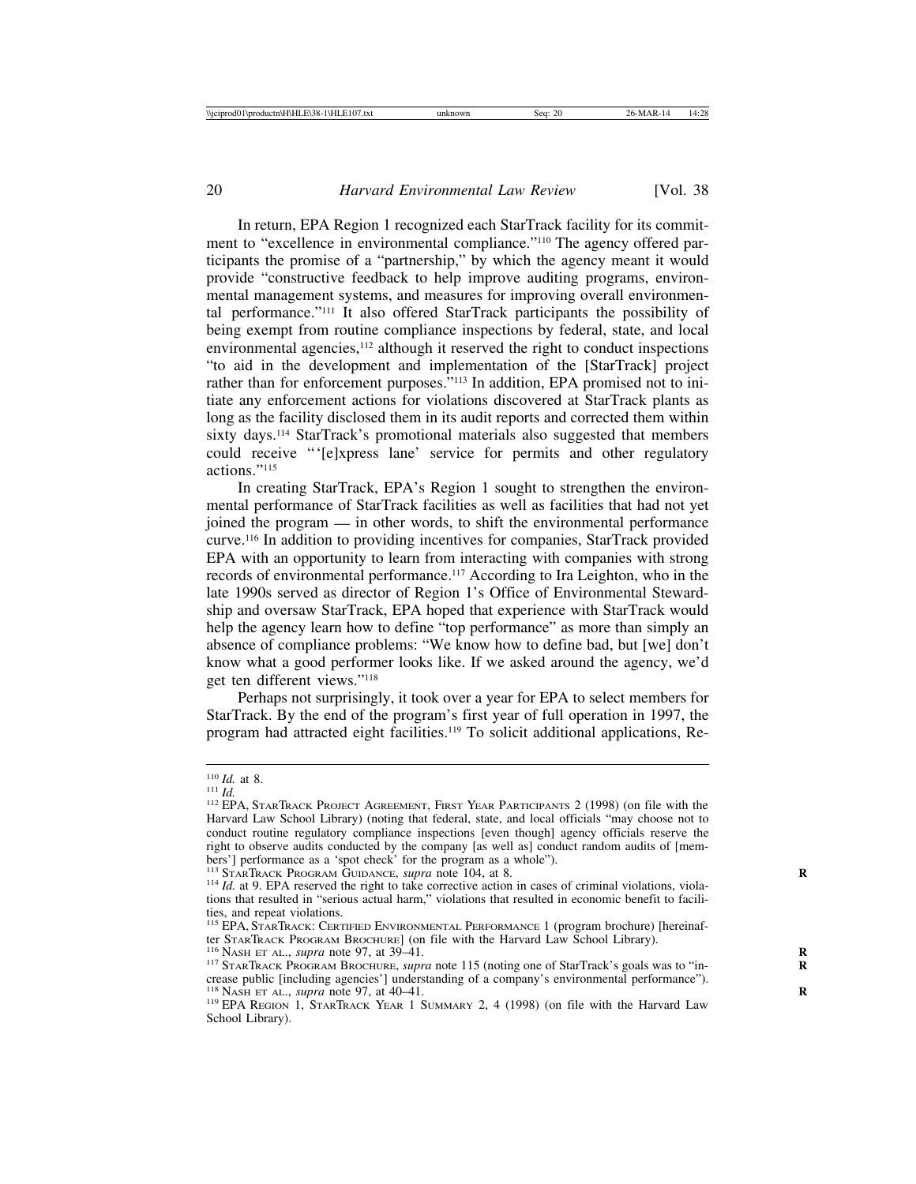In return, EPA Region 1 recognized each StarTrack facility for its commitment to "excellence in environmental compliance."[110] The agency offered participants the promise of a "partnership," by which the agency meant it would provide "constructive feedback to help improve auditing programs, environmental management systems, and measures for improving overall environmental performance."[111] It also offered StarTrack participants the possibility of being exempt from routine compliance inspections by federal, state, and local environmental agencies,[112] although it reserved the right to conduct inspections "to aid in the development and implementation of the [StarTrack] project rather than for enforcement purposes."[113] In addition, EPA promised not to initiate any enforcement actions for violations discovered at StarTrack plants as long as the facility disclosed them in its audit reports and corrected them within sixty days.[114] StarTrack's promotional materials also suggested that members could receive "'[e]xpress lane' service for permits and other regulatory actions."[115]

In creating StarTrack, EPA's Region 1 sought to strengthen the environmental performance of StarTrack facilities as well as facilities that had not yet joined the program — in other words, to shift the environmental performance curve.[116] In addition to providing incentives for companies, StarTrack provided EPA with an opportunity to learn from interacting with companies with strong records of environmental performance.[117] According to Ira Leighton, who in the late 1990s served as director of Region 1's Office of Environmental Stewardship and oversaw StarTrack, EPA hoped that experience with StarTrack would help the agency learn how to define "top performance" as more than simply an absence of compliance problems: "We know how to define bad, but [we] don't know what a good performer looks like. If we asked around the agency, we'd get ten different views."[118]

Perhaps not surprisingly, it took over a year for EPA to select members for StarTrack. By the end of the program's first year of full operation in 1997, the program had attracted eight facilities.[119] To solicit additional applications, Re-

---

[110] *Id.* at 8.

[111] *Id.*

[112] EPA, StarTrack Project Agreement, First Year Participants 2 (1998) (on file with the Harvard Law School Library) (noting that federal, state, and local officials "may choose not to conduct routine regulatory compliance inspections [even though] agency officials reserve the right to observe audits conducted by the company [as well as] conduct random audits of [members'] performance as a 'spot check' for the program as a whole").

[113] StarTrack Program Guidance, *supra* note 104, at 8.

[114] *Id.* at 9. EPA reserved the right to take corrective action in cases of criminal violations, violations that resulted in "serious actual harm," violations that resulted in economic benefit to facilities, and repeat violations.

[115] EPA, StarTrack: Certified Environmental Performance 1 (program brochure) [hereinafter StarTrack Program Brochure] (on file with the Harvard Law School Library).

[116] Nash et al., *supra* note 97, at 39–41.

[117] StarTrack Program Brochure, *supra* note 115 (noting one of StarTrack's goals was to "increase public [including agencies'] understanding of a company's environmental performance").

[118] Nash et al., *supra* note 97, at 40–41.

[119] EPA Region 1, StarTrack Year 1 Summary 2, 4 (1998) (on file with the Harvard Law School Library).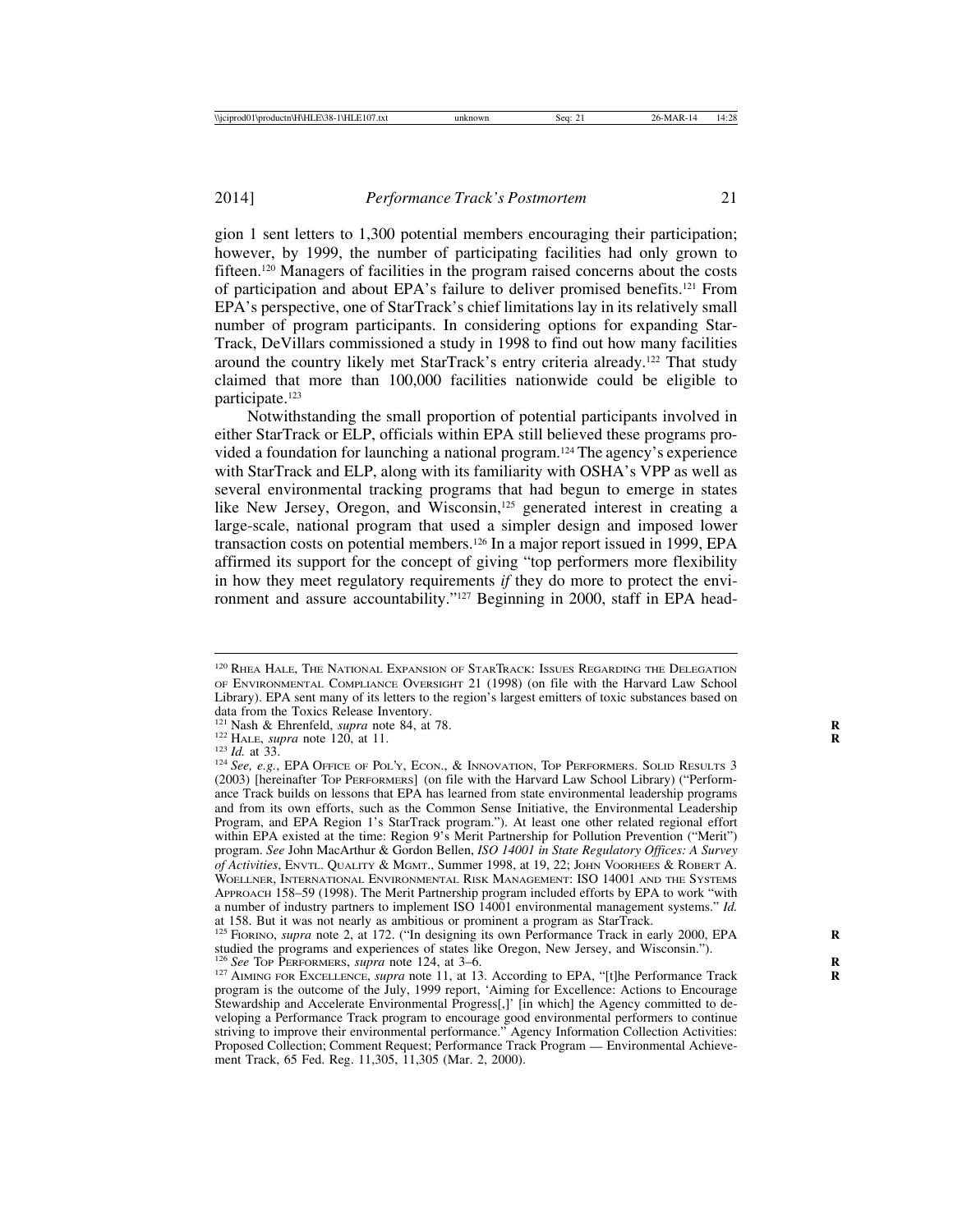gion 1 sent letters to 1,300 potential members encouraging their participation; however, by 1999, the number of participating facilities had only grown to fifteen.[120] Managers of facilities in the program raised concerns about the costs of participation and about EPA's failure to deliver promised benefits.[121] From EPA's perspective, one of StarTrack's chief limitations lay in its relatively small number of program participants. In considering options for expanding StarTrack, DeVillars commissioned a study in 1998 to find out how many facilities around the country likely met StarTrack's entry criteria already.[122] That study claimed that more than 100,000 facilities nationwide could be eligible to participate.[123]

Notwithstanding the small proportion of potential participants involved in either StarTrack or ELP, officials within EPA still believed these programs provided a foundation for launching a national program.[124] The agency's experience with StarTrack and ELP, along with its familiarity with OSHA's VPP as well as several environmental tracking programs that had begun to emerge in states like New Jersey, Oregon, and Wisconsin,[125] generated interest in creating a large-scale, national program that used a simpler design and imposed lower transaction costs on potential members.[126] In a major report issued in 1999, EPA affirmed its support for the concept of giving "top performers more flexibility in how they meet regulatory requirements *if* they do more to protect the environment and assure accountability."[127] Beginning in 2000, staff in EPA head-

---

[120] Rhea Hale, The National Expansion of StarTrack: Issues Regarding the Delegation of Environmental Compliance Oversight 21 (1998) (on file with the Harvard Law School Library). EPA sent many of its letters to the region's largest emitters of toxic substances based on data from the Toxics Release Inventory.

[121] Nash & Ehrenfeld, *supra* note 84, at 78.

[122] Hale, *supra* note 120, at 11.

[123] *Id.* at 33.

[124] *See, e.g.*, EPA Office of Pol'y, Econ., & Innovation, Top Performers. Solid Results 3 (2003) [hereinafter Top Performers] (on file with the Harvard Law School Library) ("Performance Track builds on lessons that EPA has learned from state environmental leadership programs and from its own efforts, such as the Common Sense Initiative, the Environmental Leadership Program, and EPA Region 1's StarTrack program."). At least one other related regional effort within EPA existed at the time: Region 9's Merit Partnership for Pollution Prevention ("Merit") program. *See* John MacArthur & Gordon Bellen, *ISO 14001 in State Regulatory Offices: A Survey of Activities*, Envtl. Quality & Mgmt., Summer 1998, at 19, 22; John Voorhees & Robert A. Woellner, International Environmental Risk Management: ISO 14001 and the Systems Approach 158–59 (1998). The Merit Partnership program included efforts by EPA to work "with a number of industry partners to implement ISO 14001 environmental management systems." *Id.* at 158. But it was not nearly as ambitious or prominent a program as StarTrack.

[125] Fiorino, *supra* note 2, at 172. ("In designing its own Performance Track in early 2000, EPA studied the programs and experiences of states like Oregon, New Jersey, and Wisconsin.").

[126] *See* Top Performers, *supra* note 124, at 3–6.

[127] Aiming for Excellence, *supra* note 11, at 13. According to EPA, "[t]he Performance Track program is the outcome of the July, 1999 report, 'Aiming for Excellence: Actions to Encourage Stewardship and Accelerate Environmental Progress[,]' [in which] the Agency committed to developing a Performance Track program to encourage good environmental performers to continue striving to improve their environmental performance." Agency Information Collection Activities: Proposed Collection; Comment Request; Performance Track Program — Environmental Achievement Track, 65 Fed. Reg. 11,305, 11,305 (Mar. 2, 2000).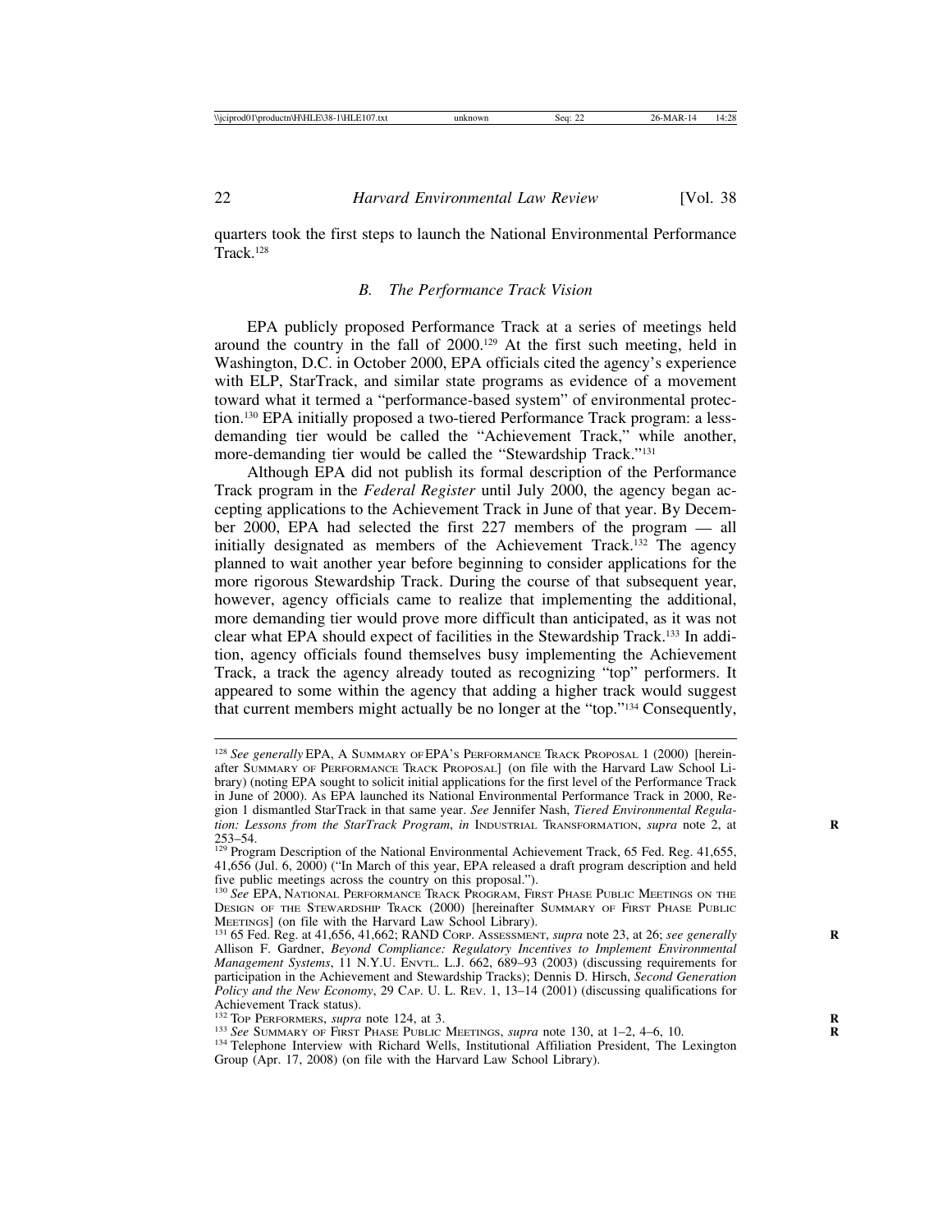quarters took the first steps to launch the National Environmental Performance Track.[128]

### *B. The Performance Track Vision*

EPA publicly proposed Performance Track at a series of meetings held around the country in the fall of 2000.[129] At the first such meeting, held in Washington, D.C. in October 2000, EPA officials cited the agency's experience with ELP, StarTrack, and similar state programs as evidence of a movement toward what it termed a "performance-based system" of environmental protection.[130] EPA initially proposed a two-tiered Performance Track program: a less-demanding tier would be called the "Achievement Track," while another, more-demanding tier would be called the "Stewardship Track."[131]

Although EPA did not publish its formal description of the Performance Track program in the *Federal Register* until July 2000, the agency began accepting applications to the Achievement Track in June of that year. By December 2000, EPA had selected the first 227 members of the program — all initially designated as members of the Achievement Track.[132] The agency planned to wait another year before beginning to consider applications for the more rigorous Stewardship Track. During the course of that subsequent year, however, agency officials came to realize that implementing the additional, more demanding tier would prove more difficult than anticipated, as it was not clear what EPA should expect of facilities in the Stewardship Track.[133] In addition, agency officials found themselves busy implementing the Achievement Track, a track the agency already touted as recognizing "top" performers. It appeared to some within the agency that adding a higher track would suggest that current members might actually be no longer at the "top."[134] Consequently,

---

[128] *See generally* EPA, A SUMMARY OF EPA'S PERFORMANCE TRACK PROPOSAL 1 (2000) [hereinafter SUMMARY OF PERFORMANCE TRACK PROPOSAL] (on file with the Harvard Law School Library) (noting EPA sought to solicit initial applications for the first level of the Performance Track in June of 2000). As EPA launched its National Environmental Performance Track in 2000, Region 1 dismantled StarTrack in that same year. *See* Jennifer Nash, *Tiered Environmental Regulation: Lessons from the StarTrack Program*, *in* INDUSTRIAL TRANSFORMATION, *supra* note 2, at 253–54.

[129] Program Description of the National Environmental Achievement Track, 65 Fed. Reg. 41,655, 41,656 (Jul. 6, 2000) ("In March of this year, EPA released a draft program description and held five public meetings across the country on this proposal.").

[130] *See* EPA, NATIONAL PERFORMANCE TRACK PROGRAM, FIRST PHASE PUBLIC MEETINGS ON THE DESIGN OF THE STEWARDSHIP TRACK (2000) [hereinafter SUMMARY OF FIRST PHASE PUBLIC MEETINGS] (on file with the Harvard Law School Library).

[131] 65 Fed. Reg. at 41,656, 41,662; RAND CORP. ASSESSMENT, *supra* note 23, at 26; *see generally* Allison F. Gardner, *Beyond Compliance: Regulatory Incentives to Implement Environmental Management Systems*, 11 N.Y.U. ENVTL. L.J. 662, 689–93 (2003) (discussing requirements for participation in the Achievement and Stewardship Tracks); Dennis D. Hirsch, *Second Generation Policy and the New Economy*, 29 CAP. U. L. REV. 1, 13–14 (2001) (discussing qualifications for Achievement Track status).

[132] TOP PERFORMERS, *supra* note 124, at 3.

[133] *See* SUMMARY OF FIRST PHASE PUBLIC MEETINGS, *supra* note 130, at 1–2, 4–6, 10.

[134] Telephone Interview with Richard Wells, Institutional Affiliation President, The Lexington Group (Apr. 17, 2008) (on file with the Harvard Law School Library).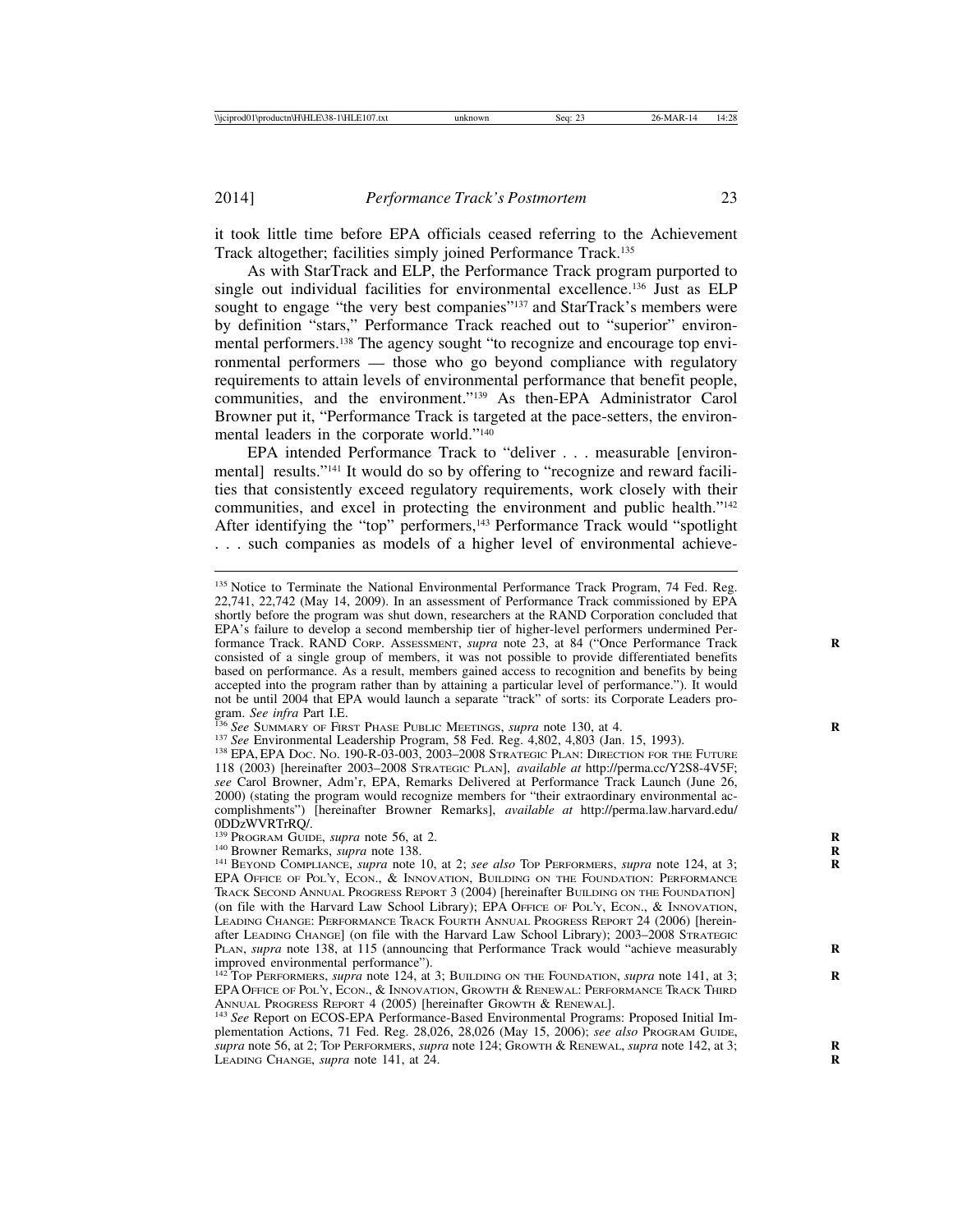it took little time before EPA officials ceased referring to the Achievement Track altogether; facilities simply joined Performance Track.[135]

As with StarTrack and ELP, the Performance Track program purported to single out individual facilities for environmental excellence.[136] Just as ELP sought to engage "the very best companies"[137] and StarTrack's members were by definition "stars," Performance Track reached out to "superior" environmental performers.[138] The agency sought "to recognize and encourage top environmental performers — those who go beyond compliance with regulatory requirements to attain levels of environmental performance that benefit people, communities, and the environment."[139] As then-EPA Administrator Carol Browner put it, "Performance Track is targeted at the pace-setters, the environmental leaders in the corporate world."[140]

EPA intended Performance Track to "deliver . . . measurable [environmental] results."[141] It would do so by offering to "recognize and reward facilities that consistently exceed regulatory requirements, work closely with their communities, and excel in protecting the environment and public health."[142] After identifying the "top" performers,[143] Performance Track would "spotlight . . . such companies as models of a higher level of environmental achieve-

---

[135] Notice to Terminate the National Environmental Performance Track Program, 74 Fed. Reg. 22,741, 22,742 (May 14, 2009). In an assessment of Performance Track commissioned by EPA shortly before the program was shut down, researchers at the RAND Corporation concluded that EPA's failure to develop a second membership tier of higher-level performers undermined Performance Track. RAND CORP. ASSESSMENT, *supra* note 23, at 84 ("Once Performance Track consisted of a single group of members, it was not possible to provide differentiated benefits based on performance. As a result, members gained access to recognition and benefits by being accepted into the program rather than by attaining a particular level of performance."). It would not be until 2004 that EPA would launch a separate "track" of sorts: its Corporate Leaders program. *See infra* Part I.E.

[136] *See* SUMMARY OF FIRST PHASE PUBLIC MEETINGS, *supra* note 130, at 4.

[137] *See* Environmental Leadership Program, 58 Fed. Reg. 4,802, 4,803 (Jan. 15, 1993).

[138] EPA, EPA DOC. NO. 190-R-03-003, 2003–2008 STRATEGIC PLAN: DIRECTION FOR THE FUTURE 118 (2003) [hereinafter 2003–2008 STRATEGIC PLAN], *available at* http://perma.cc/Y2S8-4V5F; *see* Carol Browner, Adm'r, EPA, Remarks Delivered at Performance Track Launch (June 26, 2000) (stating the program would recognize members for "their extraordinary environmental accomplishments") [hereinafter Browner Remarks], *available at* http://perma.law.harvard.edu/0DDzWVRTrRQ/.

[139] PROGRAM GUIDE, *supra* note 56, at 2.

[140] Browner Remarks, *supra* note 138.

[141] BEYOND COMPLIANCE, *supra* note 10, at 2; *see also* TOP PERFORMERS, *supra* note 124, at 3; EPA OFFICE OF POL'Y, ECON., & INNOVATION, BUILDING ON THE FOUNDATION: PERFORMANCE TRACK SECOND ANNUAL PROGRESS REPORT 3 (2004) [hereinafter BUILDING ON THE FOUNDATION] (on file with the Harvard Law School Library); EPA OFFICE OF POL'Y, ECON., & INNOVATION, LEADING CHANGE: PERFORMANCE TRACK FOURTH ANNUAL PROGRESS REPORT 24 (2006) [hereinafter LEADING CHANGE] (on file with the Harvard Law School Library); 2003–2008 STRATEGIC PLAN, *supra* note 138, at 115 (announcing that Performance Track would "achieve measurably improved environmental performance").

[142] TOP PERFORMERS, *supra* note 124, at 3; BUILDING ON THE FOUNDATION, *supra* note 141, at 3; EPA OFFICE OF POL'Y, ECON., & INNOVATION, GROWTH & RENEWAL: PERFORMANCE TRACK THIRD ANNUAL PROGRESS REPORT 4 (2005) [hereinafter GROWTH & RENEWAL].

[143] *See* Report on ECOS-EPA Performance-Based Environmental Programs: Proposed Initial Implementation Actions, 71 Fed. Reg. 28,026, 28,026 (May 15, 2006); *see also* PROGRAM GUIDE, *supra* note 56, at 2; TOP PERFORMERS, *supra* note 124; GROWTH & RENEWAL, *supra* note 142, at 3; LEADING CHANGE, *supra* note 141, at 24.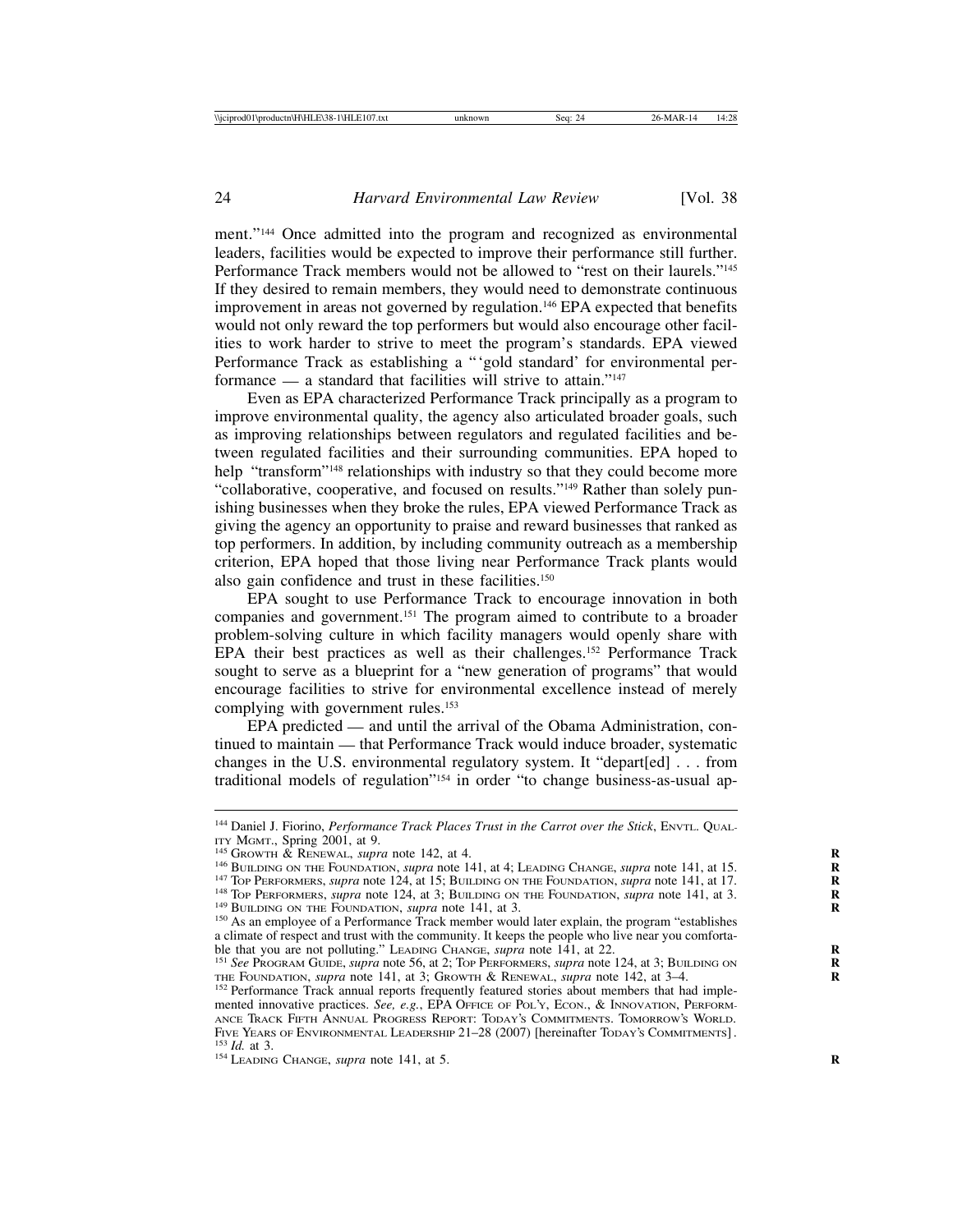ment."[144] Once admitted into the program and recognized as environmental leaders, facilities would be expected to improve their performance still further. Performance Track members would not be allowed to "rest on their laurels."[145] If they desired to remain members, they would need to demonstrate continuous improvement in areas not governed by regulation.[146] EPA expected that benefits would not only reward the top performers but would also encourage other facilities to work harder to strive to meet the program's standards. EPA viewed Performance Track as establishing a "'gold standard' for environmental performance — a standard that facilities will strive to attain."[147]

Even as EPA characterized Performance Track principally as a program to improve environmental quality, the agency also articulated broader goals, such as improving relationships between regulators and regulated facilities and between regulated facilities and their surrounding communities. EPA hoped to help "transform"[148] relationships with industry so that they could become more "collaborative, cooperative, and focused on results."[149] Rather than solely punishing businesses when they broke the rules, EPA viewed Performance Track as giving the agency an opportunity to praise and reward businesses that ranked as top performers. In addition, by including community outreach as a membership criterion, EPA hoped that those living near Performance Track plants would also gain confidence and trust in these facilities.[150]

EPA sought to use Performance Track to encourage innovation in both companies and government.[151] The program aimed to contribute to a broader problem-solving culture in which facility managers would openly share with EPA their best practices as well as their challenges.[152] Performance Track sought to serve as a blueprint for a "new generation of programs" that would encourage facilities to strive for environmental excellence instead of merely complying with government rules.[153]

EPA predicted — and until the arrival of the Obama Administration, continued to maintain — that Performance Track would induce broader, systematic changes in the U.S. environmental regulatory system. It "depart[ed] . . . from traditional models of regulation"[154] in order "to change business-as-usual ap-

---

[144] Daniel J. Fiorino, *Performance Track Places Trust in the Carrot over the Stick*, ENVTL. QUALITY MGMT., Spring 2001, at 9.

[145] GROWTH & RENEWAL, *supra* note 142, at 4.

[146] BUILDING ON THE FOUNDATION, *supra* note 141, at 4; LEADING CHANGE, *supra* note 141, at 15.

[147] TOP PERFORMERS, *supra* note 124, at 15; BUILDING ON THE FOUNDATION, *supra* note 141, at 17.

[148] TOP PERFORMERS, *supra* note 124, at 3; BUILDING ON THE FOUNDATION, *supra* note 141, at 3.

[149] BUILDING ON THE FOUNDATION, *supra* note 141, at 3.

[150] As an employee of a Performance Track member would later explain, the program "establishes a climate of respect and trust with the community. It keeps the people who live near you comfortable that you are not polluting." LEADING CHANGE, *supra* note 141, at 22.

[151] *See* PROGRAM GUIDE, *supra* note 56, at 2; TOP PERFORMERS, *supra* note 124, at 3; BUILDING ON THE FOUNDATION, *supra* note 141, at 3; GROWTH & RENEWAL, *supra* note 142, at 3–4.

[152] Performance Track annual reports frequently featured stories about members that had implemented innovative practices. *See, e.g.*, EPA OFFICE OF POL'Y, ECON., & INNOVATION, PERFORMANCE TRACK FIFTH ANNUAL PROGRESS REPORT: TODAY'S COMMITMENTS. TOMORROW'S WORLD. FIVE YEARS OF ENVIRONMENTAL LEADERSHIP 21–28 (2007) [hereinafter TODAY'S COMMITMENTS].

[153] *Id.* at 3.

[154] LEADING CHANGE, *supra* note 141, at 5.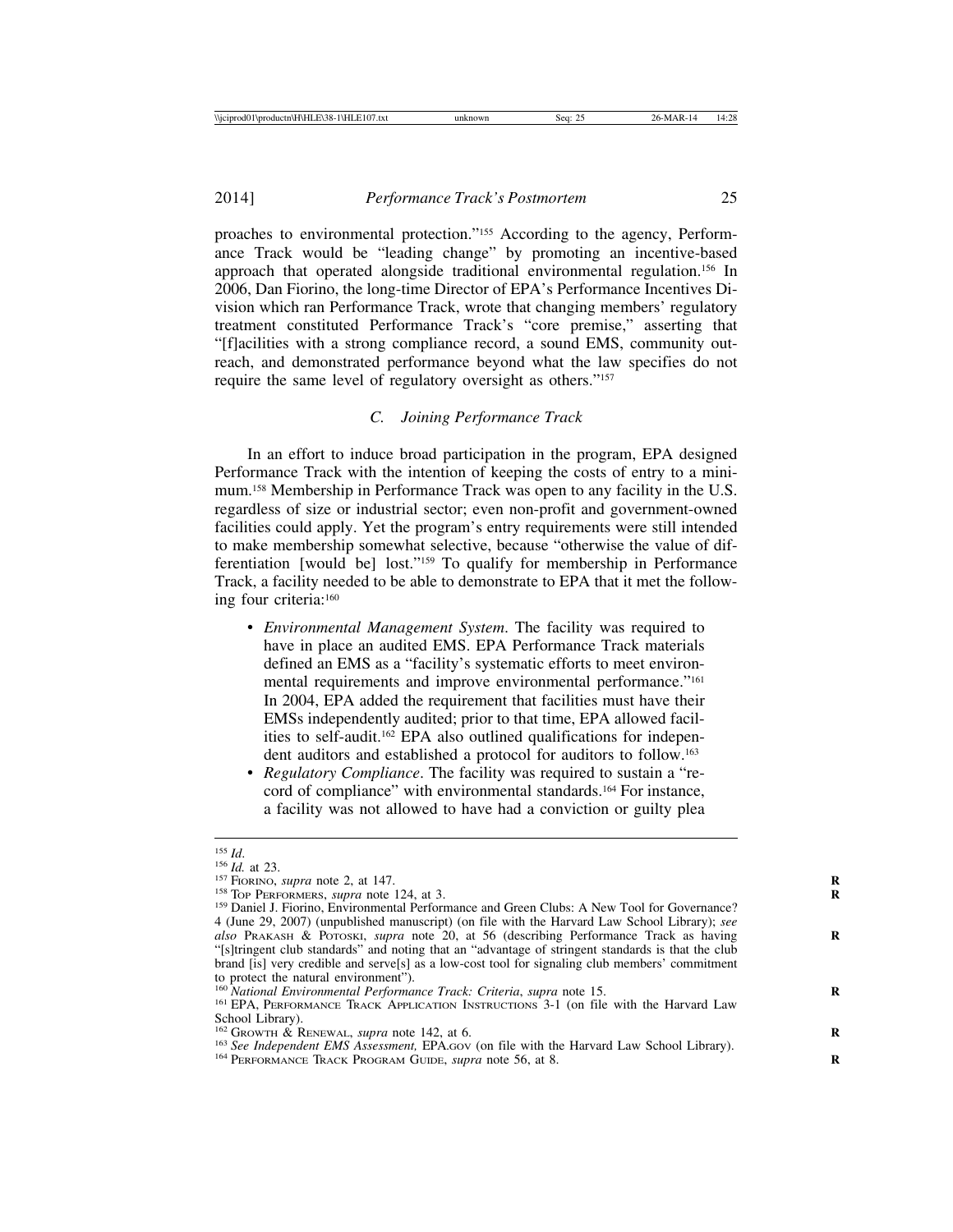proaches to environmental protection."[155] According to the agency, Performance Track would be "leading change" by promoting an incentive-based approach that operated alongside traditional environmental regulation.[156] In 2006, Dan Fiorino, the long-time Director of EPA's Performance Incentives Division which ran Performance Track, wrote that changing members' regulatory treatment constituted Performance Track's "core premise," asserting that "[f]acilities with a strong compliance record, a sound EMS, community outreach, and demonstrated performance beyond what the law specifies do not require the same level of regulatory oversight as others."[157]

### *C. Joining Performance Track*

In an effort to induce broad participation in the program, EPA designed Performance Track with the intention of keeping the costs of entry to a minimum.[158] Membership in Performance Track was open to any facility in the U.S. regardless of size or industrial sector; even non-profit and government-owned facilities could apply. Yet the program's entry requirements were still intended to make membership somewhat selective, because "otherwise the value of differentiation [would be] lost."[159] To qualify for membership in Performance Track, a facility needed to be able to demonstrate to EPA that it met the following four criteria:[160]

- *Environmental Management System*. The facility was required to have in place an audited EMS. EPA Performance Track materials defined an EMS as a "facility's systematic efforts to meet environmental requirements and improve environmental performance."[161] In 2004, EPA added the requirement that facilities must have their EMSs independently audited; prior to that time, EPA allowed facilities to self-audit.[162] EPA also outlined qualifications for independent auditors and established a protocol for auditors to follow.[163]
- *Regulatory Compliance*. The facility was required to sustain a "record of compliance" with environmental standards.[164] For instance, a facility was not allowed to have had a conviction or guilty plea

---

[155] *Id.*

[156] *Id.* at 23.

[157] Fiorino, *supra* note 2, at 147.

[158] Top Performers, *supra* note 124, at 3.

[159] Daniel J. Fiorino, Environmental Performance and Green Clubs: A New Tool for Governance? 4 (June 29, 2007) (unpublished manuscript) (on file with the Harvard Law School Library); *see also* Prakash & Potoski, *supra* note 20, at 56 (describing Performance Track as having "[s]tringent club standards" and noting that an "advantage of stringent standards is that the club brand [is] very credible and serve[s] as a low-cost tool for signaling club members' commitment to protect the natural environment").

[160] *National Environmental Performance Track: Criteria*, *supra* note 15.

[161] EPA, Performance Track Application Instructions 3-1 (on file with the Harvard Law School Library).

[162] Growth & Renewal, *supra* note 142, at 6.

[163] *See Independent EMS Assessment,* EPA.gov (on file with the Harvard Law School Library).

[164] Performance Track Program Guide, *supra* note 56, at 8.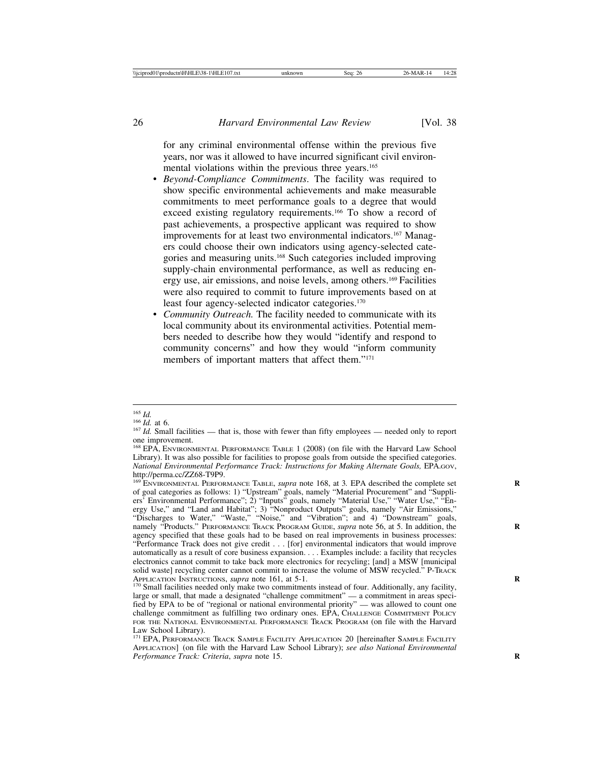for any criminal environmental offense within the previous five years, nor was it allowed to have incurred significant civil environmental violations within the previous three years.[165]

- *Beyond-Compliance Commitments*. The facility was required to show specific environmental achievements and make measurable commitments to meet performance goals to a degree that would exceed existing regulatory requirements.[166] To show a record of past achievements, a prospective applicant was required to show improvements for at least two environmental indicators.[167] Managers could choose their own indicators using agency-selected categories and measuring units.[168] Such categories included improving supply-chain environmental performance, as well as reducing energy use, air emissions, and noise levels, among others.[169] Facilities were also required to commit to future improvements based on at least four agency-selected indicator categories.[170]
- *Community Outreach.* The facility needed to communicate with its local community about its environmental activities. Potential members needed to describe how they would "identify and respond to community concerns" and how they would "inform community members of important matters that affect them."[171]

---

[165] *Id.*

[166] *Id.* at 6.

[167] *Id.* Small facilities — that is, those with fewer than fifty employees — needed only to report one improvement.

[168] EPA, ENVIRONMENTAL PERFORMANCE TABLE 1 (2008) (on file with the Harvard Law School Library). It was also possible for facilities to propose goals from outside the specified categories. *National Environmental Performance Track: Instructions for Making Alternate Goals,* EPA.GOV, http://perma.cc/ZZ68-T9P9.

[169] ENVIRONMENTAL PERFORMANCE TABLE, *supra* note 168, at 3. EPA described the complete set of goal categories as follows: 1) "Upstream" goals, namely "Material Procurement" and "Suppliers' Environmental Performance"; 2) "Inputs" goals, namely "Material Use," "Water Use," "Energy Use," and "Land and Habitat"; 3) "Nonproduct Outputs" goals, namely "Air Emissions," "Discharges to Water," "Waste," "Noise," and "Vibration"; and 4) "Downstream" goals, namely "Products." PERFORMANCE TRACK PROGRAM GUIDE, *supra* note 56, at 5. In addition, the agency specified that these goals had to be based on real improvements in business processes: "Performance Track does not give credit . . . [for] environmental indicators that would improve automatically as a result of core business expansion. . . . Examples include: a facility that recycles electronics cannot commit to take back more electronics for recycling; [and] a MSW [municipal solid waste] recycling center cannot commit to increase the volume of MSW recycled." P-TRACK APPLICATION INSTRUCTIONS, *supra* note 161, at 5-1.

[170] Small facilities needed only make two commitments instead of four. Additionally, any facility, large or small, that made a designated "challenge commitment" — a commitment in areas specified by EPA to be of "regional or national environmental priority" — was allowed to count one challenge commitment as fulfilling two ordinary ones. EPA, CHALLENGE COMMITMENT POLICY FOR THE NATIONAL ENVIRONMENTAL PERFORMANCE TRACK PROGRAM (on file with the Harvard Law School Library).

[171] EPA, PERFORMANCE TRACK SAMPLE FACILITY APPLICATION 20 [hereinafter SAMPLE FACILITY APPLICATION] (on file with the Harvard Law School Library); *see also National Environmental Performance Track: Criteria*, *supra* note 15.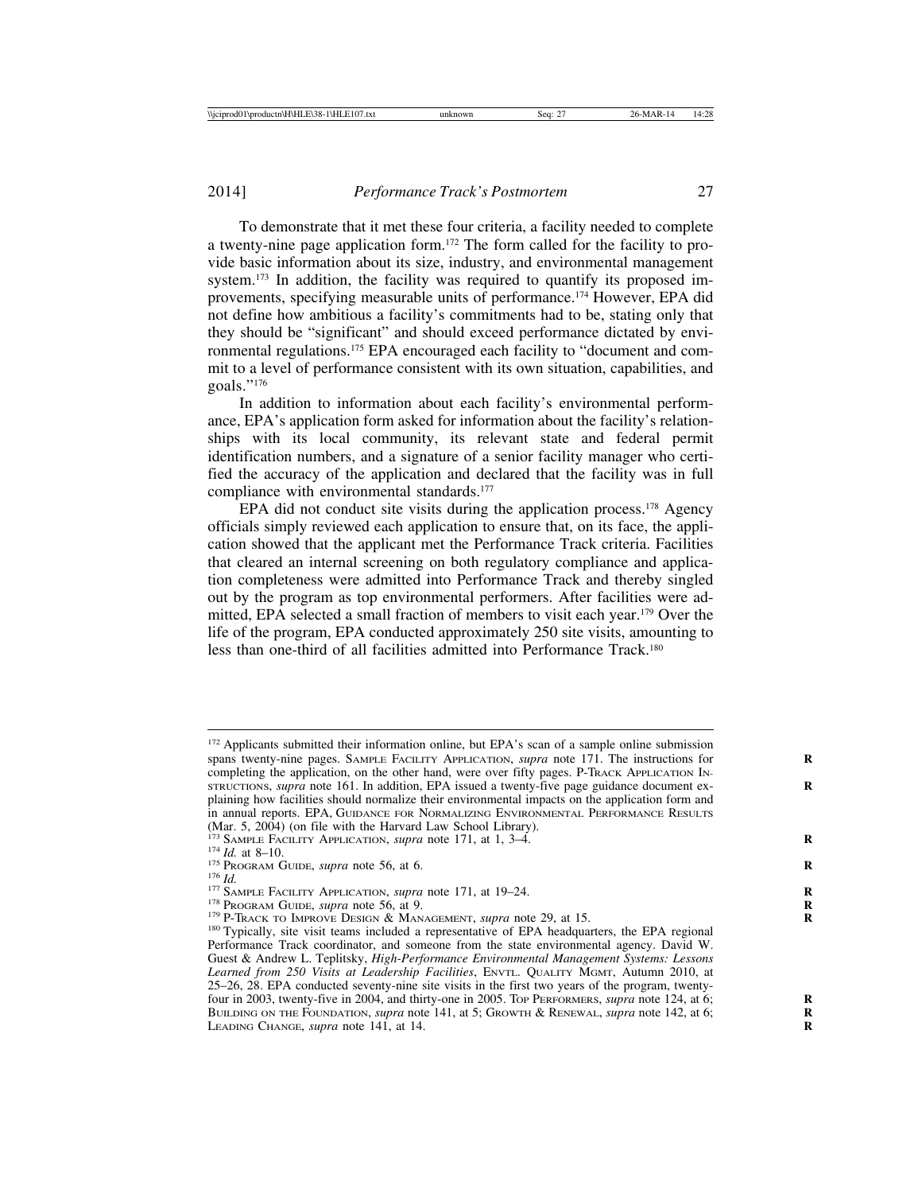To demonstrate that it met these four criteria, a facility needed to complete a twenty-nine page application form.[172] The form called for the facility to provide basic information about its size, industry, and environmental management system.[173] In addition, the facility was required to quantify its proposed improvements, specifying measurable units of performance.[174] However, EPA did not define how ambitious a facility's commitments had to be, stating only that they should be "significant" and should exceed performance dictated by environmental regulations.[175] EPA encouraged each facility to "document and commit to a level of performance consistent with its own situation, capabilities, and goals."[176]

In addition to information about each facility's environmental performance, EPA's application form asked for information about the facility's relationships with its local community, its relevant state and federal permit identification numbers, and a signature of a senior facility manager who certified the accuracy of the application and declared that the facility was in full compliance with environmental standards.[177]

EPA did not conduct site visits during the application process.[178] Agency officials simply reviewed each application to ensure that, on its face, the application showed that the applicant met the Performance Track criteria. Facilities that cleared an internal screening on both regulatory compliance and application completeness were admitted into Performance Track and thereby singled out by the program as top environmental performers. After facilities were admitted, EPA selected a small fraction of members to visit each year.[179] Over the life of the program, EPA conducted approximately 250 site visits, amounting to less than one-third of all facilities admitted into Performance Track.[180]

---

[172] Applicants submitted their information online, but EPA's scan of a sample online submission spans twenty-nine pages. SAMPLE FACILITY APPLICATION, *supra* note 171. The instructions for completing the application, on the other hand, were over fifty pages. P-TRACK APPLICATION INSTRUCTIONS, *supra* note 161. In addition, EPA issued a twenty-five page guidance document explaining how facilities should normalize their environmental impacts on the application form and in annual reports. EPA, GUIDANCE FOR NORMALIZING ENVIRONMENTAL PERFORMANCE RESULTS (Mar. 5, 2004) (on file with the Harvard Law School Library).

[173] SAMPLE FACILITY APPLICATION, *supra* note 171, at 1, 3–4.

[174] *Id.* at 8–10.

[175] PROGRAM GUIDE, *supra* note 56, at 6.

[176] *Id.*

[177] SAMPLE FACILITY APPLICATION, *supra* note 171, at 19–24.

[178] PROGRAM GUIDE, *supra* note 56, at 9.

[179] P-TRACK TO IMPROVE DESIGN & MANAGEMENT, *supra* note 29, at 15.

[180] Typically, site visit teams included a representative of EPA headquarters, the EPA regional Performance Track coordinator, and someone from the state environmental agency. David W. Guest & Andrew L. Teplitsky, *High-Performance Environmental Management Systems: Lessons Learned from 250 Visits at Leadership Facilities*, ENVTL. QUALITY MGMT, Autumn 2010, at 25–26, 28. EPA conducted seventy-nine site visits in the first two years of the program, twenty-four in 2003, twenty-five in 2004, and thirty-one in 2005. TOP PERFORMERS, *supra* note 124, at 6; BUILDING ON THE FOUNDATION, *supra* note 141, at 5; GROWTH & RENEWAL, *supra* note 142, at 6; LEADING CHANGE, *supra* note 141, at 14.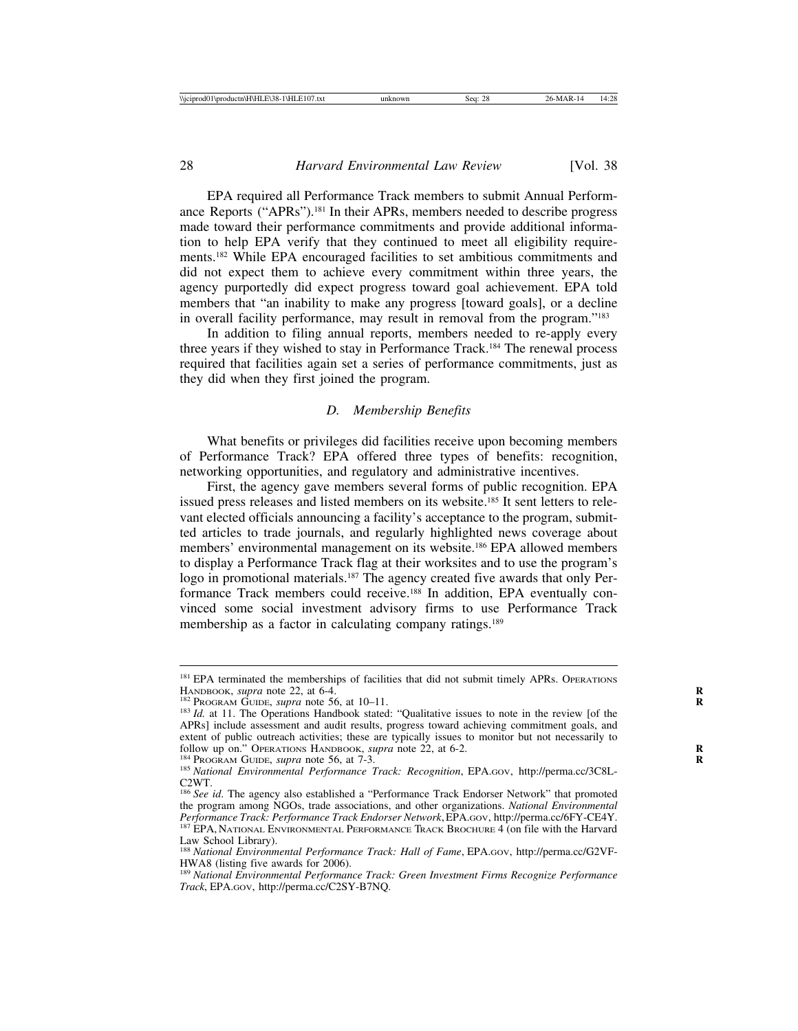EPA required all Performance Track members to submit Annual Performance Reports ("APRs").[181] In their APRs, members needed to describe progress made toward their performance commitments and provide additional information to help EPA verify that they continued to meet all eligibility requirements.[182] While EPA encouraged facilities to set ambitious commitments and did not expect them to achieve every commitment within three years, the agency purportedly did expect progress toward goal achievement. EPA told members that "an inability to make any progress [toward goals], or a decline in overall facility performance, may result in removal from the program."[183]

In addition to filing annual reports, members needed to re-apply every three years if they wished to stay in Performance Track.[184] The renewal process required that facilities again set a series of performance commitments, just as they did when they first joined the program.

### *D. Membership Benefits*

What benefits or privileges did facilities receive upon becoming members of Performance Track? EPA offered three types of benefits: recognition, networking opportunities, and regulatory and administrative incentives.

First, the agency gave members several forms of public recognition. EPA issued press releases and listed members on its website.[185] It sent letters to relevant elected officials announcing a facility's acceptance to the program, submitted articles to trade journals, and regularly highlighted news coverage about members' environmental management on its website.[186] EPA allowed members to display a Performance Track flag at their worksites and to use the program's logo in promotional materials.[187] The agency created five awards that only Performance Track members could receive.[188] In addition, EPA eventually convinced some social investment advisory firms to use Performance Track membership as a factor in calculating company ratings.[189]

---

[181] EPA terminated the memberships of facilities that did not submit timely APRs. OPERATIONS HANDBOOK, *supra* note 22, at 6-4.

[182] PROGRAM GUIDE, *supra* note 56, at 10–11.

[183] *Id.* at 11. The Operations Handbook stated: "Qualitative issues to note in the review [of the APRs] include assessment and audit results, progress toward achieving commitment goals, and extent of public outreach activities; these are typically issues to monitor but not necessarily to follow up on." OPERATIONS HANDBOOK, *supra* note 22, at 6-2.

[184] PROGRAM GUIDE, *supra* note 56, at 7-3.

[185] *National Environmental Performance Track: Recognition*, EPA.GOV, http://perma.cc/3C8L-C2WT.

[186] *See id*. The agency also established a "Performance Track Endorser Network" that promoted the program among NGOs, trade associations, and other organizations. *National Environmental Performance Track: Performance Track Endorser Network*, EPA.GOV, http://perma.cc/6FY-CE4Y.

[187] EPA, NATIONAL ENVIRONMENTAL PERFORMANCE TRACK BROCHURE 4 (on file with the Harvard Law School Library).

[188] *National Environmental Performance Track: Hall of Fame*, EPA.GOV, http://perma.cc/G2VF-HWA8 (listing five awards for 2006).

[189] *National Environmental Performance Track: Green Investment Firms Recognize Performance Track*, EPA.GOV, http://perma.cc/C2SY-B7NQ.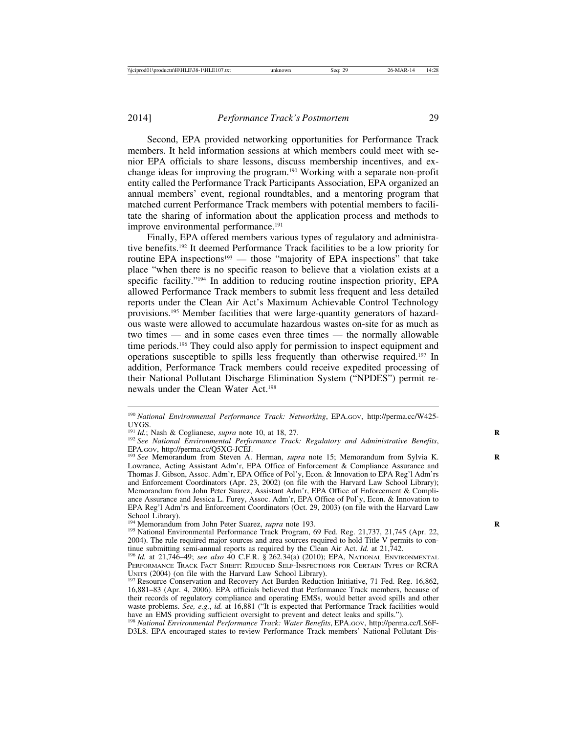Second, EPA provided networking opportunities for Performance Track members. It held information sessions at which members could meet with senior EPA officials to share lessons, discuss membership incentives, and exchange ideas for improving the program.[190] Working with a separate non-profit entity called the Performance Track Participants Association, EPA organized an annual members' event, regional roundtables, and a mentoring program that matched current Performance Track members with potential members to facilitate the sharing of information about the application process and methods to improve environmental performance.[191]

Finally, EPA offered members various types of regulatory and administrative benefits.[192] It deemed Performance Track facilities to be a low priority for routine EPA inspections[193] — those "majority of EPA inspections" that take place "when there is no specific reason to believe that a violation exists at a specific facility."[194] In addition to reducing routine inspection priority, EPA allowed Performance Track members to submit less frequent and less detailed reports under the Clean Air Act's Maximum Achievable Control Technology provisions.[195] Member facilities that were large-quantity generators of hazardous waste were allowed to accumulate hazardous wastes on-site for as much as two times — and in some cases even three times — the normally allowable time periods.[196] They could also apply for permission to inspect equipment and operations susceptible to spills less frequently than otherwise required.[197] In addition, Performance Track members could receive expedited processing of their National Pollutant Discharge Elimination System ("NPDES") permit renewals under the Clean Water Act.[198]

---

[190] *National Environmental Performance Track: Networking*, EPA.GOV, http://perma.cc/W425-UYGS.

[191] *Id.*; Nash & Coglianese, *supra* note 10, at 18, 27.

[192] *See National Environmental Performance Track: Regulatory and Administrative Benefits*, EPA.GOV, http://perma.cc/Q5XG-JCEJ.

[193] *See* Memorandum from Steven A. Herman, *supra* note 15; Memorandum from Sylvia K. Lowrance, Acting Assistant Adm'r, EPA Office of Enforcement & Compliance Assurance and Thomas J. Gibson, Assoc. Adm'r, EPA Office of Pol'y, Econ. & Innovation to EPA Reg'l Adm'rs and Enforcement Coordinators (Apr. 23, 2002) (on file with the Harvard Law School Library); Memorandum from John Peter Suarez, Assistant Adm'r, EPA Office of Enforcement & Compliance Assurance and Jessica L. Furey, Assoc. Adm'r, EPA Office of Pol'y, Econ. & Innovation to EPA Reg'l Adm'rs and Enforcement Coordinators (Oct. 29, 2003) (on file with the Harvard Law School Library).

[194] Memorandum from John Peter Suarez, *supra* note 193.

[195] National Environmental Performance Track Program, 69 Fed. Reg. 21,737, 21,745 (Apr. 22, 2004). The rule required major sources and area sources required to hold Title V permits to continue submitting semi-annual reports as required by the Clean Air Act. *Id.* at 21,742.

[196] *Id.* at 21,746–49; *see also* 40 C.F.R. § 262.34(a) (2010); EPA, NATIONAL ENVIRONMENTAL PERFORMANCE TRACK FACT SHEET: REDUCED SELF-INSPECTIONS FOR CERTAIN TYPES OF RCRA UNITS (2004) (on file with the Harvard Law School Library).

[197] Resource Conservation and Recovery Act Burden Reduction Initiative, 71 Fed. Reg. 16,862, 16,881–83 (Apr. 4, 2006). EPA officials believed that Performance Track members, because of their records of regulatory compliance and operating EMSs, would better avoid spills and other waste problems. *See, e.g.*, *id.* at 16,881 ("It is expected that Performance Track facilities would have an EMS providing sufficient oversight to prevent and detect leaks and spills.").

[198] *National Environmental Performance Track: Water Benefits*, EPA.GOV, http://perma.cc/LS6F-D3L8. EPA encouraged states to review Performance Track members' National Pollutant Dis-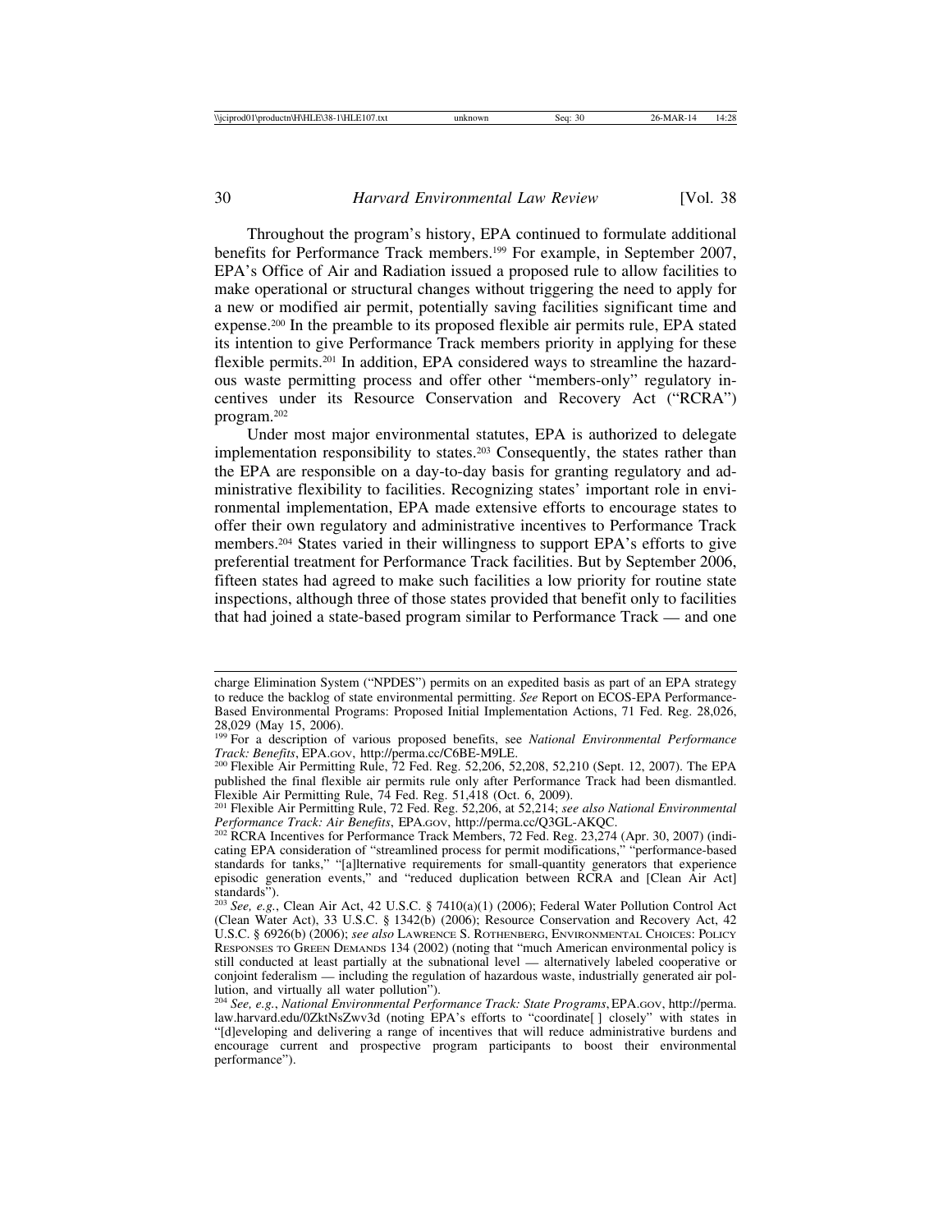Throughout the program's history, EPA continued to formulate additional benefits for Performance Track members.[199] For example, in September 2007, EPA's Office of Air and Radiation issued a proposed rule to allow facilities to make operational or structural changes without triggering the need to apply for a new or modified air permit, potentially saving facilities significant time and expense.[200] In the preamble to its proposed flexible air permits rule, EPA stated its intention to give Performance Track members priority in applying for these flexible permits.[201] In addition, EPA considered ways to streamline the hazardous waste permitting process and offer other "members-only" regulatory incentives under its Resource Conservation and Recovery Act ("RCRA") program.[202]

Under most major environmental statutes, EPA is authorized to delegate implementation responsibility to states.[203] Consequently, the states rather than the EPA are responsible on a day-to-day basis for granting regulatory and administrative flexibility to facilities. Recognizing states' important role in environmental implementation, EPA made extensive efforts to encourage states to offer their own regulatory and administrative incentives to Performance Track members.[204] States varied in their willingness to support EPA's efforts to give preferential treatment for Performance Track facilities. But by September 2006, fifteen states had agreed to make such facilities a low priority for routine state inspections, although three of those states provided that benefit only to facilities that had joined a state-based program similar to Performance Track — and one

---

charge Elimination System ("NPDES") permits on an expedited basis as part of an EPA strategy to reduce the backlog of state environmental permitting. *See* Report on ECOS-EPA Performance-Based Environmental Programs: Proposed Initial Implementation Actions, 71 Fed. Reg. 28,026, 28,029 (May 15, 2006).

[199] For a description of various proposed benefits, see *National Environmental Performance Track: Benefits*, EPA.GOV, http://perma.cc/C6BE-M9LE.

[200] Flexible Air Permitting Rule, 72 Fed. Reg. 52,206, 52,208, 52,210 (Sept. 12, 2007). The EPA published the final flexible air permits rule only after Performance Track had been dismantled. Flexible Air Permitting Rule, 74 Fed. Reg. 51,418 (Oct. 6, 2009).

[201] Flexible Air Permitting Rule, 72 Fed. Reg. 52,206, at 52,214; *see also National Environmental Performance Track: Air Benefits*, EPA.GOV, http://perma.cc/Q3GL-AKQC.

[202] RCRA Incentives for Performance Track Members, 72 Fed. Reg. 23,274 (Apr. 30, 2007) (indicating EPA consideration of "streamlined process for permit modifications," "performance-based standards for tanks," "[a]lternative requirements for small-quantity generators that experience episodic generation events," and "reduced duplication between RCRA and [Clean Air Act] standards").

[203] *See, e.g.*, Clean Air Act, 42 U.S.C. § 7410(a)(1) (2006); Federal Water Pollution Control Act (Clean Water Act), 33 U.S.C. § 1342(b) (2006); Resource Conservation and Recovery Act, 42 U.S.C. § 6926(b) (2006); *see also* LAWRENCE S. ROTHENBERG, ENVIRONMENTAL CHOICES: POLICY RESPONSES TO GREEN DEMANDS 134 (2002) (noting that "much American environmental policy is still conducted at least partially at the subnational level — alternatively labeled cooperative or conjoint federalism — including the regulation of hazardous waste, industrially generated air pollution, and virtually all water pollution").

[204] *See, e.g.*, *National Environmental Performance Track: State Programs*, EPA.GOV, http://perma.law.harvard.edu/0ZktNsZwv3d (noting EPA's efforts to "coordinate[ ] closely" with states in "[d]eveloping and delivering a range of incentives that will reduce administrative burdens and encourage current and prospective program participants to boost their environmental performance").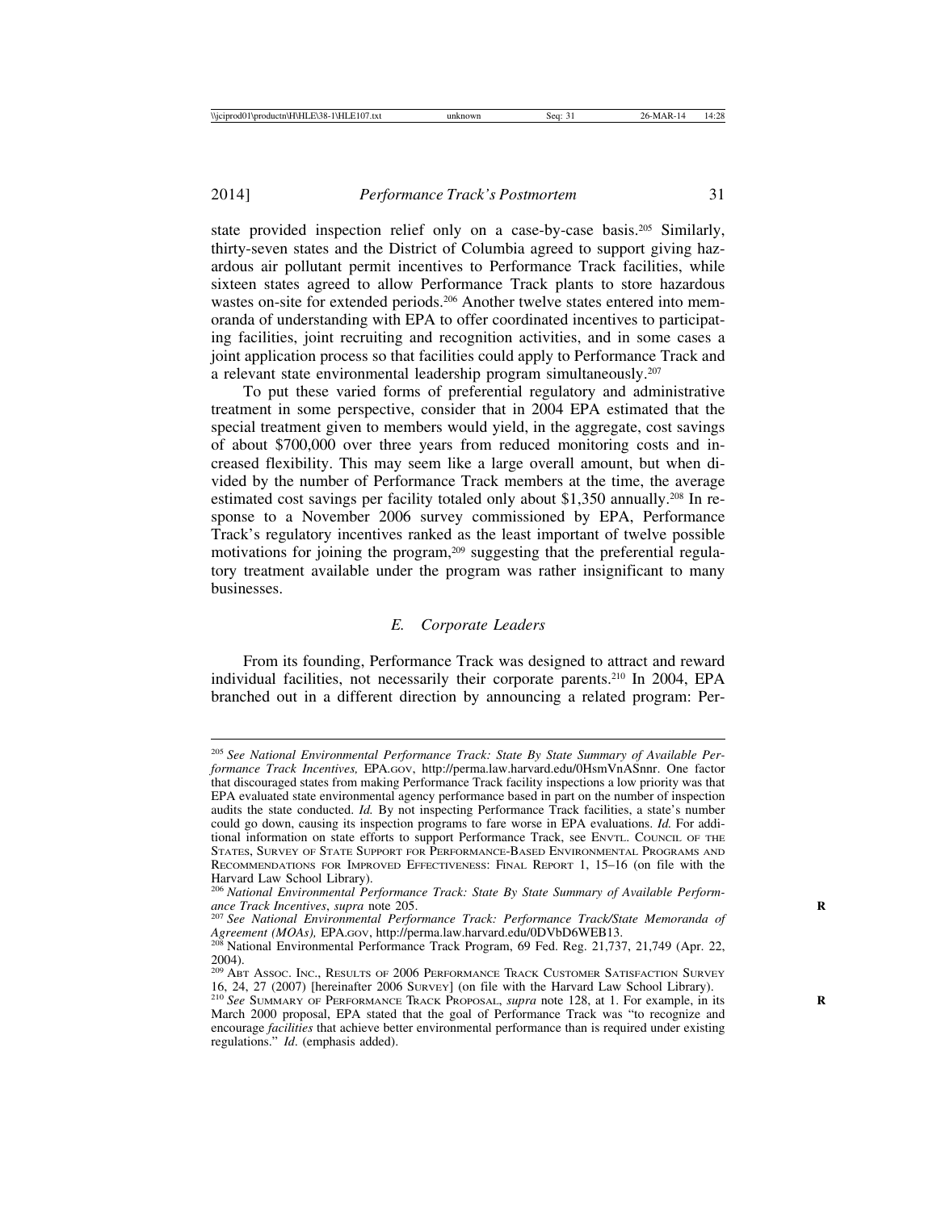state provided inspection relief only on a case-by-case basis.[205] Similarly, thirty-seven states and the District of Columbia agreed to support giving hazardous air pollutant permit incentives to Performance Track facilities, while sixteen states agreed to allow Performance Track plants to store hazardous wastes on-site for extended periods.[206] Another twelve states entered into memoranda of understanding with EPA to offer coordinated incentives to participating facilities, joint recruiting and recognition activities, and in some cases a joint application process so that facilities could apply to Performance Track and a relevant state environmental leadership program simultaneously.[207]

To put these varied forms of preferential regulatory and administrative treatment in some perspective, consider that in 2004 EPA estimated that the special treatment given to members would yield, in the aggregate, cost savings of about $700,000 over three years from reduced monitoring costs and increased flexibility. This may seem like a large overall amount, but when divided by the number of Performance Track members at the time, the average estimated cost savings per facility totaled only about $1,350 annually.[208] In response to a November 2006 survey commissioned by EPA, Performance Track's regulatory incentives ranked as the least important of twelve possible motivations for joining the program,[209] suggesting that the preferential regulatory treatment available under the program was rather insignificant to many businesses.

### *E. Corporate Leaders*

From its founding, Performance Track was designed to attract and reward individual facilities, not necessarily their corporate parents.[210] In 2004, EPA branched out in a different direction by announcing a related program: Per-

---

[205] *See National Environmental Performance Track: State By State Summary of Available Performance Track Incentives,* EPA.GOV, http://perma.law.harvard.edu/0HsmVnASnnr. One factor that discouraged states from making Performance Track facility inspections a low priority was that EPA evaluated state environmental agency performance based in part on the number of inspection audits the state conducted. *Id.* By not inspecting Performance Track facilities, a state's number could go down, causing its inspection programs to fare worse in EPA evaluations. *Id.* For additional information on state efforts to support Performance Track, see ENVTL. COUNCIL OF THE STATES, SURVEY OF STATE SUPPORT FOR PERFORMANCE-BASED ENVIRONMENTAL PROGRAMS AND RECOMMENDATIONS FOR IMPROVED EFFECTIVENESS: FINAL REPORT 1, 15–16 (on file with the Harvard Law School Library).

[206] *National Environmental Performance Track: State By State Summary of Available Performance Track Incentives*, *supra* note 205.

[207] *See National Environmental Performance Track: Performance Track/State Memoranda of Agreement (MOAs),* EPA.GOV, http://perma.law.harvard.edu/0DVbD6WEB13.

[208] National Environmental Performance Track Program, 69 Fed. Reg. 21,737, 21,749 (Apr. 22, 2004).

[209] ABT ASSOC. INC., RESULTS OF 2006 PERFORMANCE TRACK CUSTOMER SATISFACTION SURVEY 16, 24, 27 (2007) [hereinafter 2006 SURVEY] (on file with the Harvard Law School Library).

[210] *See* SUMMARY OF PERFORMANCE TRACK PROPOSAL, *supra* note 128, at 1. For example, in its March 2000 proposal, EPA stated that the goal of Performance Track was "to recognize and encourage *facilities* that achieve better environmental performance than is required under existing regulations." *Id.* (emphasis added).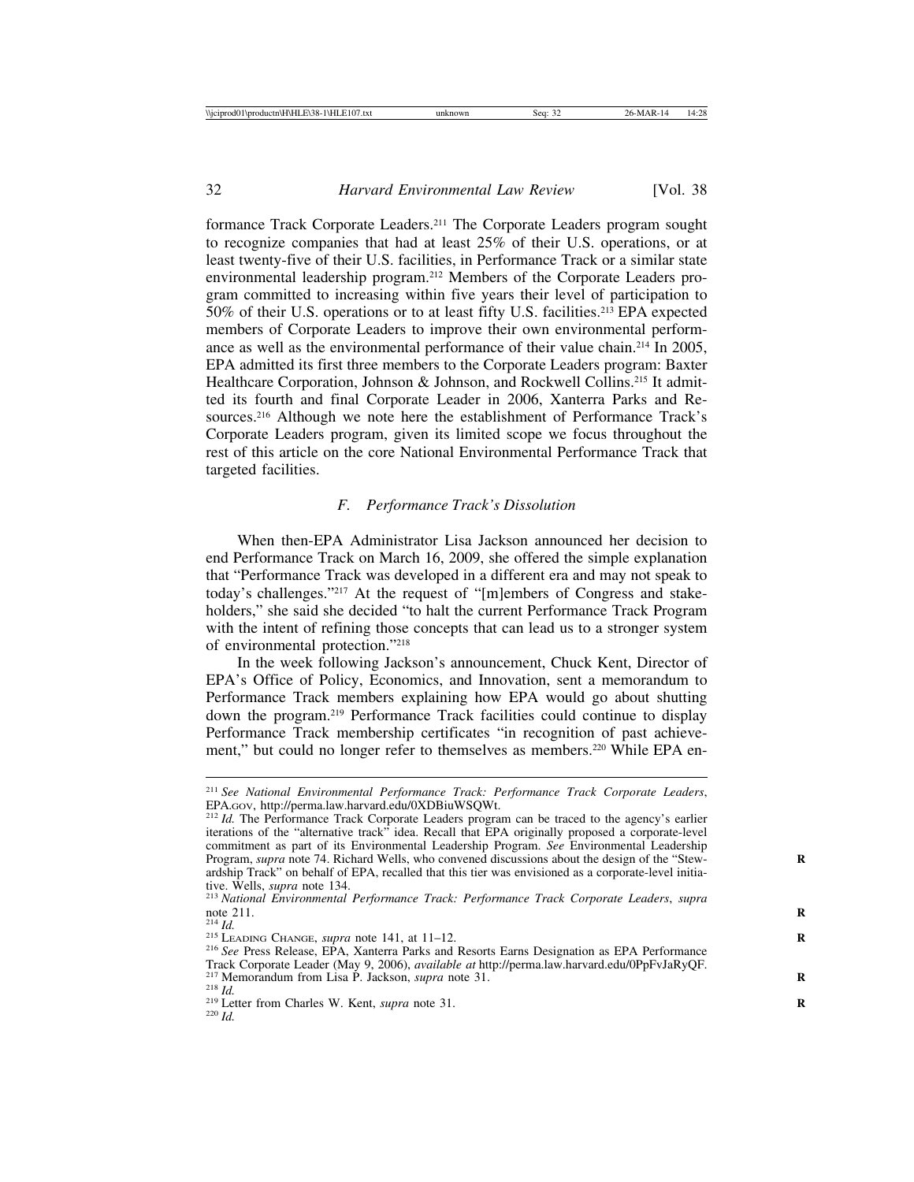formance Track Corporate Leaders.[211] The Corporate Leaders program sought to recognize companies that had at least 25% of their U.S. operations, or at least twenty-five of their U.S. facilities, in Performance Track or a similar state environmental leadership program.[212] Members of the Corporate Leaders program committed to increasing within five years their level of participation to 50% of their U.S. operations or to at least fifty U.S. facilities.[213] EPA expected members of Corporate Leaders to improve their own environmental performance as well as the environmental performance of their value chain.[214] In 2005, EPA admitted its first three members to the Corporate Leaders program: Baxter Healthcare Corporation, Johnson & Johnson, and Rockwell Collins.[215] It admitted its fourth and final Corporate Leader in 2006, Xanterra Parks and Resources.[216] Although we note here the establishment of Performance Track's Corporate Leaders program, given its limited scope we focus throughout the rest of this article on the core National Environmental Performance Track that targeted facilities.

### *F. Performance Track's Dissolution*

When then-EPA Administrator Lisa Jackson announced her decision to end Performance Track on March 16, 2009, she offered the simple explanation that "Performance Track was developed in a different era and may not speak to today's challenges."[217] At the request of "[m]embers of Congress and stakeholders," she said she decided "to halt the current Performance Track Program with the intent of refining those concepts that can lead us to a stronger system of environmental protection."[218]

In the week following Jackson's announcement, Chuck Kent, Director of EPA's Office of Policy, Economics, and Innovation, sent a memorandum to Performance Track members explaining how EPA would go about shutting down the program.[219] Performance Track facilities could continue to display Performance Track membership certificates "in recognition of past achievement," but could no longer refer to themselves as members.[220] While EPA en-

---

[211] *See National Environmental Performance Track: Performance Track Corporate Leaders*, EPA.GOV, http://perma.law.harvard.edu/0XDBiuWSQWt.

[212] *Id.* The Performance Track Corporate Leaders program can be traced to the agency's earlier iterations of the "alternative track" idea. Recall that EPA originally proposed a corporate-level commitment as part of its Environmental Leadership Program. *See* Environmental Leadership Program, *supra* note 74. Richard Wells, who convened discussions about the design of the "Stewardship Track" on behalf of EPA, recalled that this tier was envisioned as a corporate-level initiative. Wells, *supra* note 134.

[213] *National Environmental Performance Track: Performance Track Corporate Leaders*, *supra* note 211.

[214] *Id.*

[215] LEADING CHANGE, *supra* note 141, at 11–12.

[216] *See* Press Release, EPA, Xanterra Parks and Resorts Earns Designation as EPA Performance Track Corporate Leader (May 9, 2006), *available at* http://perma.law.harvard.edu/0PpFvJaRyQF.

[217] Memorandum from Lisa P. Jackson, *supra* note 31.

[218] *Id.*

[219] Letter from Charles W. Kent, *supra* note 31.

[220] *Id.*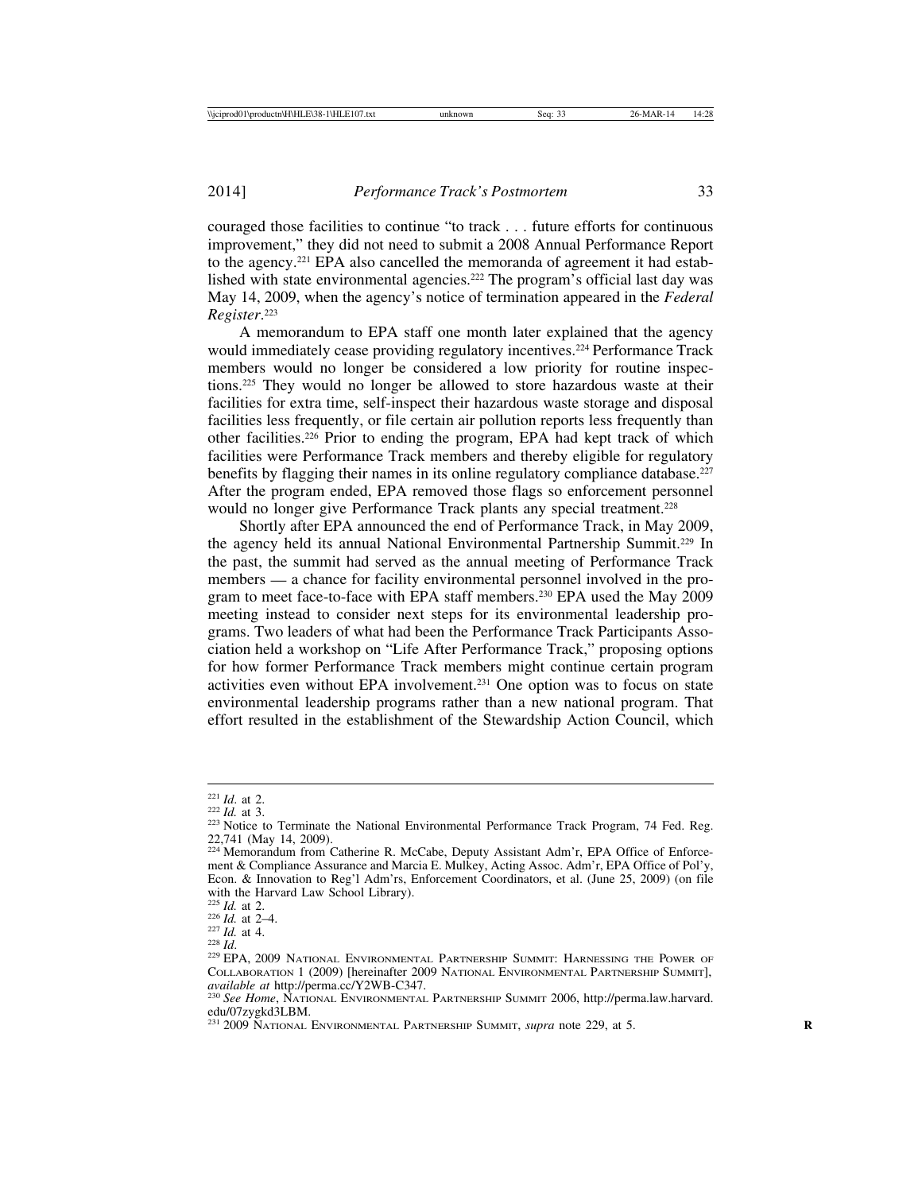couraged those facilities to continue "to track . . . future efforts for continuous improvement," they did not need to submit a 2008 Annual Performance Report to the agency.[221] EPA also cancelled the memoranda of agreement it had established with state environmental agencies.[222] The program's official last day was May 14, 2009, when the agency's notice of termination appeared in the *Federal Register*.[223]

A memorandum to EPA staff one month later explained that the agency would immediately cease providing regulatory incentives.[224] Performance Track members would no longer be considered a low priority for routine inspections.[225] They would no longer be allowed to store hazardous waste at their facilities for extra time, self-inspect their hazardous waste storage and disposal facilities less frequently, or file certain air pollution reports less frequently than other facilities.[226] Prior to ending the program, EPA had kept track of which facilities were Performance Track members and thereby eligible for regulatory benefits by flagging their names in its online regulatory compliance database.[227] After the program ended, EPA removed those flags so enforcement personnel would no longer give Performance Track plants any special treatment.[228]

Shortly after EPA announced the end of Performance Track, in May 2009, the agency held its annual National Environmental Partnership Summit.[229] In the past, the summit had served as the annual meeting of Performance Track members — a chance for facility environmental personnel involved in the program to meet face-to-face with EPA staff members.[230] EPA used the May 2009 meeting instead to consider next steps for its environmental leadership programs. Two leaders of what had been the Performance Track Participants Association held a workshop on "Life After Performance Track," proposing options for how former Performance Track members might continue certain program activities even without EPA involvement.[231] One option was to focus on state environmental leadership programs rather than a new national program. That effort resulted in the establishment of the Stewardship Action Council, which

---

[221] *Id.* at 2.

[222] *Id.* at 3.

[223] Notice to Terminate the National Environmental Performance Track Program, 74 Fed. Reg. 22,741 (May 14, 2009).

[224] Memorandum from Catherine R. McCabe, Deputy Assistant Adm'r, EPA Office of Enforcement & Compliance Assurance and Marcia E. Mulkey, Acting Assoc. Adm'r, EPA Office of Pol'y, Econ. & Innovation to Reg'l Adm'rs, Enforcement Coordinators, et al. (June 25, 2009) (on file with the Harvard Law School Library).

[225] *Id.* at 2.

[226] *Id.* at 2–4.

[227] *Id.* at 4.

[228] *Id.*

[229] EPA, 2009 National Environmental Partnership Summit: Harnessing the Power of Collaboration 1 (2009) [hereinafter 2009 National Environmental Partnership Summit], *available at* http://perma.cc/Y2WB-C347.

[230] *See Home*, National Environmental Partnership Summit 2006, http://perma.law.harvard.edu/07zygkd3LBM.

[231] 2009 National Environmental Partnership Summit, *supra* note 229, at 5.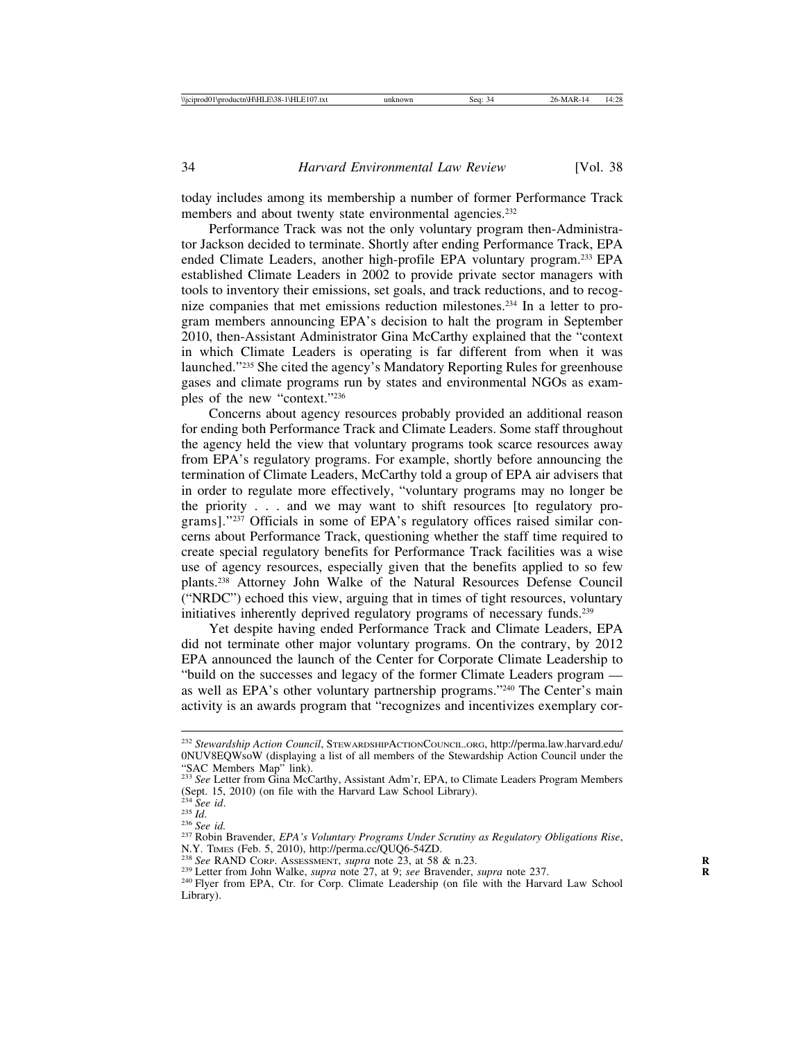today includes among its membership a number of former Performance Track members and about twenty state environmental agencies.[232]

Performance Track was not the only voluntary program then-Administrator Jackson decided to terminate. Shortly after ending Performance Track, EPA ended Climate Leaders, another high-profile EPA voluntary program.[233] EPA established Climate Leaders in 2002 to provide private sector managers with tools to inventory their emissions, set goals, and track reductions, and to recognize companies that met emissions reduction milestones.[234] In a letter to program members announcing EPA's decision to halt the program in September 2010, then-Assistant Administrator Gina McCarthy explained that the "context in which Climate Leaders is operating is far different from when it was launched."[235] She cited the agency's Mandatory Reporting Rules for greenhouse gases and climate programs run by states and environmental NGOs as examples of the new "context."[236]

Concerns about agency resources probably provided an additional reason for ending both Performance Track and Climate Leaders. Some staff throughout the agency held the view that voluntary programs took scarce resources away from EPA's regulatory programs. For example, shortly before announcing the termination of Climate Leaders, McCarthy told a group of EPA air advisers that in order to regulate more effectively, "voluntary programs may no longer be the priority . . . and we may want to shift resources [to regulatory programs]."[237] Officials in some of EPA's regulatory offices raised similar concerns about Performance Track, questioning whether the staff time required to create special regulatory benefits for Performance Track facilities was a wise use of agency resources, especially given that the benefits applied to so few plants.[238] Attorney John Walke of the Natural Resources Defense Council ("NRDC") echoed this view, arguing that in times of tight resources, voluntary initiatives inherently deprived regulatory programs of necessary funds.[239]

Yet despite having ended Performance Track and Climate Leaders, EPA did not terminate other major voluntary programs. On the contrary, by 2012 EPA announced the launch of the Center for Corporate Climate Leadership to "build on the successes and legacy of the former Climate Leaders program — as well as EPA's other voluntary partnership programs."[240] The Center's main activity is an awards program that "recognizes and incentivizes exemplary cor-

---

[232] *Stewardship Action Council*, StewardshipActionCouncil.org, http://perma.law.harvard.edu/0NUV8EQWsoW (displaying a list of all members of the Stewardship Action Council under the "SAC Members Map" link).

[233] *See* Letter from Gina McCarthy, Assistant Adm'r, EPA, to Climate Leaders Program Members (Sept. 15, 2010) (on file with the Harvard Law School Library).

[234] *See id*.

[235] *Id*.

[236] *See id.*

[237] Robin Bravender, *EPA's Voluntary Programs Under Scrutiny as Regulatory Obligations Rise*, N.Y. Times (Feb. 5, 2010), http://perma.cc/QUQ6-54ZD.

[238] *See* RAND Corp. Assessment, *supra* note 23, at 58 & n.23.

[239] Letter from John Walke, *supra* note 27, at 9; *see* Bravender, *supra* note 237.

[240] Flyer from EPA, Ctr. for Corp. Climate Leadership (on file with the Harvard Law School Library).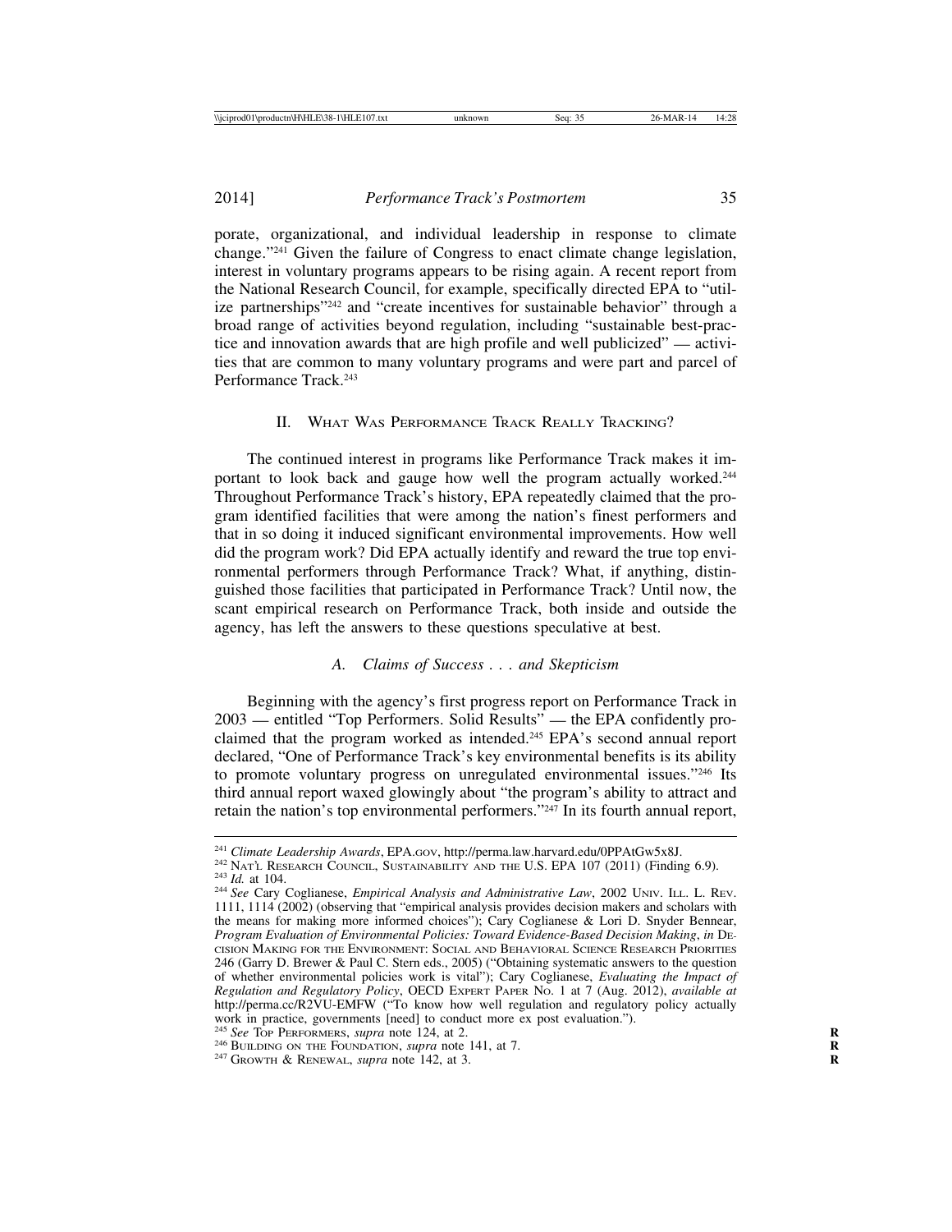porate, organizational, and individual leadership in response to climate change."[241] Given the failure of Congress to enact climate change legislation, interest in voluntary programs appears to be rising again. A recent report from the National Research Council, for example, specifically directed EPA to "utilize partnerships"[242] and "create incentives for sustainable behavior" through a broad range of activities beyond regulation, including "sustainable best-practice and innovation awards that are high profile and well publicized" — activities that are common to many voluntary programs and were part and parcel of Performance Track.[243]

## II. What Was Performance Track Really Tracking?

The continued interest in programs like Performance Track makes it important to look back and gauge how well the program actually worked.[244] Throughout Performance Track's history, EPA repeatedly claimed that the program identified facilities that were among the nation's finest performers and that in so doing it induced significant environmental improvements. How well did the program work? Did EPA actually identify and reward the true top environmental performers through Performance Track? What, if anything, distinguished those facilities that participated in Performance Track? Until now, the scant empirical research on Performance Track, both inside and outside the agency, has left the answers to these questions speculative at best.

### *A. Claims of Success . . . and Skepticism*

Beginning with the agency's first progress report on Performance Track in 2003 — entitled "Top Performers. Solid Results" — the EPA confidently proclaimed that the program worked as intended.[245] EPA's second annual report declared, "One of Performance Track's key environmental benefits is its ability to promote voluntary progress on unregulated environmental issues."[246] Its third annual report waxed glowingly about "the program's ability to attract and retain the nation's top environmental performers."[247] In its fourth annual report,

---

[241] *Climate Leadership Awards*, EPA.gov, http://perma.law.harvard.edu/0PPAtGw5x8J.

[242] Nat'l Research Council, Sustainability and the U.S. EPA 107 (2011) (Finding 6.9).

[243] *Id.* at 104.

[244] *See* Cary Coglianese, *Empirical Analysis and Administrative Law*, 2002 Univ. Ill. L. Rev. 1111, 1114 (2002) (observing that "empirical analysis provides decision makers and scholars with the means for making more informed choices"); Cary Coglianese & Lori D. Snyder Bennear, *Program Evaluation of Environmental Policies: Toward Evidence-Based Decision Making*, *in* Decision Making for the Environment: Social and Behavioral Science Research Priorities 246 (Garry D. Brewer & Paul C. Stern eds., 2005) ("Obtaining systematic answers to the question of whether environmental policies work is vital"); Cary Coglianese, *Evaluating the Impact of Regulation and Regulatory Policy*, OECD Expert Paper No. 1 at 7 (Aug. 2012), *available at* http://perma.cc/R2VU-EMFW ("To know how well regulation and regulatory policy actually work in practice, governments [need] to conduct more ex post evaluation.").

[245] *See* Top Performers, *supra* note 124, at 2.

[246] Building on the Foundation, *supra* note 141, at 7.

[247] Growth & Renewal, *supra* note 142, at 3.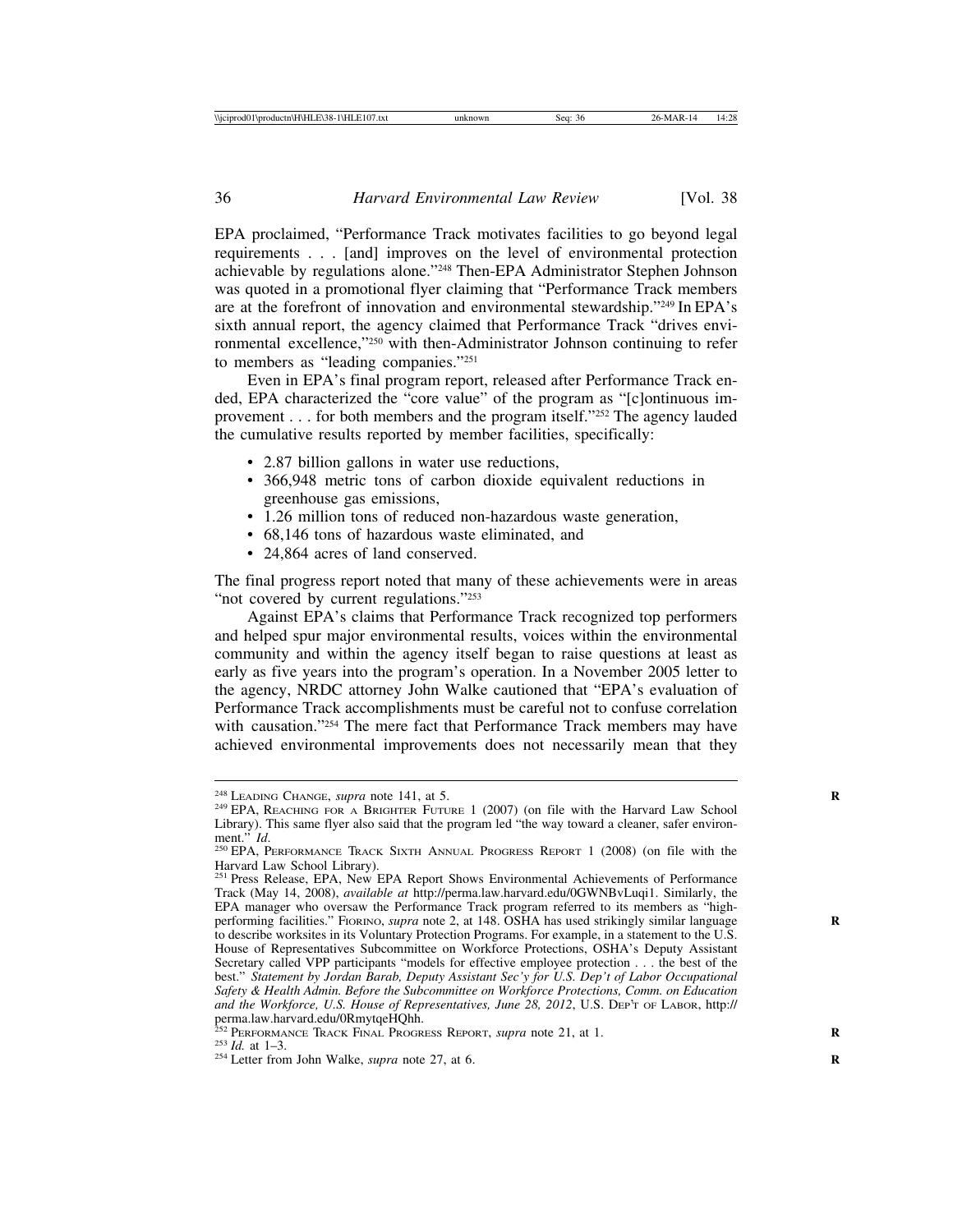EPA proclaimed, "Performance Track motivates facilities to go beyond legal requirements . . . [and] improves on the level of environmental protection achievable by regulations alone."[248] Then-EPA Administrator Stephen Johnson was quoted in a promotional flyer claiming that "Performance Track members are at the forefront of innovation and environmental stewardship."[249] In EPA's sixth annual report, the agency claimed that Performance Track "drives environmental excellence,"[250] with then-Administrator Johnson continuing to refer to members as "leading companies."[251]

Even in EPA's final program report, released after Performance Track ended, EPA characterized the "core value" of the program as "[c]ontinuous improvement . . . for both members and the program itself."[252] The agency lauded the cumulative results reported by member facilities, specifically:

- 2.87 billion gallons in water use reductions,
- 366,948 metric tons of carbon dioxide equivalent reductions in greenhouse gas emissions,
- 1.26 million tons of reduced non-hazardous waste generation,
- 68,146 tons of hazardous waste eliminated, and
- 24,864 acres of land conserved.

The final progress report noted that many of these achievements were in areas "not covered by current regulations."[253]

Against EPA's claims that Performance Track recognized top performers and helped spur major environmental results, voices within the environmental community and within the agency itself began to raise questions at least as early as five years into the program's operation. In a November 2005 letter to the agency, NRDC attorney John Walke cautioned that "EPA's evaluation of Performance Track accomplishments must be careful not to confuse correlation with causation."[254] The mere fact that Performance Track members may have achieved environmental improvements does not necessarily mean that they

---

[248] Leading Change, *supra* note 141, at 5.

[249] EPA, Reaching for a Brighter Future 1 (2007) (on file with the Harvard Law School Library). This same flyer also said that the program led "the way toward a cleaner, safer environment." *Id.*

[250] EPA, Performance Track Sixth Annual Progress Report 1 (2008) (on file with the Harvard Law School Library).

[251] Press Release, EPA, New EPA Report Shows Environmental Achievements of Performance Track (May 14, 2008), *available at* http://perma.law.harvard.edu/0GWNBvLuqi1. Similarly, the EPA manager who oversaw the Performance Track program referred to its members as "high-performing facilities." Fiorino, *supra* note 2, at 148. OSHA has used strikingly similar language to describe worksites in its Voluntary Protection Programs. For example, in a statement to the U.S. House of Representatives Subcommittee on Workforce Protections, OSHA's Deputy Assistant Secretary called VPP participants "models for effective employee protection . . . the best of the best." *Statement by Jordan Barab, Deputy Assistant Sec'y for U.S. Dep't of Labor Occupational Safety & Health Admin. Before the Subcommittee on Workforce Protections, Comm. on Education and the Workforce, U.S. House of Representatives, June 28, 2012*, U.S. Dep't of Labor, http://perma.law.harvard.edu/0RmytqeHQhh.

[252] Performance Track Final Progress Report, *supra* note 21, at 1.

[253] *Id.* at 1–3.

[254] Letter from John Walke, *supra* note 27, at 6.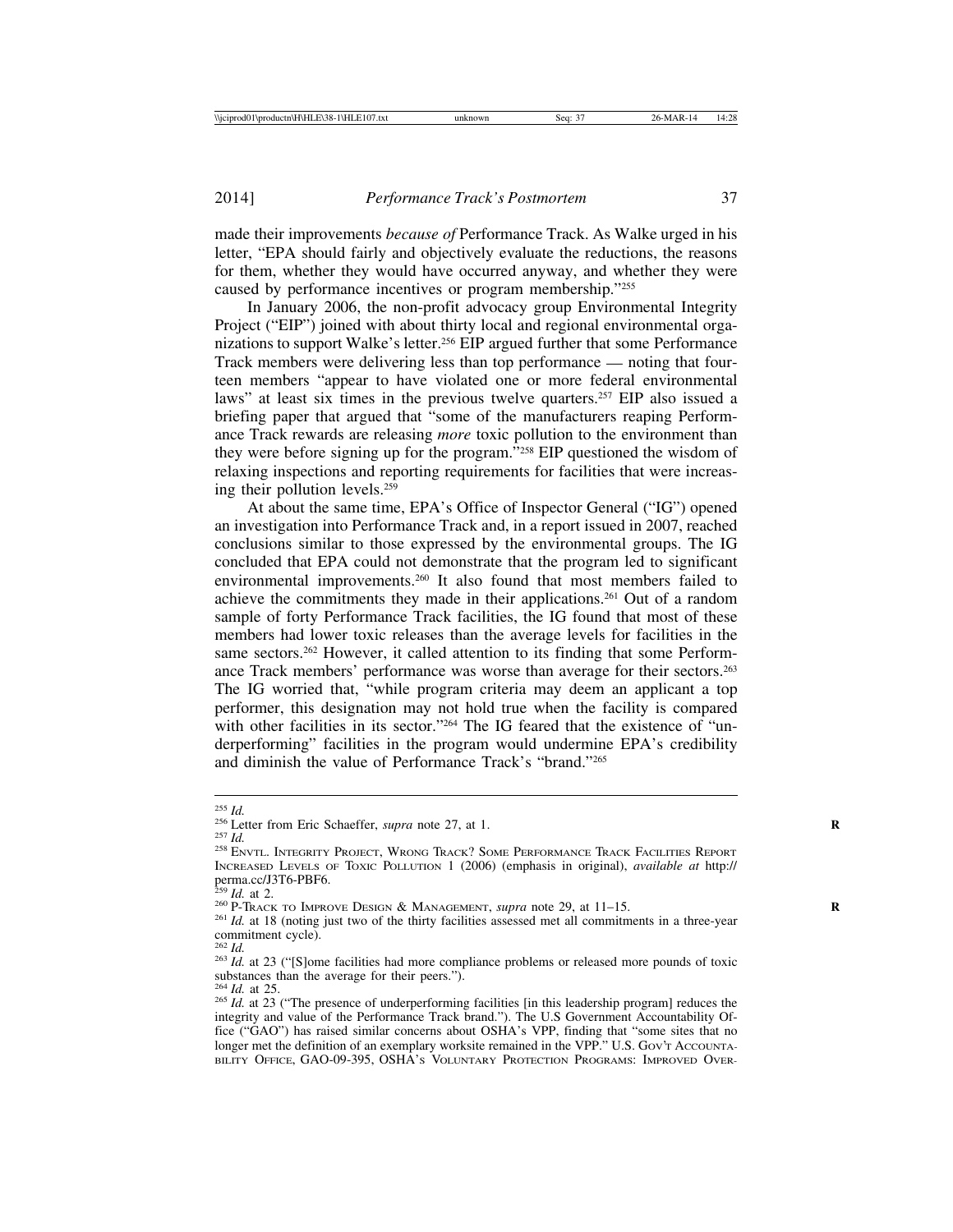made their improvements *because of* Performance Track. As Walke urged in his letter, "EPA should fairly and objectively evaluate the reductions, the reasons for them, whether they would have occurred anyway, and whether they were caused by performance incentives or program membership."[255]

In January 2006, the non-profit advocacy group Environmental Integrity Project ("EIP") joined with about thirty local and regional environmental organizations to support Walke's letter.[256] EIP argued further that some Performance Track members were delivering less than top performance — noting that fourteen members "appear to have violated one or more federal environmental laws" at least six times in the previous twelve quarters.[257] EIP also issued a briefing paper that argued that "some of the manufacturers reaping Performance Track rewards are releasing *more* toxic pollution to the environment than they were before signing up for the program."[258] EIP questioned the wisdom of relaxing inspections and reporting requirements for facilities that were increasing their pollution levels.[259]

At about the same time, EPA's Office of Inspector General ("IG") opened an investigation into Performance Track and, in a report issued in 2007, reached conclusions similar to those expressed by the environmental groups. The IG concluded that EPA could not demonstrate that the program led to significant environmental improvements.[260] It also found that most members failed to achieve the commitments they made in their applications.[261] Out of a random sample of forty Performance Track facilities, the IG found that most of these members had lower toxic releases than the average levels for facilities in the same sectors.[262] However, it called attention to its finding that some Performance Track members' performance was worse than average for their sectors.[263] The IG worried that, "while program criteria may deem an applicant a top performer, this designation may not hold true when the facility is compared with other facilities in its sector."[264] The IG feared that the existence of "underperforming" facilities in the program would undermine EPA's credibility and diminish the value of Performance Track's "brand."[265]

---

[255] *Id.*

[256] Letter from Eric Schaeffer, *supra* note 27, at 1.

[257] *Id.*

[258] ENVTL. INTEGRITY PROJECT, WRONG TRACK? SOME PERFORMANCE TRACK FACILITIES REPORT INCREASED LEVELS OF TOXIC POLLUTION 1 (2006) (emphasis in original), *available at* http://perma.cc/J3T6-PBF6.

[259] *Id.* at 2.

[260] P-TRACK TO IMPROVE DESIGN & MANAGEMENT, *supra* note 29, at 11–15.

[261] *Id.* at 18 (noting just two of the thirty facilities assessed met all commitments in a three-year commitment cycle).

[262] *Id.*

[263] *Id.* at 23 ("[S]ome facilities had more compliance problems or released more pounds of toxic substances than the average for their peers.").

[264] *Id.* at 25.

[265] *Id.* at 23 ("The presence of underperforming facilities [in this leadership program] reduces the integrity and value of the Performance Track brand."). The U.S Government Accountability Office ("GAO") has raised similar concerns about OSHA's VPP, finding that "some sites that no longer met the definition of an exemplary worksite remained in the VPP." U.S. GOV'T ACCOUNTABILITY OFFICE, GAO-09-395, OSHA'S VOLUNTARY PROTECTION PROGRAMS: IMPROVED OVER-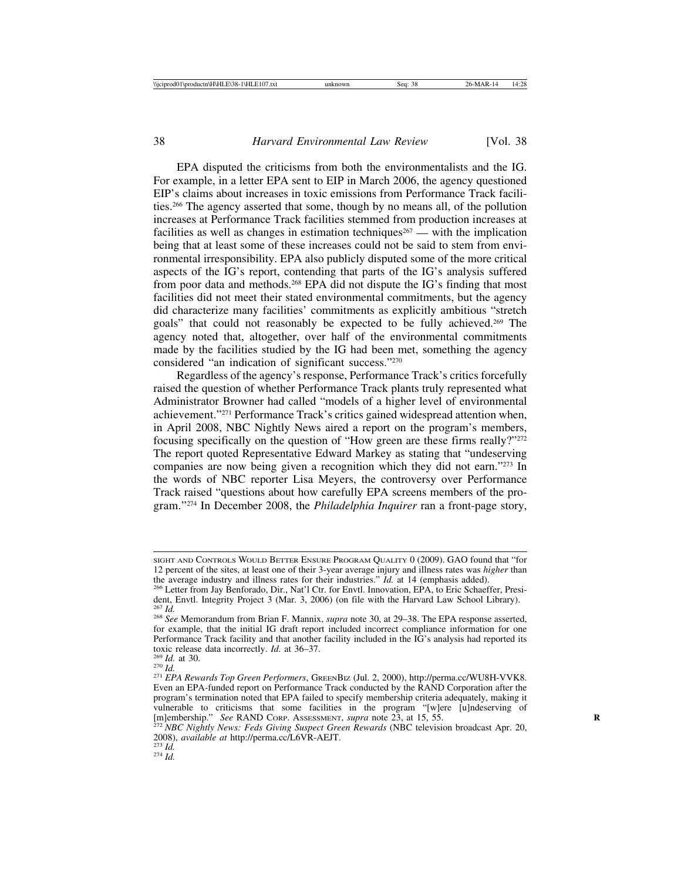EPA disputed the criticisms from both the environmentalists and the IG. For example, in a letter EPA sent to EIP in March 2006, the agency questioned EIP's claims about increases in toxic emissions from Performance Track facilities.[266] The agency asserted that some, though by no means all, of the pollution increases at Performance Track facilities stemmed from production increases at facilities as well as changes in estimation techniques[267] — with the implication being that at least some of these increases could not be said to stem from environmental irresponsibility. EPA also publicly disputed some of the more critical aspects of the IG's report, contending that parts of the IG's analysis suffered from poor data and methods.[268] EPA did not dispute the IG's finding that most facilities did not meet their stated environmental commitments, but the agency did characterize many facilities' commitments as explicitly ambitious "stretch goals" that could not reasonably be expected to be fully achieved.[269] The agency noted that, altogether, over half of the environmental commitments made by the facilities studied by the IG had been met, something the agency considered "an indication of significant success."[270]

Regardless of the agency's response, Performance Track's critics forcefully raised the question of whether Performance Track plants truly represented what Administrator Browner had called "models of a higher level of environmental achievement."[271] Performance Track's critics gained widespread attention when, in April 2008, NBC Nightly News aired a report on the program's members, focusing specifically on the question of "How green are these firms really?"[272] The report quoted Representative Edward Markey as stating that "undeserving companies are now being given a recognition which they did not earn."[273] In the words of NBC reporter Lisa Meyers, the controversy over Performance Track raised "questions about how carefully EPA screens members of the program."[274] In December 2008, the *Philadelphia Inquirer* ran a front-page story,

---

SIGHT AND CONTROLS WOULD BETTER ENSURE PROGRAM QUALITY 0 (2009). GAO found that "for 12 percent of the sites, at least one of their 3-year average injury and illness rates was *higher* than the average industry and illness rates for their industries." *Id.* at 14 (emphasis added).

[266] Letter from Jay Benforado, Dir., Nat'l Ctr. for Envtl. Innovation, EPA, to Eric Schaeffer, President, Envtl. Integrity Project 3 (Mar. 3, 2006) (on file with the Harvard Law School Library).

[267] *Id.*

[268] *See* Memorandum from Brian F. Mannix, *supra* note 30, at 29–38. The EPA response asserted, for example, that the initial IG draft report included incorrect compliance information for one Performance Track facility and that another facility included in the IG's analysis had reported its toxic release data incorrectly. *Id.* at 36–37.

[269] *Id.* at 30.

[270] *Id.*

[271] *EPA Rewards Top Green Performers*, GREENBIZ (Jul. 2, 2000), http://perma.cc/WU8H-VVK8. Even an EPA-funded report on Performance Track conducted by the RAND Corporation after the program's termination noted that EPA failed to specify membership criteria adequately, making it vulnerable to criticisms that some facilities in the program "[w]ere [u]ndeserving of [m]embership." *See* RAND CORP. ASSESSMENT, *supra* note 23, at 15, 55.

[272] *NBC Nightly News: Feds Giving Suspect Green Rewards* (NBC television broadcast Apr. 20, 2008), *available at* http://perma.cc/L6VR-AEJT.

[273] *Id.*

[274] *Id.*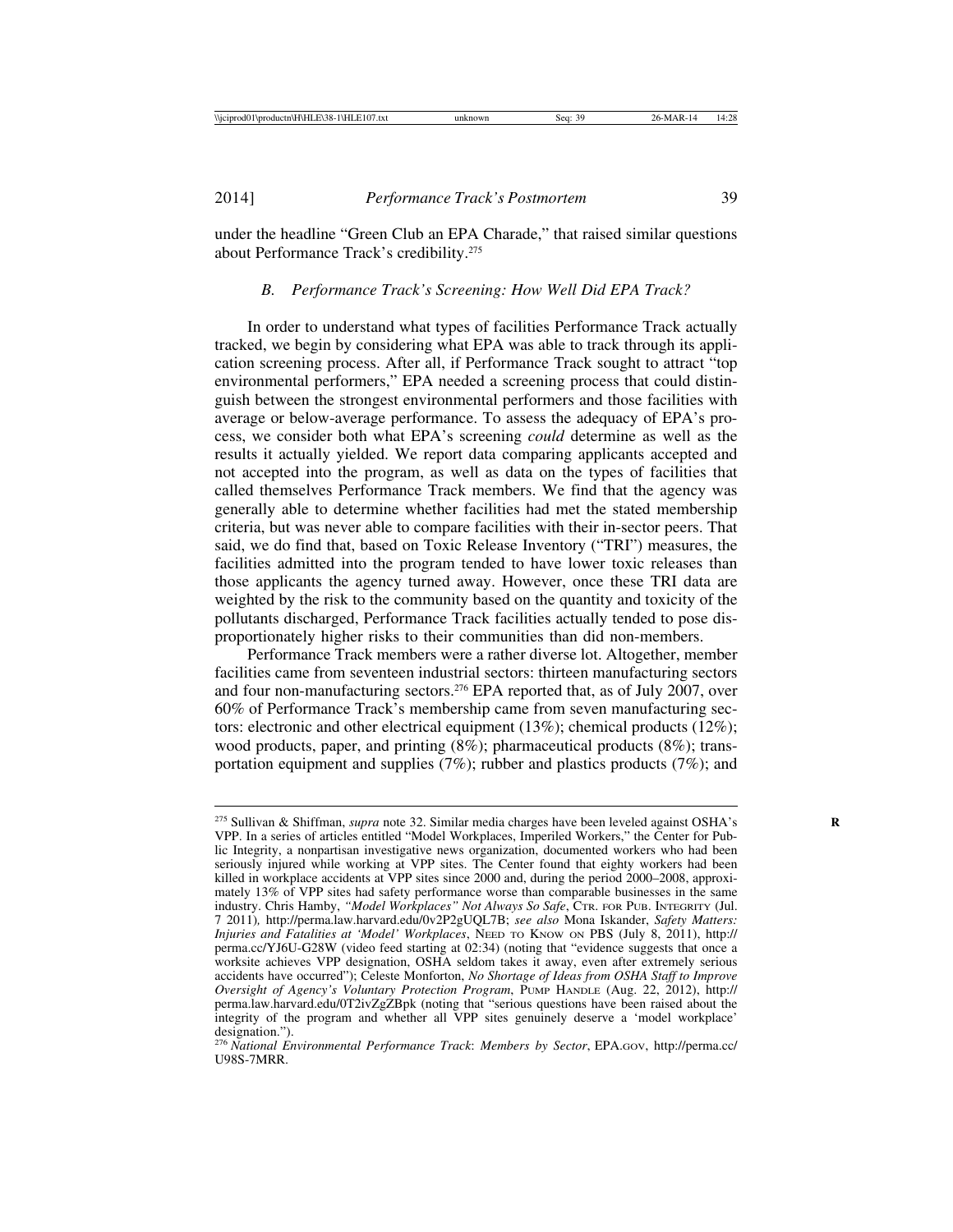under the headline "Green Club an EPA Charade," that raised similar questions about Performance Track's credibility.[275]

### *B. Performance Track's Screening: How Well Did EPA Track?*

In order to understand what types of facilities Performance Track actually tracked, we begin by considering what EPA was able to track through its application screening process. After all, if Performance Track sought to attract "top environmental performers," EPA needed a screening process that could distinguish between the strongest environmental performers and those facilities with average or below-average performance. To assess the adequacy of EPA's process, we consider both what EPA's screening *could* determine as well as the results it actually yielded. We report data comparing applicants accepted and not accepted into the program, as well as data on the types of facilities that called themselves Performance Track members. We find that the agency was generally able to determine whether facilities had met the stated membership criteria, but was never able to compare facilities with their in-sector peers. That said, we do find that, based on Toxic Release Inventory ("TRI") measures, the facilities admitted into the program tended to have lower toxic releases than those applicants the agency turned away. However, once these TRI data are weighted by the risk to the community based on the quantity and toxicity of the pollutants discharged, Performance Track facilities actually tended to pose disproportionately higher risks to their communities than did non-members.

Performance Track members were a rather diverse lot. Altogether, member facilities came from seventeen industrial sectors: thirteen manufacturing sectors and four non-manufacturing sectors.[276] EPA reported that, as of July 2007, over 60% of Performance Track's membership came from seven manufacturing sectors: electronic and other electrical equipment (13%); chemical products (12%); wood products, paper, and printing (8%); pharmaceutical products (8%); transportation equipment and supplies (7%); rubber and plastics products (7%); and

---

[275] Sullivan & Shiffman, *supra* note 32. Similar media charges have been leveled against OSHA's VPP. In a series of articles entitled "Model Workplaces, Imperiled Workers," the Center for Public Integrity, a nonpartisan investigative news organization, documented workers who had been seriously injured while working at VPP sites. The Center found that eighty workers had been killed in workplace accidents at VPP sites since 2000 and, during the period 2000–2008, approximately 13% of VPP sites had safety performance worse than comparable businesses in the same industry. Chris Hamby, *"Model Workplaces" Not Always So Safe*, CTR. FOR PUB. INTEGRITY (Jul. 7 2011), http://perma.law.harvard.edu/0v2P2gUQL7B; *see also* Mona Iskander, *Safety Matters: Injuries and Fatalities at 'Model' Workplaces*, NEED TO KNOW ON PBS (July 8, 2011), http://perma.cc/YJ6U-G28W (video feed starting at 02:34) (noting that "evidence suggests that once a worksite achieves VPP designation, OSHA seldom takes it away, even after extremely serious accidents have occurred"); Celeste Monforton, *No Shortage of Ideas from OSHA Staff to Improve Oversight of Agency's Voluntary Protection Program*, PUMP HANDLE (Aug. 22, 2012), http://perma.law.harvard.edu/0T2ivZgZBpk (noting that "serious questions have been raised about the integrity of the program and whether all VPP sites genuinely deserve a 'model workplace' designation.").

[276] *National Environmental Performance Track*: *Members by Sector*, EPA.GOV, http://perma.cc/U98S-7MRR.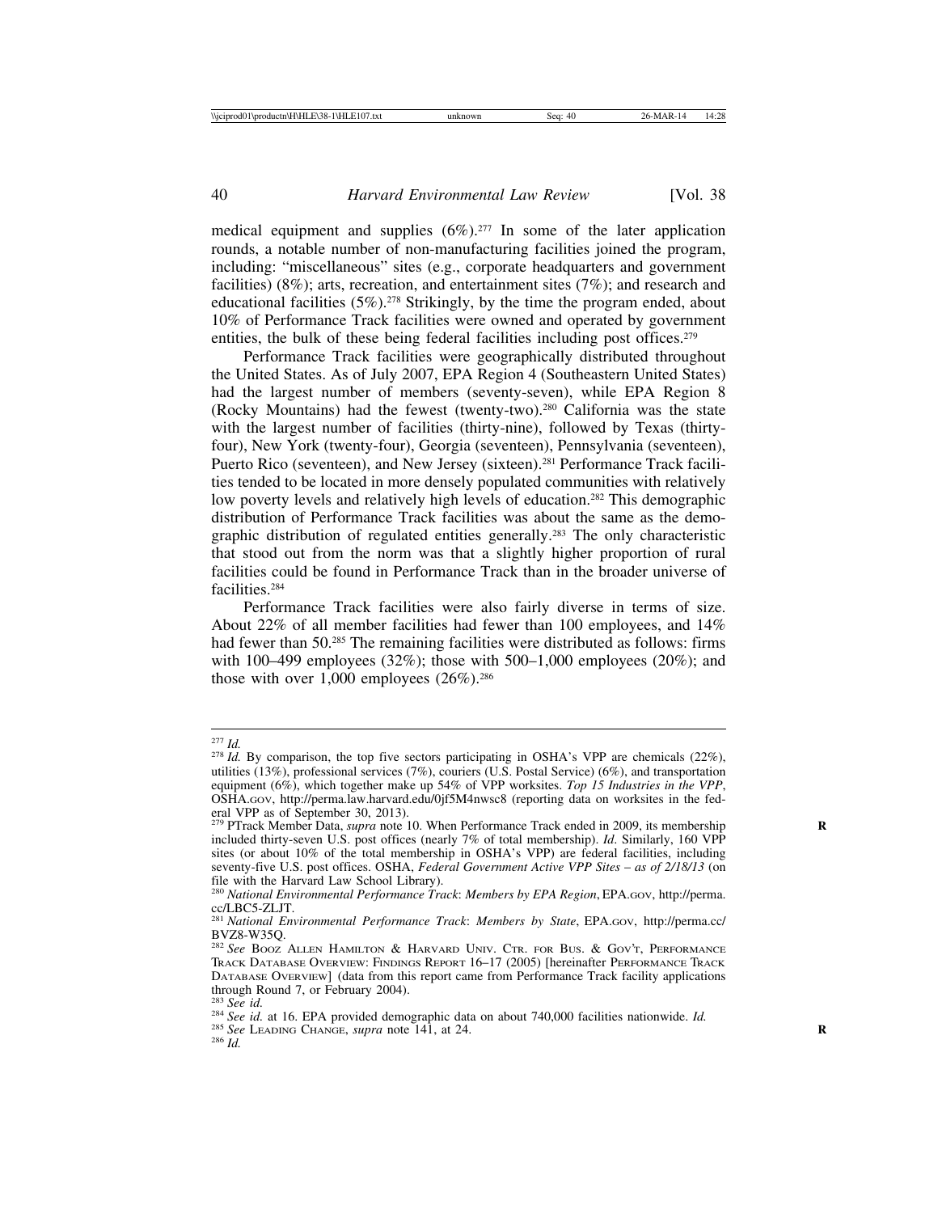medical equipment and supplies (6%).[277] In some of the later application rounds, a notable number of non-manufacturing facilities joined the program, including: "miscellaneous" sites (e.g., corporate headquarters and government facilities) (8%); arts, recreation, and entertainment sites (7%); and research and educational facilities (5%).[278] Strikingly, by the time the program ended, about 10% of Performance Track facilities were owned and operated by government entities, the bulk of these being federal facilities including post offices.[279]

Performance Track facilities were geographically distributed throughout the United States. As of July 2007, EPA Region 4 (Southeastern United States) had the largest number of members (seventy-seven), while EPA Region 8 (Rocky Mountains) had the fewest (twenty-two).[280] California was the state with the largest number of facilities (thirty-nine), followed by Texas (thirty-four), New York (twenty-four), Georgia (seventeen), Pennsylvania (seventeen), Puerto Rico (seventeen), and New Jersey (sixteen).[281] Performance Track facilities tended to be located in more densely populated communities with relatively low poverty levels and relatively high levels of education.[282] This demographic distribution of Performance Track facilities was about the same as the demographic distribution of regulated entities generally.[283] The only characteristic that stood out from the norm was that a slightly higher proportion of rural facilities could be found in Performance Track than in the broader universe of facilities.[284]

Performance Track facilities were also fairly diverse in terms of size. About 22% of all member facilities had fewer than 100 employees, and 14% had fewer than 50.[285] The remaining facilities were distributed as follows: firms with 100–499 employees (32%); those with 500–1,000 employees (20%); and those with over 1,000 employees (26%).[286]

---

[277] *Id.*

[278] *Id.* By comparison, the top five sectors participating in OSHA's VPP are chemicals (22%), utilities (13%), professional services (7%), couriers (U.S. Postal Service) (6%), and transportation equipment (6%), which together make up 54% of VPP worksites. *Top 15 Industries in the VPP*, OSHA.GOV, http://perma.law.harvard.edu/0jf5M4nwsc8 (reporting data on worksites in the federal VPP as of September 30, 2013).

[279] PTrack Member Data, *supra* note 10. When Performance Track ended in 2009, its membership included thirty-seven U.S. post offices (nearly 7% of total membership). *Id*. Similarly, 160 VPP sites (or about 10% of the total membership in OSHA's VPP) are federal facilities, including seventy-five U.S. post offices. OSHA, *Federal Government Active VPP Sites – as of 2/18/13* (on file with the Harvard Law School Library).

[280] *National Environmental Performance Track*: *Members by EPA Region*, EPA.GOV, http://perma.cc/LBC5-ZLJT.

[281] *National Environmental Performance Track*: *Members by State*, EPA.GOV, http://perma.cc/BVZ8-W35Q.

[282] *See* BOOZ ALLEN HAMILTON & HARVARD UNIV. CTR. FOR BUS. & GOV'T, PERFORMANCE TRACK DATABASE OVERVIEW: FINDINGS REPORT 16–17 (2005) [hereinafter PERFORMANCE TRACK DATABASE OVERVIEW] (data from this report came from Performance Track facility applications through Round 7, or February 2004).

[283] *See id.*

[284] *See id.* at 16. EPA provided demographic data on about 740,000 facilities nationwide. *Id.*

[285] *See* LEADING CHANGE, *supra* note 141, at 24.

[286] *Id.*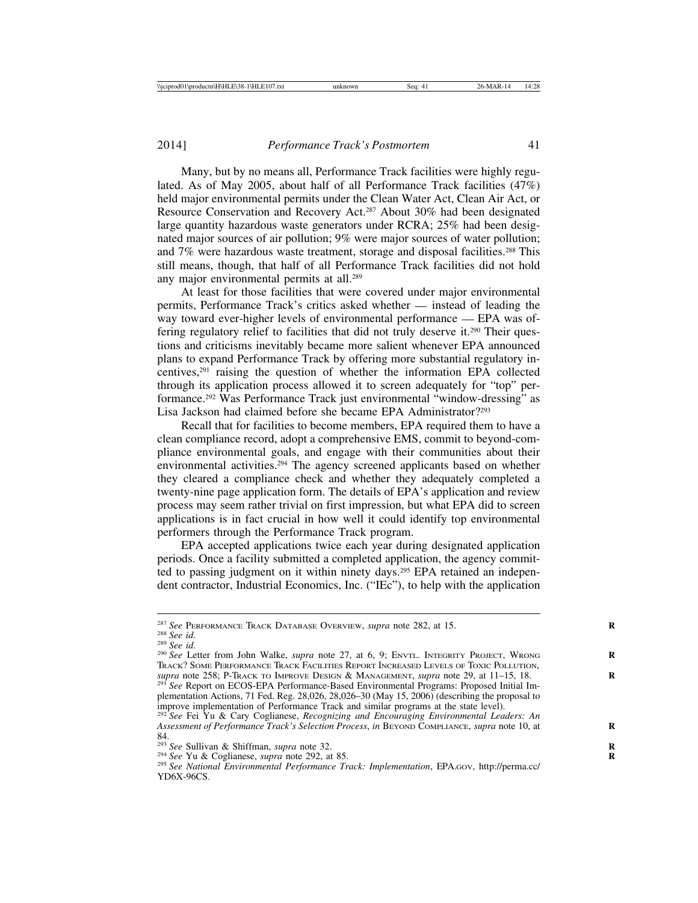Many, but by no means all, Performance Track facilities were highly regulated. As of May 2005, about half of all Performance Track facilities (47%) held major environmental permits under the Clean Water Act, Clean Air Act, or Resource Conservation and Recovery Act.[287] About 30% had been designated large quantity hazardous waste generators under RCRA; 25% had been designated major sources of air pollution; 9% were major sources of water pollution; and 7% were hazardous waste treatment, storage and disposal facilities.[288] This still means, though, that half of all Performance Track facilities did not hold any major environmental permits at all.[289]

At least for those facilities that were covered under major environmental permits, Performance Track's critics asked whether — instead of leading the way toward ever-higher levels of environmental performance — EPA was offering regulatory relief to facilities that did not truly deserve it.[290] Their questions and criticisms inevitably became more salient whenever EPA announced plans to expand Performance Track by offering more substantial regulatory incentives,[291] raising the question of whether the information EPA collected through its application process allowed it to screen adequately for "top" performance.[292] Was Performance Track just environmental "window-dressing" as Lisa Jackson had claimed before she became EPA Administrator?[293]

Recall that for facilities to become members, EPA required them to have a clean compliance record, adopt a comprehensive EMS, commit to beyond-compliance environmental goals, and engage with their communities about their environmental activities.[294] The agency screened applicants based on whether they cleared a compliance check and whether they adequately completed a twenty-nine page application form. The details of EPA's application and review process may seem rather trivial on first impression, but what EPA did to screen applications is in fact crucial in how well it could identify top environmental performers through the Performance Track program.

EPA accepted applications twice each year during designated application periods. Once a facility submitted a completed application, the agency committed to passing judgment on it within ninety days.[295] EPA retained an independent contractor, Industrial Economics, Inc. ("IEc"), to help with the application

---

[287] *See* Performance Track Database Overview, *supra* note 282, at 15.

[288] *See id.*

[289] *See id.*

[290] *See* Letter from John Walke, *supra* note 27, at 6, 9; Envtl. Integrity Project, Wrong Track? Some Performance Track Facilities Report Increased Levels of Toxic Pollution, *supra* note 258; P-Track to Improve Design & Management, *supra* note 29, at 11–15, 18.

[291] *See* Report on ECOS-EPA Performance-Based Environmental Programs: Proposed Initial Implementation Actions, 71 Fed. Reg. 28,026, 28,026–30 (May 15, 2006) (describing the proposal to improve implementation of Performance Track and similar programs at the state level).

[292] *See* Fei Yu & Cary Coglianese, *Recognizing and Encouraging Environmental Leaders: An Assessment of Performance Track's Selection Process*, *in* Beyond Compliance, *supra* note 10, at 84.

[293] *See* Sullivan & Shiffman, *supra* note 32.

[294] *See* Yu & Coglianese, *supra* note 292, at 85.

[295] *See National Environmental Performance Track: Implementation*, EPA.gov, http://perma.cc/YD6X-96CS.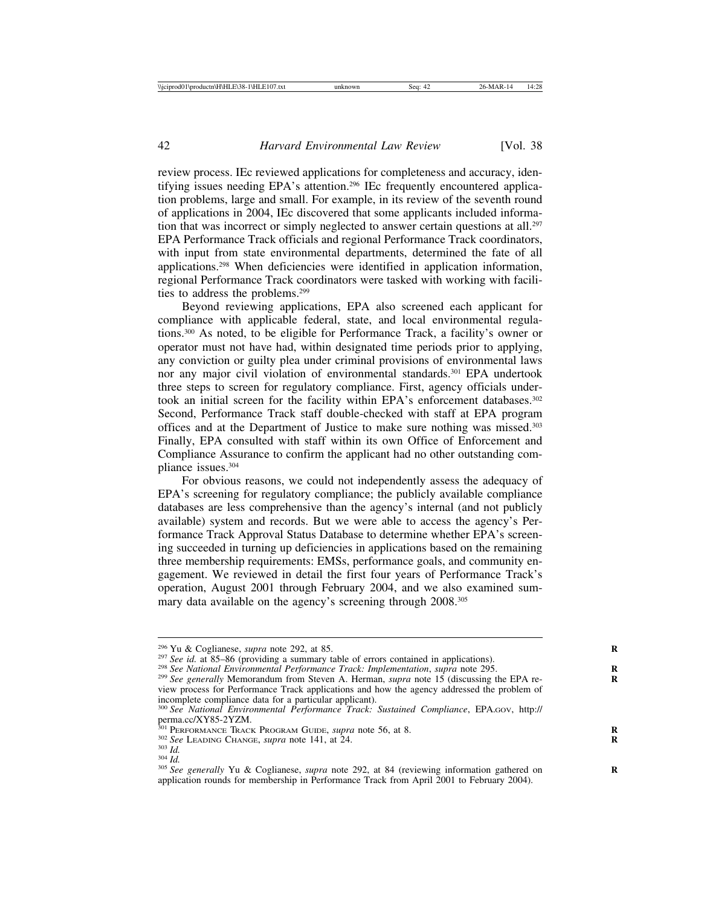review process. IEc reviewed applications for completeness and accuracy, identifying issues needing EPA's attention.[296] IEc frequently encountered application problems, large and small. For example, in its review of the seventh round of applications in 2004, IEc discovered that some applicants included information that was incorrect or simply neglected to answer certain questions at all.[297] EPA Performance Track officials and regional Performance Track coordinators, with input from state environmental departments, determined the fate of all applications.[298] When deficiencies were identified in application information, regional Performance Track coordinators were tasked with working with facilities to address the problems.[299]

Beyond reviewing applications, EPA also screened each applicant for compliance with applicable federal, state, and local environmental regulations.[300] As noted, to be eligible for Performance Track, a facility's owner or operator must not have had, within designated time periods prior to applying, any conviction or guilty plea under criminal provisions of environmental laws nor any major civil violation of environmental standards.[301] EPA undertook three steps to screen for regulatory compliance. First, agency officials undertook an initial screen for the facility within EPA's enforcement databases.[302] Second, Performance Track staff double-checked with staff at EPA program offices and at the Department of Justice to make sure nothing was missed.[303] Finally, EPA consulted with staff within its own Office of Enforcement and Compliance Assurance to confirm the applicant had no other outstanding compliance issues.[304]

For obvious reasons, we could not independently assess the adequacy of EPA's screening for regulatory compliance; the publicly available compliance databases are less comprehensive than the agency's internal (and not publicly available) system and records. But we were able to access the agency's Performance Track Approval Status Database to determine whether EPA's screening succeeded in turning up deficiencies in applications based on the remaining three membership requirements: EMSs, performance goals, and community engagement. We reviewed in detail the first four years of Performance Track's operation, August 2001 through February 2004, and we also examined summary data available on the agency's screening through 2008.[305]

---

[296] Yu & Coglianese, *supra* note 292, at 85.

[297] *See id.* at 85–86 (providing a summary table of errors contained in applications).

[298] *See National Environmental Performance Track: Implementation*, *supra* note 295.

[299] *See generally* Memorandum from Steven A. Herman, *supra* note 15 (discussing the EPA review process for Performance Track applications and how the agency addressed the problem of incomplete compliance data for a particular applicant).

[300] *See National Environmental Performance Track: Sustained Compliance*, EPA.GOV, http://perma.cc/XY85-2YZM.

[301] PERFORMANCE TRACK PROGRAM GUIDE, *supra* note 56, at 8.

[302] *See* LEADING CHANGE, *supra* note 141, at 24.

[303] *Id.*

[304] *Id.*

[305] *See generally* Yu & Coglianese, *supra* note 292, at 84 (reviewing information gathered on application rounds for membership in Performance Track from April 2001 to February 2004).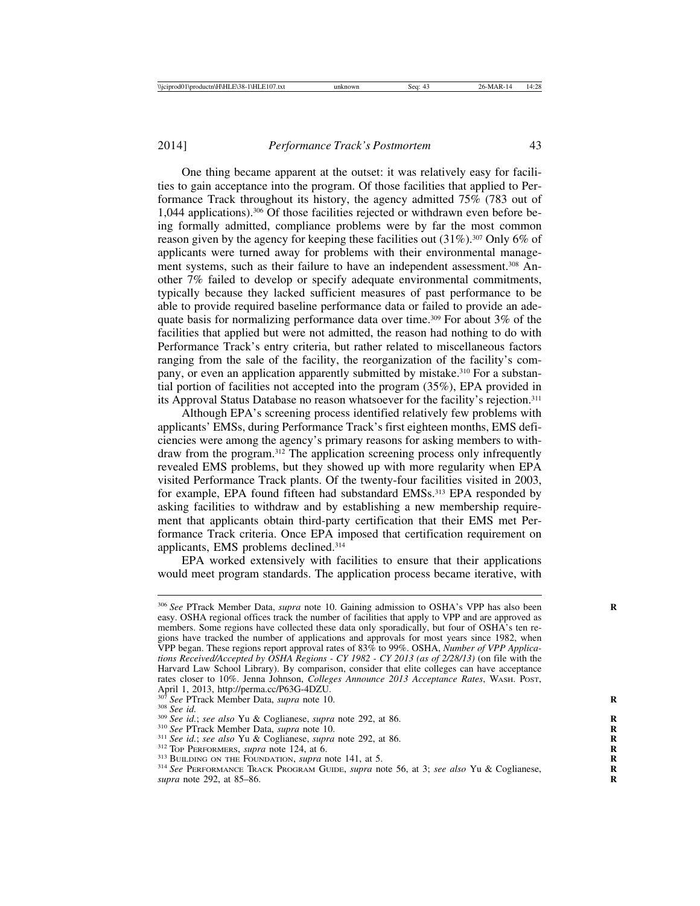One thing became apparent at the outset: it was relatively easy for facilities to gain acceptance into the program. Of those facilities that applied to Performance Track throughout its history, the agency admitted 75% (783 out of 1,044 applications).[306] Of those facilities rejected or withdrawn even before being formally admitted, compliance problems were by far the most common reason given by the agency for keeping these facilities out (31%).[307] Only 6% of applicants were turned away for problems with their environmental management systems, such as their failure to have an independent assessment.[308] Another 7% failed to develop or specify adequate environmental commitments, typically because they lacked sufficient measures of past performance to be able to provide required baseline performance data or failed to provide an adequate basis for normalizing performance data over time.[309] For about 3% of the facilities that applied but were not admitted, the reason had nothing to do with Performance Track's entry criteria, but rather related to miscellaneous factors ranging from the sale of the facility, the reorganization of the facility's company, or even an application apparently submitted by mistake.[310] For a substantial portion of facilities not accepted into the program (35%), EPA provided in its Approval Status Database no reason whatsoever for the facility's rejection.[311]

Although EPA's screening process identified relatively few problems with applicants' EMSs, during Performance Track's first eighteen months, EMS deficiencies were among the agency's primary reasons for asking members to withdraw from the program.[312] The application screening process only infrequently revealed EMS problems, but they showed up with more regularity when EPA visited Performance Track plants. Of the twenty-four facilities visited in 2003, for example, EPA found fifteen had substandard EMSs.[313] EPA responded by asking facilities to withdraw and by establishing a new membership requirement that applicants obtain third-party certification that their EMS met Performance Track criteria. Once EPA imposed that certification requirement on applicants, EMS problems declined.[314]

EPA worked extensively with facilities to ensure that their applications would meet program standards. The application process became iterative, with

---

[306] *See* PTrack Member Data, *supra* note 10. Gaining admission to OSHA's VPP has also been easy. OSHA regional offices track the number of facilities that apply to VPP and are approved as members. Some regions have collected these data only sporadically, but four of OSHA's ten regions have tracked the number of applications and approvals for most years since 1982, when VPP began. These regions report approval rates of 83% to 99%. OSHA, *Number of VPP Applications Received/Accepted by OSHA Regions - CY 1982 - CY 2013 (as of 2/28/13)* (on file with the Harvard Law School Library). By comparison, consider that elite colleges can have acceptance rates closer to 10%. Jenna Johnson, *Colleges Announce 2013 Acceptance Rates*, WASH. POST, April 1, 2013, http://perma.cc/P63G-4DZU.

[307] *See* PTrack Member Data, *supra* note 10.

[308] *See id.*

[309] *See id.*; *see also* Yu & Coglianese, *supra* note 292, at 86.

[310] *See* PTrack Member Data, *supra* note 10.

[311] *See id.*; *see also* Yu & Coglianese, *supra* note 292, at 86.

[312] TOP PERFORMERS, *supra* note 124, at 6.

[313] BUILDING ON THE FOUNDATION, *supra* note 141, at 5.

[314] *See* PERFORMANCE TRACK PROGRAM GUIDE, *supra* note 56, at 3; *see also* Yu & Coglianese, *supra* note 292, at 85–86.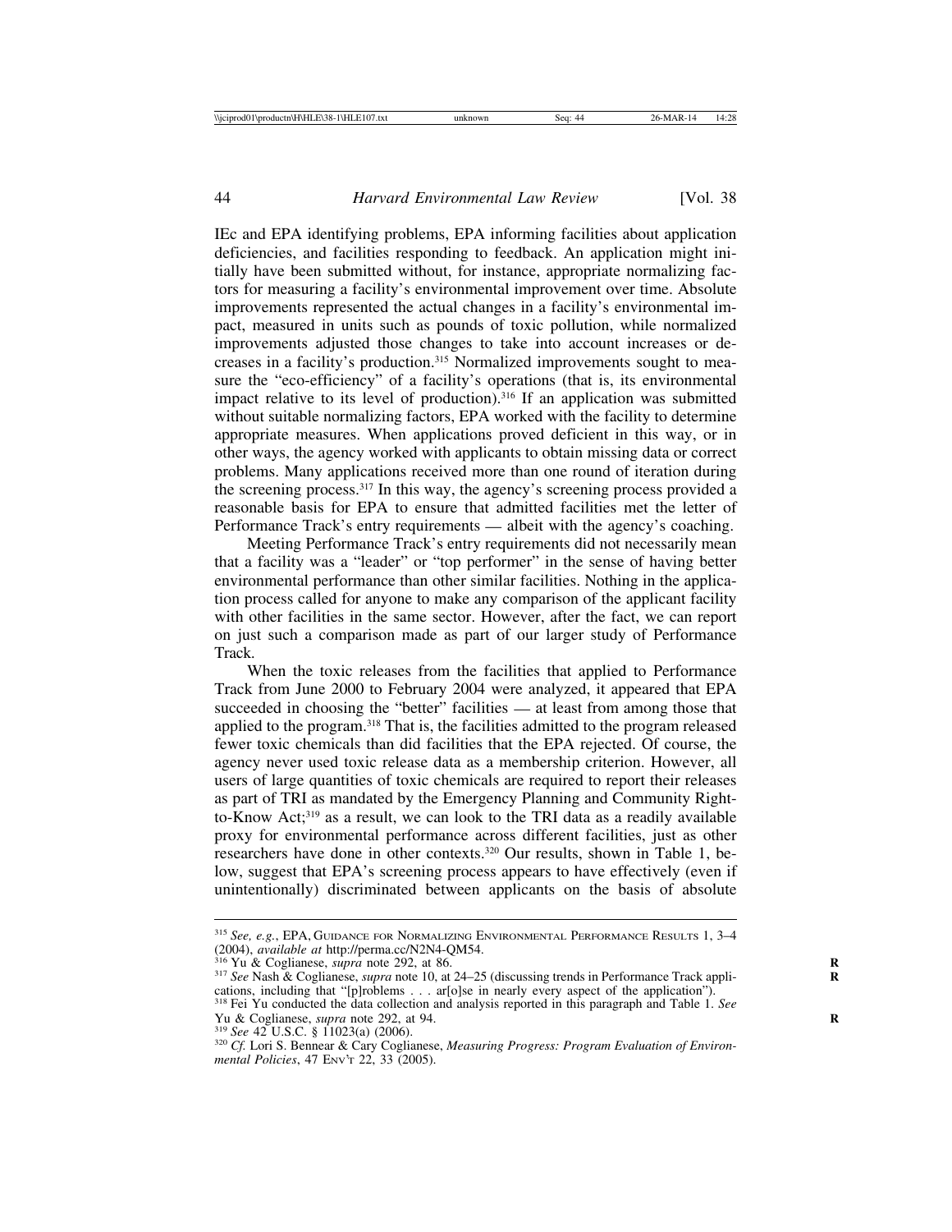IEc and EPA identifying problems, EPA informing facilities about application deficiencies, and facilities responding to feedback. An application might initially have been submitted without, for instance, appropriate normalizing factors for measuring a facility's environmental improvement over time. Absolute improvements represented the actual changes in a facility's environmental impact, measured in units such as pounds of toxic pollution, while normalized improvements adjusted those changes to take into account increases or decreases in a facility's production.[315] Normalized improvements sought to measure the "eco-efficiency" of a facility's operations (that is, its environmental impact relative to its level of production).[316] If an application was submitted without suitable normalizing factors, EPA worked with the facility to determine appropriate measures. When applications proved deficient in this way, or in other ways, the agency worked with applicants to obtain missing data or correct problems. Many applications received more than one round of iteration during the screening process.[317] In this way, the agency's screening process provided a reasonable basis for EPA to ensure that admitted facilities met the letter of Performance Track's entry requirements — albeit with the agency's coaching.

Meeting Performance Track's entry requirements did not necessarily mean that a facility was a "leader" or "top performer" in the sense of having better environmental performance than other similar facilities. Nothing in the application process called for anyone to make any comparison of the applicant facility with other facilities in the same sector. However, after the fact, we can report on just such a comparison made as part of our larger study of Performance Track.

When the toxic releases from the facilities that applied to Performance Track from June 2000 to February 2004 were analyzed, it appeared that EPA succeeded in choosing the "better" facilities — at least from among those that applied to the program.[318] That is, the facilities admitted to the program released fewer toxic chemicals than did facilities that the EPA rejected. Of course, the agency never used toxic release data as a membership criterion. However, all users of large quantities of toxic chemicals are required to report their releases as part of TRI as mandated by the Emergency Planning and Community Right-to-Know Act;[319] as a result, we can look to the TRI data as a readily available proxy for environmental performance across different facilities, just as other researchers have done in other contexts.[320] Our results, shown in Table 1, below, suggest that EPA's screening process appears to have effectively (even if unintentionally) discriminated between applicants on the basis of absolute

---

[315] *See, e.g.*, EPA, Guidance for Normalizing Environmental Performance Results 1, 3–4 (2004), *available at* http://perma.cc/N2N4-QM54.

[316] Yu & Coglianese, *supra* note 292, at 86.

[317] *See* Nash & Coglianese, *supra* note 10, at 24–25 (discussing trends in Performance Track applications, including that "[p]roblems . . . ar[o]se in nearly every aspect of the application").

[318] Fei Yu conducted the data collection and analysis reported in this paragraph and Table 1. *See* Yu & Coglianese, *supra* note 292, at 94.

[319] *See* 42 U.S.C. § 11023(a) (2006).

[320] *Cf.* Lori S. Bennear & Cary Coglianese, *Measuring Progress: Program Evaluation of Environmental Policies*, 47 Env't 22, 33 (2005).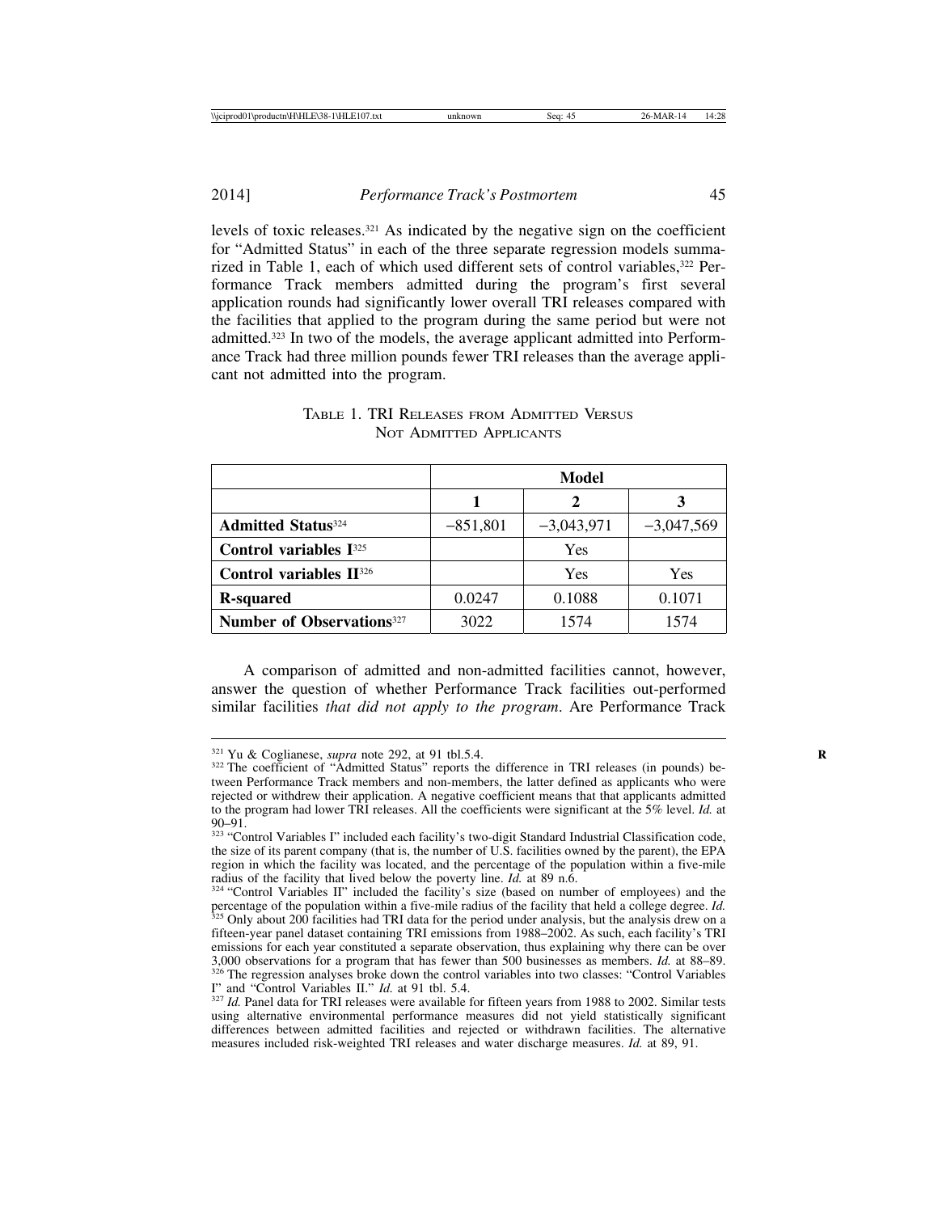levels of toxic releases.[321] As indicated by the negative sign on the coefficient for "Admitted Status" in each of the three separate regression models summarized in Table 1, each of which used different sets of control variables,[322] Performance Track members admitted during the program's first several application rounds had significantly lower overall TRI releases compared with the facilities that applied to the program during the same period but were not admitted.[323] In two of the models, the average applicant admitted into Performance Track had three million pounds fewer TRI releases than the average applicant not admitted into the program.

TABLE 1. TRI RELEASES FROM ADMITTED VERSUS NOT ADMITTED APPLICANTS

| | Model | | |
|---|---|---|---|
| | **1** | **2** | **3** |
| **Admitted Status**[324] | −851,801 | −3,043,971 | −3,047,569 |
| **Control variables I**[325] | | Yes | |
| **Control variables II**[326] | | Yes | Yes |
| **R-squared** | 0.0247 | 0.1088 | 0.1071 |
| **Number of Observations**[327] | 3022 | 1574 | 1574 |

A comparison of admitted and non-admitted facilities cannot, however, answer the question of whether Performance Track facilities out-performed similar facilities *that did not apply to the program*. Are Performance Track

---

[321] Yu & Coglianese, *supra* note 292, at 91 tbl.5.4.

[322] The coefficient of "Admitted Status" reports the difference in TRI releases (in pounds) between Performance Track members and non-members, the latter defined as applicants who were rejected or withdrew their application. A negative coefficient means that that applicants admitted to the program had lower TRI releases. All the coefficients were significant at the 5% level. *Id.* at 90–91.

[323] "Control Variables I" included each facility's two-digit Standard Industrial Classification code, the size of its parent company (that is, the number of U.S. facilities owned by the parent), the EPA region in which the facility was located, and the percentage of the population within a five-mile radius of the facility that lived below the poverty line. *Id.* at 89 n.6.

[324] "Control Variables II" included the facility's size (based on number of employees) and the percentage of the population within a five-mile radius of the facility that held a college degree. *Id.*

[325] Only about 200 facilities had TRI data for the period under analysis, but the analysis drew on a fifteen-year panel dataset containing TRI emissions from 1988–2002. As such, each facility's TRI emissions for each year constituted a separate observation, thus explaining why there can be over 3,000 observations for a program that has fewer than 500 businesses as members. *Id.* at 88–89.

[326] The regression analyses broke down the control variables into two classes: "Control Variables I" and "Control Variables II." *Id.* at 91 tbl. 5.4.

[327] *Id.* Panel data for TRI releases were available for fifteen years from 1988 to 2002. Similar tests using alternative environmental performance measures did not yield statistically significant differences between admitted facilities and rejected or withdrawn facilities. The alternative measures included risk-weighted TRI releases and water discharge measures. *Id.* at 89, 91.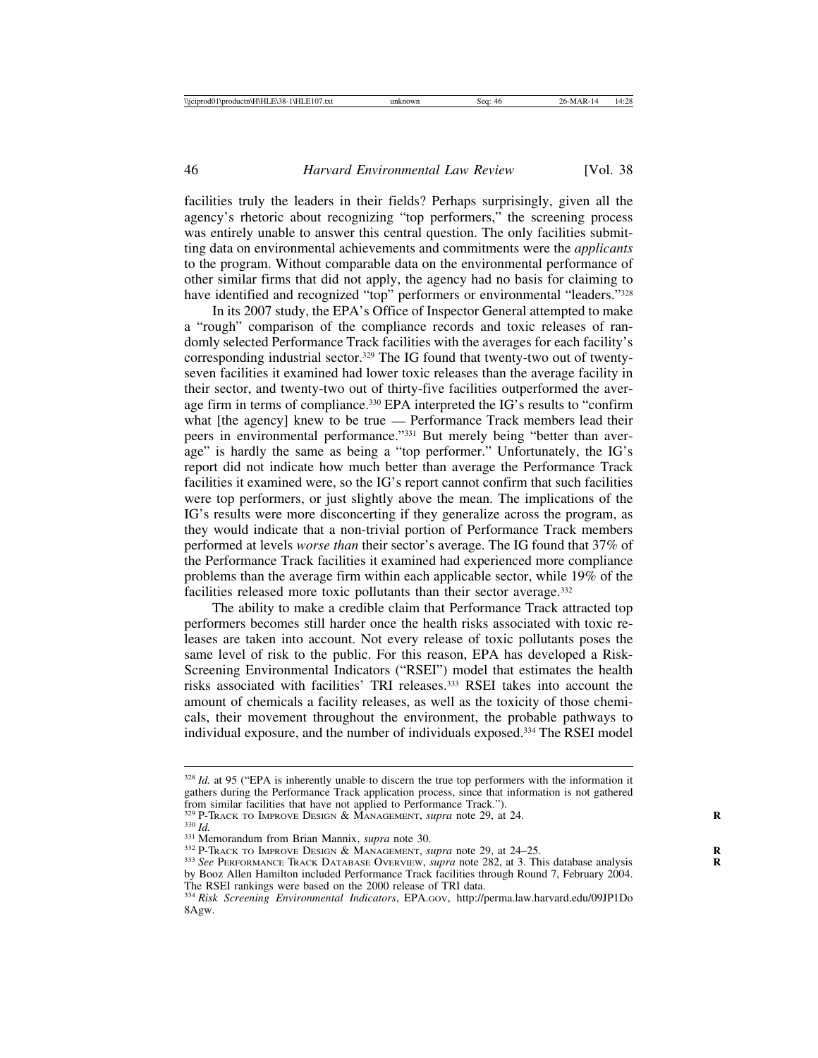facilities truly the leaders in their fields? Perhaps surprisingly, given all the agency's rhetoric about recognizing "top performers," the screening process was entirely unable to answer this central question. The only facilities submitting data on environmental achievements and commitments were the *applicants* to the program. Without comparable data on the environmental performance of other similar firms that did not apply, the agency had no basis for claiming to have identified and recognized "top" performers or environmental "leaders."[328]

In its 2007 study, the EPA's Office of Inspector General attempted to make a "rough" comparison of the compliance records and toxic releases of randomly selected Performance Track facilities with the averages for each facility's corresponding industrial sector.[329] The IG found that twenty-two out of twenty-seven facilities it examined had lower toxic releases than the average facility in their sector, and twenty-two out of thirty-five facilities outperformed the average firm in terms of compliance.[330] EPA interpreted the IG's results to "confirm what [the agency] knew to be true — Performance Track members lead their peers in environmental performance."[331] But merely being "better than average" is hardly the same as being a "top performer." Unfortunately, the IG's report did not indicate how much better than average the Performance Track facilities it examined were, so the IG's report cannot confirm that such facilities were top performers, or just slightly above the mean. The implications of the IG's results were more disconcerting if they generalize across the program, as they would indicate that a non-trivial portion of Performance Track members performed at levels *worse than* their sector's average. The IG found that 37% of the Performance Track facilities it examined had experienced more compliance problems than the average firm within each applicable sector, while 19% of the facilities released more toxic pollutants than their sector average.[332]

The ability to make a credible claim that Performance Track attracted top performers becomes still harder once the health risks associated with toxic releases are taken into account. Not every release of toxic pollutants poses the same level of risk to the public. For this reason, EPA has developed a Risk-Screening Environmental Indicators ("RSEI") model that estimates the health risks associated with facilities' TRI releases.[333] RSEI takes into account the amount of chemicals a facility releases, as well as the toxicity of those chemicals, their movement throughout the environment, the probable pathways to individual exposure, and the number of individuals exposed.[334] The RSEI model

---

[328] *Id.* at 95 ("EPA is inherently unable to discern the true top performers with the information it gathers during the Performance Track application process, since that information is not gathered from similar facilities that have not applied to Performance Track.").

[329] P-Track to Improve Design & Management, *supra* note 29, at 24.

[330] *Id.*

[331] Memorandum from Brian Mannix, *supra* note 30.

[332] P-Track to Improve Design & Management, *supra* note 29, at 24–25.

[333] *See* Performance Track Database Overview, *supra* note 282, at 3. This database analysis by Booz Allen Hamilton included Performance Track facilities through Round 7, February 2004. The RSEI rankings were based on the 2000 release of TRI data.

[334] *Risk Screening Environmental Indicators*, EPA.gov, http://perma.law.harvard.edu/09JP1Do8Agw.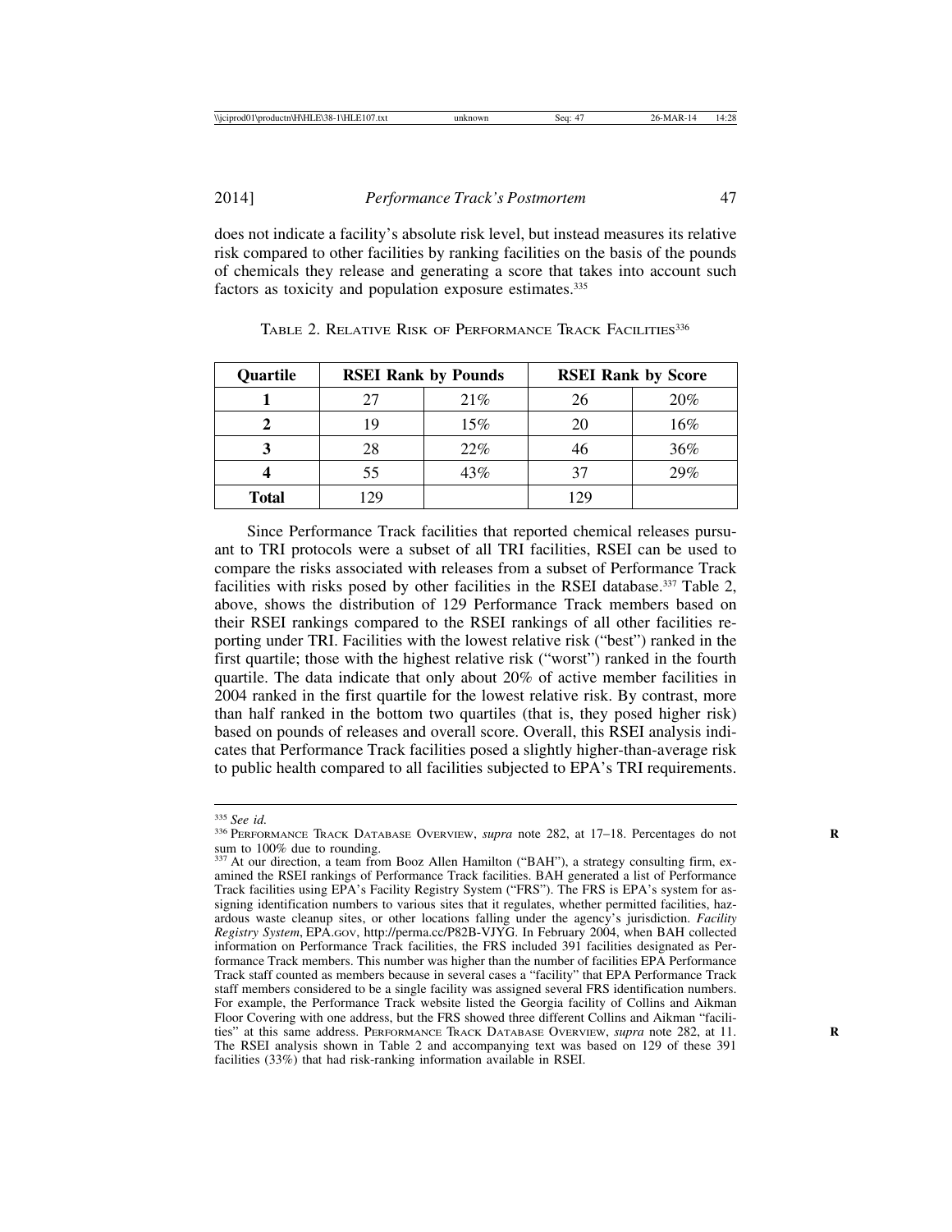does not indicate a facility's absolute risk level, but instead measures its relative risk compared to other facilities by ranking facilities on the basis of the pounds of chemicals they release and generating a score that takes into account such factors as toxicity and population exposure estimates.[335]

TABLE 2. RELATIVE RISK OF PERFORMANCE TRACK FACILITIES[336]

| Quartile | RSEI Rank by Pounds | | RSEI Rank by Score | |
|---|---|---|---|---|
| **1** | 27 | 21% | 26 | 20% |
| **2** | 19 | 15% | 20 | 16% |
| **3** | 28 | 22% | 46 | 36% |
| **4** | 55 | 43% | 37 | 29% |
| **Total** | 129 | | 129 | |

Since Performance Track facilities that reported chemical releases pursuant to TRI protocols were a subset of all TRI facilities, RSEI can be used to compare the risks associated with releases from a subset of Performance Track facilities with risks posed by other facilities in the RSEI database.[337] Table 2, above, shows the distribution of 129 Performance Track members based on their RSEI rankings compared to the RSEI rankings of all other facilities reporting under TRI. Facilities with the lowest relative risk ("best") ranked in the first quartile; those with the highest relative risk ("worst") ranked in the fourth quartile. The data indicate that only about 20% of active member facilities in 2004 ranked in the first quartile for the lowest relative risk. By contrast, more than half ranked in the bottom two quartiles (that is, they posed higher risk) based on pounds of releases and overall score. Overall, this RSEI analysis indicates that Performance Track facilities posed a slightly higher-than-average risk to public health compared to all facilities subjected to EPA's TRI requirements.

---

[335] *See id.*

[336] PERFORMANCE TRACK DATABASE OVERVIEW, *supra* note 282, at 17–18. Percentages do not sum to 100% due to rounding.

[337] At our direction, a team from Booz Allen Hamilton ("BAH"), a strategy consulting firm, examined the RSEI rankings of Performance Track facilities. BAH generated a list of Performance Track facilities using EPA's Facility Registry System ("FRS"). The FRS is EPA's system for assigning identification numbers to various sites that it regulates, whether permitted facilities, hazardous waste cleanup sites, or other locations falling under the agency's jurisdiction. *Facility Registry System*, EPA.GOV, http://perma.cc/P82B-VJYG. In February 2004, when BAH collected information on Performance Track facilities, the FRS included 391 facilities designated as Performance Track members. This number was higher than the number of facilities EPA Performance Track staff counted as members because in several cases a "facility" that EPA Performance Track staff members considered to be a single facility was assigned several FRS identification numbers. For example, the Performance Track website listed the Georgia facility of Collins and Aikman Floor Covering with one address, but the FRS showed three different Collins and Aikman "facilities" at this same address. PERFORMANCE TRACK DATABASE OVERVIEW, *supra* note 282, at 11. The RSEI analysis shown in Table 2 and accompanying text was based on 129 of these 391 facilities (33%) that had risk-ranking information available in RSEI.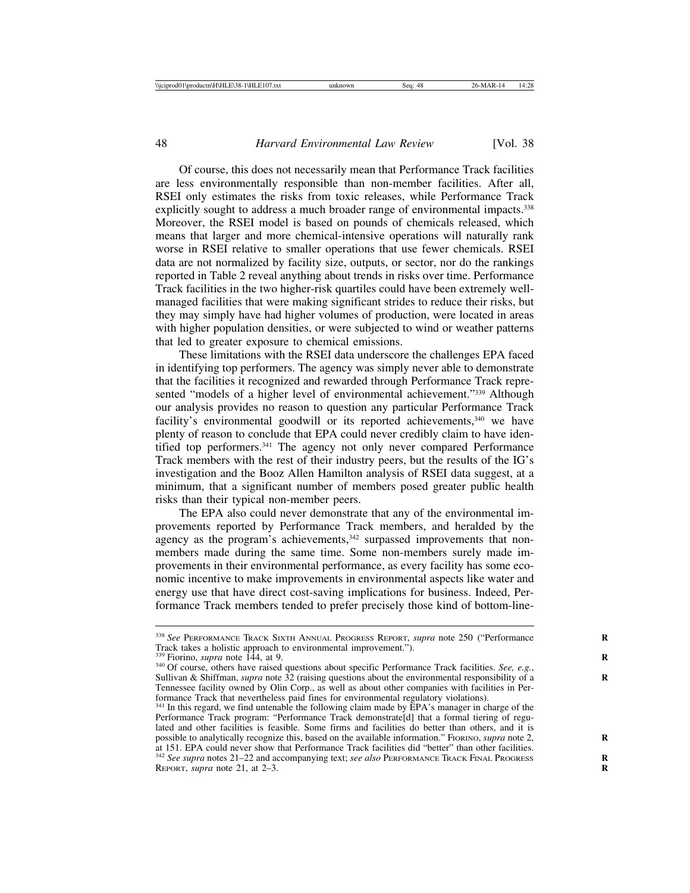Of course, this does not necessarily mean that Performance Track facilities are less environmentally responsible than non-member facilities. After all, RSEI only estimates the risks from toxic releases, while Performance Track explicitly sought to address a much broader range of environmental impacts.[338] Moreover, the RSEI model is based on pounds of chemicals released, which means that larger and more chemical-intensive operations will naturally rank worse in RSEI relative to smaller operations that use fewer chemicals. RSEI data are not normalized by facility size, outputs, or sector, nor do the rankings reported in Table 2 reveal anything about trends in risks over time. Performance Track facilities in the two higher-risk quartiles could have been extremely well-managed facilities that were making significant strides to reduce their risks, but they may simply have had higher volumes of production, were located in areas with higher population densities, or were subjected to wind or weather patterns that led to greater exposure to chemical emissions.

These limitations with the RSEI data underscore the challenges EPA faced in identifying top performers. The agency was simply never able to demonstrate that the facilities it recognized and rewarded through Performance Track represented "models of a higher level of environmental achievement."[339] Although our analysis provides no reason to question any particular Performance Track facility's environmental goodwill or its reported achievements,[340] we have plenty of reason to conclude that EPA could never credibly claim to have identified top performers.[341] The agency not only never compared Performance Track members with the rest of their industry peers, but the results of the IG's investigation and the Booz Allen Hamilton analysis of RSEI data suggest, at a minimum, that a significant number of members posed greater public health risks than their typical non-member peers.

The EPA also could never demonstrate that any of the environmental improvements reported by Performance Track members, and heralded by the agency as the program's achievements,[342] surpassed improvements that non-members made during the same time. Some non-members surely made improvements in their environmental performance, as every facility has some economic incentive to make improvements in environmental aspects like water and energy use that have direct cost-saving implications for business. Indeed, Performance Track members tended to prefer precisely those kind of bottom-line-

---

[338] *See* PERFORMANCE TRACK SIXTH ANNUAL PROGRESS REPORT, *supra* note 250 ("Performance Track takes a holistic approach to environmental improvement.").

[339] Fiorino, *supra* note 144, at 9.

[340] Of course, others have raised questions about specific Performance Track facilities. *See, e.g.*, Sullivan & Shiffman, *supra* note 32 (raising questions about the environmental responsibility of a Tennessee facility owned by Olin Corp., as well as about other companies with facilities in Performance Track that nevertheless paid fines for environmental regulatory violations).

[341] In this regard, we find untenable the following claim made by EPA's manager in charge of the Performance Track program: "Performance Track demonstrate[d] that a formal tiering of regulated and other facilities is feasible. Some firms and facilities do better than others, and it is possible to analytically recognize this, based on the available information." FIORINO, *supra* note 2, at 151. EPA could never show that Performance Track facilities did "better" than other facilities.

[342] *See supra* notes 21–22 and accompanying text; *see also* PERFORMANCE TRACK FINAL PROGRESS REPORT, *supra* note 21, at 2–3.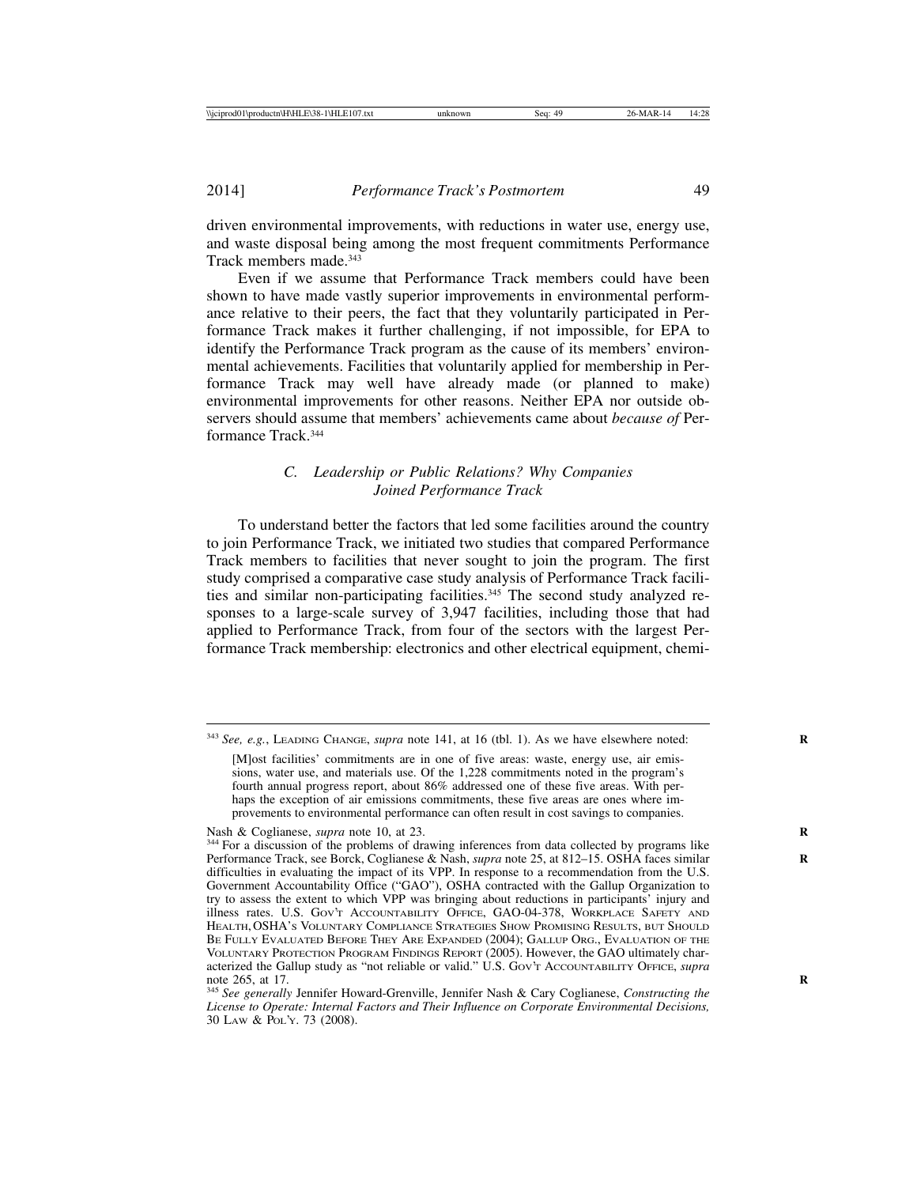driven environmental improvements, with reductions in water use, energy use, and waste disposal being among the most frequent commitments Performance Track members made.[343]

Even if we assume that Performance Track members could have been shown to have made vastly superior improvements in environmental performance relative to their peers, the fact that they voluntarily participated in Performance Track makes it further challenging, if not impossible, for EPA to identify the Performance Track program as the cause of its members' environmental achievements. Facilities that voluntarily applied for membership in Performance Track may well have already made (or planned to make) environmental improvements for other reasons. Neither EPA nor outside observers should assume that members' achievements came about *because of* Performance Track.[344]

### *C. Leadership or Public Relations? Why Companies Joined Performance Track*

To understand better the factors that led some facilities around the country to join Performance Track, we initiated two studies that compared Performance Track members to facilities that never sought to join the program. The first study comprised a comparative case study analysis of Performance Track facilities and similar non-participating facilities.[345] The second study analyzed responses to a large-scale survey of 3,947 facilities, including those that had applied to Performance Track, from four of the sectors with the largest Performance Track membership: electronics and other electrical equipment, chemi-

---

[343] *See, e.g.*, LEADING CHANGE, *supra* note 141, at 16 (tbl. 1). As we have elsewhere noted:

> [M]ost facilities' commitments are in one of five areas: waste, energy use, air emissions, water use, and materials use. Of the 1,228 commitments noted in the program's fourth annual progress report, about 86% addressed one of these five areas. With perhaps the exception of air emissions commitments, these five areas are ones where improvements to environmental performance can often result in cost savings to companies.

Nash & Coglianese, *supra* note 10, at 23.

[344] For a discussion of the problems of drawing inferences from data collected by programs like Performance Track, see Borck, Coglianese & Nash, *supra* note 25, at 812–15. OSHA faces similar difficulties in evaluating the impact of its VPP. In response to a recommendation from the U.S. Government Accountability Office ("GAO"), OSHA contracted with the Gallup Organization to try to assess the extent to which VPP was bringing about reductions in participants' injury and illness rates. U.S. GOV'T ACCOUNTABILITY OFFICE, GAO-04-378, WORKPLACE SAFETY AND HEALTH, OSHA'S VOLUNTARY COMPLIANCE STRATEGIES SHOW PROMISING RESULTS, BUT SHOULD BE FULLY EVALUATED BEFORE THEY ARE EXPANDED (2004); GALLUP ORG., EVALUATION OF THE VOLUNTARY PROTECTION PROGRAM FINDINGS REPORT (2005). However, the GAO ultimately characterized the Gallup study as "not reliable or valid." U.S. GOV'T ACCOUNTABILITY OFFICE, *supra* note 265, at 17.

[345] *See generally* Jennifer Howard-Grenville, Jennifer Nash & Cary Coglianese, *Constructing the License to Operate: Internal Factors and Their Influence on Corporate Environmental Decisions,* 30 LAW & POL'Y. 73 (2008).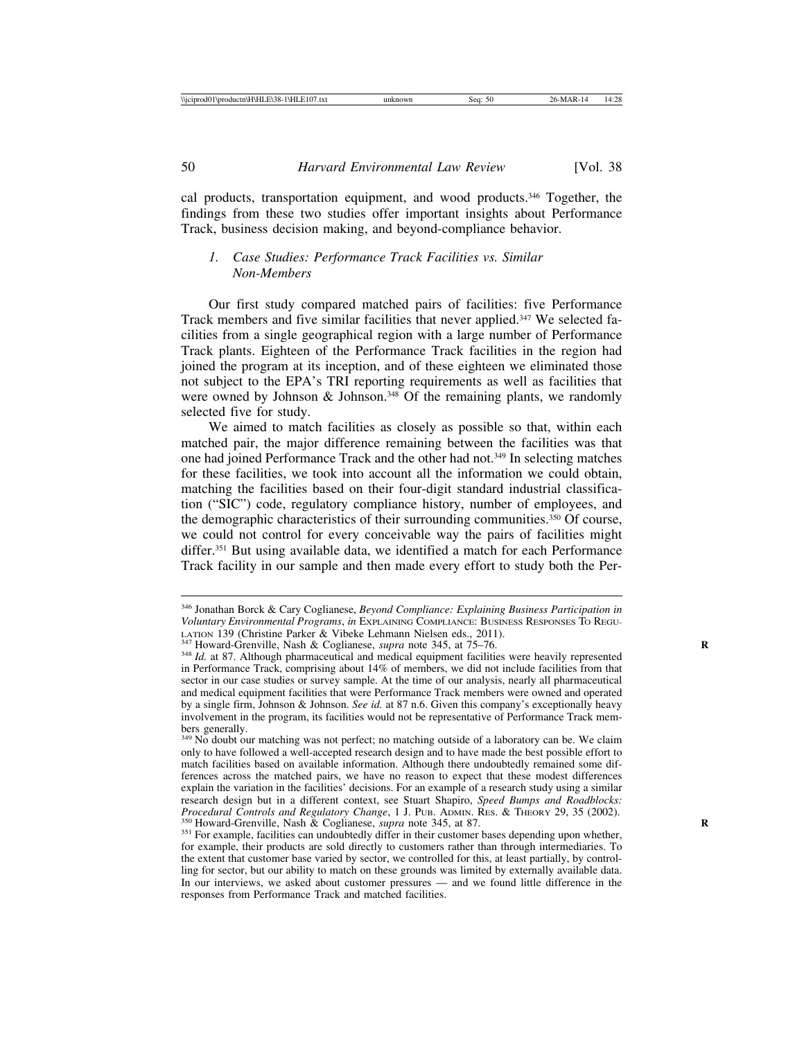cal products, transportation equipment, and wood products.[346] Together, the findings from these two studies offer important insights about Performance Track, business decision making, and beyond-compliance behavior.

### *1. Case Studies: Performance Track Facilities vs. Similar Non-Members*

Our first study compared matched pairs of facilities: five Performance Track members and five similar facilities that never applied.[347] We selected facilities from a single geographical region with a large number of Performance Track plants. Eighteen of the Performance Track facilities in the region had joined the program at its inception, and of these eighteen we eliminated those not subject to the EPA's TRI reporting requirements as well as facilities that were owned by Johnson & Johnson.[348] Of the remaining plants, we randomly selected five for study.

We aimed to match facilities as closely as possible so that, within each matched pair, the major difference remaining between the facilities was that one had joined Performance Track and the other had not.[349] In selecting matches for these facilities, we took into account all the information we could obtain, matching the facilities based on their four-digit standard industrial classification ("SIC") code, regulatory compliance history, number of employees, and the demographic characteristics of their surrounding communities.[350] Of course, we could not control for every conceivable way the pairs of facilities might differ.[351] But using available data, we identified a match for each Performance Track facility in our sample and then made every effort to study both the Per-

---

[346] Jonathan Borck & Cary Coglianese, *Beyond Compliance: Explaining Business Participation in Voluntary Environmental Programs*, *in* EXPLAINING COMPLIANCE: BUSINESS RESPONSES TO REGULATION 139 (Christine Parker & Vibeke Lehmann Nielsen eds., 2011).

[347] Howard-Grenville, Nash & Coglianese, *supra* note 345, at 75–76.

[348] *Id.* at 87. Although pharmaceutical and medical equipment facilities were heavily represented in Performance Track, comprising about 14% of members, we did not include facilities from that sector in our case studies or survey sample. At the time of our analysis, nearly all pharmaceutical and medical equipment facilities that were Performance Track members were owned and operated by a single firm, Johnson & Johnson. *See id.* at 87 n.6. Given this company's exceptionally heavy involvement in the program, its facilities would not be representative of Performance Track members generally.

[349] No doubt our matching was not perfect; no matching outside of a laboratory can be. We claim only to have followed a well-accepted research design and to have made the best possible effort to match facilities based on available information. Although there undoubtedly remained some differences across the matched pairs, we have no reason to expect that these modest differences explain the variation in the facilities' decisions. For an example of a research study using a similar research design but in a different context, see Stuart Shapiro, *Speed Bumps and Roadblocks: Procedural Controls and Regulatory Change*, 1 J. PUB. ADMIN. RES. & THEORY 29, 35 (2002).

[350] Howard-Grenville, Nash & Coglianese, *supra* note 345, at 87.

[351] For example, facilities can undoubtedly differ in their customer bases depending upon whether, for example, their products are sold directly to customers rather than through intermediaries. To the extent that customer base varied by sector, we controlled for this, at least partially, by controlling for sector, but our ability to match on these grounds was limited by externally available data. In our interviews, we asked about customer pressures — and we found little difference in the responses from Performance Track and matched facilities.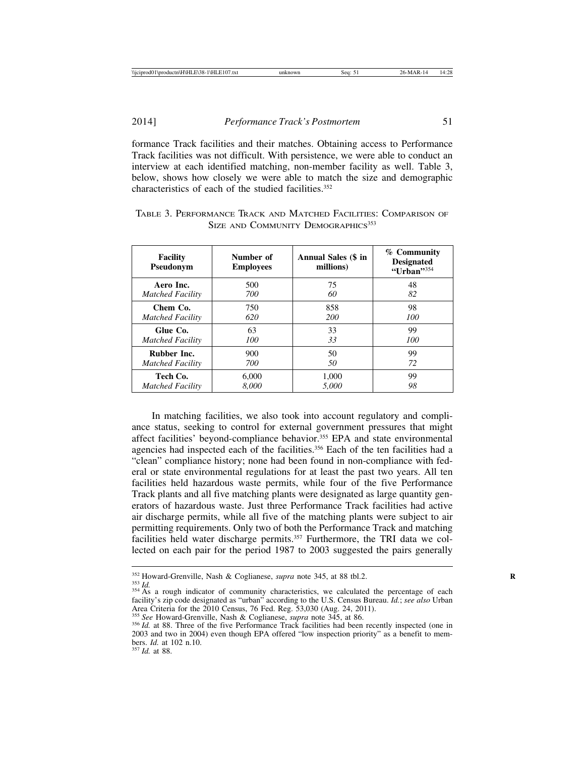formance Track facilities and their matches. Obtaining access to Performance Track facilities was not difficult. With persistence, we were able to conduct an interview at each identified matching, non-member facility as well. Table 3, below, shows how closely we were able to match the size and demographic characteristics of each of the studied facilities.[352]

TABLE 3. PERFORMANCE TRACK AND MATCHED FACILITIES: COMPARISON OF SIZE AND COMMUNITY DEMOGRAPHICS[353]

| Facility Pseudonym | Number of Employees | Annual Sales ($ in millions) | % Community Designated "Urban"[354] |
|---|---|---|---|
| **Aero Inc.** | 500 | 75 | 48 |
| *Matched Facility* | *700* | *60* | *82* |
| **Chem Co.** | 750 | 858 | 98 |
| *Matched Facility* | *620* | *200* | *100* |
| **Glue Co.** | 63 | 33 | 99 |
| *Matched Facility* | *100* | *33* | *100* |
| **Rubber Inc.** | 900 | 50 | 99 |
| *Matched Facility* | *700* | *50* | *72* |
| **Tech Co.** | 6,000 | 1,000 | 99 |
| *Matched Facility* | *8,000* | *5,000* | *98* |

In matching facilities, we also took into account regulatory and compliance status, seeking to control for external government pressures that might affect facilities' beyond-compliance behavior.[355] EPA and state environmental agencies had inspected each of the facilities.[356] Each of the ten facilities had a "clean" compliance history; none had been found in non-compliance with federal or state environmental regulations for at least the past two years. All ten facilities held hazardous waste permits, while four of the five Performance Track plants and all five matching plants were designated as large quantity generators of hazardous waste. Just three Performance Track facilities had active air discharge permits, while all five of the matching plants were subject to air permitting requirements. Only two of both the Performance Track and matching facilities held water discharge permits.[357] Furthermore, the TRI data we collected on each pair for the period 1987 to 2003 suggested the pairs generally

[352] Howard-Grenville, Nash & Coglianese, *supra* note 345, at 88 tbl.2.

[353] *Id.*

[354] As a rough indicator of community characteristics, we calculated the percentage of each facility's zip code designated as "urban" according to the U.S. Census Bureau. *Id.*; *see also* Urban Area Criteria for the 2010 Census, 76 Fed. Reg. 53,030 (Aug. 24, 2011).

[355] *See* Howard-Grenville, Nash & Coglianese, *supra* note 345, at 86.

[356] *Id.* at 88. Three of the five Performance Track facilities had been recently inspected (one in 2003 and two in 2004) even though EPA offered "low inspection priority" as a benefit to members. *Id.* at 102 n.10.

[357] *Id.* at 88.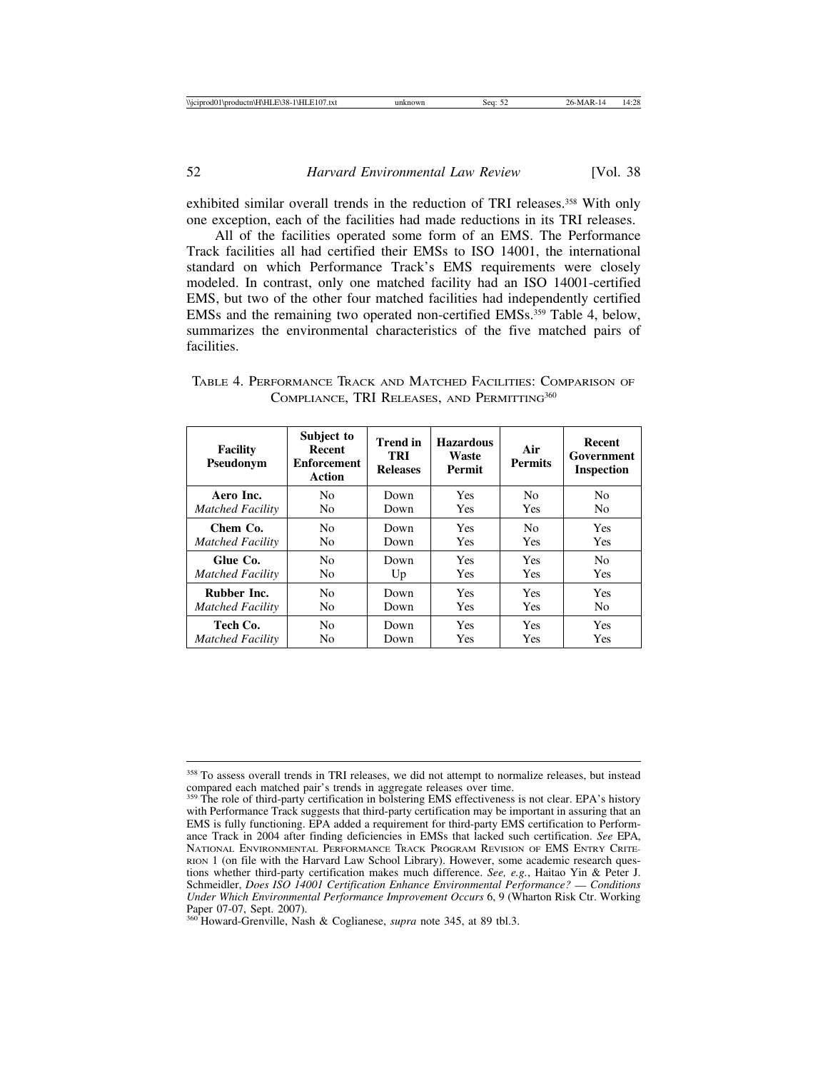exhibited similar overall trends in the reduction of TRI releases.[358] With only one exception, each of the facilities had made reductions in its TRI releases.

All of the facilities operated some form of an EMS. The Performance Track facilities all had certified their EMSs to ISO 14001, the international standard on which Performance Track's EMS requirements were closely modeled. In contrast, only one matched facility had an ISO 14001-certified EMS, but two of the other four matched facilities had independently certified EMSs and the remaining two operated non-certified EMSs.[359] Table 4, below, summarizes the environmental characteristics of the five matched pairs of facilities.

TABLE 4. PERFORMANCE TRACK AND MATCHED FACILITIES: COMPARISON OF COMPLIANCE, TRI RELEASES, AND PERMITTING[360]

| Facility Pseudonym | Subject to Recent Enforcement Action | Trend in TRI Releases | Hazardous Waste Permit | Air Permits | Recent Government Inspection |
|---|---|---|---|---|---|
| **Aero Inc.** | No | Down | Yes | No | No |
| *Matched Facility* | No | Down | Yes | Yes | No |
| **Chem Co.** | No | Down | Yes | No | Yes |
| *Matched Facility* | No | Down | Yes | Yes | Yes |
| **Glue Co.** | No | Down | Yes | Yes | No |
| *Matched Facility* | No | Up | Yes | Yes | Yes |
| **Rubber Inc.** | No | Down | Yes | Yes | Yes |
| *Matched Facility* | No | Down | Yes | Yes | No |
| **Tech Co.** | No | Down | Yes | Yes | Yes |
| *Matched Facility* | No | Down | Yes | Yes | Yes |

---

[358] To assess overall trends in TRI releases, we did not attempt to normalize releases, but instead compared each matched pair's trends in aggregate releases over time.

[359] The role of third-party certification in bolstering EMS effectiveness is not clear. EPA's history with Performance Track suggests that third-party certification may be important in assuring that an EMS is fully functioning. EPA added a requirement for third-party EMS certification to Performance Track in 2004 after finding deficiencies in EMSs that lacked such certification. *See* EPA, NATIONAL ENVIRONMENTAL PERFORMANCE TRACK PROGRAM REVISION OF EMS ENTRY CRITERION 1 (on file with the Harvard Law School Library). However, some academic research questions whether third-party certification makes much difference. *See, e.g.*, Haitao Yin & Peter J. Schmeidler, *Does ISO 14001 Certification Enhance Environmental Performance? — Conditions Under Which Environmental Performance Improvement Occurs* 6, 9 (Wharton Risk Ctr. Working Paper 07-07, Sept. 2007).

[360] Howard-Grenville, Nash & Coglianese, *supra* note 345, at 89 tbl.3.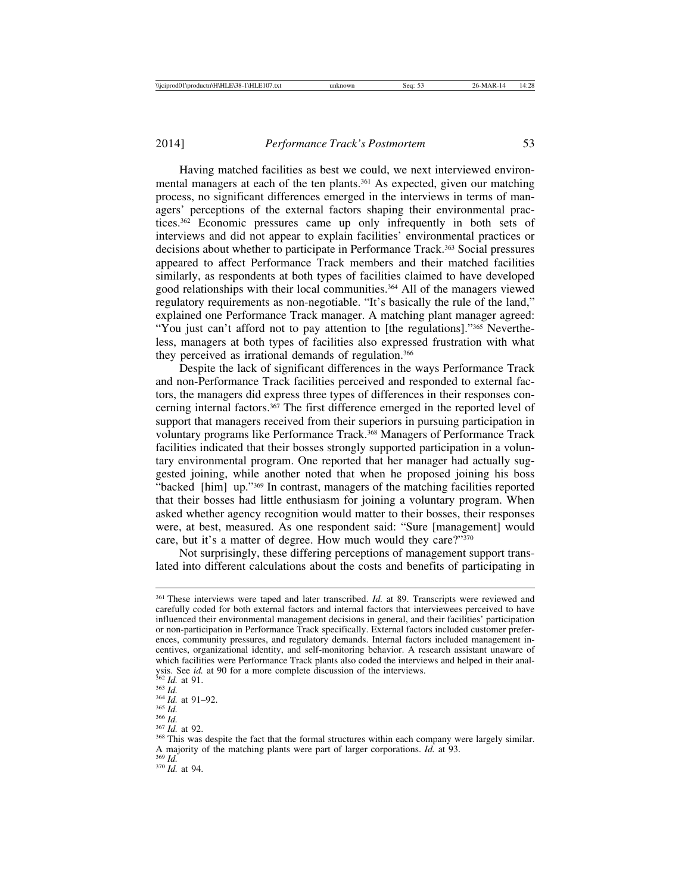Having matched facilities as best we could, we next interviewed environmental managers at each of the ten plants.[361] As expected, given our matching process, no significant differences emerged in the interviews in terms of managers' perceptions of the external factors shaping their environmental practices.[362] Economic pressures came up only infrequently in both sets of interviews and did not appear to explain facilities' environmental practices or decisions about whether to participate in Performance Track.[363] Social pressures appeared to affect Performance Track members and their matched facilities similarly, as respondents at both types of facilities claimed to have developed good relationships with their local communities.[364] All of the managers viewed regulatory requirements as non-negotiable. "It's basically the rule of the land," explained one Performance Track manager. A matching plant manager agreed: "You just can't afford not to pay attention to [the regulations]."[365] Nevertheless, managers at both types of facilities also expressed frustration with what they perceived as irrational demands of regulation.[366]

Despite the lack of significant differences in the ways Performance Track and non-Performance Track facilities perceived and responded to external factors, the managers did express three types of differences in their responses concerning internal factors.[367] The first difference emerged in the reported level of support that managers received from their superiors in pursuing participation in voluntary programs like Performance Track.[368] Managers of Performance Track facilities indicated that their bosses strongly supported participation in a voluntary environmental program. One reported that her manager had actually suggested joining, while another noted that when he proposed joining his boss "backed [him] up."[369] In contrast, managers of the matching facilities reported that their bosses had little enthusiasm for joining a voluntary program. When asked whether agency recognition would matter to their bosses, their responses were, at best, measured. As one respondent said: "Sure [management] would care, but it's a matter of degree. How much would they care?"[370]

Not surprisingly, these differing perceptions of management support translated into different calculations about the costs and benefits of participating in

---

[361] These interviews were taped and later transcribed. *Id.* at 89. Transcripts were reviewed and carefully coded for both external factors and internal factors that interviewees perceived to have influenced their environmental management decisions in general, and their facilities' participation or non-participation in Performance Track specifically. External factors included customer preferences, community pressures, and regulatory demands. Internal factors included management incentives, organizational identity, and self-monitoring behavior. A research assistant unaware of which facilities were Performance Track plants also coded the interviews and helped in their analysis. See *id.* at 90 for a more complete discussion of the interviews.

[362] *Id.* at 91.

[363] *Id.*

[364] *Id.* at 91–92.

[365] *Id.*

[366] *Id.*

[367] *Id.* at 92.

[368] This was despite the fact that the formal structures within each company were largely similar. A majority of the matching plants were part of larger corporations. *Id.* at 93.

[369] *Id.*

[370] *Id.* at 94.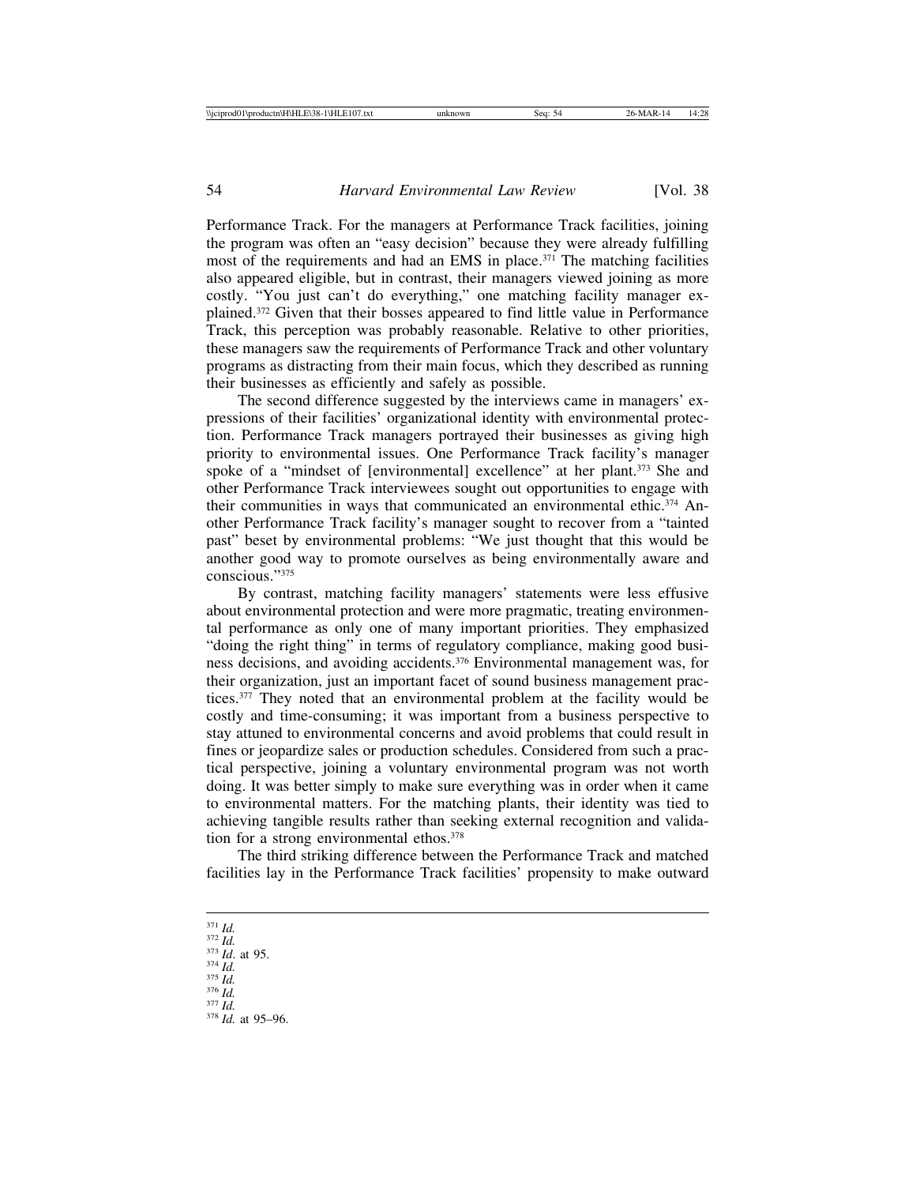Performance Track. For the managers at Performance Track facilities, joining the program was often an "easy decision" because they were already fulfilling most of the requirements and had an EMS in place.[371] The matching facilities also appeared eligible, but in contrast, their managers viewed joining as more costly. "You just can't do everything," one matching facility manager explained.[372] Given that their bosses appeared to find little value in Performance Track, this perception was probably reasonable. Relative to other priorities, these managers saw the requirements of Performance Track and other voluntary programs as distracting from their main focus, which they described as running their businesses as efficiently and safely as possible.

The second difference suggested by the interviews came in managers' expressions of their facilities' organizational identity with environmental protection. Performance Track managers portrayed their businesses as giving high priority to environmental issues. One Performance Track facility's manager spoke of a "mindset of [environmental] excellence" at her plant.[373] She and other Performance Track interviewees sought out opportunities to engage with their communities in ways that communicated an environmental ethic.[374] Another Performance Track facility's manager sought to recover from a "tainted past" beset by environmental problems: "We just thought that this would be another good way to promote ourselves as being environmentally aware and conscious."[375]

By contrast, matching facility managers' statements were less effusive about environmental protection and were more pragmatic, treating environmental performance as only one of many important priorities. They emphasized "doing the right thing" in terms of regulatory compliance, making good business decisions, and avoiding accidents.[376] Environmental management was, for their organization, just an important facet of sound business management practices.[377] They noted that an environmental problem at the facility would be costly and time-consuming; it was important from a business perspective to stay attuned to environmental concerns and avoid problems that could result in fines or jeopardize sales or production schedules. Considered from such a practical perspective, joining a voluntary environmental program was not worth doing. It was better simply to make sure everything was in order when it came to environmental matters. For the matching plants, their identity was tied to achieving tangible results rather than seeking external recognition and validation for a strong environmental ethos.[378]

The third striking difference between the Performance Track and matched facilities lay in the Performance Track facilities' propensity to make outward

---

[371] *Id.*

[372] *Id.*

[373] *Id.* at 95.

[374] *Id.*

[375] *Id.*

[376] *Id.*

[377] *Id.*

[378] *Id.* at 95–96.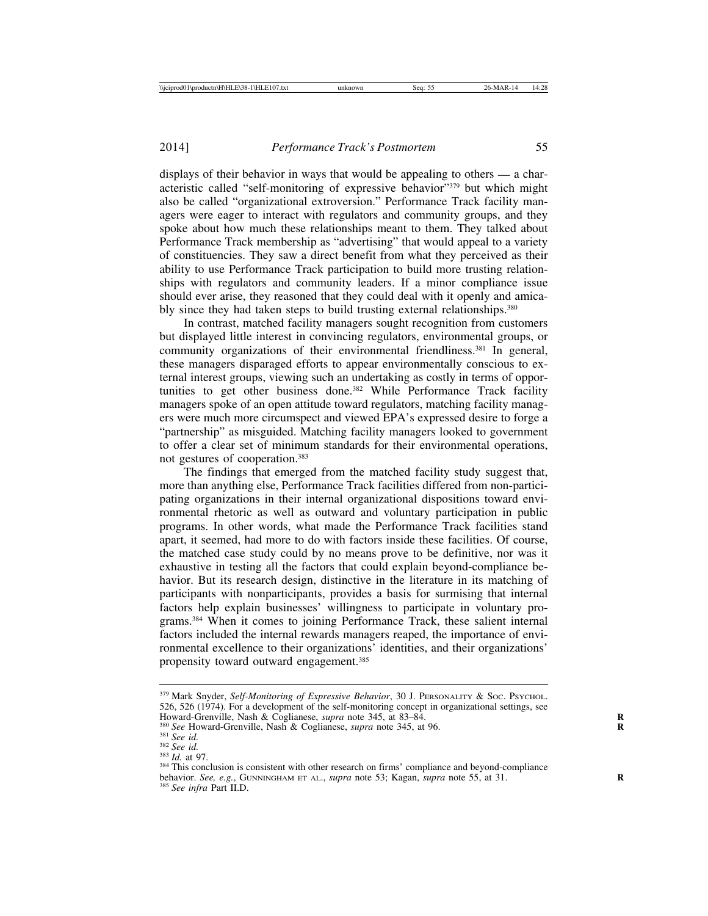displays of their behavior in ways that would be appealing to others — a characteristic called "self-monitoring of expressive behavior"[379] but which might also be called "organizational extroversion." Performance Track facility managers were eager to interact with regulators and community groups, and they spoke about how much these relationships meant to them. They talked about Performance Track membership as "advertising" that would appeal to a variety of constituencies. They saw a direct benefit from what they perceived as their ability to use Performance Track participation to build more trusting relationships with regulators and community leaders. If a minor compliance issue should ever arise, they reasoned that they could deal with it openly and amicably since they had taken steps to build trusting external relationships.[380]

In contrast, matched facility managers sought recognition from customers but displayed little interest in convincing regulators, environmental groups, or community organizations of their environmental friendliness.[381] In general, these managers disparaged efforts to appear environmentally conscious to external interest groups, viewing such an undertaking as costly in terms of opportunities to get other business done.[382] While Performance Track facility managers spoke of an open attitude toward regulators, matching facility managers were much more circumspect and viewed EPA's expressed desire to forge a "partnership" as misguided. Matching facility managers looked to government to offer a clear set of minimum standards for their environmental operations, not gestures of cooperation.[383]

The findings that emerged from the matched facility study suggest that, more than anything else, Performance Track facilities differed from non-participating organizations in their internal organizational dispositions toward environmental rhetoric as well as outward and voluntary participation in public programs. In other words, what made the Performance Track facilities stand apart, it seemed, had more to do with factors inside these facilities. Of course, the matched case study could by no means prove to be definitive, nor was it exhaustive in testing all the factors that could explain beyond-compliance behavior. But its research design, distinctive in the literature in its matching of participants with nonparticipants, provides a basis for surmising that internal factors help explain businesses' willingness to participate in voluntary programs.[384] When it comes to joining Performance Track, these salient internal factors included the internal rewards managers reaped, the importance of environmental excellence to their organizations' identities, and their organizations' propensity toward outward engagement.[385]

---

[379] Mark Snyder, *Self-Monitoring of Expressive Behavior*, 30 J. PERSONALITY & SOC. PSYCHOL. 526, 526 (1974). For a development of the self-monitoring concept in organizational settings, see Howard-Grenville, Nash & Coglianese, *supra* note 345, at 83–84.

[380] *See* Howard-Grenville, Nash & Coglianese, *supra* note 345, at 96.

[381] *See id.*

[382] *See id.*

[383] *Id.* at 97.

[384] This conclusion is consistent with other research on firms' compliance and beyond-compliance behavior. *See, e.g.*, GUNNINGHAM ET AL., *supra* note 53; Kagan, *supra* note 55, at 31.

[385] *See infra* Part II.D.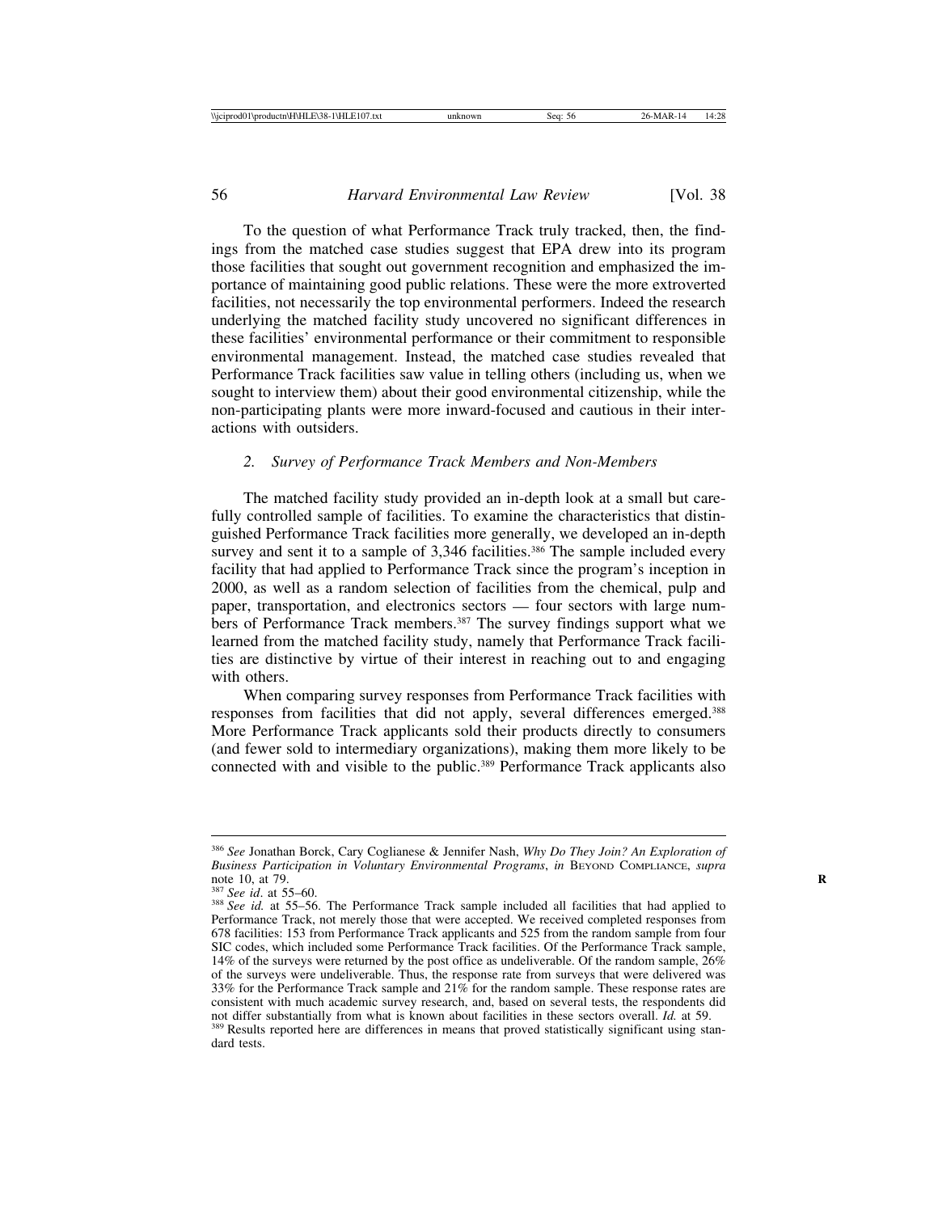To the question of what Performance Track truly tracked, then, the findings from the matched case studies suggest that EPA drew into its program those facilities that sought out government recognition and emphasized the importance of maintaining good public relations. These were the more extroverted facilities, not necessarily the top environmental performers. Indeed the research underlying the matched facility study uncovered no significant differences in these facilities' environmental performance or their commitment to responsible environmental management. Instead, the matched case studies revealed that Performance Track facilities saw value in telling others (including us, when we sought to interview them) about their good environmental citizenship, while the non-participating plants were more inward-focused and cautious in their interactions with outsiders.

### *2. Survey of Performance Track Members and Non-Members*

The matched facility study provided an in-depth look at a small but carefully controlled sample of facilities. To examine the characteristics that distinguished Performance Track facilities more generally, we developed an in-depth survey and sent it to a sample of 3,346 facilities.[386] The sample included every facility that had applied to Performance Track since the program's inception in 2000, as well as a random selection of facilities from the chemical, pulp and paper, transportation, and electronics sectors — four sectors with large numbers of Performance Track members.[387] The survey findings support what we learned from the matched facility study, namely that Performance Track facilities are distinctive by virtue of their interest in reaching out to and engaging with others.

When comparing survey responses from Performance Track facilities with responses from facilities that did not apply, several differences emerged.[388] More Performance Track applicants sold their products directly to consumers (and fewer sold to intermediary organizations), making them more likely to be connected with and visible to the public.[389] Performance Track applicants also

---

[386] *See* Jonathan Borck, Cary Coglianese & Jennifer Nash, *Why Do They Join? An Exploration of Business Participation in Voluntary Environmental Programs*, *in* BEYOND COMPLIANCE, *supra* note 10, at 79.

[387] *See id*. at 55–60.

[388] *See id.* at 55–56. The Performance Track sample included all facilities that had applied to Performance Track, not merely those that were accepted. We received completed responses from 678 facilities: 153 from Performance Track applicants and 525 from the random sample from four SIC codes, which included some Performance Track facilities. Of the Performance Track sample, 14% of the surveys were returned by the post office as undeliverable. Of the random sample, 26% of the surveys were undeliverable. Thus, the response rate from surveys that were delivered was 33% for the Performance Track sample and 21% for the random sample. These response rates are consistent with much academic survey research, and, based on several tests, the respondents did not differ substantially from what is known about facilities in these sectors overall. *Id.* at 59.

[389] Results reported here are differences in means that proved statistically significant using standard tests.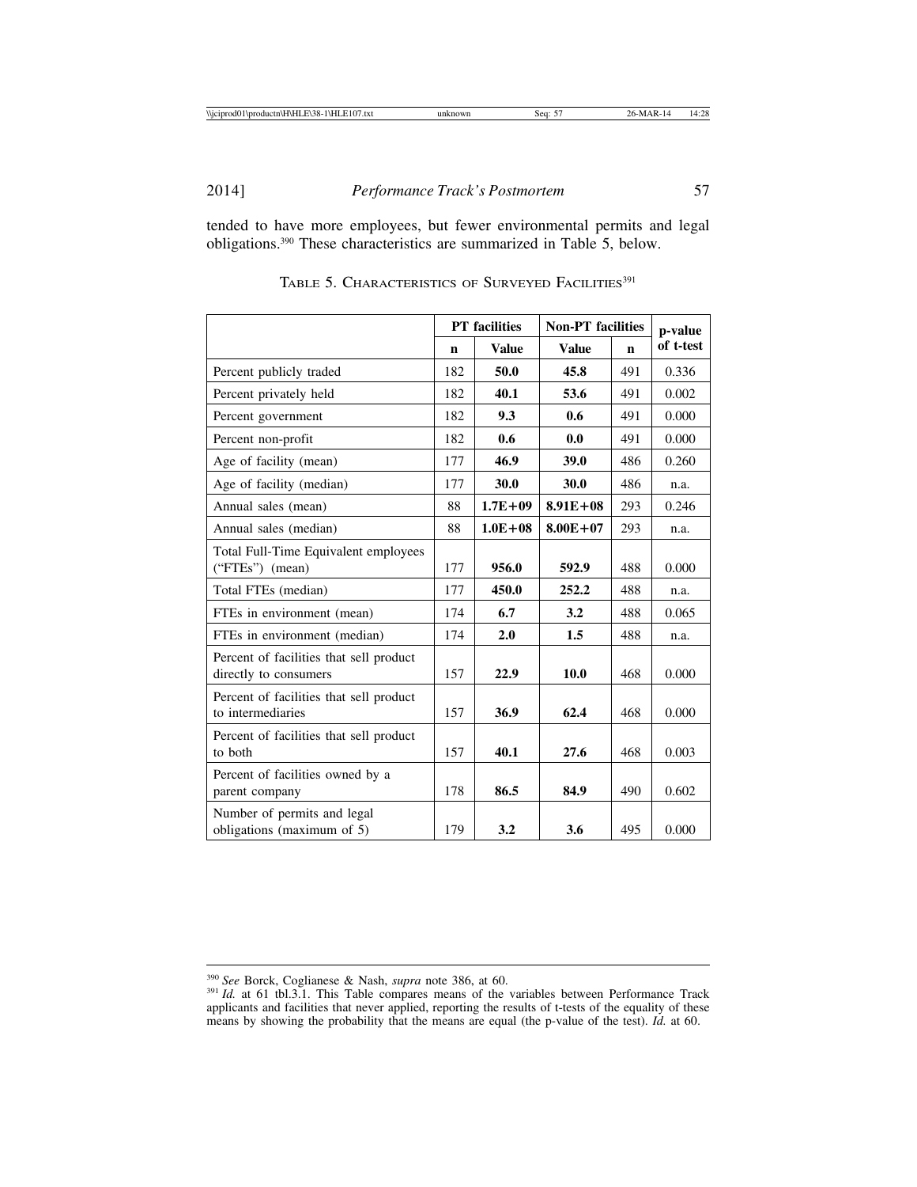tended to have more employees, but fewer environmental permits and legal obligations.[390] These characteristics are summarized in Table 5, below.

TABLE 5. CHARACTERISTICS OF SURVEYED FACILITIES[391]

| | PT facilities | | Non-PT facilities | | p-value of t-test |
|---|---|---|---|---|---|
| | n | Value | Value | n | |
| Percent publicly traded | 182 | **50.0** | **45.8** | 491 | 0.336 |
| Percent privately held | 182 | **40.1** | **53.6** | 491 | 0.002 |
| Percent government | 182 | **9.3** | **0.6** | 491 | 0.000 |
| Percent non-profit | 182 | **0.6** | **0.0** | 491 | 0.000 |
| Age of facility (mean) | 177 | **46.9** | **39.0** | 486 | 0.260 |
| Age of facility (median) | 177 | **30.0** | **30.0** | 486 | n.a. |
| Annual sales (mean) | 88 | **1.7E+09** | **8.91E+08** | 293 | 0.246 |
| Annual sales (median) | 88 | **1.0E+08** | **8.00E+07** | 293 | n.a. |
| Total Full-Time Equivalent employees ("FTEs") (mean) | 177 | **956.0** | **592.9** | 488 | 0.000 |
| Total FTEs (median) | 177 | **450.0** | **252.2** | 488 | n.a. |
| FTEs in environment (mean) | 174 | **6.7** | **3.2** | 488 | 0.065 |
| FTEs in environment (median) | 174 | **2.0** | **1.5** | 488 | n.a. |
| Percent of facilities that sell product directly to consumers | 157 | **22.9** | **10.0** | 468 | 0.000 |
| Percent of facilities that sell product to intermediaries | 157 | **36.9** | **62.4** | 468 | 0.000 |
| Percent of facilities that sell product to both | 157 | **40.1** | **27.6** | 468 | 0.003 |
| Percent of facilities owned by a parent company | 178 | **86.5** | **84.9** | 490 | 0.602 |
| Number of permits and legal obligations (maximum of 5) | 179 | **3.2** | **3.6** | 495 | 0.000 |

[390] *See* Borck, Coglianese & Nash, *supra* note 386, at 60.

[391] *Id.* at 61 tbl.3.1. This Table compares means of the variables between Performance Track applicants and facilities that never applied, reporting the results of t-tests of the equality of these means by showing the probability that the means are equal (the p-value of the test). *Id.* at 60.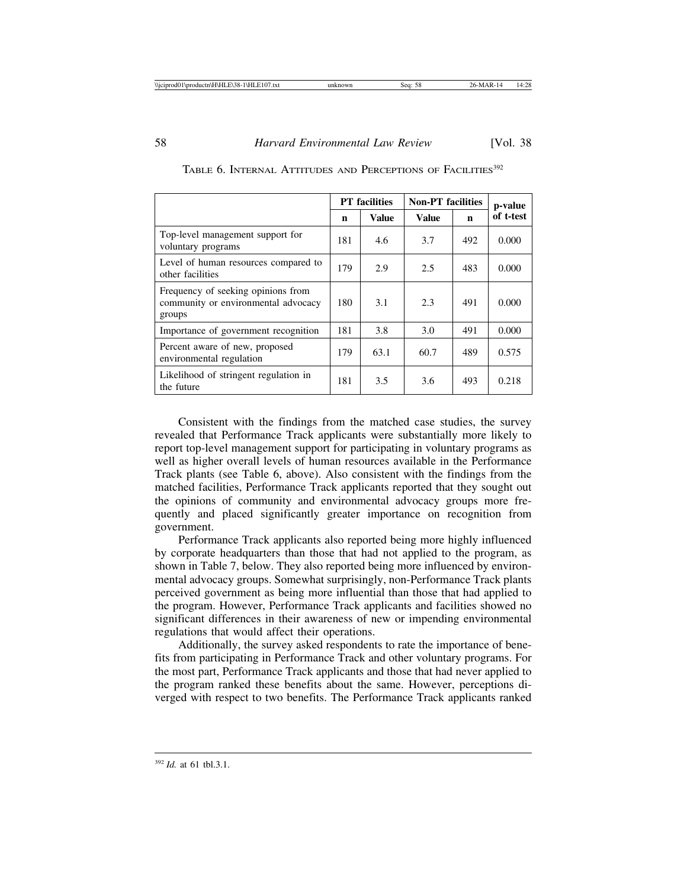TABLE 6. INTERNAL ATTITUDES AND PERCEPTIONS OF FACILITIES[392]

| | PT facilities | | Non-PT facilities | | p-value of t-test |
|---|---|---|---|---|---|
| | n | Value | Value | n | |
| Top-level management support for voluntary programs | 181 | 4.6 | 3.7 | 492 | 0.000 |
| Level of human resources compared to other facilities | 179 | 2.9 | 2.5 | 483 | 0.000 |
| Frequency of seeking opinions from community or environmental advocacy groups | 180 | 3.1 | 2.3 | 491 | 0.000 |
| Importance of government recognition | 181 | 3.8 | 3.0 | 491 | 0.000 |
| Percent aware of new, proposed environmental regulation | 179 | 63.1 | 60.7 | 489 | 0.575 |
| Likelihood of stringent regulation in the future | 181 | 3.5 | 3.6 | 493 | 0.218 |

Consistent with the findings from the matched case studies, the survey revealed that Performance Track applicants were substantially more likely to report top-level management support for participating in voluntary programs as well as higher overall levels of human resources available in the Performance Track plants (see Table 6, above). Also consistent with the findings from the matched facilities, Performance Track applicants reported that they sought out the opinions of community and environmental advocacy groups more frequently and placed significantly greater importance on recognition from government.

Performance Track applicants also reported being more highly influenced by corporate headquarters than those that had not applied to the program, as shown in Table 7, below. They also reported being more influenced by environmental advocacy groups. Somewhat surprisingly, non-Performance Track plants perceived government as being more influential than those that had applied to the program. However, Performance Track applicants and facilities showed no significant differences in their awareness of new or impending environmental regulations that would affect their operations.

Additionally, the survey asked respondents to rate the importance of benefits from participating in Performance Track and other voluntary programs. For the most part, Performance Track applicants and those that had never applied to the program ranked these benefits about the same. However, perceptions diverged with respect to two benefits. The Performance Track applicants ranked

[392] *Id.* at 61 tbl.3.1.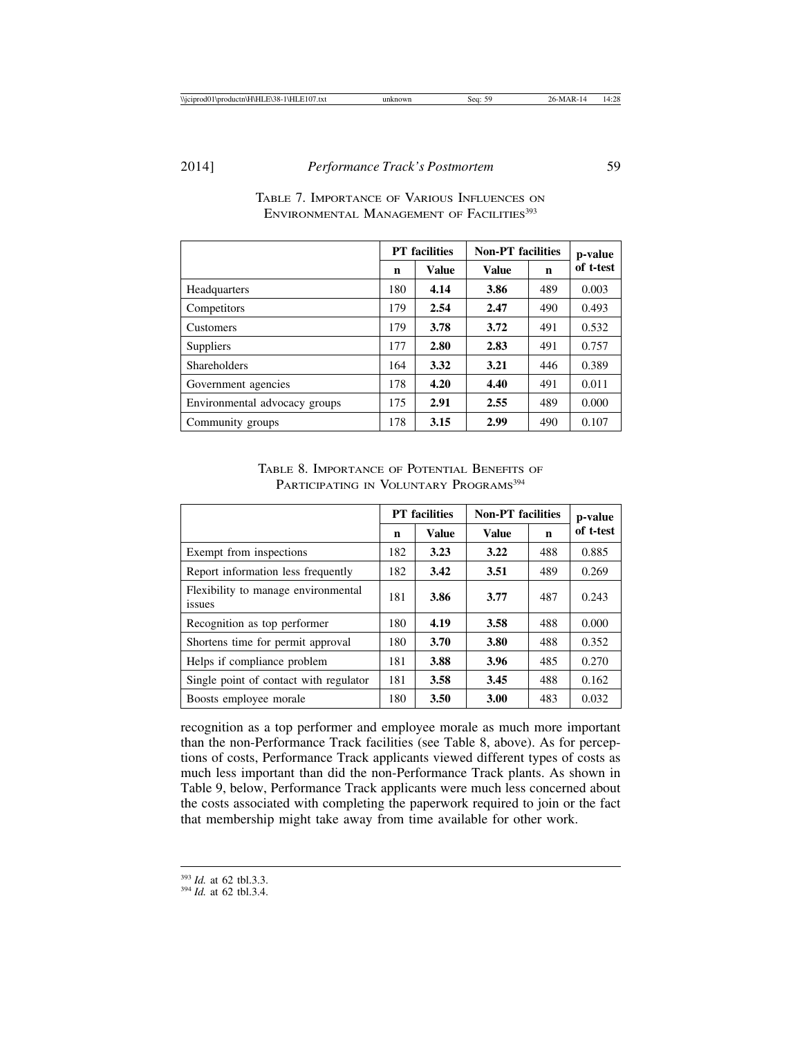TABLE 7. IMPORTANCE OF VARIOUS INFLUENCES ON ENVIRONMENTAL MANAGEMENT OF FACILITIES[393]

| | PT facilities | | Non-PT facilities | | p-value of t-test |
|---|---|---|---|---|---|
| | n | Value | Value | n | |
| Headquarters | 180 | **4.14** | **3.86** | 489 | 0.003 |
| Competitors | 179 | **2.54** | **2.47** | 490 | 0.493 |
| Customers | 179 | **3.78** | **3.72** | 491 | 0.532 |
| Suppliers | 177 | **2.80** | **2.83** | 491 | 0.757 |
| Shareholders | 164 | **3.32** | **3.21** | 446 | 0.389 |
| Government agencies | 178 | **4.20** | **4.40** | 491 | 0.011 |
| Environmental advocacy groups | 175 | **2.91** | **2.55** | 489 | 0.000 |
| Community groups | 178 | **3.15** | **2.99** | 490 | 0.107 |

TABLE 8. IMPORTANCE OF POTENTIAL BENEFITS OF PARTICIPATING IN VOLUNTARY PROGRAMS[394]

| | PT facilities | | Non-PT facilities | | p-value of t-test |
|---|---|---|---|---|---|
| | n | Value | Value | n | |
| Exempt from inspections | 182 | **3.23** | **3.22** | 488 | 0.885 |
| Report information less frequently | 182 | **3.42** | **3.51** | 489 | 0.269 |
| Flexibility to manage environmental issues | 181 | **3.86** | **3.77** | 487 | 0.243 |
| Recognition as top performer | 180 | **4.19** | **3.58** | 488 | 0.000 |
| Shortens time for permit approval | 180 | **3.70** | **3.80** | 488 | 0.352 |
| Helps if compliance problem | 181 | **3.88** | **3.96** | 485 | 0.270 |
| Single point of contact with regulator | 181 | **3.58** | **3.45** | 488 | 0.162 |
| Boosts employee morale | 180 | **3.50** | **3.00** | 483 | 0.032 |

recognition as a top performer and employee morale as much more important than the non-Performance Track facilities (see Table 8, above). As for perceptions of costs, Performance Track applicants viewed different types of costs as much less important than did the non-Performance Track plants. As shown in Table 9, below, Performance Track applicants were much less concerned about the costs associated with completing the paperwork required to join or the fact that membership might take away from time available for other work.

---

[393] *Id.* at 62 tbl.3.3.

[394] *Id.* at 62 tbl.3.4.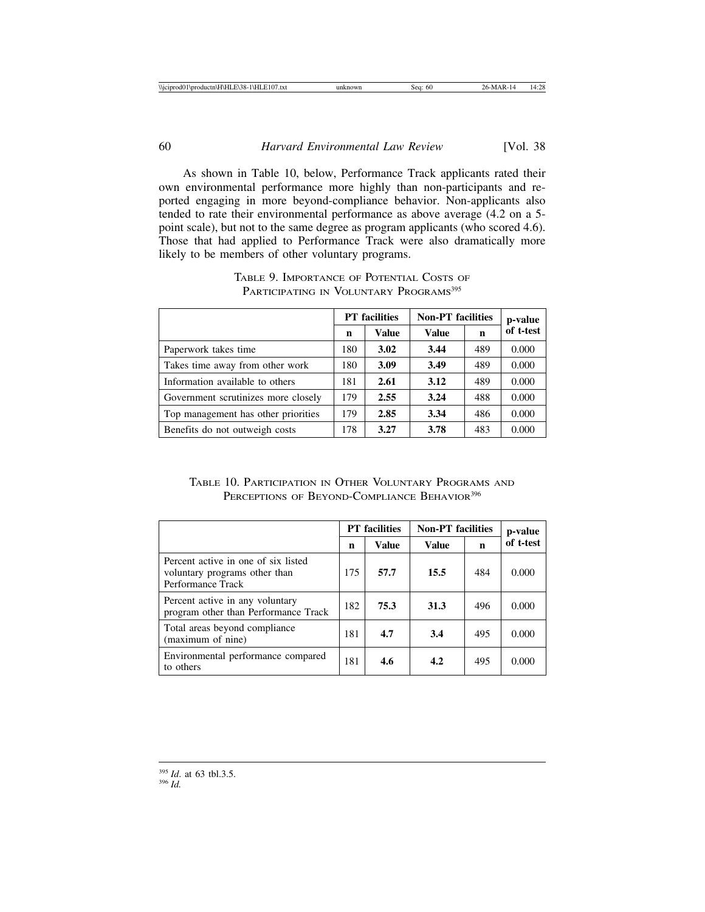As shown in Table 10, below, Performance Track applicants rated their own environmental performance more highly than non-participants and reported engaging in more beyond-compliance behavior. Non-applicants also tended to rate their environmental performance as above average (4.2 on a 5-point scale), but not to the same degree as program applicants (who scored 4.6). Those that had applied to Performance Track were also dramatically more likely to be members of other voluntary programs.

TABLE 9. IMPORTANCE OF POTENTIAL COSTS OF PARTICIPATING IN VOLUNTARY PROGRAMS[395]

| | PT facilities | | Non-PT facilities | | p-value of t-test |
|---|---|---|---|---|---|
| | n | Value | Value | n | |
| Paperwork takes time | 180 | **3.02** | **3.44** | 489 | 0.000 |
| Takes time away from other work | 180 | **3.09** | **3.49** | 489 | 0.000 |
| Information available to others | 181 | **2.61** | **3.12** | 489 | 0.000 |
| Government scrutinizes more closely | 179 | **2.55** | **3.24** | 488 | 0.000 |
| Top management has other priorities | 179 | **2.85** | **3.34** | 486 | 0.000 |
| Benefits do not outweigh costs | 178 | **3.27** | **3.78** | 483 | 0.000 |

TABLE 10. PARTICIPATION IN OTHER VOLUNTARY PROGRAMS AND PERCEPTIONS OF BEYOND-COMPLIANCE BEHAVIOR[396]

| | PT facilities | | Non-PT facilities | | p-value of t-test |
|---|---|---|---|---|---|
| | n | Value | Value | n | |
| Percent active in one of six listed voluntary programs other than Performance Track | 175 | **57.7** | **15.5** | 484 | 0.000 |
| Percent active in any voluntary program other than Performance Track | 182 | **75.3** | **31.3** | 496 | 0.000 |
| Total areas beyond compliance (maximum of nine) | 181 | **4.7** | **3.4** | 495 | 0.000 |
| Environmental performance compared to others | 181 | **4.6** | **4.2** | 495 | 0.000 |

[395] *Id.* at 63 tbl.3.5.
[396] *Id.*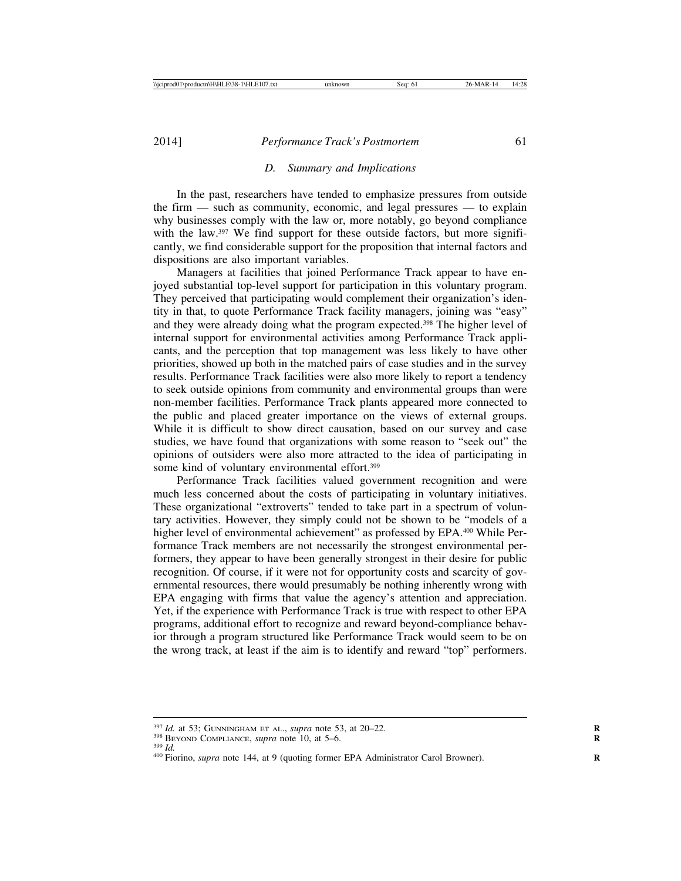### *D. Summary and Implications*

In the past, researchers have tended to emphasize pressures from outside the firm — such as community, economic, and legal pressures — to explain why businesses comply with the law or, more notably, go beyond compliance with the law.[397] We find support for these outside factors, but more significantly, we find considerable support for the proposition that internal factors and dispositions are also important variables.

Managers at facilities that joined Performance Track appear to have enjoyed substantial top-level support for participation in this voluntary program. They perceived that participating would complement their organization's identity in that, to quote Performance Track facility managers, joining was "easy" and they were already doing what the program expected.[398] The higher level of internal support for environmental activities among Performance Track applicants, and the perception that top management was less likely to have other priorities, showed up both in the matched pairs of case studies and in the survey results. Performance Track facilities were also more likely to report a tendency to seek outside opinions from community and environmental groups than were non-member facilities. Performance Track plants appeared more connected to the public and placed greater importance on the views of external groups. While it is difficult to show direct causation, based on our survey and case studies, we have found that organizations with some reason to "seek out" the opinions of outsiders were also more attracted to the idea of participating in some kind of voluntary environmental effort.[399]

Performance Track facilities valued government recognition and were much less concerned about the costs of participating in voluntary initiatives. These organizational "extroverts" tended to take part in a spectrum of voluntary activities. However, they simply could not be shown to be "models of a higher level of environmental achievement" as professed by EPA.[400] While Performance Track members are not necessarily the strongest environmental performers, they appear to have been generally strongest in their desire for public recognition. Of course, if it were not for opportunity costs and scarcity of governmental resources, there would presumably be nothing inherently wrong with EPA engaging with firms that value the agency's attention and appreciation. Yet, if the experience with Performance Track is true with respect to other EPA programs, additional effort to recognize and reward beyond-compliance behavior through a program structured like Performance Track would seem to be on the wrong track, at least if the aim is to identify and reward "top" performers.

---

[397] *Id.* at 53; Gunningham et al., *supra* note 53, at 20–22.

[398] Beyond Compliance, *supra* note 10, at 5–6.

[399] *Id.*

[400] Fiorino, *supra* note 144, at 9 (quoting former EPA Administrator Carol Browner).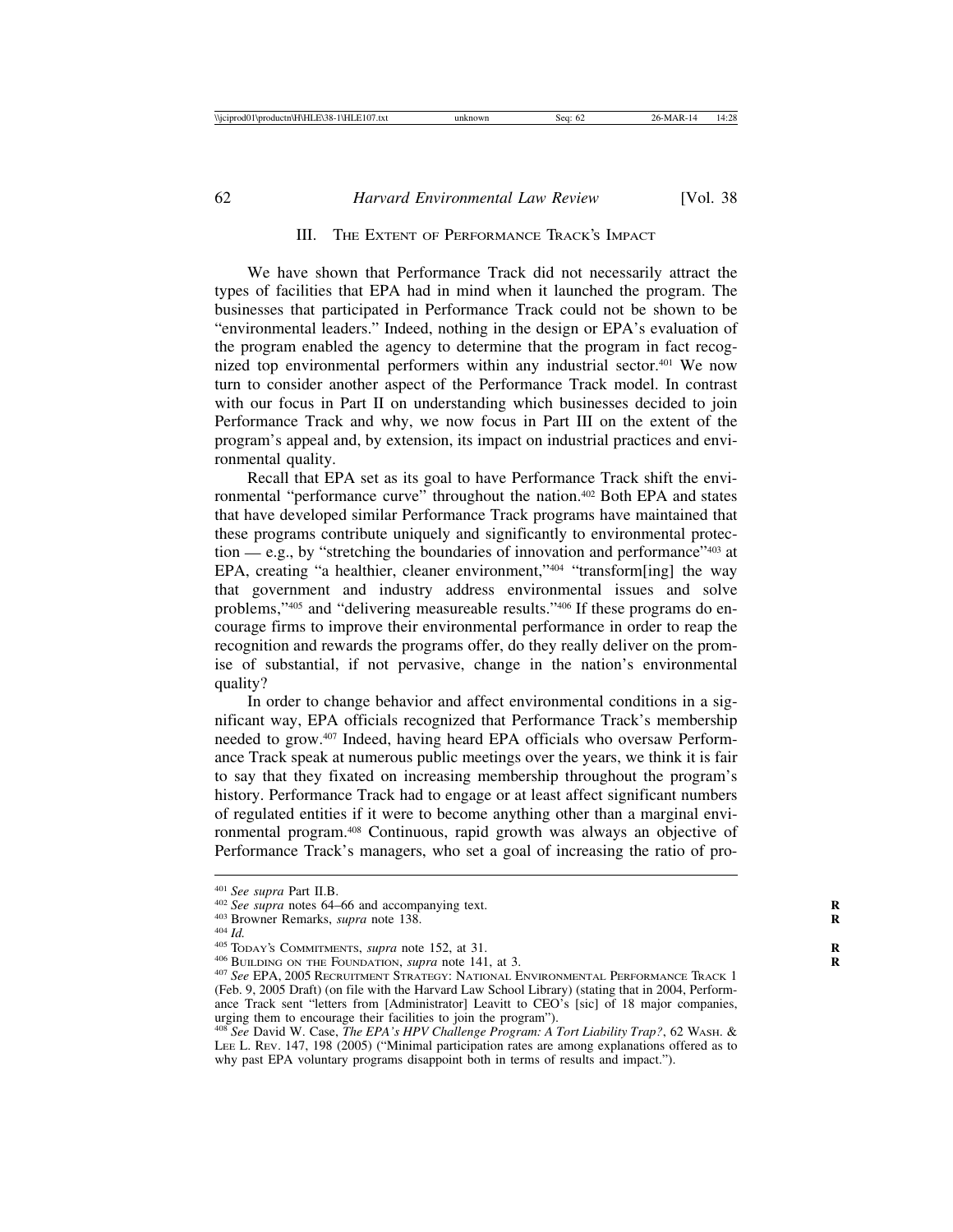## III. The Extent of Performance Track's Impact

We have shown that Performance Track did not necessarily attract the types of facilities that EPA had in mind when it launched the program. The businesses that participated in Performance Track could not be shown to be "environmental leaders." Indeed, nothing in the design or EPA's evaluation of the program enabled the agency to determine that the program in fact recognized top environmental performers within any industrial sector.[401] We now turn to consider another aspect of the Performance Track model. In contrast with our focus in Part II on understanding which businesses decided to join Performance Track and why, we now focus in Part III on the extent of the program's appeal and, by extension, its impact on industrial practices and environmental quality.

Recall that EPA set as its goal to have Performance Track shift the environmental "performance curve" throughout the nation.[402] Both EPA and states that have developed similar Performance Track programs have maintained that these programs contribute uniquely and significantly to environmental protection — e.g., by "stretching the boundaries of innovation and performance"[403] at EPA, creating "a healthier, cleaner environment,"[404] "transform[ing] the way that government and industry address environmental issues and solve problems,"[405] and "delivering measureable results."[406] If these programs do encourage firms to improve their environmental performance in order to reap the recognition and rewards the programs offer, do they really deliver on the promise of substantial, if not pervasive, change in the nation's environmental quality?

In order to change behavior and affect environmental conditions in a significant way, EPA officials recognized that Performance Track's membership needed to grow.[407] Indeed, having heard EPA officials who oversaw Performance Track speak at numerous public meetings over the years, we think it is fair to say that they fixated on increasing membership throughout the program's history. Performance Track had to engage or at least affect significant numbers of regulated entities if it were to become anything other than a marginal environmental program.[408] Continuous, rapid growth was always an objective of Performance Track's managers, who set a goal of increasing the ratio of pro-

---

[401] *See supra* Part II.B.

[402] *See supra* notes 64–66 and accompanying text.

[403] Browner Remarks, *supra* note 138.

[404] *Id.*

[405] Today's Commitments, *supra* note 152, at 31.

[406] Building on the Foundation, *supra* note 141, at 3.

[407] *See* EPA, 2005 Recruitment Strategy: National Environmental Performance Track 1 (Feb. 9, 2005 Draft) (on file with the Harvard Law School Library) (stating that in 2004, Performance Track sent "letters from [Administrator] Leavitt to CEO's [sic] of 18 major companies, urging them to encourage their facilities to join the program").

[408] *See* David W. Case, *The EPA's HPV Challenge Program: A Tort Liability Trap?*, 62 Wash. & Lee L. Rev. 147, 198 (2005) ("Minimal participation rates are among explanations offered as to why past EPA voluntary programs disappoint both in terms of results and impact.").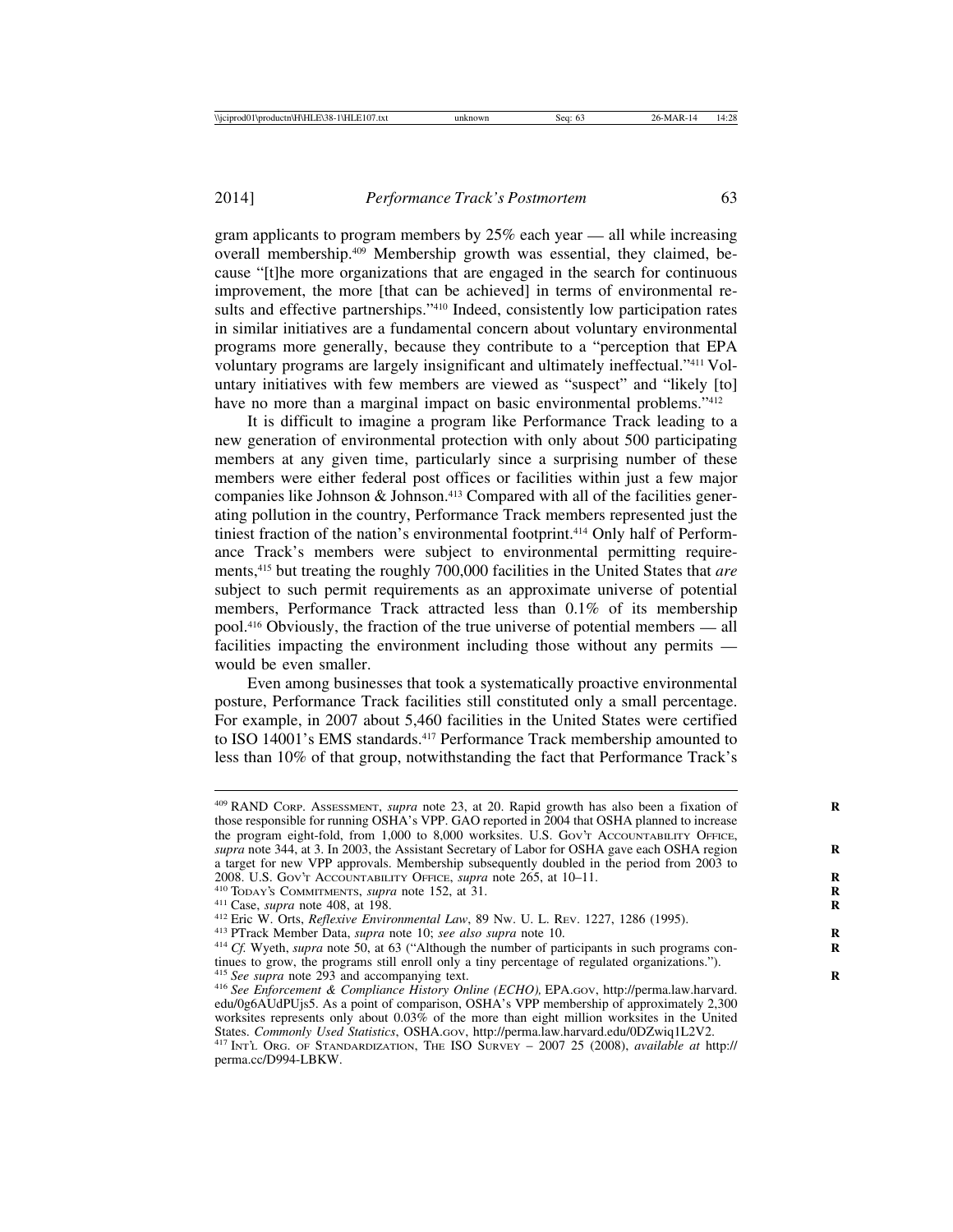gram applicants to program members by 25% each year — all while increasing overall membership.[409] Membership growth was essential, they claimed, because "[t]he more organizations that are engaged in the search for continuous improvement, the more [that can be achieved] in terms of environmental results and effective partnerships."[410] Indeed, consistently low participation rates in similar initiatives are a fundamental concern about voluntary environmental programs more generally, because they contribute to a "perception that EPA voluntary programs are largely insignificant and ultimately ineffectual."[411] Voluntary initiatives with few members are viewed as "suspect" and "likely [to] have no more than a marginal impact on basic environmental problems."[412]

It is difficult to imagine a program like Performance Track leading to a new generation of environmental protection with only about 500 participating members at any given time, particularly since a surprising number of these members were either federal post offices or facilities within just a few major companies like Johnson & Johnson.[413] Compared with all of the facilities generating pollution in the country, Performance Track members represented just the tiniest fraction of the nation's environmental footprint.[414] Only half of Performance Track's members were subject to environmental permitting requirements,[415] but treating the roughly 700,000 facilities in the United States that *are* subject to such permit requirements as an approximate universe of potential members, Performance Track attracted less than 0.1% of its membership pool.[416] Obviously, the fraction of the true universe of potential members — all facilities impacting the environment including those without any permits — would be even smaller.

Even among businesses that took a systematically proactive environmental posture, Performance Track facilities still constituted only a small percentage. For example, in 2007 about 5,460 facilities in the United States were certified to ISO 14001's EMS standards.[417] Performance Track membership amounted to less than 10% of that group, notwithstanding the fact that Performance Track's

---

[409] RAND CORP. ASSESSMENT, *supra* note 23, at 20. Rapid growth has also been a fixation of those responsible for running OSHA's VPP. GAO reported in 2004 that OSHA planned to increase the program eight-fold, from 1,000 to 8,000 worksites. U.S. GOV'T ACCOUNTABILITY OFFICE, *supra* note 344, at 3. In 2003, the Assistant Secretary of Labor for OSHA gave each OSHA region a target for new VPP approvals. Membership subsequently doubled in the period from 2003 to 2008. U.S. GOV'T ACCOUNTABILITY OFFICE, *supra* note 265, at 10–11.

[410] TODAY'S COMMITMENTS, *supra* note 152, at 31.

[411] Case, *supra* note 408, at 198.

[412] Eric W. Orts, *Reflexive Environmental Law*, 89 NW. U. L. REV. 1227, 1286 (1995).

[413] PTrack Member Data, *supra* note 10; *see also supra* note 10.

[414] *Cf.* Wyeth, *supra* note 50, at 63 ("Although the number of participants in such programs continues to grow, the programs still enroll only a tiny percentage of regulated organizations.").

[415] *See supra* note 293 and accompanying text.

[416] *See Enforcement & Compliance History Online (ECHO)*, EPA.GOV, http://perma.law.harvard.edu/0g6AUdPUjs5. As a point of comparison, OSHA's VPP membership of approximately 2,300 worksites represents only about 0.03% of the more than eight million worksites in the United States. *Commonly Used Statistics*, OSHA.GOV, http://perma.law.harvard.edu/0DZwiq1L2V2.

[417] INT'L ORG. OF STANDARDIZATION, THE ISO SURVEY – 2007 25 (2008), *available at* http://perma.cc/D994-LBKW.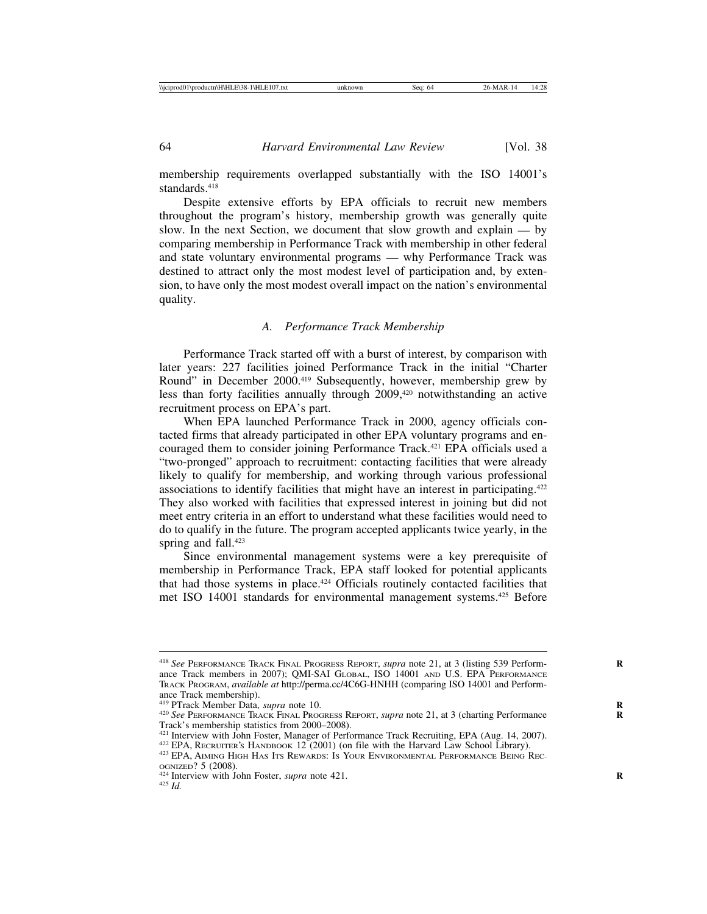membership requirements overlapped substantially with the ISO 14001's standards.[418]

Despite extensive efforts by EPA officials to recruit new members throughout the program's history, membership growth was generally quite slow. In the next Section, we document that slow growth and explain — by comparing membership in Performance Track with membership in other federal and state voluntary environmental programs — why Performance Track was destined to attract only the most modest level of participation and, by extension, to have only the most modest overall impact on the nation's environmental quality.

### *A. Performance Track Membership*

Performance Track started off with a burst of interest, by comparison with later years: 227 facilities joined Performance Track in the initial "Charter Round" in December 2000.[419] Subsequently, however, membership grew by less than forty facilities annually through 2009,[420] notwithstanding an active recruitment process on EPA's part.

When EPA launched Performance Track in 2000, agency officials contacted firms that already participated in other EPA voluntary programs and encouraged them to consider joining Performance Track.[421] EPA officials used a "two-pronged" approach to recruitment: contacting facilities that were already likely to qualify for membership, and working through various professional associations to identify facilities that might have an interest in participating.[422] They also worked with facilities that expressed interest in joining but did not meet entry criteria in an effort to understand what these facilities would need to do to qualify in the future. The program accepted applicants twice yearly, in the spring and fall.[423]

Since environmental management systems were a key prerequisite of membership in Performance Track, EPA staff looked for potential applicants that had those systems in place.[424] Officials routinely contacted facilities that met ISO 14001 standards for environmental management systems.[425] Before

---

[418] *See* PERFORMANCE TRACK FINAL PROGRESS REPORT, *supra* note 21, at 3 (listing 539 Performance Track members in 2007); QMI-SAI GLOBAL, ISO 14001 AND U.S. EPA PERFORMANCE TRACK PROGRAM, *available at* http://perma.cc/4C6G-HNHH (comparing ISO 14001 and Performance Track membership).

[419] PTrack Member Data, *supra* note 10.

[420] *See* PERFORMANCE TRACK FINAL PROGRESS REPORT, *supra* note 21, at 3 (charting Performance Track's membership statistics from 2000–2008).

[421] Interview with John Foster, Manager of Performance Track Recruiting, EPA (Aug. 14, 2007).

[422] EPA, RECRUITER'S HANDBOOK 12 (2001) (on file with the Harvard Law School Library).

[423] EPA, AIMING HIGH HAS ITS REWARDS: IS YOUR ENVIRONMENTAL PERFORMANCE BEING RECOGNIZED? 5 (2008).

[424] Interview with John Foster, *supra* note 421.

[425] *Id.*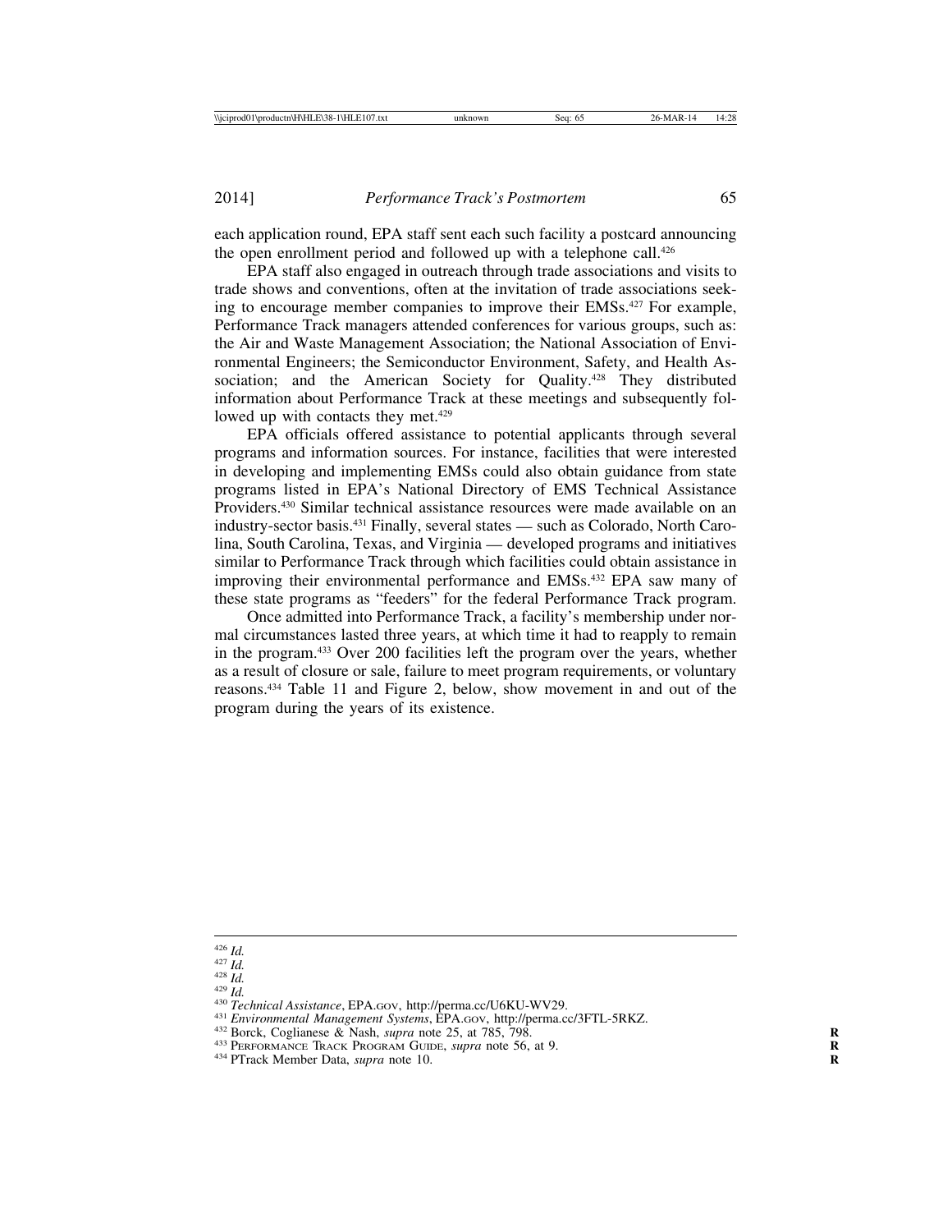each application round, EPA staff sent each such facility a postcard announcing the open enrollment period and followed up with a telephone call.[426]

EPA staff also engaged in outreach through trade associations and visits to trade shows and conventions, often at the invitation of trade associations seeking to encourage member companies to improve their EMSs.[427] For example, Performance Track managers attended conferences for various groups, such as: the Air and Waste Management Association; the National Association of Environmental Engineers; the Semiconductor Environment, Safety, and Health Association; and the American Society for Quality.[428] They distributed information about Performance Track at these meetings and subsequently followed up with contacts they met.[429]

EPA officials offered assistance to potential applicants through several programs and information sources. For instance, facilities that were interested in developing and implementing EMSs could also obtain guidance from state programs listed in EPA's National Directory of EMS Technical Assistance Providers.[430] Similar technical assistance resources were made available on an industry-sector basis.[431] Finally, several states — such as Colorado, North Carolina, South Carolina, Texas, and Virginia — developed programs and initiatives similar to Performance Track through which facilities could obtain assistance in improving their environmental performance and EMSs.[432] EPA saw many of these state programs as "feeders" for the federal Performance Track program.

Once admitted into Performance Track, a facility's membership under normal circumstances lasted three years, at which time it had to reapply to remain in the program.[433] Over 200 facilities left the program over the years, whether as a result of closure or sale, failure to meet program requirements, or voluntary reasons.[434] Table 11 and Figure 2, below, show movement in and out of the program during the years of its existence.

---

[426] *Id.*
[427] *Id.*
[428] *Id.*
[429] *Id.*
[430] *Technical Assistance*, EPA.GOV, http://perma.cc/U6KU-WV29.
[431] *Environmental Management Systems*, EPA.GOV, http://perma.cc/3FTL-5RKZ.
[432] Borck, Coglianese & Nash, *supra* note 25, at 785, 798.
[433] PERFORMANCE TRACK PROGRAM GUIDE, *supra* note 56, at 9.
[434] PTrack Member Data, *supra* note 10.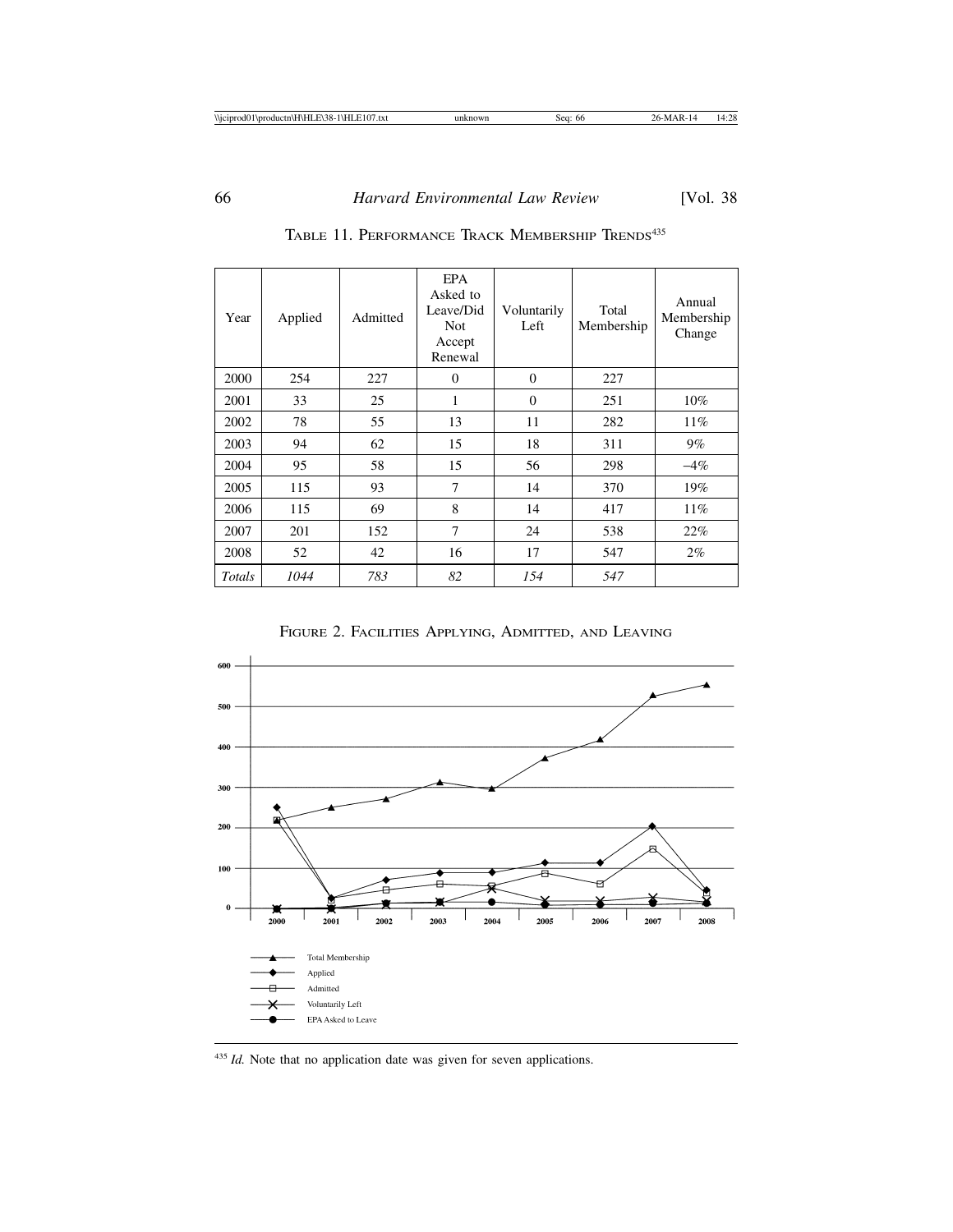TABLE 11. PERFORMANCE TRACK MEMBERSHIP TRENDS[435]

| Year | Applied | Admitted | EPA Asked to Leave/Did Not Accept Renewal | Voluntarily Left | Total Membership | Annual Membership Change |
|---|---|---|---|---|---|---|
| 2000 | 254 | 227 | 0 | 0 | 227 | |
| 2001 | 33 | 25 | 1 | 0 | 251 | 10% |
| 2002 | 78 | 55 | 13 | 11 | 282 | 11% |
| 2003 | 94 | 62 | 15 | 18 | 311 | 9% |
| 2004 | 95 | 58 | 15 | 56 | 298 | –4% |
| 2005 | 115 | 93 | 7 | 14 | 370 | 19% |
| 2006 | 115 | 69 | 8 | 14 | 417 | 11% |
| 2007 | 201 | 152 | 7 | 24 | 538 | 22% |
| 2008 | 52 | 42 | 16 | 17 | 547 | 2% |
| *Totals* | *1044* | *783* | *82* | *154* | *547* | |

FIGURE 2. FACILITIES APPLYING, ADMITTED, AND LEAVING

[435] *Id.* Note that no application date was given for seven applications.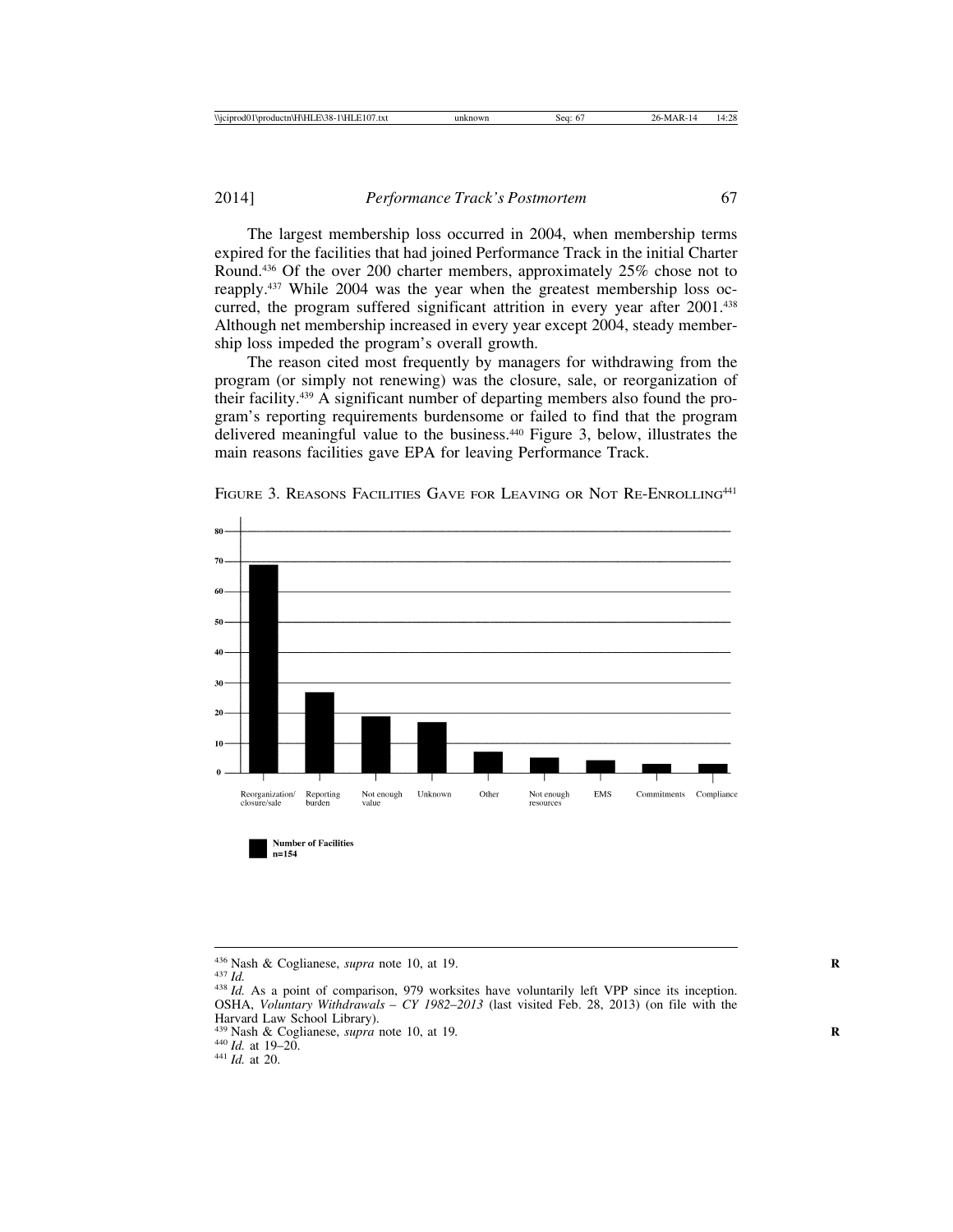The largest membership loss occurred in 2004, when membership terms expired for the facilities that had joined Performance Track in the initial Charter Round.[436] Of the over 200 charter members, approximately 25% chose not to reapply.[437] While 2004 was the year when the greatest membership loss occurred, the program suffered significant attrition in every year after 2001.[438] Although net membership increased in every year except 2004, steady membership loss impeded the program's overall growth.

The reason cited most frequently by managers for withdrawing from the program (or simply not renewing) was the closure, sale, or reorganization of their facility.[439] A significant number of departing members also found the program's reporting requirements burdensome or failed to find that the program delivered meaningful value to the business.[440] Figure 3, below, illustrates the main reasons facilities gave EPA for leaving Performance Track.

FIGURE 3. REASONS FACILITIES GAVE FOR LEAVING OR NOT RE-ENROLLING[441]

**Number of Facilities n=154**

| Reason | Number of Facilities |
|---|---|
| Reorganization/closure/sale | 69 |
| Reporting burden | 27 |
| Not enough value | 19 |
| Unknown | 17 |
| Other | 7 |
| Not enough resources | 5 |
| EMS | 4 |
| Commitments | 3 |
| Compliance | 3 |

---

[436] Nash & Coglianese, *supra* note 10, at 19.

[437] *Id.*

[438] *Id.* As a point of comparison, 979 worksites have voluntarily left VPP since its inception. OSHA, *Voluntary Withdrawals – CY 1982–2013* (last visited Feb. 28, 2013) (on file with the Harvard Law School Library).

[439] Nash & Coglianese, *supra* note 10, at 19.

[440] *Id.* at 19–20.

[441] *Id.* at 20.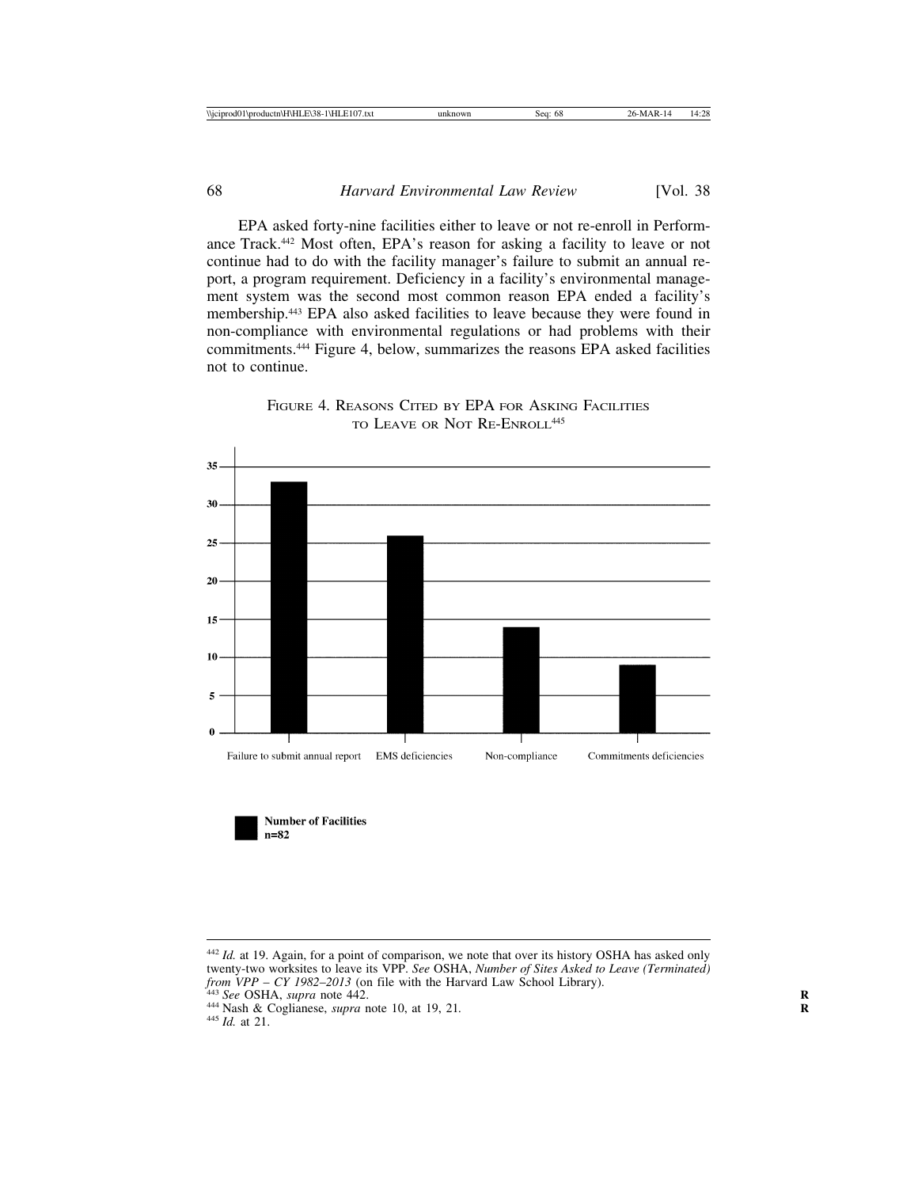EPA asked forty-nine facilities either to leave or not re-enroll in Performance Track.[442] Most often, EPA's reason for asking a facility to leave or not continue had to do with the facility manager's failure to submit an annual report, a program requirement. Deficiency in a facility's environmental management system was the second most common reason EPA ended a facility's membership.[443] EPA also asked facilities to leave because they were found in non-compliance with environmental regulations or had problems with their commitments.[444] Figure 4, below, summarizes the reasons EPA asked facilities not to continue.

FIGURE 4. REASONS CITED BY EPA FOR ASKING FACILITIES TO LEAVE OR NOT RE-ENROLL[445]

| Reason | Number of Facilities (n=82) |
|---|---|
| Failure to submit annual report | 33 |
| EMS deficiencies | 26 |
| Non-compliance | 14 |
| Commitments deficiencies | 9 |

---

[442] *Id.* at 19. Again, for a point of comparison, we note that over its history OSHA has asked only twenty-two worksites to leave its VPP. *See* OSHA, *Number of Sites Asked to Leave (Terminated) from VPP – CY 1982–2013* (on file with the Harvard Law School Library).

[443] *See* OSHA, *supra* note 442.

[444] Nash & Coglianese, *supra* note 10, at 19, 21.

[445] *Id.* at 21.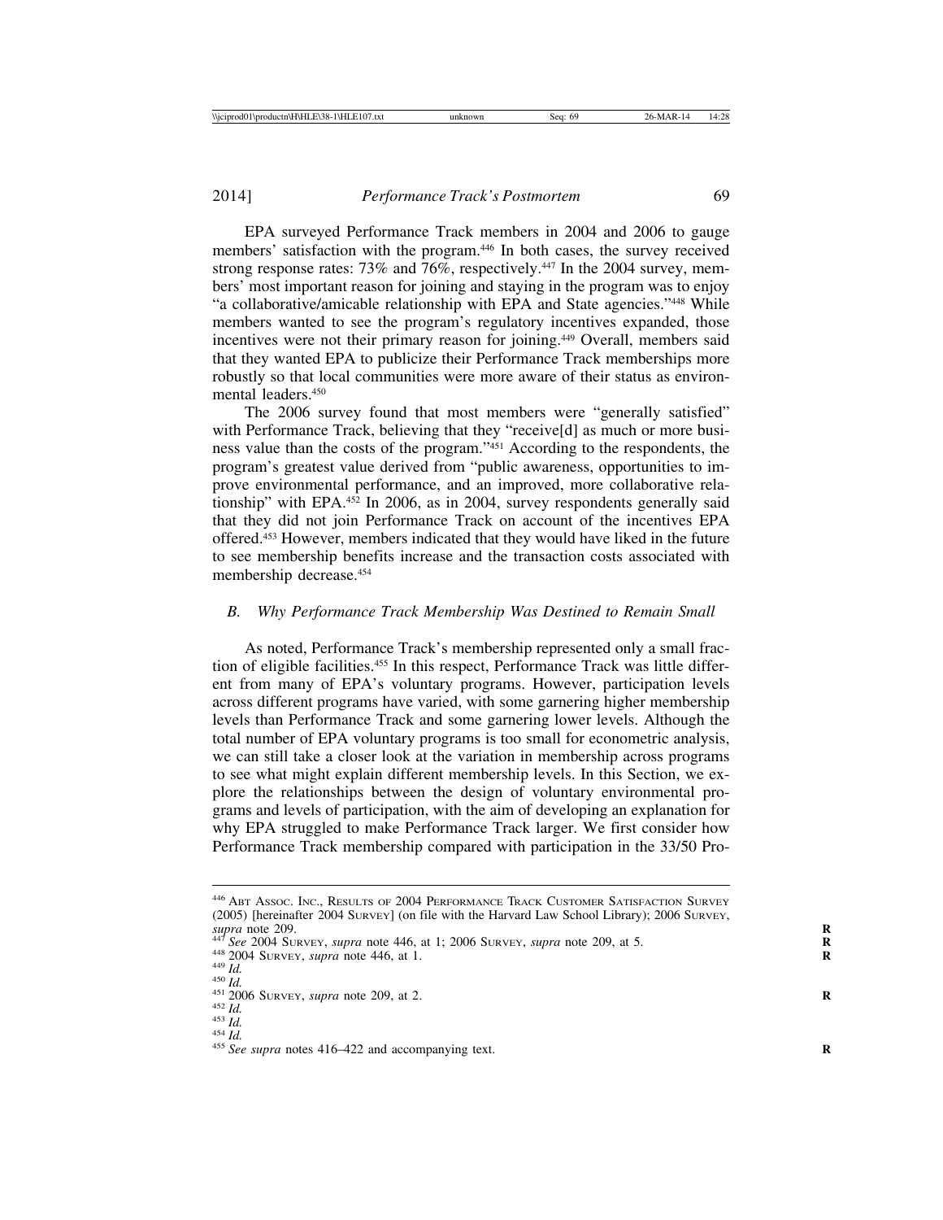EPA surveyed Performance Track members in 2004 and 2006 to gauge members' satisfaction with the program.[446] In both cases, the survey received strong response rates: 73% and 76%, respectively.[447] In the 2004 survey, members' most important reason for joining and staying in the program was to enjoy "a collaborative/amicable relationship with EPA and State agencies."[448] While members wanted to see the program's regulatory incentives expanded, those incentives were not their primary reason for joining.[449] Overall, members said that they wanted EPA to publicize their Performance Track memberships more robustly so that local communities were more aware of their status as environmental leaders.[450]

The 2006 survey found that most members were "generally satisfied" with Performance Track, believing that they "receive[d] as much or more business value than the costs of the program."[451] According to the respondents, the program's greatest value derived from "public awareness, opportunities to improve environmental performance, and an improved, more collaborative relationship" with EPA.[452] In 2006, as in 2004, survey respondents generally said that they did not join Performance Track on account of the incentives EPA offered.[453] However, members indicated that they would have liked in the future to see membership benefits increase and the transaction costs associated with membership decrease.[454]

### *B. Why Performance Track Membership Was Destined to Remain Small*

As noted, Performance Track's membership represented only a small fraction of eligible facilities.[455] In this respect, Performance Track was little different from many of EPA's voluntary programs. However, participation levels across different programs have varied, with some garnering higher membership levels than Performance Track and some garnering lower levels. Although the total number of EPA voluntary programs is too small for econometric analysis, we can still take a closer look at the variation in membership across programs to see what might explain different membership levels. In this Section, we explore the relationships between the design of voluntary environmental programs and levels of participation, with the aim of developing an explanation for why EPA struggled to make Performance Track larger. We first consider how Performance Track membership compared with participation in the 33/50 Pro-

---

[446] ABT ASSOC. INC., RESULTS OF 2004 PERFORMANCE TRACK CUSTOMER SATISFACTION SURVEY (2005) [hereinafter 2004 SURVEY] (on file with the Harvard Law School Library); 2006 SURVEY, *supra* note 209.

[447] *See* 2004 SURVEY, *supra* note 446, at 1; 2006 SURVEY, *supra* note 209, at 5.

[448] 2004 SURVEY, *supra* note 446, at 1.

[449] *Id.*

[450] *Id.*

[451] 2006 SURVEY, *supra* note 209, at 2.

[452] *Id.*

[453] *Id.*

[454] *Id.*

[455] *See supra* notes 416–422 and accompanying text.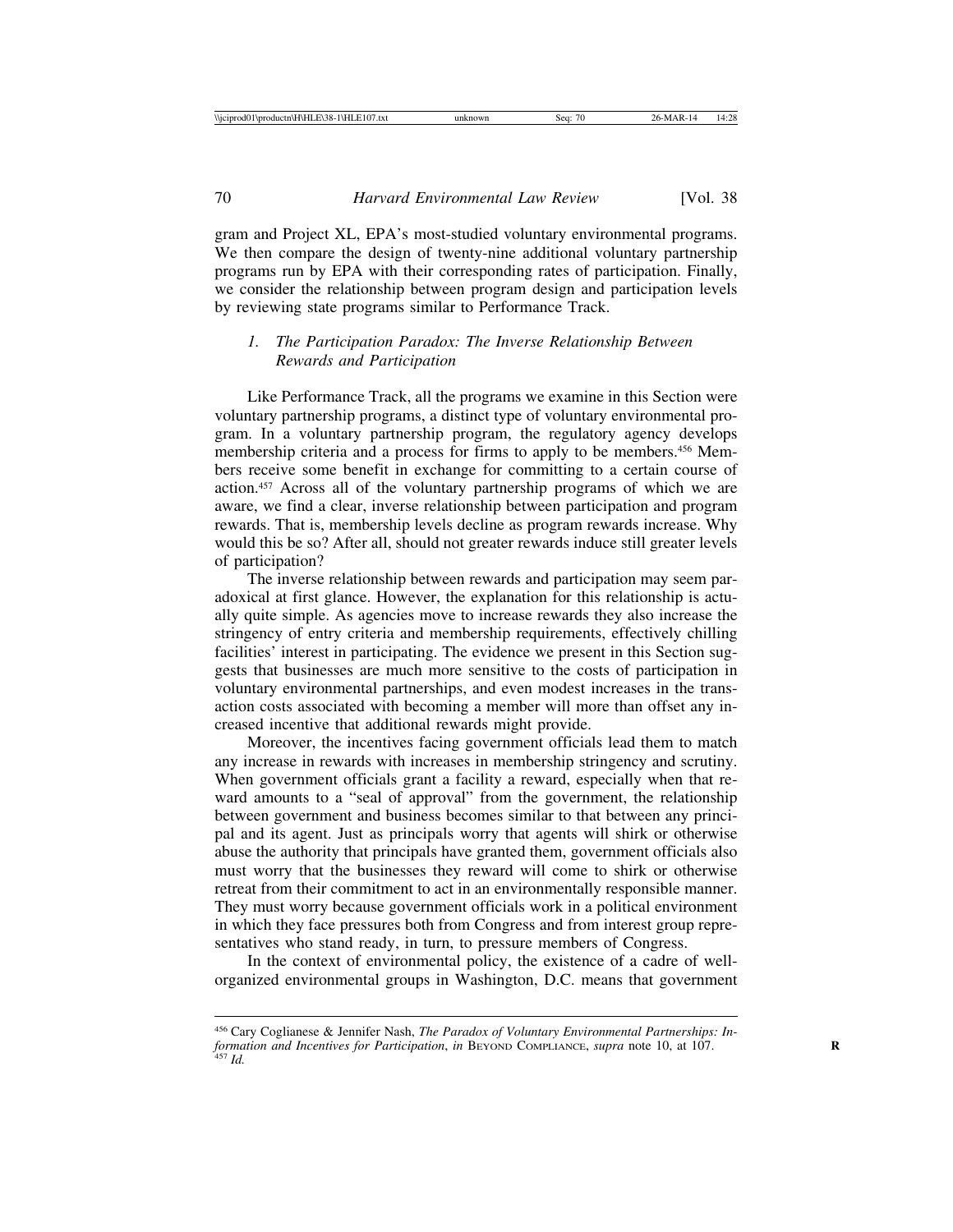gram and Project XL, EPA's most-studied voluntary environmental programs. We then compare the design of twenty-nine additional voluntary partnership programs run by EPA with their corresponding rates of participation. Finally, we consider the relationship between program design and participation levels by reviewing state programs similar to Performance Track.

### *1. The Participation Paradox: The Inverse Relationship Between Rewards and Participation*

Like Performance Track, all the programs we examine in this Section were voluntary partnership programs, a distinct type of voluntary environmental program. In a voluntary partnership program, the regulatory agency develops membership criteria and a process for firms to apply to be members.[456] Members receive some benefit in exchange for committing to a certain course of action.[457] Across all of the voluntary partnership programs of which we are aware, we find a clear, inverse relationship between participation and program rewards. That is, membership levels decline as program rewards increase. Why would this be so? After all, should not greater rewards induce still greater levels of participation?

The inverse relationship between rewards and participation may seem paradoxical at first glance. However, the explanation for this relationship is actually quite simple. As agencies move to increase rewards they also increase the stringency of entry criteria and membership requirements, effectively chilling facilities' interest in participating. The evidence we present in this Section suggests that businesses are much more sensitive to the costs of participation in voluntary environmental partnerships, and even modest increases in the transaction costs associated with becoming a member will more than offset any increased incentive that additional rewards might provide.

Moreover, the incentives facing government officials lead them to match any increase in rewards with increases in membership stringency and scrutiny. When government officials grant a facility a reward, especially when that reward amounts to a "seal of approval" from the government, the relationship between government and business becomes similar to that between any principal and its agent. Just as principals worry that agents will shirk or otherwise abuse the authority that principals have granted them, government officials also must worry that the businesses they reward will come to shirk or otherwise retreat from their commitment to act in an environmentally responsible manner. They must worry because government officials work in a political environment in which they face pressures both from Congress and from interest group representatives who stand ready, in turn, to pressure members of Congress.

In the context of environmental policy, the existence of a cadre of well-organized environmental groups in Washington, D.C. means that government

---

[456] Cary Coglianese & Jennifer Nash, *The Paradox of Voluntary Environmental Partnerships: Information and Incentives for Participation*, *in* Beyond Compliance, *supra* note 10, at 107.

[457] *Id.*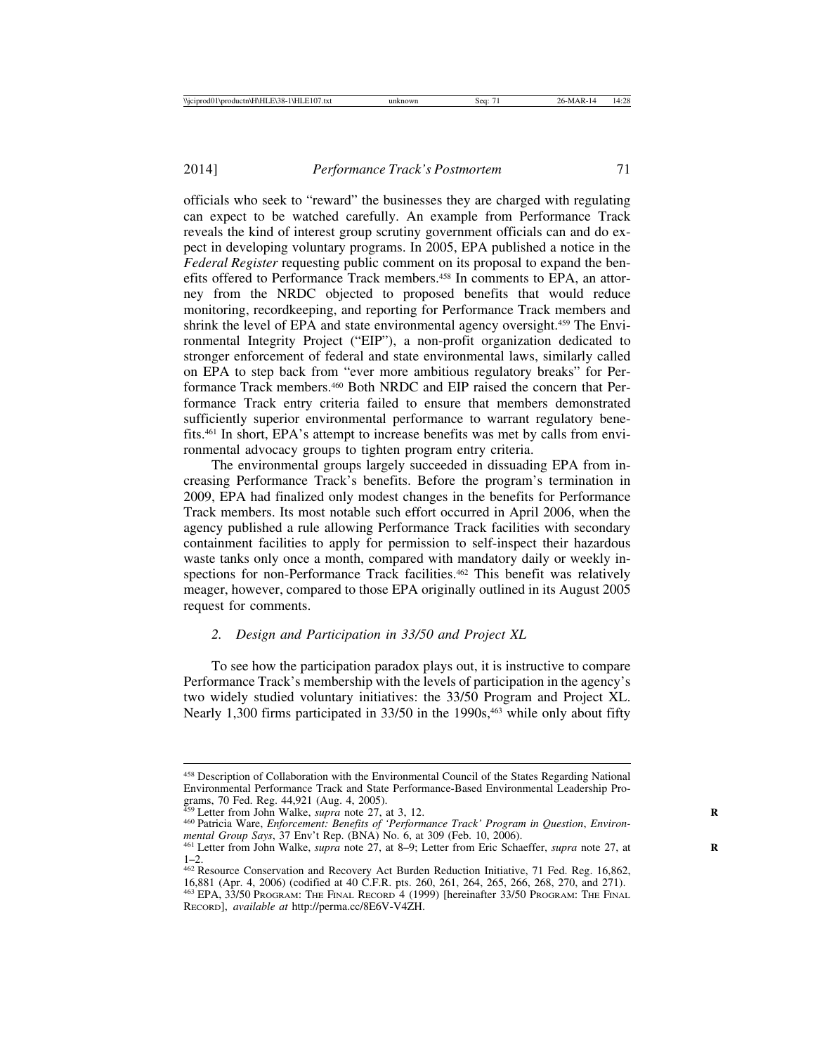officials who seek to "reward" the businesses they are charged with regulating can expect to be watched carefully. An example from Performance Track reveals the kind of interest group scrutiny government officials can and do expect in developing voluntary programs. In 2005, EPA published a notice in the *Federal Register* requesting public comment on its proposal to expand the benefits offered to Performance Track members.[458] In comments to EPA, an attorney from the NRDC objected to proposed benefits that would reduce monitoring, recordkeeping, and reporting for Performance Track members and shrink the level of EPA and state environmental agency oversight.[459] The Environmental Integrity Project ("EIP"), a non-profit organization dedicated to stronger enforcement of federal and state environmental laws, similarly called on EPA to step back from "ever more ambitious regulatory breaks" for Performance Track members.[460] Both NRDC and EIP raised the concern that Performance Track entry criteria failed to ensure that members demonstrated sufficiently superior environmental performance to warrant regulatory benefits.[461] In short, EPA's attempt to increase benefits was met by calls from environmental advocacy groups to tighten program entry criteria.

The environmental groups largely succeeded in dissuading EPA from increasing Performance Track's benefits. Before the program's termination in 2009, EPA had finalized only modest changes in the benefits for Performance Track members. Its most notable such effort occurred in April 2006, when the agency published a rule allowing Performance Track facilities with secondary containment facilities to apply for permission to self-inspect their hazardous waste tanks only once a month, compared with mandatory daily or weekly inspections for non-Performance Track facilities.[462] This benefit was relatively meager, however, compared to those EPA originally outlined in its August 2005 request for comments.

### *2. Design and Participation in 33/50 and Project XL*

To see how the participation paradox plays out, it is instructive to compare Performance Track's membership with the levels of participation in the agency's two widely studied voluntary initiatives: the 33/50 Program and Project XL. Nearly 1,300 firms participated in 33/50 in the 1990s,[463] while only about fifty

---

[458] Description of Collaboration with the Environmental Council of the States Regarding National Environmental Performance Track and State Performance-Based Environmental Leadership Programs, 70 Fed. Reg. 44,921 (Aug. 4, 2005).

[459] Letter from John Walke, *supra* note 27, at 3, 12.

[460] Patricia Ware, *Enforcement: Benefits of 'Performance Track' Program in Question, Environmental Group Says*, 37 Env't Rep. (BNA) No. 6, at 309 (Feb. 10, 2006).

[461] Letter from John Walke, *supra* note 27, at 8–9; Letter from Eric Schaeffer, *supra* note 27, at 1–2.

[462] Resource Conservation and Recovery Act Burden Reduction Initiative, 71 Fed. Reg. 16,862, 16,881 (Apr. 4, 2006) (codified at 40 C.F.R. pts. 260, 261, 264, 265, 266, 268, 270, and 271).

[463] EPA, 33/50 PROGRAM: THE FINAL RECORD 4 (1999) [hereinafter 33/50 PROGRAM: THE FINAL RECORD], *available at* http://perma.cc/8E6V-V4ZH.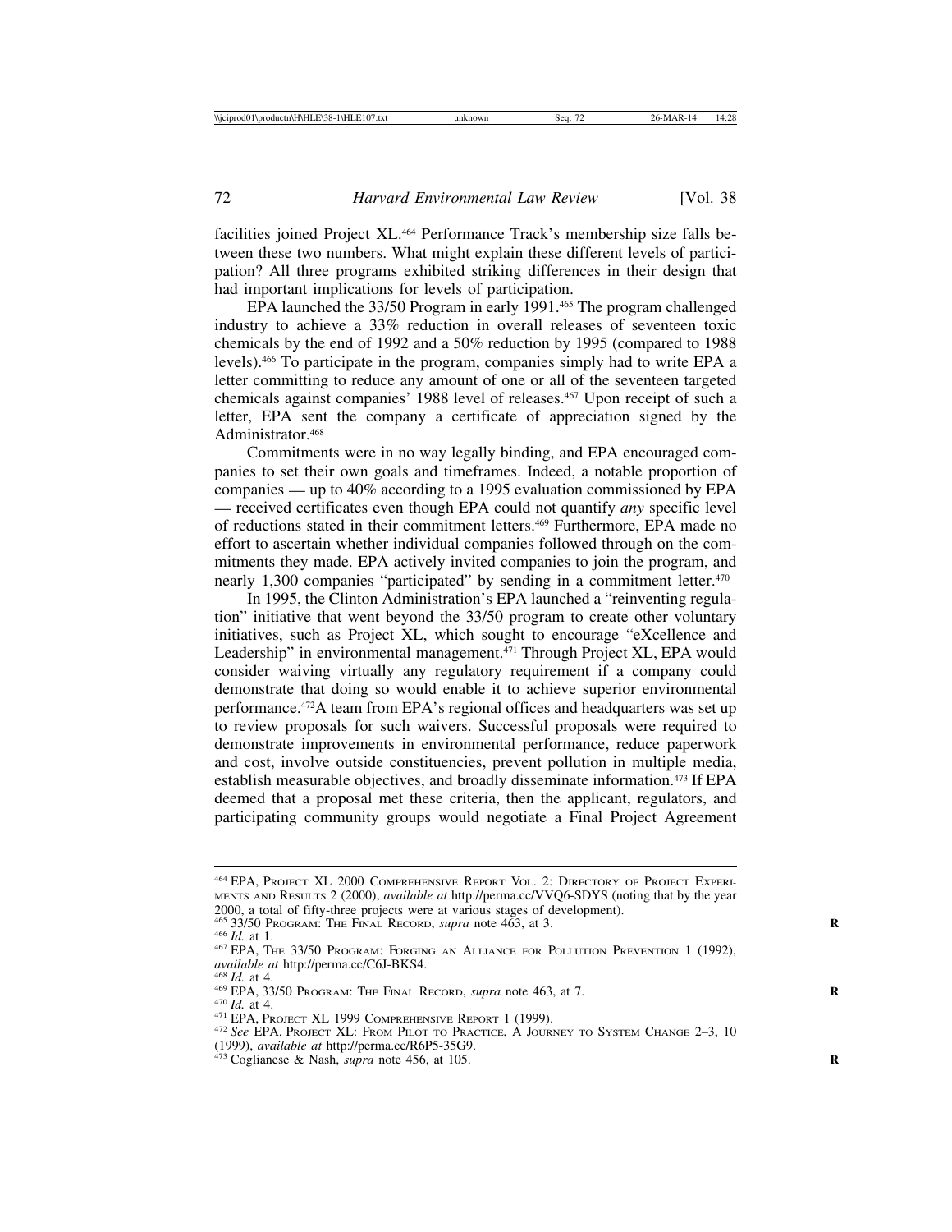facilities joined Project XL.[464] Performance Track's membership size falls between these two numbers. What might explain these different levels of participation? All three programs exhibited striking differences in their design that had important implications for levels of participation.

EPA launched the 33/50 Program in early 1991.[465] The program challenged industry to achieve a 33% reduction in overall releases of seventeen toxic chemicals by the end of 1992 and a 50% reduction by 1995 (compared to 1988 levels).[466] To participate in the program, companies simply had to write EPA a letter committing to reduce any amount of one or all of the seventeen targeted chemicals against companies' 1988 level of releases.[467] Upon receipt of such a letter, EPA sent the company a certificate of appreciation signed by the Administrator.[468]

Commitments were in no way legally binding, and EPA encouraged companies to set their own goals and timeframes. Indeed, a notable proportion of companies — up to 40% according to a 1995 evaluation commissioned by EPA — received certificates even though EPA could not quantify *any* specific level of reductions stated in their commitment letters.[469] Furthermore, EPA made no effort to ascertain whether individual companies followed through on the commitments they made. EPA actively invited companies to join the program, and nearly 1,300 companies "participated" by sending in a commitment letter.[470]

In 1995, the Clinton Administration's EPA launched a "reinventing regulation" initiative that went beyond the 33/50 program to create other voluntary initiatives, such as Project XL, which sought to encourage "eXcellence and Leadership" in environmental management.[471] Through Project XL, EPA would consider waiving virtually any regulatory requirement if a company could demonstrate that doing so would enable it to achieve superior environmental performance.[472] A team from EPA's regional offices and headquarters was set up to review proposals for such waivers. Successful proposals were required to demonstrate improvements in environmental performance, reduce paperwork and cost, involve outside constituencies, prevent pollution in multiple media, establish measurable objectives, and broadly disseminate information.[473] If EPA deemed that a proposal met these criteria, then the applicant, regulators, and participating community groups would negotiate a Final Project Agreement

---

[464] EPA, Project XL 2000 Comprehensive Report Vol. 2: Directory of Project Experiments and Results 2 (2000), *available at* http://perma.cc/VVQ6-SDYS (noting that by the year 2000, a total of fifty-three projects were at various stages of development).

[465] 33/50 Program: The Final Record, *supra* note 463, at 3.

[466] *Id.* at 1.

[467] EPA, The 33/50 Program: Forging an Alliance for Pollution Prevention 1 (1992), *available at* http://perma.cc/C6J-BKS4.

[468] *Id.* at 4.

[469] EPA, 33/50 Program: The Final Record, *supra* note 463, at 7.

[470] *Id.* at 4.

[471] EPA, Project XL 1999 Comprehensive Report 1 (1999).

[472] *See* EPA, Project XL: From Pilot to Practice, A Journey to System Change 2–3, 10 (1999), *available at* http://perma.cc/R6P5-35G9.

[473] Coglianese & Nash, *supra* note 456, at 105.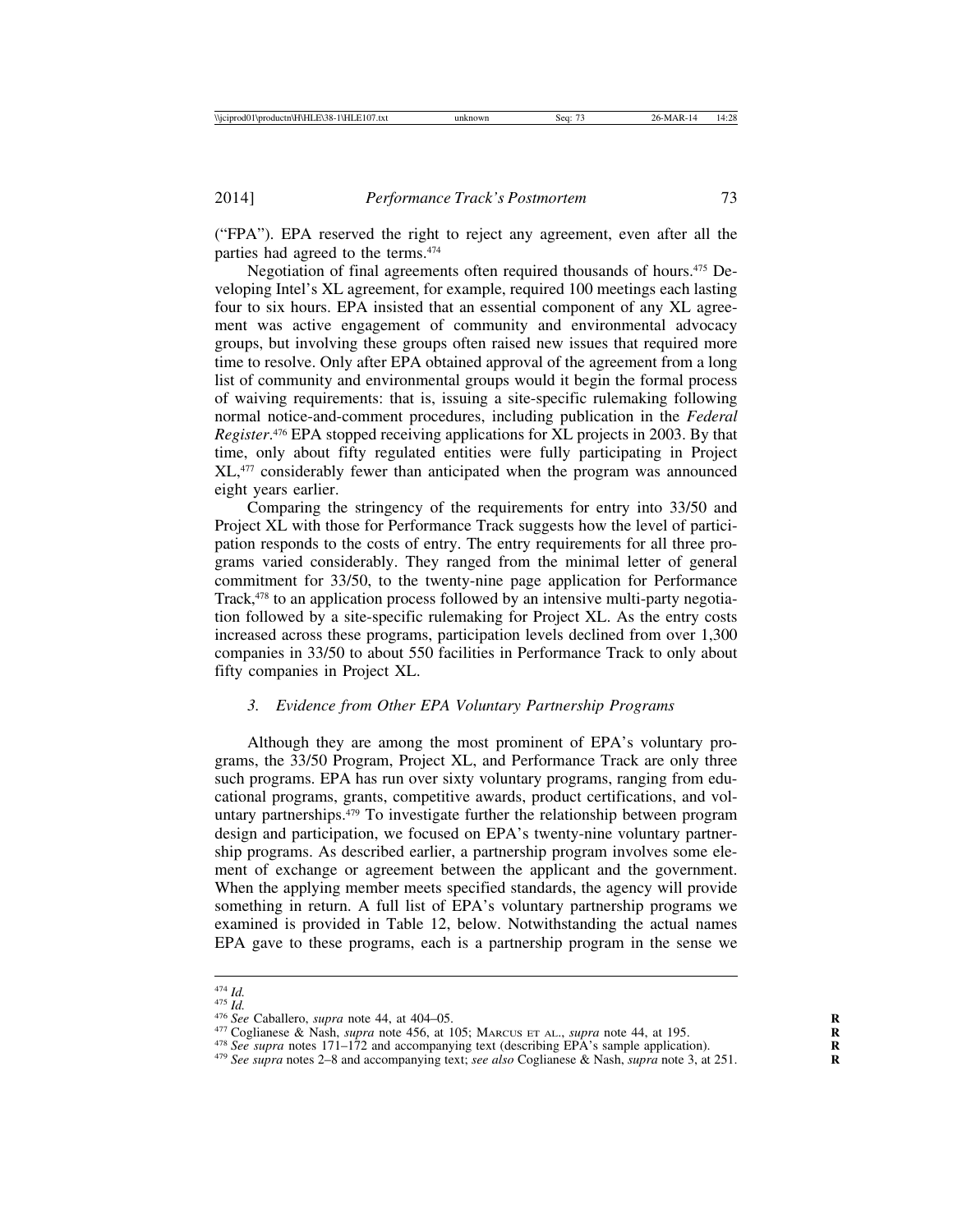("FPA"). EPA reserved the right to reject any agreement, even after all the parties had agreed to the terms.[474]

Negotiation of final agreements often required thousands of hours.[475] Developing Intel's XL agreement, for example, required 100 meetings each lasting four to six hours. EPA insisted that an essential component of any XL agreement was active engagement of community and environmental advocacy groups, but involving these groups often raised new issues that required more time to resolve. Only after EPA obtained approval of the agreement from a long list of community and environmental groups would it begin the formal process of waiving requirements: that is, issuing a site-specific rulemaking following normal notice-and-comment procedures, including publication in the *Federal Register*.[476] EPA stopped receiving applications for XL projects in 2003. By that time, only about fifty regulated entities were fully participating in Project XL,[477] considerably fewer than anticipated when the program was announced eight years earlier.

Comparing the stringency of the requirements for entry into 33/50 and Project XL with those for Performance Track suggests how the level of participation responds to the costs of entry. The entry requirements for all three programs varied considerably. They ranged from the minimal letter of general commitment for 33/50, to the twenty-nine page application for Performance Track,[478] to an application process followed by an intensive multi-party negotiation followed by a site-specific rulemaking for Project XL. As the entry costs increased across these programs, participation levels declined from over 1,300 companies in 33/50 to about 550 facilities in Performance Track to only about fifty companies in Project XL.

### *3. Evidence from Other EPA Voluntary Partnership Programs*

Although they are among the most prominent of EPA's voluntary programs, the 33/50 Program, Project XL, and Performance Track are only three such programs. EPA has run over sixty voluntary programs, ranging from educational programs, grants, competitive awards, product certifications, and voluntary partnerships.[479] To investigate further the relationship between program design and participation, we focused on EPA's twenty-nine voluntary partnership programs. As described earlier, a partnership program involves some element of exchange or agreement between the applicant and the government. When the applying member meets specified standards, the agency will provide something in return. A full list of EPA's voluntary partnership programs we examined is provided in Table 12, below. Notwithstanding the actual names EPA gave to these programs, each is a partnership program in the sense we

---

[474] *Id.*

[475] *Id.*

[476] *See* Caballero, *supra* note 44, at 404–05.

[477] Coglianese & Nash, *supra* note 456, at 105; Marcus et al., *supra* note 44, at 195.

[478] *See supra* notes 171–172 and accompanying text (describing EPA's sample application).

[479] *See supra* notes 2–8 and accompanying text; *see also* Coglianese & Nash, *supra* note 3, at 251.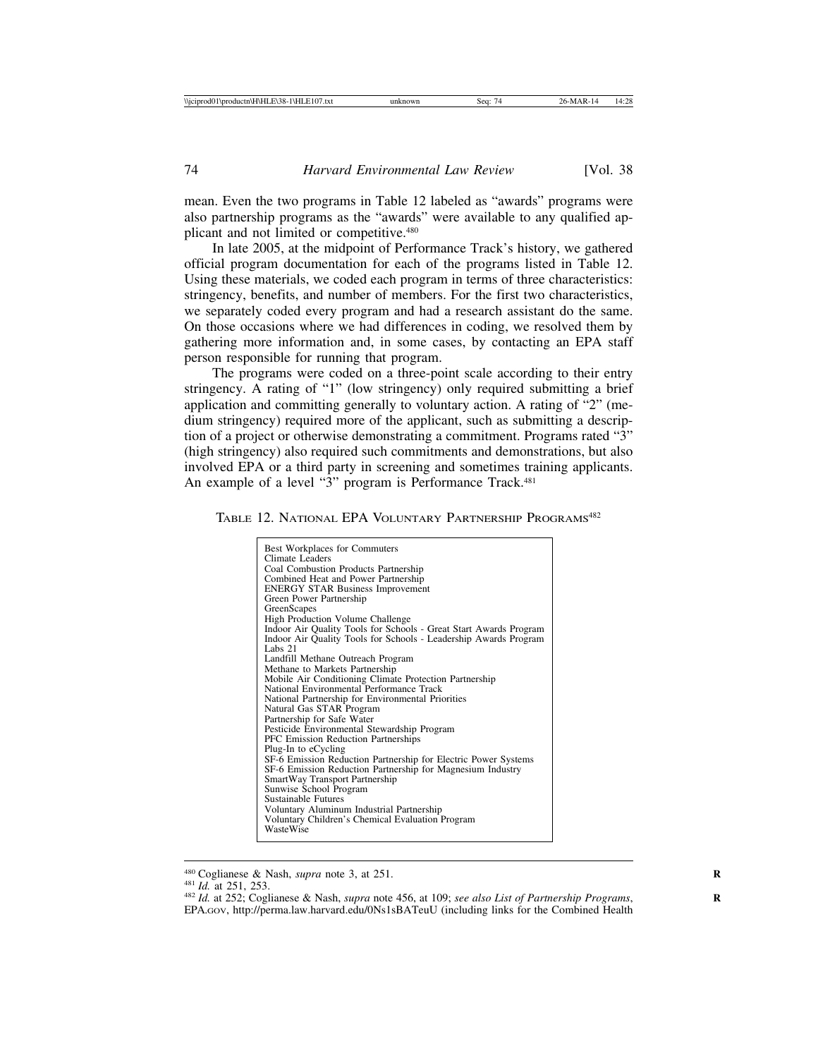mean. Even the two programs in Table 12 labeled as "awards" programs were also partnership programs as the "awards" were available to any qualified applicant and not limited or competitive.[480]

In late 2005, at the midpoint of Performance Track's history, we gathered official program documentation for each of the programs listed in Table 12. Using these materials, we coded each program in terms of three characteristics: stringency, benefits, and number of members. For the first two characteristics, we separately coded every program and had a research assistant do the same. On those occasions where we had differences in coding, we resolved them by gathering more information and, in some cases, by contacting an EPA staff person responsible for running that program.

The programs were coded on a three-point scale according to their entry stringency. A rating of "1" (low stringency) only required submitting a brief application and committing generally to voluntary action. A rating of "2" (medium stringency) required more of the applicant, such as submitting a description of a project or otherwise demonstrating a commitment. Programs rated "3" (high stringency) also required such commitments and demonstrations, but also involved EPA or a third party in screening and sometimes training applicants. An example of a level "3" program is Performance Track.[481]

TABLE 12. NATIONAL EPA VOLUNTARY PARTNERSHIP PROGRAMS[482]

| |
|---|
| Best Workplaces for Commuters |
| Climate Leaders |
| Coal Combustion Products Partnership |
| Combined Heat and Power Partnership |
| ENERGY STAR Business Improvement |
| Green Power Partnership |
| GreenScapes |
| High Production Volume Challenge |
| Indoor Air Quality Tools for Schools - Great Start Awards Program |
| Indoor Air Quality Tools for Schools - Leadership Awards Program |
| Labs 21 |
| Landfill Methane Outreach Program |
| Methane to Markets Partnership |
| Mobile Air Conditioning Climate Protection Partnership |
| National Environmental Performance Track |
| National Partnership for Environmental Priorities |
| Natural Gas STAR Program |
| Partnership for Safe Water |
| Pesticide Environmental Stewardship Program |
| PFC Emission Reduction Partnerships |
| Plug-In to eCycling |
| SF-6 Emission Reduction Partnership for Electric Power Systems |
| SF-6 Emission Reduction Partnership for Magnesium Industry |
| SmartWay Transport Partnership |
| Sunwise School Program |
| Sustainable Futures |
| Voluntary Aluminum Industrial Partnership |
| Voluntary Children's Chemical Evaluation Program |
| WasteWise |

[480] Coglianese & Nash, *supra* note 3, at 251.

[481] *Id.* at 251, 253.

[482] *Id.* at 252; Coglianese & Nash, *supra* note 456, at 109; *see also List of Partnership Programs*, EPA.GOV, http://perma.law.harvard.edu/0Ns1sBATeuU (including links for the Combined Health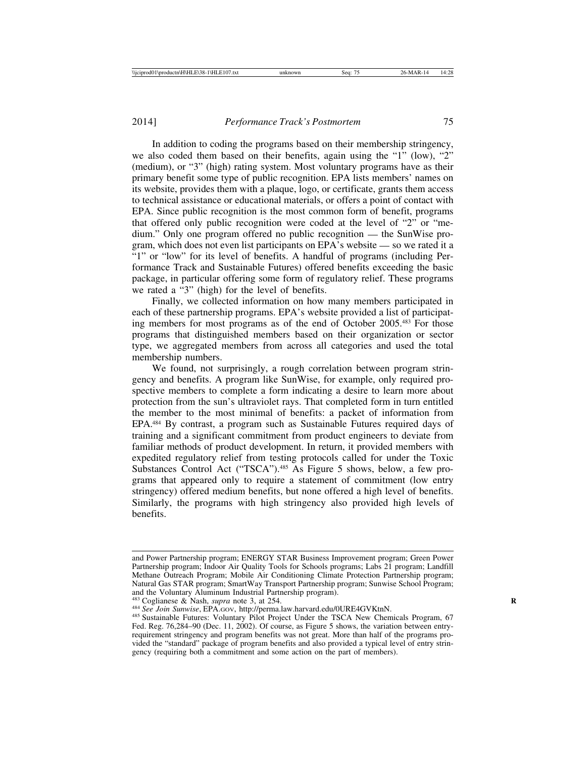In addition to coding the programs based on their membership stringency, we also coded them based on their benefits, again using the "1" (low), "2" (medium), or "3" (high) rating system. Most voluntary programs have as their primary benefit some type of public recognition. EPA lists members' names on its website, provides them with a plaque, logo, or certificate, grants them access to technical assistance or educational materials, or offers a point of contact with EPA. Since public recognition is the most common form of benefit, programs that offered only public recognition were coded at the level of "2" or "medium." Only one program offered no public recognition — the SunWise program, which does not even list participants on EPA's website — so we rated it a "1" or "low" for its level of benefits. A handful of programs (including Performance Track and Sustainable Futures) offered benefits exceeding the basic package, in particular offering some form of regulatory relief. These programs we rated a "3" (high) for the level of benefits.

Finally, we collected information on how many members participated in each of these partnership programs. EPA's website provided a list of participating members for most programs as of the end of October 2005.[483] For those programs that distinguished members based on their organization or sector type, we aggregated members from across all categories and used the total membership numbers.

We found, not surprisingly, a rough correlation between program stringency and benefits. A program like SunWise, for example, only required prospective members to complete a form indicating a desire to learn more about protection from the sun's ultraviolet rays. That completed form in turn entitled the member to the most minimal of benefits: a packet of information from EPA.[484] By contrast, a program such as Sustainable Futures required days of training and a significant commitment from product engineers to deviate from familiar methods of product development. In return, it provided members with expedited regulatory relief from testing protocols called for under the Toxic Substances Control Act ("TSCA").[485] As Figure 5 shows, below, a few programs that appeared only to require a statement of commitment (low entry stringency) offered medium benefits, but none offered a high level of benefits. Similarly, the programs with high stringency also provided high levels of benefits.

---

and Power Partnership program; ENERGY STAR Business Improvement program; Green Power Partnership program; Indoor Air Quality Tools for Schools programs; Labs 21 program; Landfill Methane Outreach Program; Mobile Air Conditioning Climate Protection Partnership program; Natural Gas STAR program; SmartWay Transport Partnership program; Sunwise School Program; and the Voluntary Aluminum Industrial Partnership program).

[483] Coglianese & Nash, *supra* note 3, at 254.

[484] *See Join Sunwise*, EPA.GOV, http://perma.law.harvard.edu/0URE4GVKtnN.

[485] Sustainable Futures: Voluntary Pilot Project Under the TSCA New Chemicals Program, 67 Fed. Reg. 76,284–90 (Dec. 11, 2002). Of course, as Figure 5 shows, the variation between entry-requirement stringency and program benefits was not great. More than half of the programs provided the "standard" package of program benefits and also provided a typical level of entry stringency (requiring both a commitment and some action on the part of members).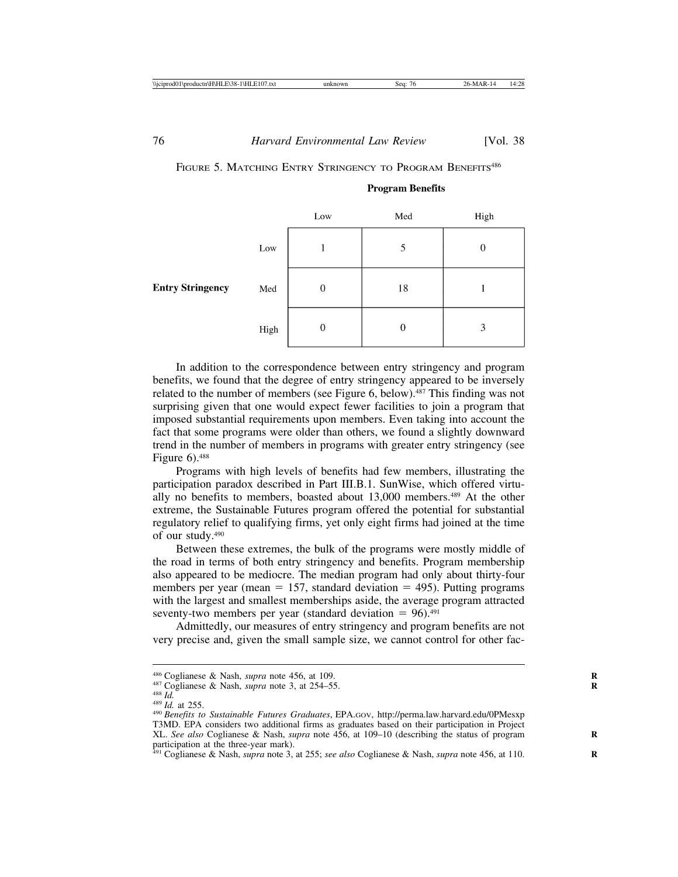FIGURE 5. MATCHING ENTRY STRINGENCY TO PROGRAM BENEFITS[486]

| | | Program Benefits | | |
|---|---|---|---|---|
| | | Low | Med | High |
| **Entry Stringency** | Low | 1 | 5 | 0 |
| | Med | 0 | 18 | 1 |
| | High | 0 | 0 | 3 |

In addition to the correspondence between entry stringency and program benefits, we found that the degree of entry stringency appeared to be inversely related to the number of members (see Figure 6, below).[487] This finding was not surprising given that one would expect fewer facilities to join a program that imposed substantial requirements upon members. Even taking into account the fact that some programs were older than others, we found a slightly downward trend in the number of members in programs with greater entry stringency (see Figure 6).[488]

Programs with high levels of benefits had few members, illustrating the participation paradox described in Part III.B.1. SunWise, which offered virtually no benefits to members, boasted about 13,000 members.[489] At the other extreme, the Sustainable Futures program offered the potential for substantial regulatory relief to qualifying firms, yet only eight firms had joined at the time of our study.[490]

Between these extremes, the bulk of the programs were mostly middle of the road in terms of both entry stringency and benefits. Program membership also appeared to be mediocre. The median program had only about thirty-four members per year (mean = 157, standard deviation = 495). Putting programs with the largest and smallest memberships aside, the average program attracted seventy-two members per year (standard deviation = 96).[491]

Admittedly, our measures of entry stringency and program benefits are not very precise and, given the small sample size, we cannot control for other fac-

---

[486] Coglianese & Nash, *supra* note 456, at 109.

[487] Coglianese & Nash, *supra* note 3, at 254–55.

[488] *Id.*

[489] *Id.* at 255.

[490] *Benefits to Sustainable Futures Graduates*, EPA.GOV, http://perma.law.harvard.edu/0PMesxpT3MD. EPA considers two additional firms as graduates based on their participation in Project XL. *See also* Coglianese & Nash, *supra* note 456, at 109–10 (describing the status of program participation at the three-year mark).

[491] Coglianese & Nash, *supra* note 3, at 255; *see also* Coglianese & Nash, *supra* note 456, at 110.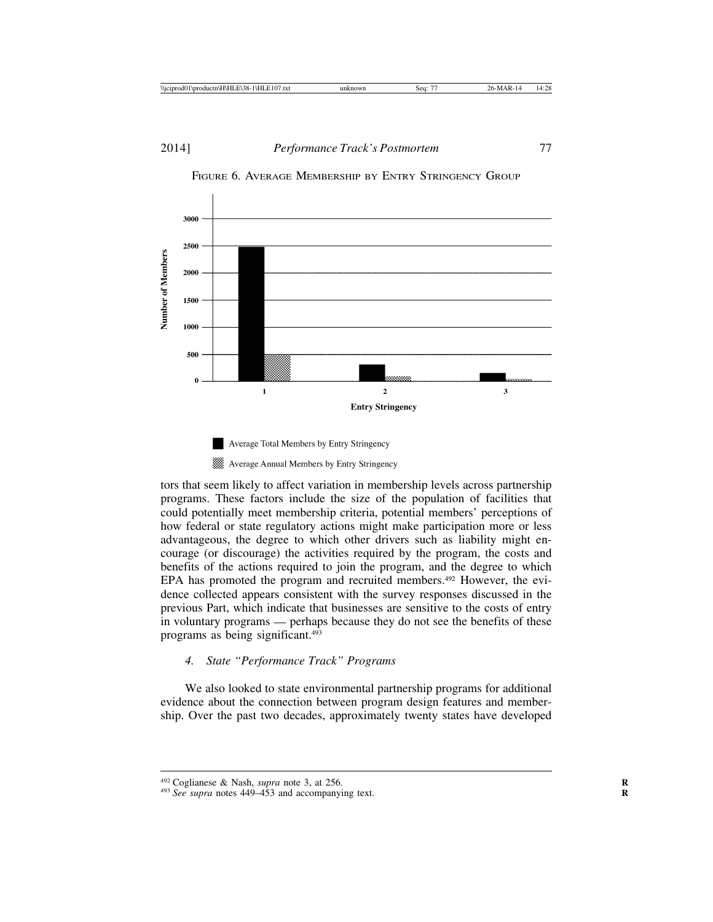FIGURE 6. AVERAGE MEMBERSHIP BY ENTRY STRINGENCY GROUP

tors that seem likely to affect variation in membership levels across partnership programs. These factors include the size of the population of facilities that could potentially meet membership criteria, potential members' perceptions of how federal or state regulatory actions might make participation more or less advantageous, the degree to which other drivers such as liability might encourage (or discourage) the activities required by the program, the costs and benefits of the actions required to join the program, and the degree to which EPA has promoted the program and recruited members.[492] However, the evidence collected appears consistent with the survey responses discussed in the previous Part, which indicate that businesses are sensitive to the costs of entry in voluntary programs — perhaps because they do not see the benefits of these programs as being significant.[493]

#### 4. *State "Performance Track" Programs*

We also looked to state environmental partnership programs for additional evidence about the connection between program design features and membership. Over the past two decades, approximately twenty states have developed

---

[492] Coglianese & Nash, *supra* note 3, at 256.

[493] *See supra* notes 449–453 and accompanying text.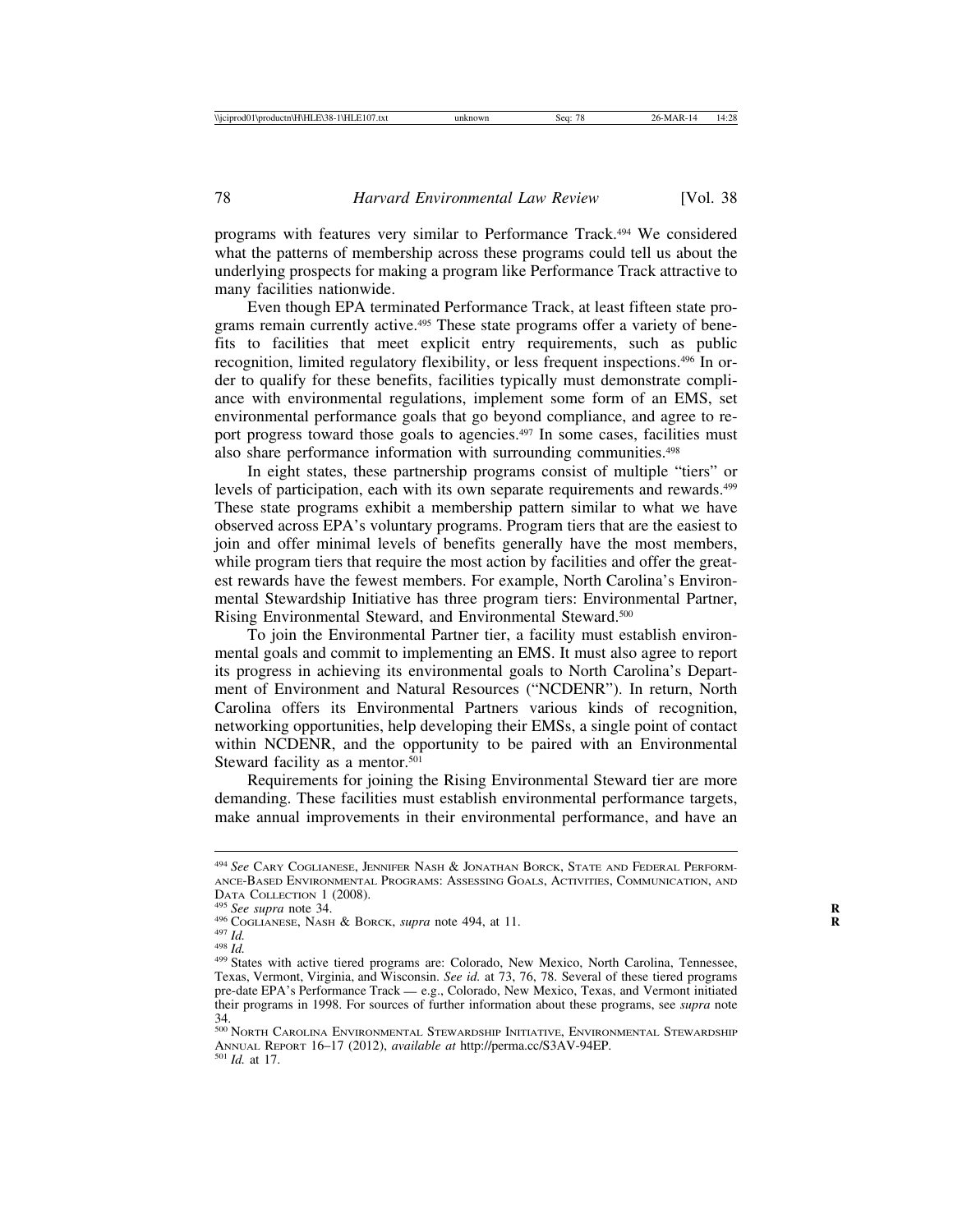programs with features very similar to Performance Track.[494] We considered what the patterns of membership across these programs could tell us about the underlying prospects for making a program like Performance Track attractive to many facilities nationwide.

Even though EPA terminated Performance Track, at least fifteen state programs remain currently active.[495] These state programs offer a variety of benefits to facilities that meet explicit entry requirements, such as public recognition, limited regulatory flexibility, or less frequent inspections.[496] In order to qualify for these benefits, facilities typically must demonstrate compliance with environmental regulations, implement some form of an EMS, set environmental performance goals that go beyond compliance, and agree to report progress toward those goals to agencies.[497] In some cases, facilities must also share performance information with surrounding communities.[498]

In eight states, these partnership programs consist of multiple "tiers" or levels of participation, each with its own separate requirements and rewards.[499] These state programs exhibit a membership pattern similar to what we have observed across EPA's voluntary programs. Program tiers that are the easiest to join and offer minimal levels of benefits generally have the most members, while program tiers that require the most action by facilities and offer the greatest rewards have the fewest members. For example, North Carolina's Environmental Stewardship Initiative has three program tiers: Environmental Partner, Rising Environmental Steward, and Environmental Steward.[500]

To join the Environmental Partner tier, a facility must establish environmental goals and commit to implementing an EMS. It must also agree to report its progress in achieving its environmental goals to North Carolina's Department of Environment and Natural Resources ("NCDENR"). In return, North Carolina offers its Environmental Partners various kinds of recognition, networking opportunities, help developing their EMSs, a single point of contact within NCDENR, and the opportunity to be paired with an Environmental Steward facility as a mentor.[501]

Requirements for joining the Rising Environmental Steward tier are more demanding. These facilities must establish environmental performance targets, make annual improvements in their environmental performance, and have an

---

[494] *See* Cary Coglianese, Jennifer Nash & Jonathan Borck, State and Federal Performance-Based Environmental Programs: Assessing Goals, Activities, Communication, and Data Collection 1 (2008).

[495] *See supra* note 34.

[496] Coglianese, Nash & Borck, *supra* note 494, at 11.

[497] *Id.*

[498] *Id.*

[499] States with active tiered programs are: Colorado, New Mexico, North Carolina, Tennessee, Texas, Vermont, Virginia, and Wisconsin. *See id.* at 73, 76, 78. Several of these tiered programs pre-date EPA's Performance Track — e.g., Colorado, New Mexico, Texas, and Vermont initiated their programs in 1998. For sources of further information about these programs, see *supra* note 34.

[500] North Carolina Environmental Stewardship Initiative, Environmental Stewardship Annual Report 16–17 (2012), *available at* http://perma.cc/S3AV-94EP.

[501] *Id.* at 17.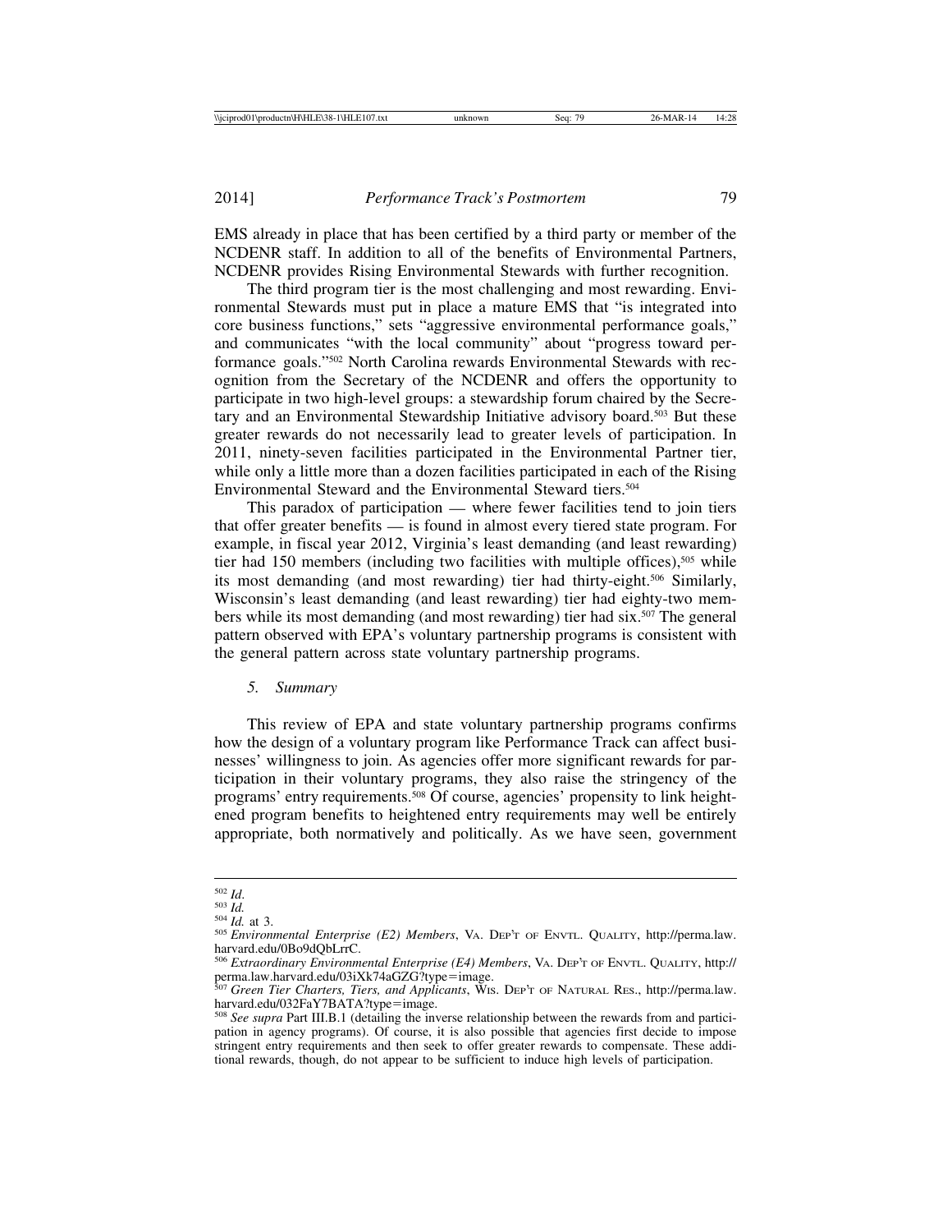EMS already in place that has been certified by a third party or member of the NCDENR staff. In addition to all of the benefits of Environmental Partners, NCDENR provides Rising Environmental Stewards with further recognition.

The third program tier is the most challenging and most rewarding. Environmental Stewards must put in place a mature EMS that "is integrated into core business functions," sets "aggressive environmental performance goals," and communicates "with the local community" about "progress toward performance goals."[502] North Carolina rewards Environmental Stewards with recognition from the Secretary of the NCDENR and offers the opportunity to participate in two high-level groups: a stewardship forum chaired by the Secretary and an Environmental Stewardship Initiative advisory board.[503] But these greater rewards do not necessarily lead to greater levels of participation. In 2011, ninety-seven facilities participated in the Environmental Partner tier, while only a little more than a dozen facilities participated in each of the Rising Environmental Steward and the Environmental Steward tiers.[504]

This paradox of participation — where fewer facilities tend to join tiers that offer greater benefits — is found in almost every tiered state program. For example, in fiscal year 2012, Virginia's least demanding (and least rewarding) tier had 150 members (including two facilities with multiple offices),[505] while its most demanding (and most rewarding) tier had thirty-eight.[506] Similarly, Wisconsin's least demanding (and least rewarding) tier had eighty-two members while its most demanding (and most rewarding) tier had six.[507] The general pattern observed with EPA's voluntary partnership programs is consistent with the general pattern across state voluntary partnership programs.

### *5. Summary*

This review of EPA and state voluntary partnership programs confirms how the design of a voluntary program like Performance Track can affect businesses' willingness to join. As agencies offer more significant rewards for participation in their voluntary programs, they also raise the stringency of the programs' entry requirements.[508] Of course, agencies' propensity to link heightened program benefits to heightened entry requirements may well be entirely appropriate, both normatively and politically. As we have seen, government

---

[502] *Id*.

[503] *Id.*

[504] *Id.* at 3.

[505] *Environmental Enterprise (E2) Members*, VA. DEP'T OF ENVTL. QUALITY, http://perma.law.harvard.edu/0Bo9dQbLrrC.

[506] *Extraordinary Environmental Enterprise (E4) Members*, VA. DEP'T OF ENVTL. QUALITY, http://perma.law.harvard.edu/03iXk74aGZG?type=image.

[507] *Green Tier Charters, Tiers, and Applicants*, WIS. DEP'T OF NATURAL RES., http://perma.law.harvard.edu/032FaY7BATA?type=image.

[508] *See supra* Part III.B.1 (detailing the inverse relationship between the rewards from and participation in agency programs). Of course, it is also possible that agencies first decide to impose stringent entry requirements and then seek to offer greater rewards to compensate. These additional rewards, though, do not appear to be sufficient to induce high levels of participation.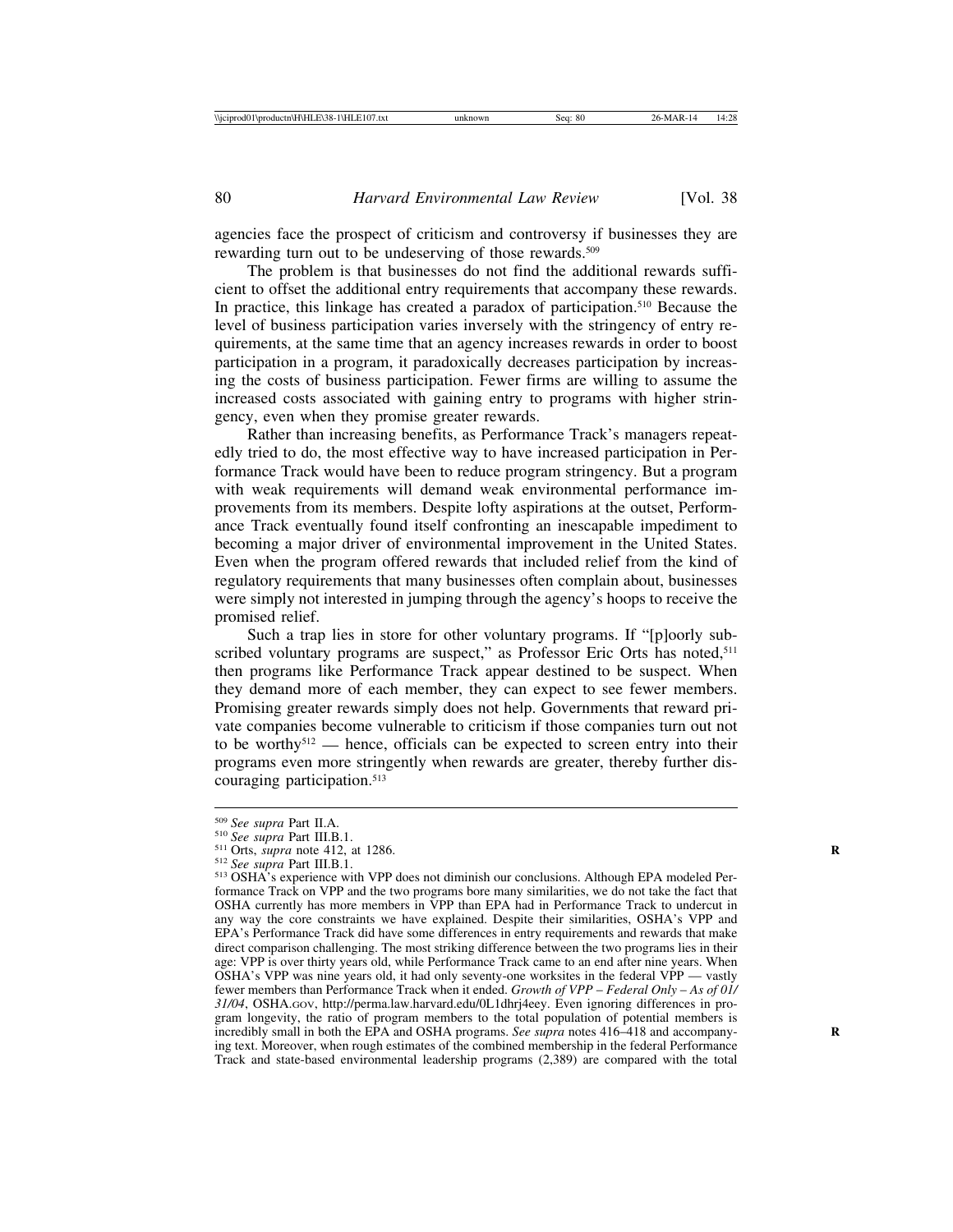agencies face the prospect of criticism and controversy if businesses they are rewarding turn out to be undeserving of those rewards.[509]

The problem is that businesses do not find the additional rewards sufficient to offset the additional entry requirements that accompany these rewards. In practice, this linkage has created a paradox of participation.[510] Because the level of business participation varies inversely with the stringency of entry requirements, at the same time that an agency increases rewards in order to boost participation in a program, it paradoxically decreases participation by increasing the costs of business participation. Fewer firms are willing to assume the increased costs associated with gaining entry to programs with higher stringency, even when they promise greater rewards.

Rather than increasing benefits, as Performance Track's managers repeatedly tried to do, the most effective way to have increased participation in Performance Track would have been to reduce program stringency. But a program with weak requirements will demand weak environmental performance improvements from its members. Despite lofty aspirations at the outset, Performance Track eventually found itself confronting an inescapable impediment to becoming a major driver of environmental improvement in the United States. Even when the program offered rewards that included relief from the kind of regulatory requirements that many businesses often complain about, businesses were simply not interested in jumping through the agency's hoops to receive the promised relief.

Such a trap lies in store for other voluntary programs. If "[p]oorly subscribed voluntary programs are suspect," as Professor Eric Orts has noted,[511] then programs like Performance Track appear destined to be suspect. When they demand more of each member, they can expect to see fewer members. Promising greater rewards simply does not help. Governments that reward private companies become vulnerable to criticism if those companies turn out not to be worthy[512] — hence, officials can be expected to screen entry into their programs even more stringently when rewards are greater, thereby further discouraging participation.[513]

---

[509] *See supra* Part II.A.

[510] *See supra* Part III.B.1.

[511] Orts, *supra* note 412, at 1286.

[512] *See supra* Part III.B.1.

[513] OSHA's experience with VPP does not diminish our conclusions. Although EPA modeled Performance Track on VPP and the two programs bore many similarities, we do not take the fact that OSHA currently has more members in VPP than EPA had in Performance Track to undercut in any way the core constraints we have explained. Despite their similarities, OSHA's VPP and EPA's Performance Track did have some differences in entry requirements and rewards that make direct comparison challenging. The most striking difference between the two programs lies in their age: VPP is over thirty years old, while Performance Track came to an end after nine years. When OSHA's VPP was nine years old, it had only seventy-one worksites in the federal VPP — vastly fewer members than Performance Track when it ended. *Growth of VPP – Federal Only – As of 01/31/04*, OSHA.GOV, http://perma.law.harvard.edu/0L1dhrj4eey. Even ignoring differences in program longevity, the ratio of program members to the total population of potential members is incredibly small in both the EPA and OSHA programs. *See supra* notes 416–418 and accompanying text. Moreover, when rough estimates of the combined membership in the federal Performance Track and state-based environmental leadership programs (2,389) are compared with the total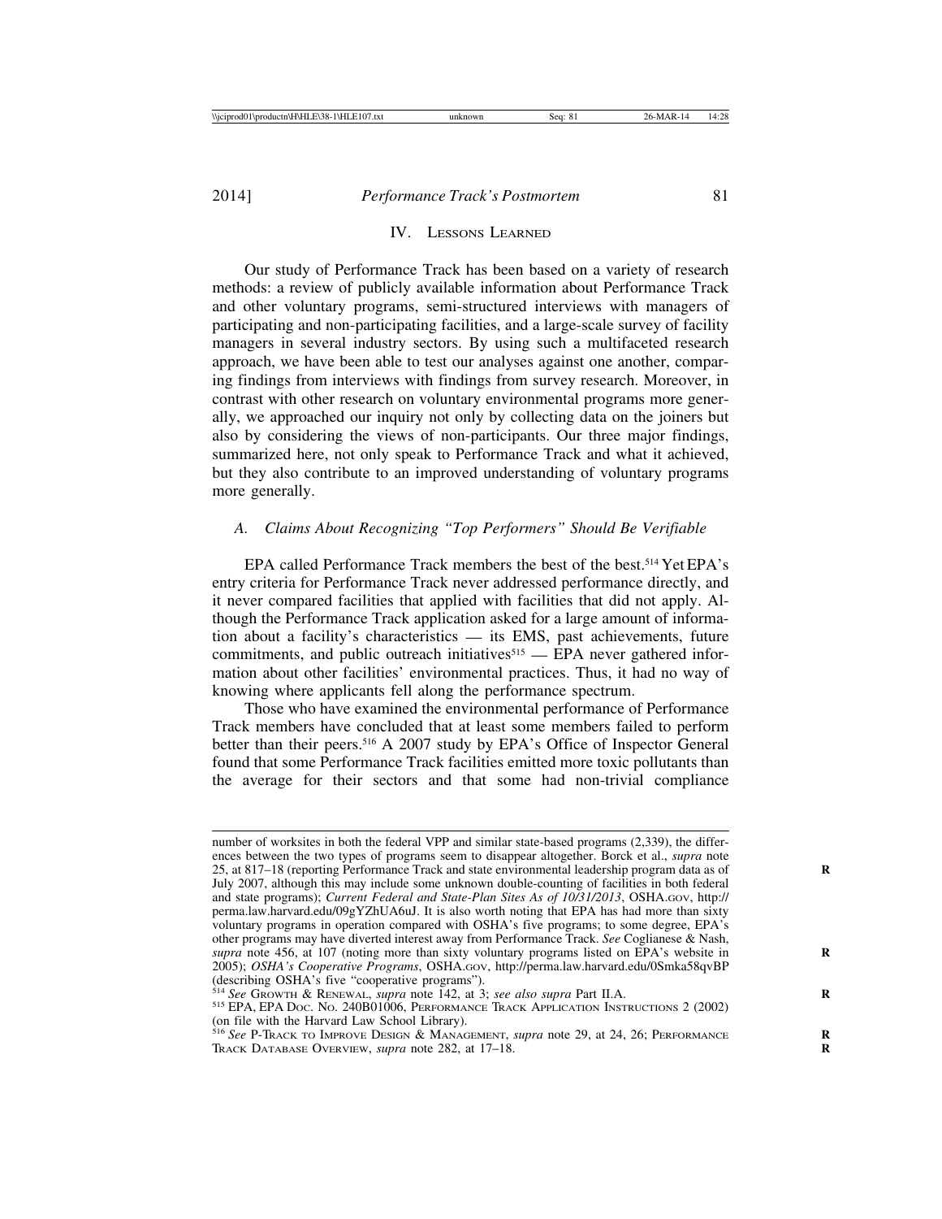## IV. Lessons Learned

Our study of Performance Track has been based on a variety of research methods: a review of publicly available information about Performance Track and other voluntary programs, semi-structured interviews with managers of participating and non-participating facilities, and a large-scale survey of facility managers in several industry sectors. By using such a multifaceted research approach, we have been able to test our analyses against one another, comparing findings from interviews with findings from survey research. Moreover, in contrast with other research on voluntary environmental programs more generally, we approached our inquiry not only by collecting data on the joiners but also by considering the views of non-participants. Our three major findings, summarized here, not only speak to Performance Track and what it achieved, but they also contribute to an improved understanding of voluntary programs more generally.

### *A. Claims About Recognizing "Top Performers" Should Be Verifiable*

EPA called Performance Track members the best of the best.[514] Yet EPA's entry criteria for Performance Track never addressed performance directly, and it never compared facilities that applied with facilities that did not apply. Although the Performance Track application asked for a large amount of information about a facility's characteristics — its EMS, past achievements, future commitments, and public outreach initiatives[515] — EPA never gathered information about other facilities' environmental practices. Thus, it had no way of knowing where applicants fell along the performance spectrum.

Those who have examined the environmental performance of Performance Track members have concluded that at least some members failed to perform better than their peers.[516] A 2007 study by EPA's Office of Inspector General found that some Performance Track facilities emitted more toxic pollutants than the average for their sectors and that some had non-trivial compliance

---

number of worksites in both the federal VPP and similar state-based programs (2,339), the differences between the two types of programs seem to disappear altogether. Borck et al., *supra* note 25, at 817–18 (reporting Performance Track and state environmental leadership program data as of July 2007, although this may include some unknown double-counting of facilities in both federal and state programs); *Current Federal and State-Plan Sites As of 10/31/2013*, OSHA.GOV, http://perma.law.harvard.edu/09gYZhUA6uJ. It is also worth noting that EPA has had more than sixty voluntary programs in operation compared with OSHA's five programs; to some degree, EPA's other programs may have diverted interest away from Performance Track. *See* Coglianese & Nash, *supra* note 456, at 107 (noting more than sixty voluntary programs listed on EPA's website in 2005); *OSHA's Cooperative Programs*, OSHA.GOV, http://perma.law.harvard.edu/0Smka58qvBP (describing OSHA's five "cooperative programs").

[514] *See* GROWTH & RENEWAL, *supra* note 142, at 3; *see also supra* Part II.A.

[515] EPA, EPA DOC. NO. 240B01006, PERFORMANCE TRACK APPLICATION INSTRUCTIONS 2 (2002) (on file with the Harvard Law School Library).

[516] *See* P-TRACK TO IMPROVE DESIGN & MANAGEMENT, *supra* note 29, at 24, 26; PERFORMANCE TRACK DATABASE OVERVIEW, *supra* note 282, at 17–18.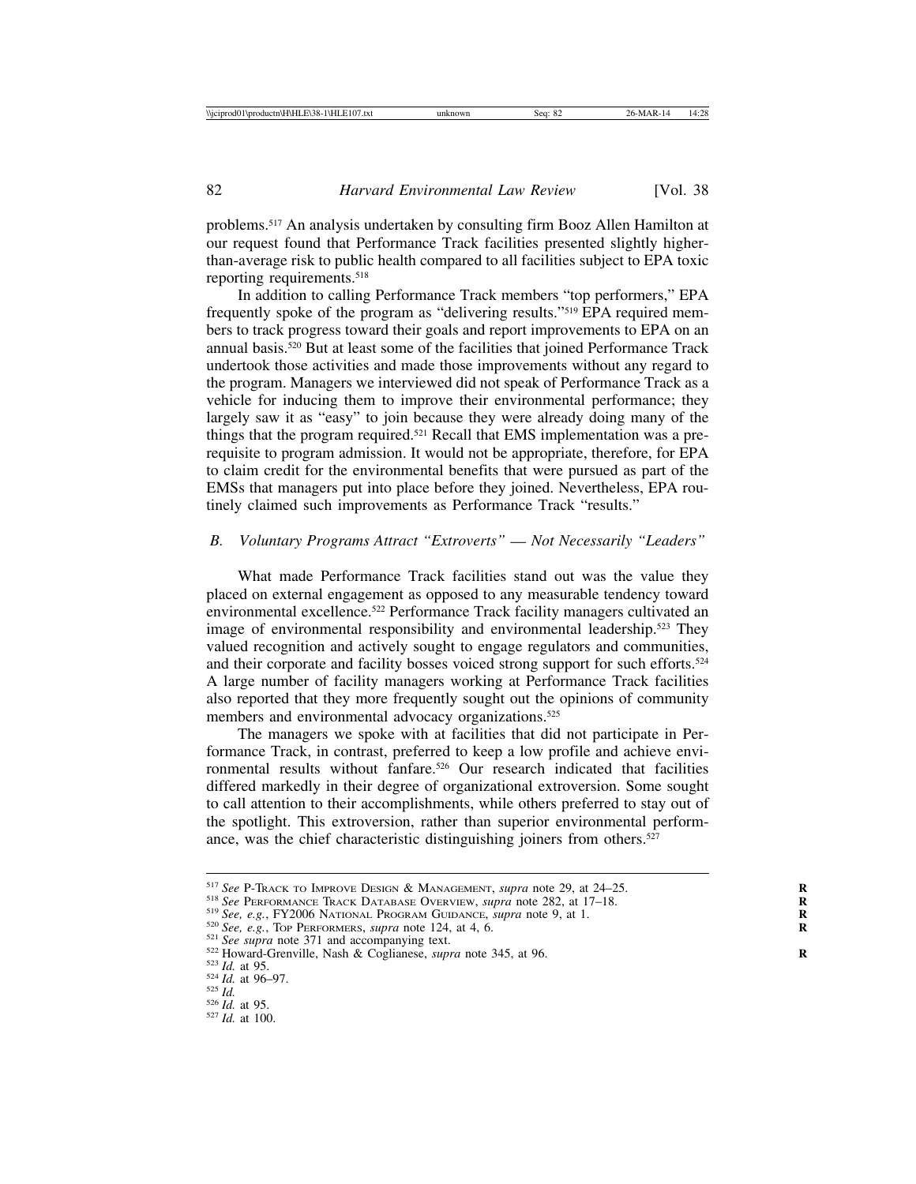problems.[517] An analysis undertaken by consulting firm Booz Allen Hamilton at our request found that Performance Track facilities presented slightly higher-than-average risk to public health compared to all facilities subject to EPA toxic reporting requirements.[518]

In addition to calling Performance Track members "top performers," EPA frequently spoke of the program as "delivering results."[519] EPA required members to track progress toward their goals and report improvements to EPA on an annual basis.[520] But at least some of the facilities that joined Performance Track undertook those activities and made those improvements without any regard to the program. Managers we interviewed did not speak of Performance Track as a vehicle for inducing them to improve their environmental performance; they largely saw it as "easy" to join because they were already doing many of the things that the program required.[521] Recall that EMS implementation was a prerequisite to program admission. It would not be appropriate, therefore, for EPA to claim credit for the environmental benefits that were pursued as part of the EMSs that managers put into place before they joined. Nevertheless, EPA routinely claimed such improvements as Performance Track "results."

### *B. Voluntary Programs Attract "Extroverts" — Not Necessarily "Leaders"*

What made Performance Track facilities stand out was the value they placed on external engagement as opposed to any measurable tendency toward environmental excellence.[522] Performance Track facility managers cultivated an image of environmental responsibility and environmental leadership.[523] They valued recognition and actively sought to engage regulators and communities, and their corporate and facility bosses voiced strong support for such efforts.[524] A large number of facility managers working at Performance Track facilities also reported that they more frequently sought out the opinions of community members and environmental advocacy organizations.[525]

The managers we spoke with at facilities that did not participate in Performance Track, in contrast, preferred to keep a low profile and achieve environmental results without fanfare.[526] Our research indicated that facilities differed markedly in their degree of organizational extroversion. Some sought to call attention to their accomplishments, while others preferred to stay out of the spotlight. This extroversion, rather than superior environmental performance, was the chief characteristic distinguishing joiners from others.[527]

---

[517] *See* P-Track to Improve Design & Management, *supra* note 29, at 24–25.
[518] *See* Performance Track Database Overview, *supra* note 282, at 17–18.
[519] *See, e.g.*, FY2006 National Program Guidance, *supra* note 9, at 1.
[520] *See, e.g.*, Top Performers, *supra* note 124, at 4, 6.
[521] *See supra* note 371 and accompanying text.
[522] Howard-Grenville, Nash & Coglianese, *supra* note 345, at 96.
[523] *Id.* at 95.
[524] *Id.* at 96–97.
[525] *Id.*
[526] *Id.* at 95.
[527] *Id.* at 100.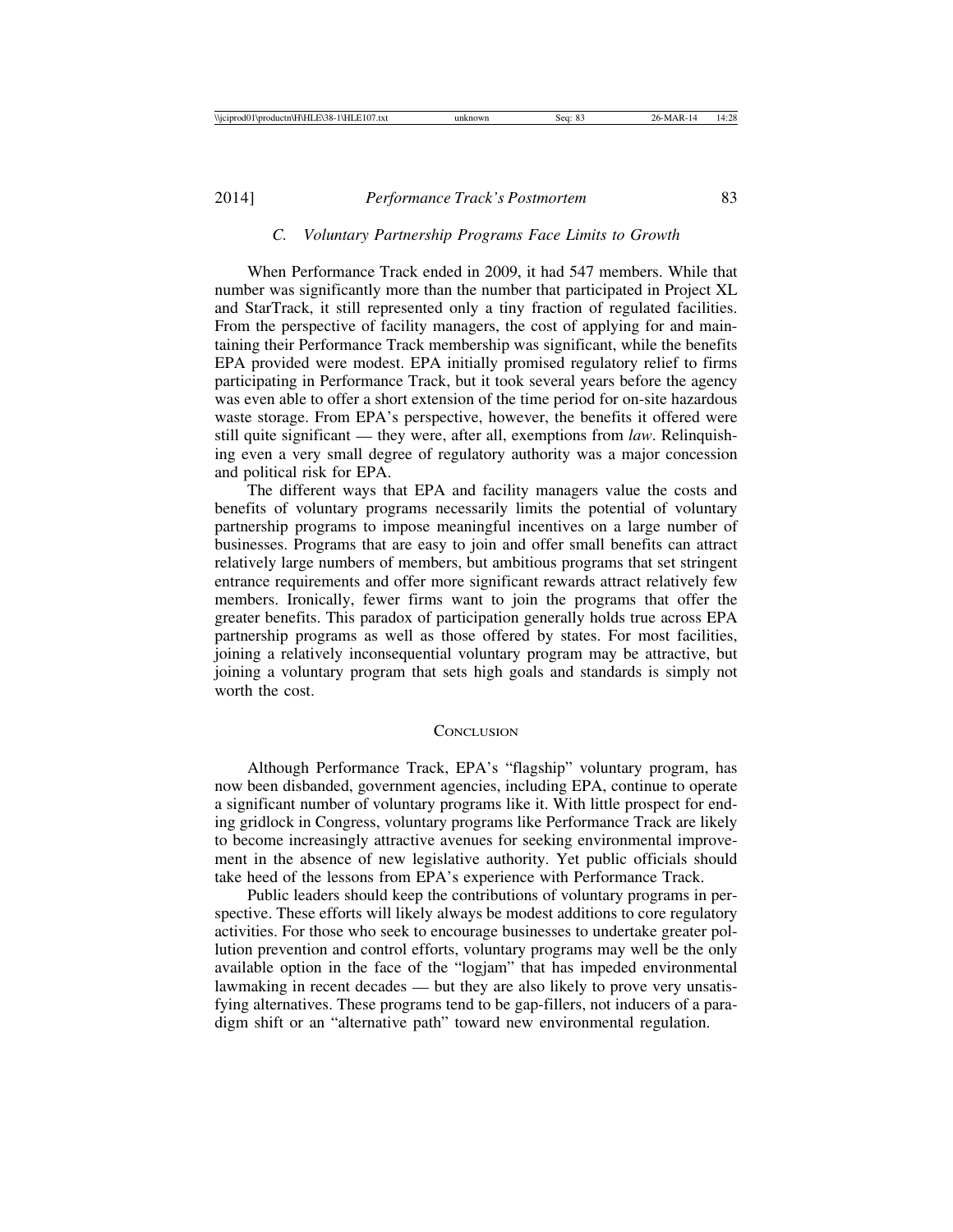### *C. Voluntary Partnership Programs Face Limits to Growth*

When Performance Track ended in 2009, it had 547 members. While that number was significantly more than the number that participated in Project XL and StarTrack, it still represented only a tiny fraction of regulated facilities. From the perspective of facility managers, the cost of applying for and maintaining their Performance Track membership was significant, while the benefits EPA provided were modest. EPA initially promised regulatory relief to firms participating in Performance Track, but it took several years before the agency was even able to offer a short extension of the time period for on-site hazardous waste storage. From EPA's perspective, however, the benefits it offered were still quite significant — they were, after all, exemptions from *law*. Relinquishing even a very small degree of regulatory authority was a major concession and political risk for EPA.

The different ways that EPA and facility managers value the costs and benefits of voluntary programs necessarily limits the potential of voluntary partnership programs to impose meaningful incentives on a large number of businesses. Programs that are easy to join and offer small benefits can attract relatively large numbers of members, but ambitious programs that set stringent entrance requirements and offer more significant rewards attract relatively few members. Ironically, fewer firms want to join the programs that offer the greater benefits. This paradox of participation generally holds true across EPA partnership programs as well as those offered by states. For most facilities, joining a relatively inconsequential voluntary program may be attractive, but joining a voluntary program that sets high goals and standards is simply not worth the cost.

## CONCLUSION

Although Performance Track, EPA's "flagship" voluntary program, has now been disbanded, government agencies, including EPA, continue to operate a significant number of voluntary programs like it. With little prospect for ending gridlock in Congress, voluntary programs like Performance Track are likely to become increasingly attractive avenues for seeking environmental improvement in the absence of new legislative authority. Yet public officials should take heed of the lessons from EPA's experience with Performance Track.

Public leaders should keep the contributions of voluntary programs in perspective. These efforts will likely always be modest additions to core regulatory activities. For those who seek to encourage businesses to undertake greater pollution prevention and control efforts, voluntary programs may well be the only available option in the face of the "logjam" that has impeded environmental lawmaking in recent decades — but they are also likely to prove very unsatisfying alternatives. These programs tend to be gap-fillers, not inducers of a paradigm shift or an "alternative path" toward new environmental regulation.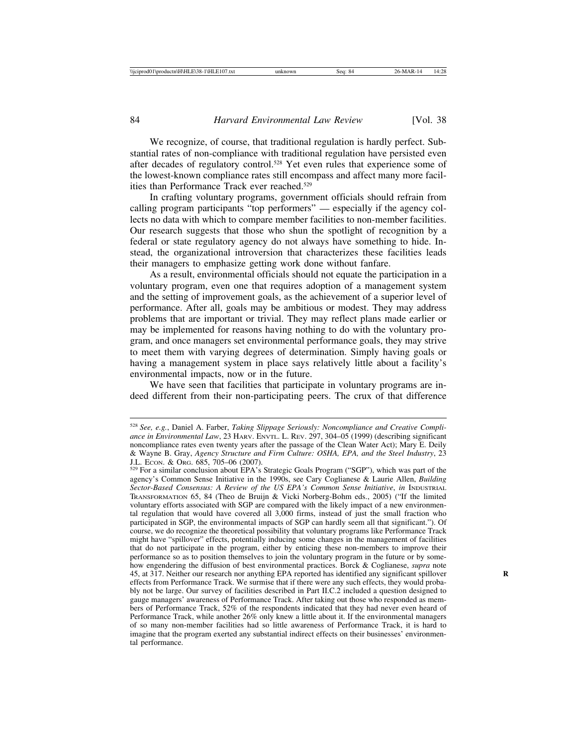We recognize, of course, that traditional regulation is hardly perfect. Substantial rates of non-compliance with traditional regulation have persisted even after decades of regulatory control.[528] Yet even rules that experience some of the lowest-known compliance rates still encompass and affect many more facilities than Performance Track ever reached.[529]

In crafting voluntary programs, government officials should refrain from calling program participants "top performers" — especially if the agency collects no data with which to compare member facilities to non-member facilities. Our research suggests that those who shun the spotlight of recognition by a federal or state regulatory agency do not always have something to hide. Instead, the organizational introversion that characterizes these facilities leads their managers to emphasize getting work done without fanfare.

As a result, environmental officials should not equate the participation in a voluntary program, even one that requires adoption of a management system and the setting of improvement goals, as the achievement of a superior level of performance. After all, goals may be ambitious or modest. They may address problems that are important or trivial. They may reflect plans made earlier or may be implemented for reasons having nothing to do with the voluntary program, and once managers set environmental performance goals, they may strive to meet them with varying degrees of determination. Simply having goals or having a management system in place says relatively little about a facility's environmental impacts, now or in the future.

We have seen that facilities that participate in voluntary programs are indeed different from their non-participating peers. The crux of that difference

---

[528] *See, e.g.*, Daniel A. Farber, *Taking Slippage Seriously: Noncompliance and Creative Compliance in Environmental Law*, 23 HARV. ENVTL. L. REV. 297, 304–05 (1999) (describing significant noncompliance rates even twenty years after the passage of the Clean Water Act); Mary E. Deily & Wayne B. Gray, *Agency Structure and Firm Culture: OSHA, EPA, and the Steel Industry*, 23 J.L. ECON. & ORG. 685, 705–06 (2007).

[529] For a similar conclusion about EPA's Strategic Goals Program ("SGP"), which was part of the agency's Common Sense Initiative in the 1990s, see Cary Coglianese & Laurie Allen, *Building Sector-Based Consensus: A Review of the US EPA's Common Sense Initiative*, *in* INDUSTRIAL TRANSFORMATION 65, 84 (Theo de Bruijn & Vicki Norberg-Bohm eds., 2005) ("If the limited voluntary efforts associated with SGP are compared with the likely impact of a new environmental regulation that would have covered all 3,000 firms, instead of just the small fraction who participated in SGP, the environmental impacts of SGP can hardly seem all that significant."). Of course, we do recognize the theoretical possibility that voluntary programs like Performance Track might have "spillover" effects, potentially inducing some changes in the management of facilities that do not participate in the program, either by enticing these non-members to improve their performance so as to position themselves to join the voluntary program in the future or by somehow engendering the diffusion of best environmental practices. Borck & Coglianese, *supra* note 45, at 317. Neither our research nor anything EPA reported has identified any significant spillover effects from Performance Track. We surmise that if there were any such effects, they would probably not be large. Our survey of facilities described in Part II.C.2 included a question designed to gauge managers' awareness of Performance Track. After taking out those who responded as members of Performance Track, 52% of the respondents indicated that they had never even heard of Performance Track, while another 26% only knew a little about it. If the environmental managers of so many non-member facilities had so little awareness of Performance Track, it is hard to imagine that the program exerted any substantial indirect effects on their businesses' environmental performance.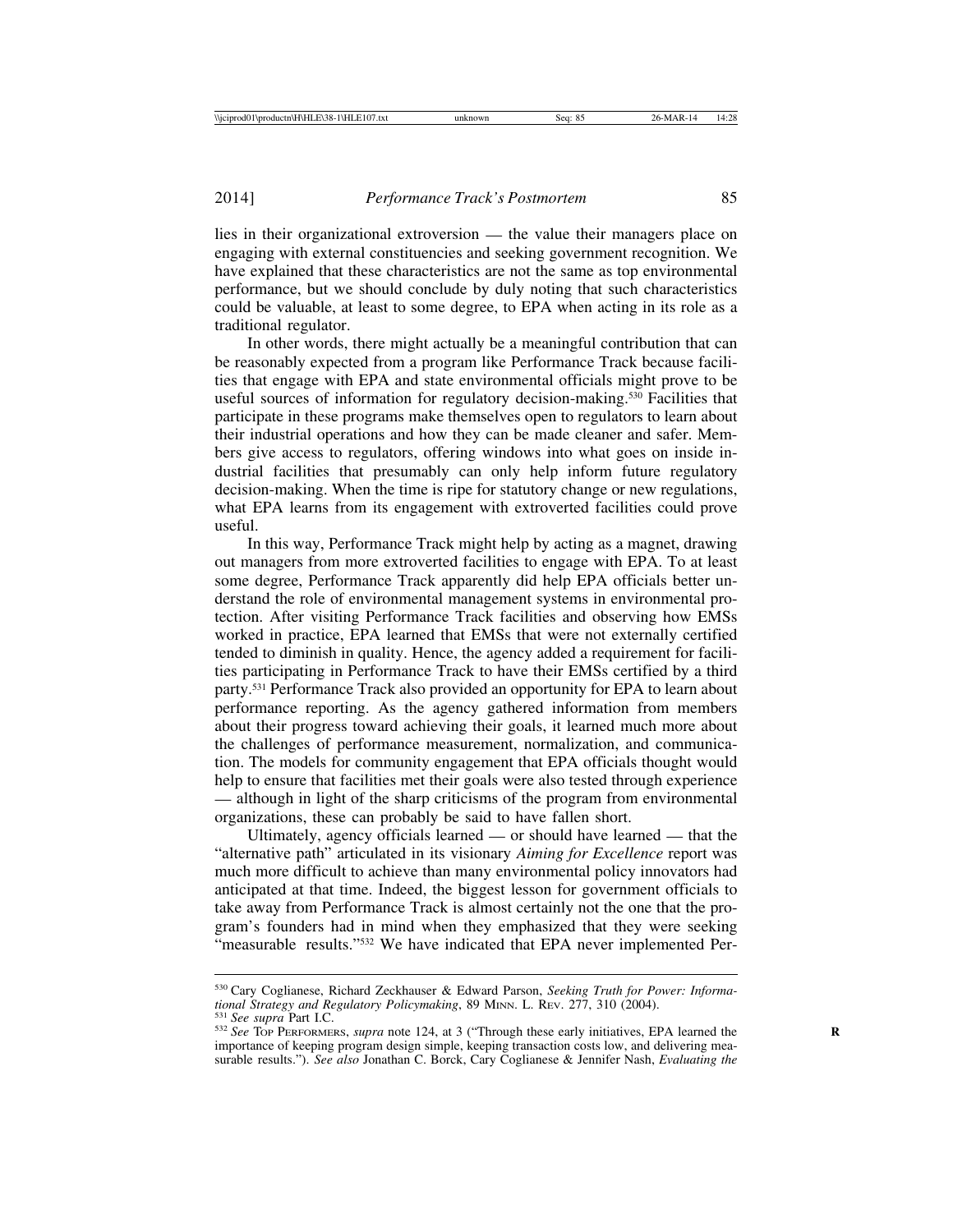lies in their organizational extroversion — the value their managers place on engaging with external constituencies and seeking government recognition. We have explained that these characteristics are not the same as top environmental performance, but we should conclude by duly noting that such characteristics could be valuable, at least to some degree, to EPA when acting in its role as a traditional regulator.

In other words, there might actually be a meaningful contribution that can be reasonably expected from a program like Performance Track because facilities that engage with EPA and state environmental officials might prove to be useful sources of information for regulatory decision-making.[530] Facilities that participate in these programs make themselves open to regulators to learn about their industrial operations and how they can be made cleaner and safer. Members give access to regulators, offering windows into what goes on inside industrial facilities that presumably can only help inform future regulatory decision-making. When the time is ripe for statutory change or new regulations, what EPA learns from its engagement with extroverted facilities could prove useful.

In this way, Performance Track might help by acting as a magnet, drawing out managers from more extroverted facilities to engage with EPA. To at least some degree, Performance Track apparently did help EPA officials better understand the role of environmental management systems in environmental protection. After visiting Performance Track facilities and observing how EMSs worked in practice, EPA learned that EMSs that were not externally certified tended to diminish in quality. Hence, the agency added a requirement for facilities participating in Performance Track to have their EMSs certified by a third party.[531] Performance Track also provided an opportunity for EPA to learn about performance reporting. As the agency gathered information from members about their progress toward achieving their goals, it learned much more about the challenges of performance measurement, normalization, and communication. The models for community engagement that EPA officials thought would help to ensure that facilities met their goals were also tested through experience — although in light of the sharp criticisms of the program from environmental organizations, these can probably be said to have fallen short.

Ultimately, agency officials learned — or should have learned — that the "alternative path" articulated in its visionary *Aiming for Excellence* report was much more difficult to achieve than many environmental policy innovators had anticipated at that time. Indeed, the biggest lesson for government officials to take away from Performance Track is almost certainly not the one that the program's founders had in mind when they emphasized that they were seeking "measurable results."[532] We have indicated that EPA never implemented Per-

---

[530] Cary Coglianese, Richard Zeckhauser & Edward Parson, *Seeking Truth for Power: Informational Strategy and Regulatory Policymaking*, 89 Minn. L. Rev. 277, 310 (2004).

[531] *See supra* Part I.C.

[532] *See* Top Performers, *supra* note 124, at 3 ("Through these early initiatives, EPA learned the importance of keeping program design simple, keeping transaction costs low, and delivering measurable results."). *See also* Jonathan C. Borck, Cary Coglianese & Jennifer Nash, *Evaluating the*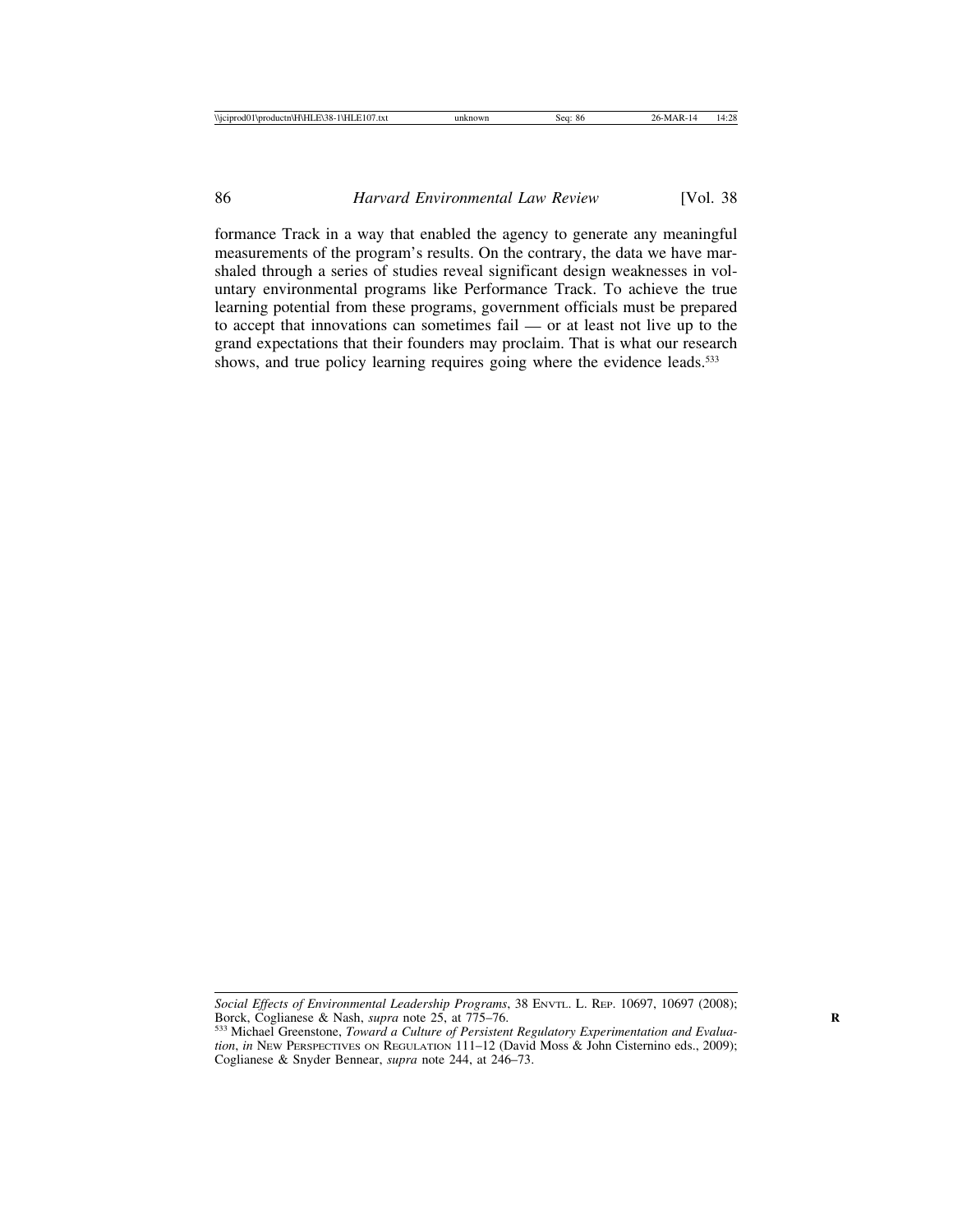formance Track in a way that enabled the agency to generate any meaningful measurements of the program's results. On the contrary, the data we have marshaled through a series of studies reveal significant design weaknesses in voluntary environmental programs like Performance Track. To achieve the true learning potential from these programs, government officials must be prepared to accept that innovations can sometimes fail — or at least not live up to the grand expectations that their founders may proclaim. That is what our research shows, and true policy learning requires going where the evidence leads.[533]

---

*Social Effects of Environmental Leadership Programs*, 38 ENVTL. L. REP. 10697, 10697 (2008); Borck, Coglianese & Nash, *supra* note 25, at 775–76.

[533] Michael Greenstone, *Toward a Culture of Persistent Regulatory Experimentation and Evaluation*, *in* NEW PERSPECTIVES ON REGULATION 111–12 (David Moss & John Cisternino eds., 2009); Coglianese & Snyder Bennear, *supra* note 244, at 246–73.